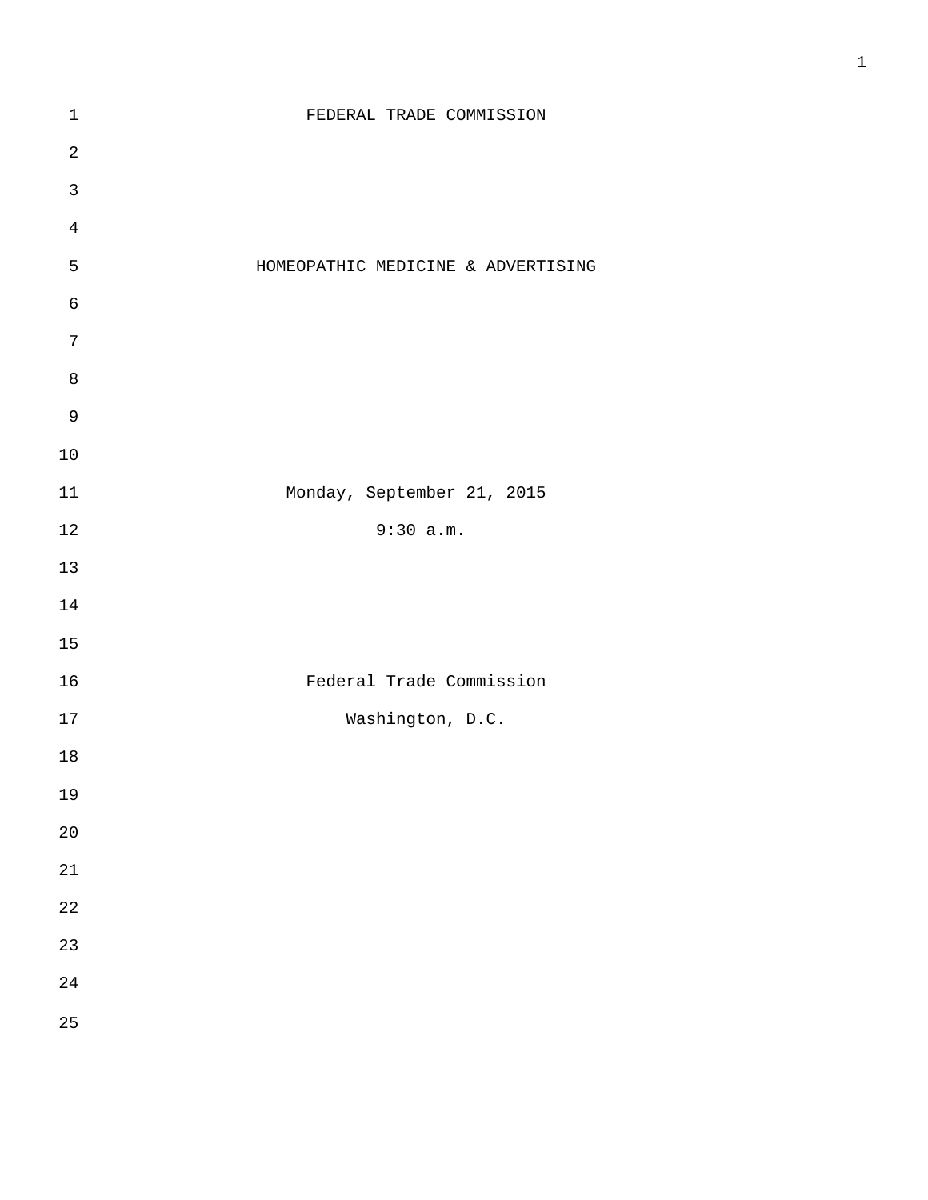FEDERAL TRADE COMMISSION

# HOMEOPATHIC MEDICINE & ADVERTISING

Monday, September 21, 2015

9:30 a.m.

Federal Trade Commission

Washington, D.C.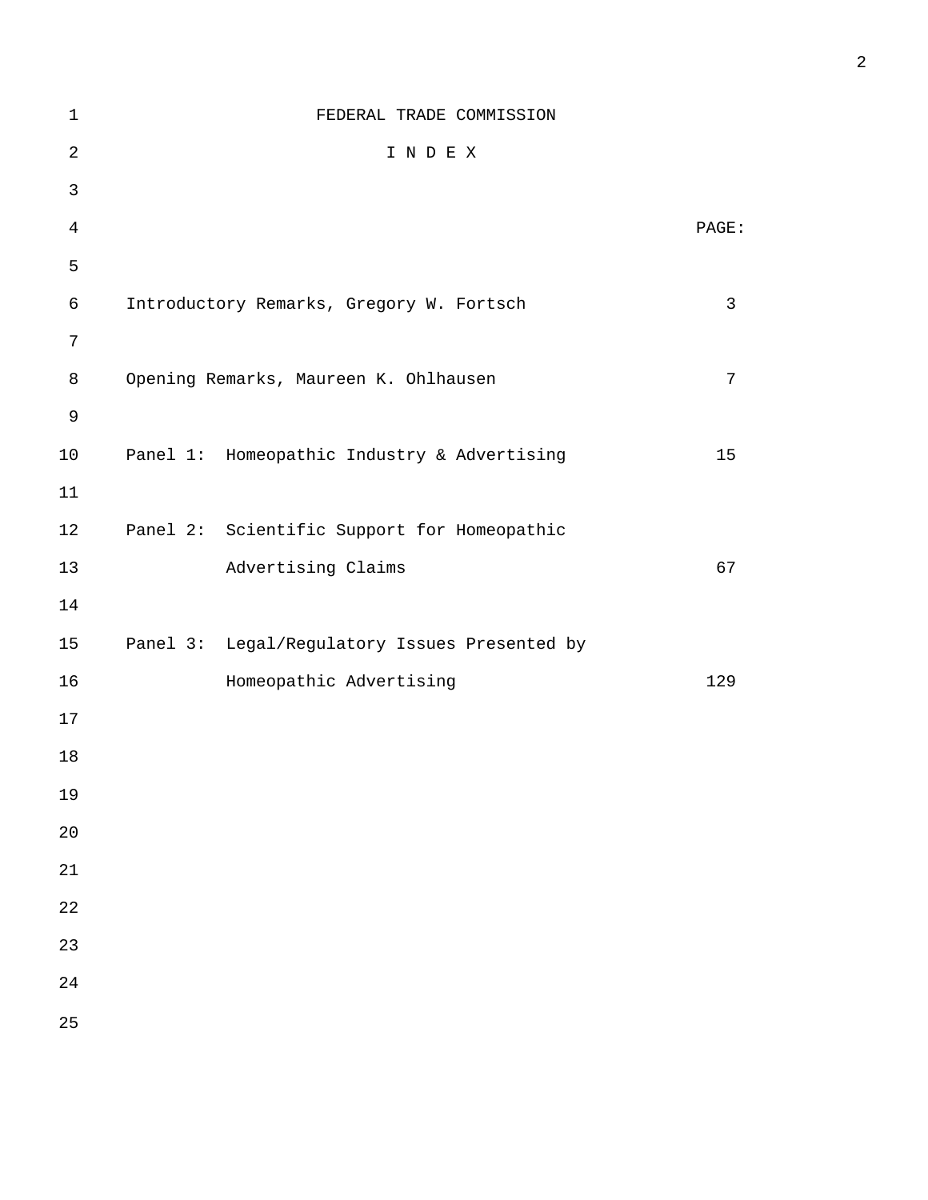FEDERAL TRADE COMMISSION

I N D E X

| | PAGE: |
|---|---|
| Introductory Remarks, Gregory W. Fortsch | 3 |
| Opening Remarks, Maureen K. Ohlhausen | 7 |
| Panel 1: Homeopathic Industry & Advertising | 15 |
| Panel 2: Scientific Support for Homeopathic Advertising Claims | 67 |
| Panel 3: Legal/Regulatory Issues Presented by Homeopathic Advertising | 129 |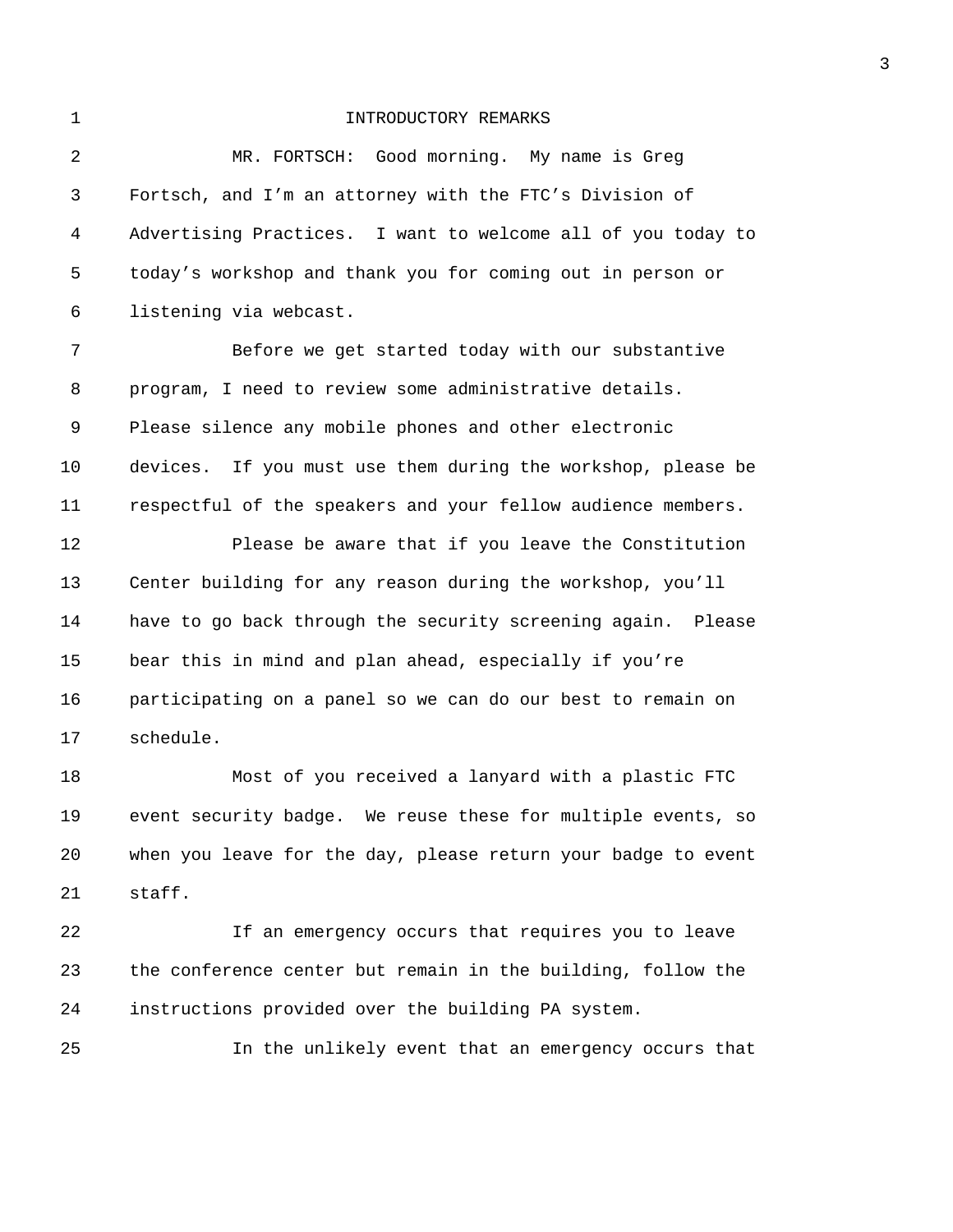# INTRODUCTORY REMARKS

MR. FORTSCH: Good morning. My name is Greg Fortsch, and I'm an attorney with the FTC's Division of Advertising Practices. I want to welcome all of you today to today's workshop and thank you for coming out in person or listening via webcast.

Before we get started today with our substantive program, I need to review some administrative details. Please silence any mobile phones and other electronic devices. If you must use them during the workshop, please be respectful of the speakers and your fellow audience members.

Please be aware that if you leave the Constitution Center building for any reason during the workshop, you'll have to go back through the security screening again. Please bear this in mind and plan ahead, especially if you're participating on a panel so we can do our best to remain on schedule.

Most of you received a lanyard with a plastic FTC event security badge. We reuse these for multiple events, so when you leave for the day, please return your badge to event staff.

If an emergency occurs that requires you to leave the conference center but remain in the building, follow the instructions provided over the building PA system.

In the unlikely event that an emergency occurs that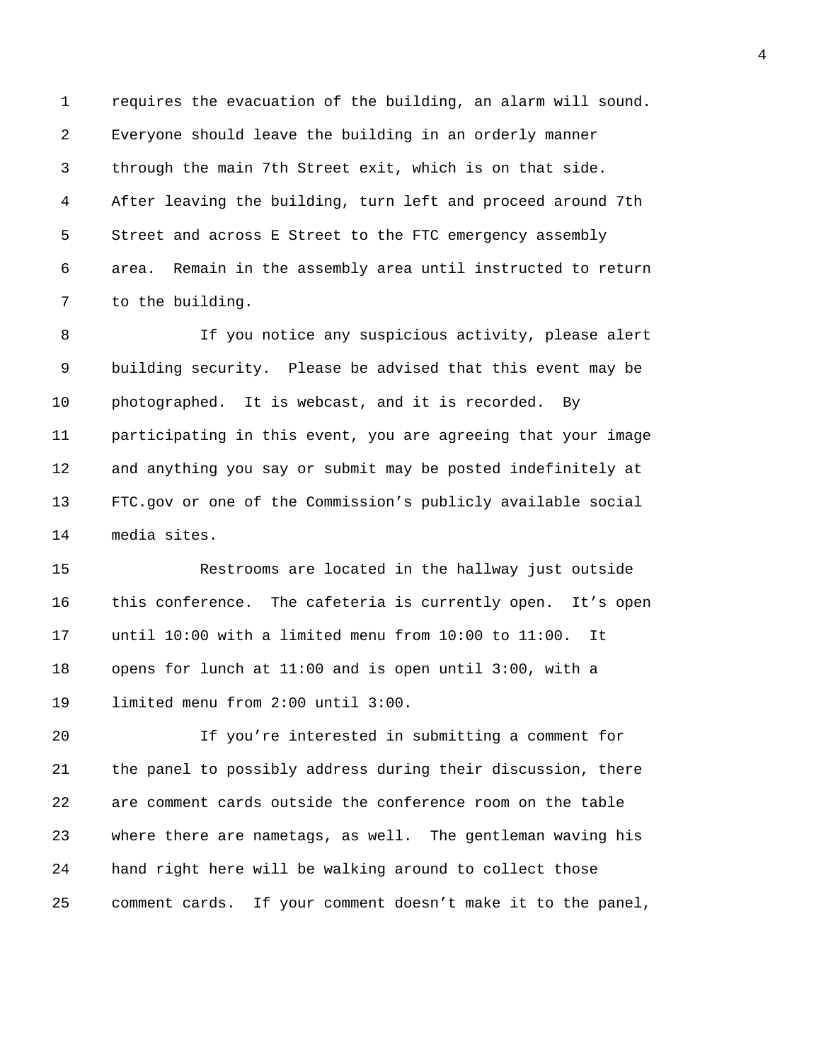requires the evacuation of the building, an alarm will sound. Everyone should leave the building in an orderly manner through the main 7th Street exit, which is on that side. After leaving the building, turn left and proceed around 7th Street and across E Street to the FTC emergency assembly area. Remain in the assembly area until instructed to return to the building.

If you notice any suspicious activity, please alert building security. Please be advised that this event may be photographed. It is webcast, and it is recorded. By participating in this event, you are agreeing that your image and anything you say or submit may be posted indefinitely at FTC.gov or one of the Commission’s publicly available social media sites.

Restrooms are located in the hallway just outside this conference. The cafeteria is currently open. It’s open until 10:00 with a limited menu from 10:00 to 11:00. It opens for lunch at 11:00 and is open until 3:00, with a limited menu from 2:00 until 3:00.

If you’re interested in submitting a comment for the panel to possibly address during their discussion, there are comment cards outside the conference room on the table where there are nametags, as well. The gentleman waving his hand right here will be walking around to collect those comment cards. If your comment doesn’t make it to the panel,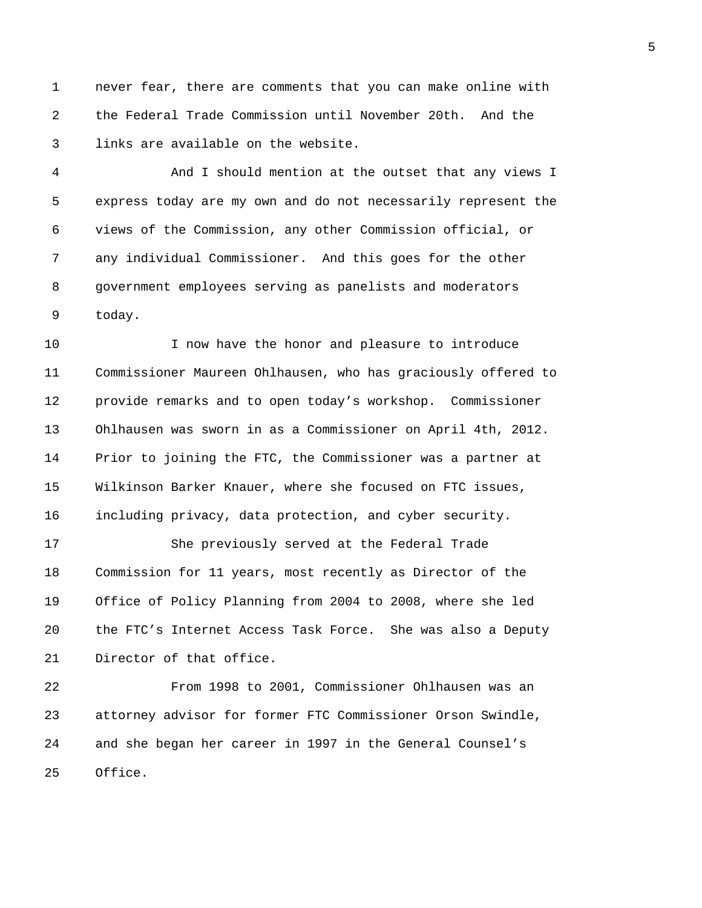never fear, there are comments that you can make online with the Federal Trade Commission until November 20th. And the links are available on the website.

And I should mention at the outset that any views I express today are my own and do not necessarily represent the views of the Commission, any other Commission official, or any individual Commissioner. And this goes for the other government employees serving as panelists and moderators today.

I now have the honor and pleasure to introduce Commissioner Maureen Ohlhausen, who has graciously offered to provide remarks and to open today's workshop. Commissioner Ohlhausen was sworn in as a Commissioner on April 4th, 2012. Prior to joining the FTC, the Commissioner was a partner at Wilkinson Barker Knauer, where she focused on FTC issues, including privacy, data protection, and cyber security.

She previously served at the Federal Trade Commission for 11 years, most recently as Director of the Office of Policy Planning from 2004 to 2008, where she led the FTC's Internet Access Task Force. She was also a Deputy Director of that office.

From 1998 to 2001, Commissioner Ohlhausen was an attorney advisor for former FTC Commissioner Orson Swindle, and she began her career in 1997 in the General Counsel's Office.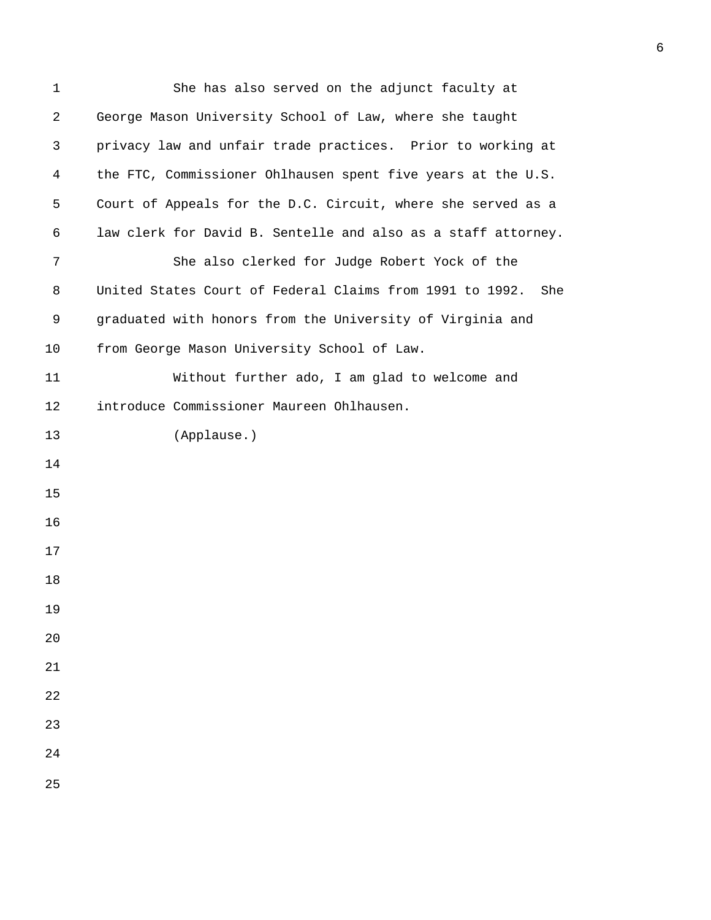She has also served on the adjunct faculty at George Mason University School of Law, where she taught privacy law and unfair trade practices. Prior to working at the FTC, Commissioner Ohlhausen spent five years at the U.S. Court of Appeals for the D.C. Circuit, where she served as a law clerk for David B. Sentelle and also as a staff attorney.

She also clerked for Judge Robert Yock of the United States Court of Federal Claims from 1991 to 1992. She graduated with honors from the University of Virginia and from George Mason University School of Law.

Without further ado, I am glad to welcome and introduce Commissioner Maureen Ohlhausen.

(Applause.)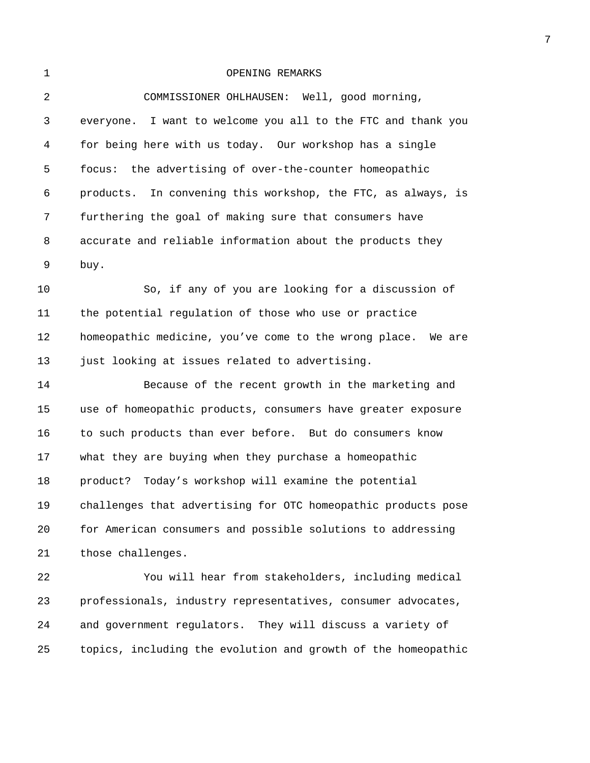## OPENING REMARKS

COMMISSIONER OHLHAUSEN: Well, good morning, everyone. I want to welcome you all to the FTC and thank you for being here with us today. Our workshop has a single focus: the advertising of over-the-counter homeopathic products. In convening this workshop, the FTC, as always, is furthering the goal of making sure that consumers have accurate and reliable information about the products they buy.

So, if any of you are looking for a discussion of the potential regulation of those who use or practice homeopathic medicine, you’ve come to the wrong place. We are just looking at issues related to advertising.

Because of the recent growth in the marketing and use of homeopathic products, consumers have greater exposure to such products than ever before. But do consumers know what they are buying when they purchase a homeopathic product? Today’s workshop will examine the potential challenges that advertising for OTC homeopathic products pose for American consumers and possible solutions to addressing those challenges.

You will hear from stakeholders, including medical professionals, industry representatives, consumer advocates, and government regulators. They will discuss a variety of topics, including the evolution and growth of the homeopathic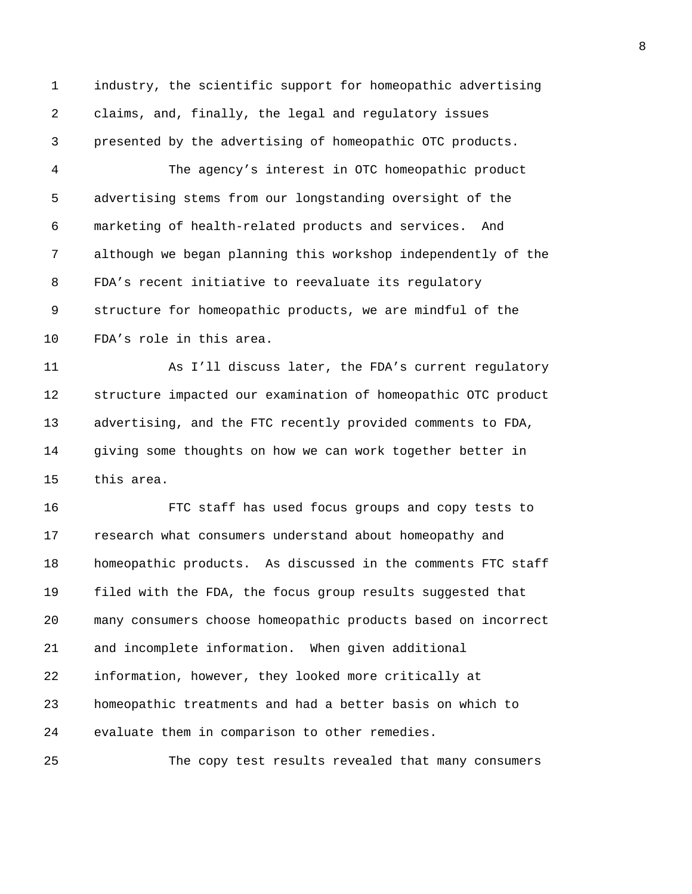industry, the scientific support for homeopathic advertising claims, and, finally, the legal and regulatory issues presented by the advertising of homeopathic OTC products.

The agency's interest in OTC homeopathic product advertising stems from our longstanding oversight of the marketing of health-related products and services. And although we began planning this workshop independently of the FDA's recent initiative to reevaluate its regulatory structure for homeopathic products, we are mindful of the FDA's role in this area.

As I'll discuss later, the FDA's current regulatory structure impacted our examination of homeopathic OTC product advertising, and the FTC recently provided comments to FDA, giving some thoughts on how we can work together better in this area.

FTC staff has used focus groups and copy tests to research what consumers understand about homeopathy and homeopathic products. As discussed in the comments FTC staff filed with the FDA, the focus group results suggested that many consumers choose homeopathic products based on incorrect and incomplete information. When given additional information, however, they looked more critically at homeopathic treatments and had a better basis on which to evaluate them in comparison to other remedies.

The copy test results revealed that many consumers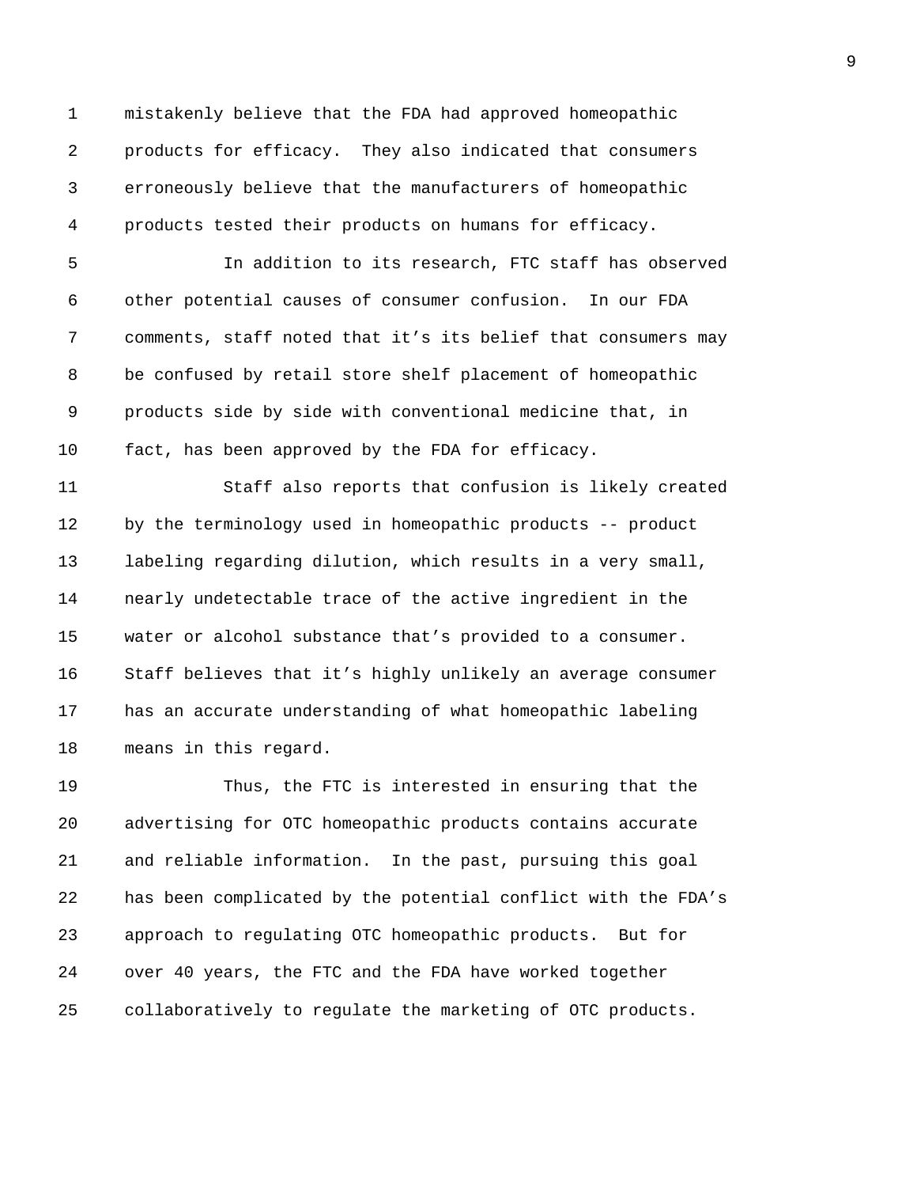mistakenly believe that the FDA had approved homeopathic products for efficacy. They also indicated that consumers erroneously believe that the manufacturers of homeopathic products tested their products on humans for efficacy.

In addition to its research, FTC staff has observed other potential causes of consumer confusion. In our FDA comments, staff noted that it’s its belief that consumers may be confused by retail store shelf placement of homeopathic products side by side with conventional medicine that, in fact, has been approved by the FDA for efficacy.

Staff also reports that confusion is likely created by the terminology used in homeopathic products -- product labeling regarding dilution, which results in a very small, nearly undetectable trace of the active ingredient in the water or alcohol substance that’s provided to a consumer. Staff believes that it’s highly unlikely an average consumer has an accurate understanding of what homeopathic labeling means in this regard.

Thus, the FTC is interested in ensuring that the advertising for OTC homeopathic products contains accurate and reliable information. In the past, pursuing this goal has been complicated by the potential conflict with the FDA’s approach to regulating OTC homeopathic products. But for over 40 years, the FTC and the FDA have worked together collaboratively to regulate the marketing of OTC products.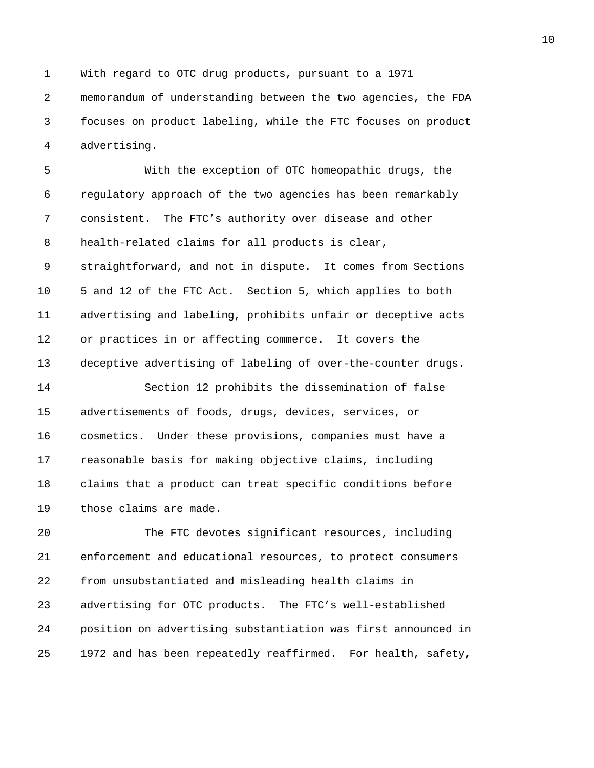With regard to OTC drug products, pursuant to a 1971 memorandum of understanding between the two agencies, the FDA focuses on product labeling, while the FTC focuses on product advertising.

With the exception of OTC homeopathic drugs, the regulatory approach of the two agencies has been remarkably consistent. The FTC's authority over disease and other health-related claims for all products is clear, straightforward, and not in dispute. It comes from Sections 5 and 12 of the FTC Act. Section 5, which applies to both advertising and labeling, prohibits unfair or deceptive acts or practices in or affecting commerce. It covers the deceptive advertising of labeling of over-the-counter drugs.

Section 12 prohibits the dissemination of false advertisements of foods, drugs, devices, services, or cosmetics. Under these provisions, companies must have a reasonable basis for making objective claims, including claims that a product can treat specific conditions before those claims are made.

The FTC devotes significant resources, including enforcement and educational resources, to protect consumers from unsubstantiated and misleading health claims in advertising for OTC products. The FTC's well-established position on advertising substantiation was first announced in 1972 and has been repeatedly reaffirmed. For health, safety,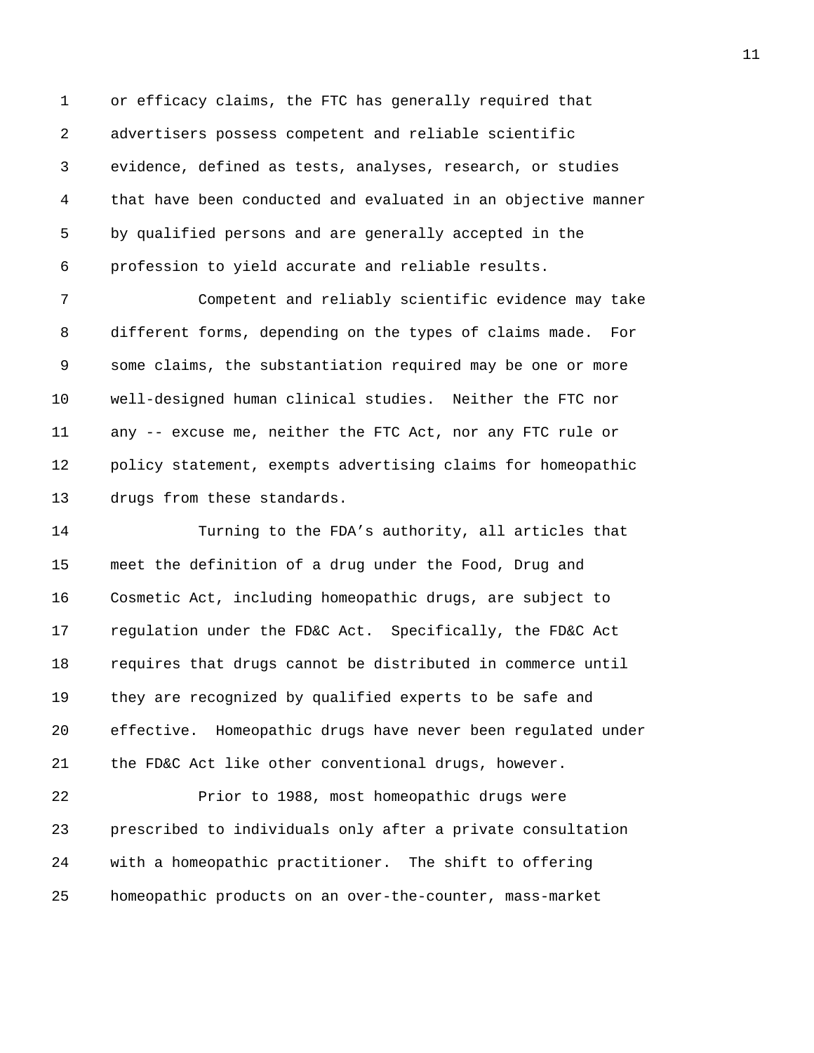or efficacy claims, the FTC has generally required that advertisers possess competent and reliable scientific evidence, defined as tests, analyses, research, or studies that have been conducted and evaluated in an objective manner by qualified persons and are generally accepted in the profession to yield accurate and reliable results.

Competent and reliably scientific evidence may take different forms, depending on the types of claims made. For some claims, the substantiation required may be one or more well-designed human clinical studies. Neither the FTC nor any -- excuse me, neither the FTC Act, nor any FTC rule or policy statement, exempts advertising claims for homeopathic drugs from these standards.

Turning to the FDA's authority, all articles that meet the definition of a drug under the Food, Drug and Cosmetic Act, including homeopathic drugs, are subject to regulation under the FD&C Act. Specifically, the FD&C Act requires that drugs cannot be distributed in commerce until they are recognized by qualified experts to be safe and effective. Homeopathic drugs have never been regulated under the FD&C Act like other conventional drugs, however.

Prior to 1988, most homeopathic drugs were prescribed to individuals only after a private consultation with a homeopathic practitioner. The shift to offering homeopathic products on an over-the-counter, mass-market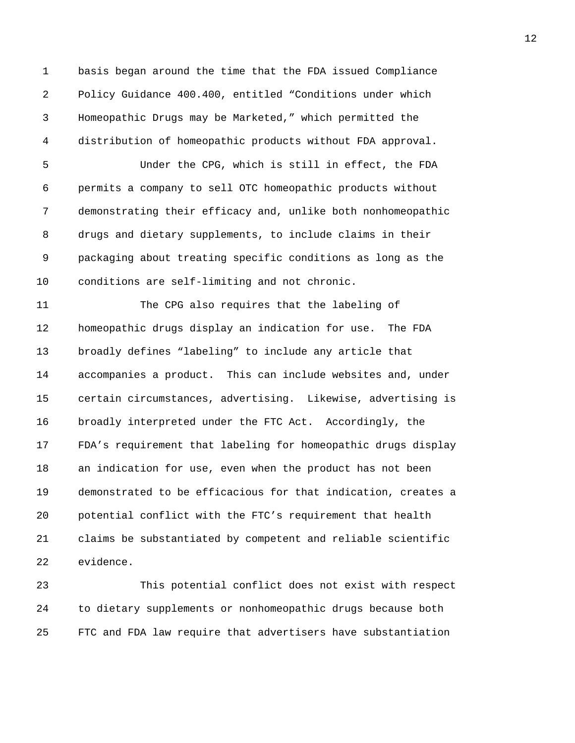basis began around the time that the FDA issued Compliance Policy Guidance 400.400, entitled “Conditions under which Homeopathic Drugs may be Marketed,” which permitted the distribution of homeopathic products without FDA approval.

Under the CPG, which is still in effect, the FDA permits a company to sell OTC homeopathic products without demonstrating their efficacy and, unlike both nonhomeopathic drugs and dietary supplements, to include claims in their packaging about treating specific conditions as long as the conditions are self-limiting and not chronic.

The CPG also requires that the labeling of homeopathic drugs display an indication for use. The FDA broadly defines “labeling” to include any article that accompanies a product. This can include websites and, under certain circumstances, advertising. Likewise, advertising is broadly interpreted under the FTC Act. Accordingly, the FDA’s requirement that labeling for homeopathic drugs display an indication for use, even when the product has not been demonstrated to be efficacious for that indication, creates a potential conflict with the FTC’s requirement that health claims be substantiated by competent and reliable scientific evidence.

This potential conflict does not exist with respect to dietary supplements or nonhomeopathic drugs because both FTC and FDA law require that advertisers have substantiation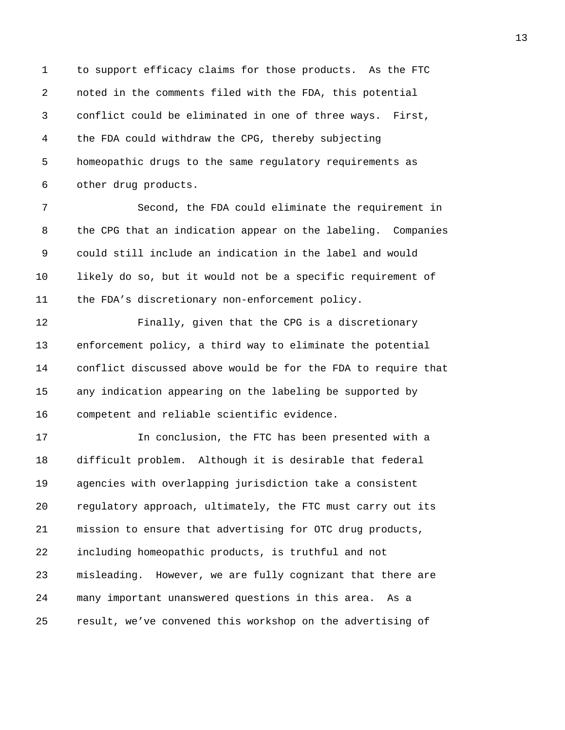to support efficacy claims for those products. As the FTC noted in the comments filed with the FDA, this potential conflict could be eliminated in one of three ways. First, the FDA could withdraw the CPG, thereby subjecting homeopathic drugs to the same regulatory requirements as other drug products.

Second, the FDA could eliminate the requirement in the CPG that an indication appear on the labeling. Companies could still include an indication in the label and would likely do so, but it would not be a specific requirement of the FDA's discretionary non-enforcement policy.

Finally, given that the CPG is a discretionary enforcement policy, a third way to eliminate the potential conflict discussed above would be for the FDA to require that any indication appearing on the labeling be supported by competent and reliable scientific evidence.

In conclusion, the FTC has been presented with a difficult problem. Although it is desirable that federal agencies with overlapping jurisdiction take a consistent regulatory approach, ultimately, the FTC must carry out its mission to ensure that advertising for OTC drug products, including homeopathic products, is truthful and not misleading. However, we are fully cognizant that there are many important unanswered questions in this area. As a result, we've convened this workshop on the advertising of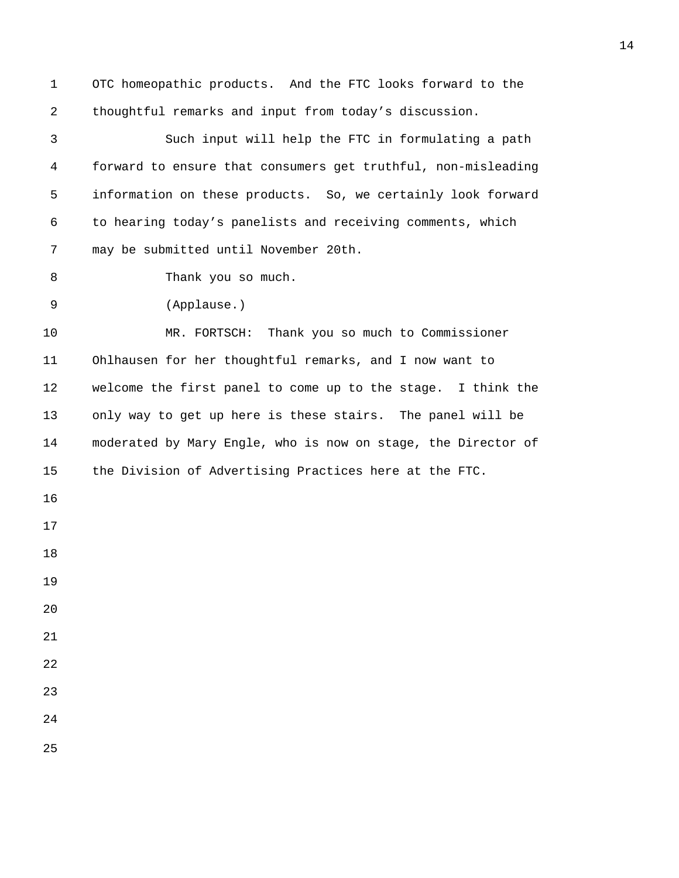OTC homeopathic products. And the FTC looks forward to the thoughtful remarks and input from today's discussion.

Such input will help the FTC in formulating a path forward to ensure that consumers get truthful, non-misleading information on these products. So, we certainly look forward to hearing today's panelists and receiving comments, which may be submitted until November 20th.

Thank you so much.

(Applause.)

MR. FORTSCH: Thank you so much to Commissioner Ohlhausen for her thoughtful remarks, and I now want to welcome the first panel to come up to the stage. I think the only way to get up here is these stairs. The panel will be moderated by Mary Engle, who is now on stage, the Director of the Division of Advertising Practices here at the FTC.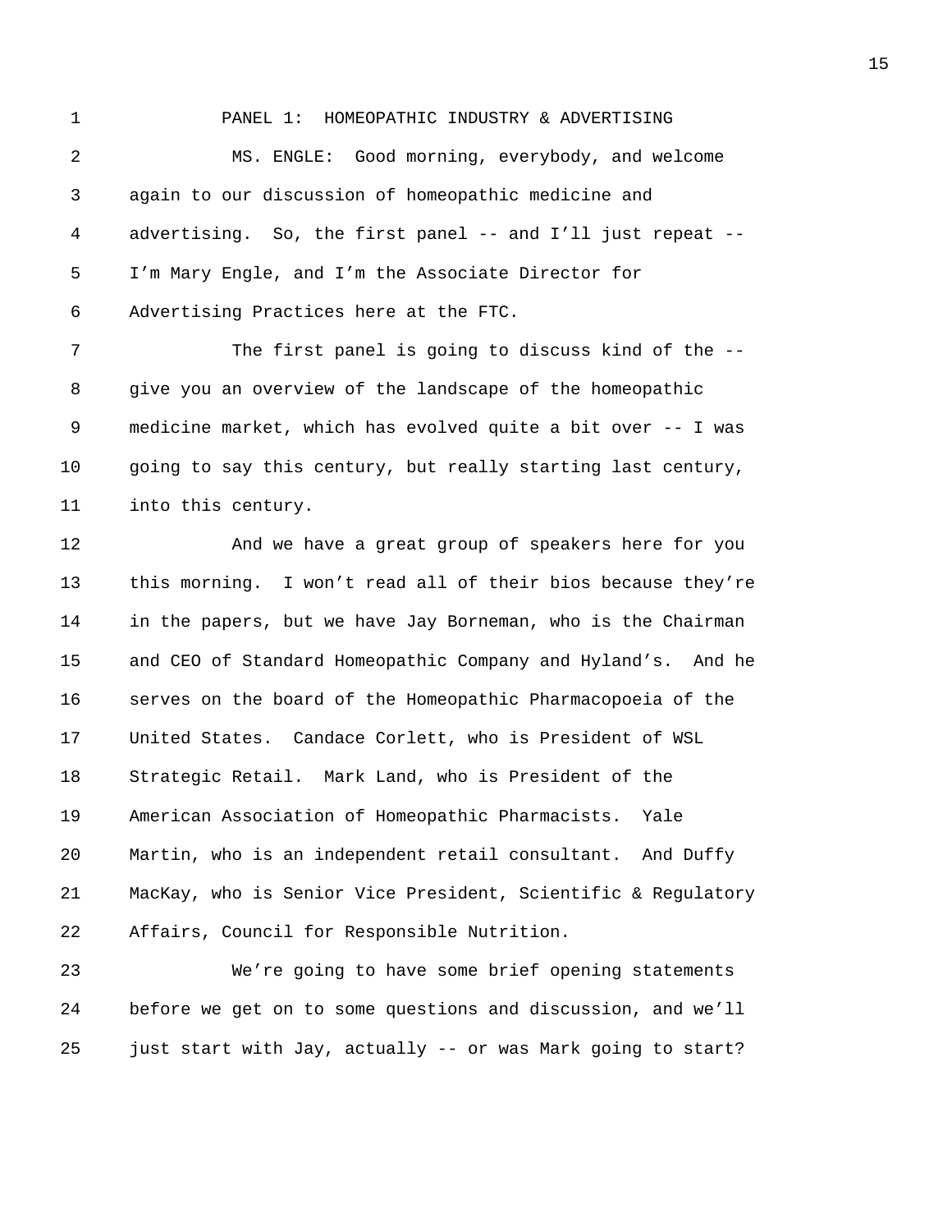PANEL 1: HOMEOPATHIC INDUSTRY & ADVERTISING

MS. ENGLE: Good morning, everybody, and welcome again to our discussion of homeopathic medicine and advertising. So, the first panel -- and I'll just repeat -- I'm Mary Engle, and I'm the Associate Director for Advertising Practices here at the FTC.

The first panel is going to discuss kind of the -- give you an overview of the landscape of the homeopathic medicine market, which has evolved quite a bit over -- I was going to say this century, but really starting last century, into this century.

And we have a great group of speakers here for you this morning. I won't read all of their bios because they're in the papers, but we have Jay Borneman, who is the Chairman and CEO of Standard Homeopathic Company and Hyland's. And he serves on the board of the Homeopathic Pharmacopoeia of the United States. Candace Corlett, who is President of WSL Strategic Retail. Mark Land, who is President of the American Association of Homeopathic Pharmacists. Yale Martin, who is an independent retail consultant. And Duffy MacKay, who is Senior Vice President, Scientific & Regulatory Affairs, Council for Responsible Nutrition.

We're going to have some brief opening statements before we get on to some questions and discussion, and we'll just start with Jay, actually -- or was Mark going to start?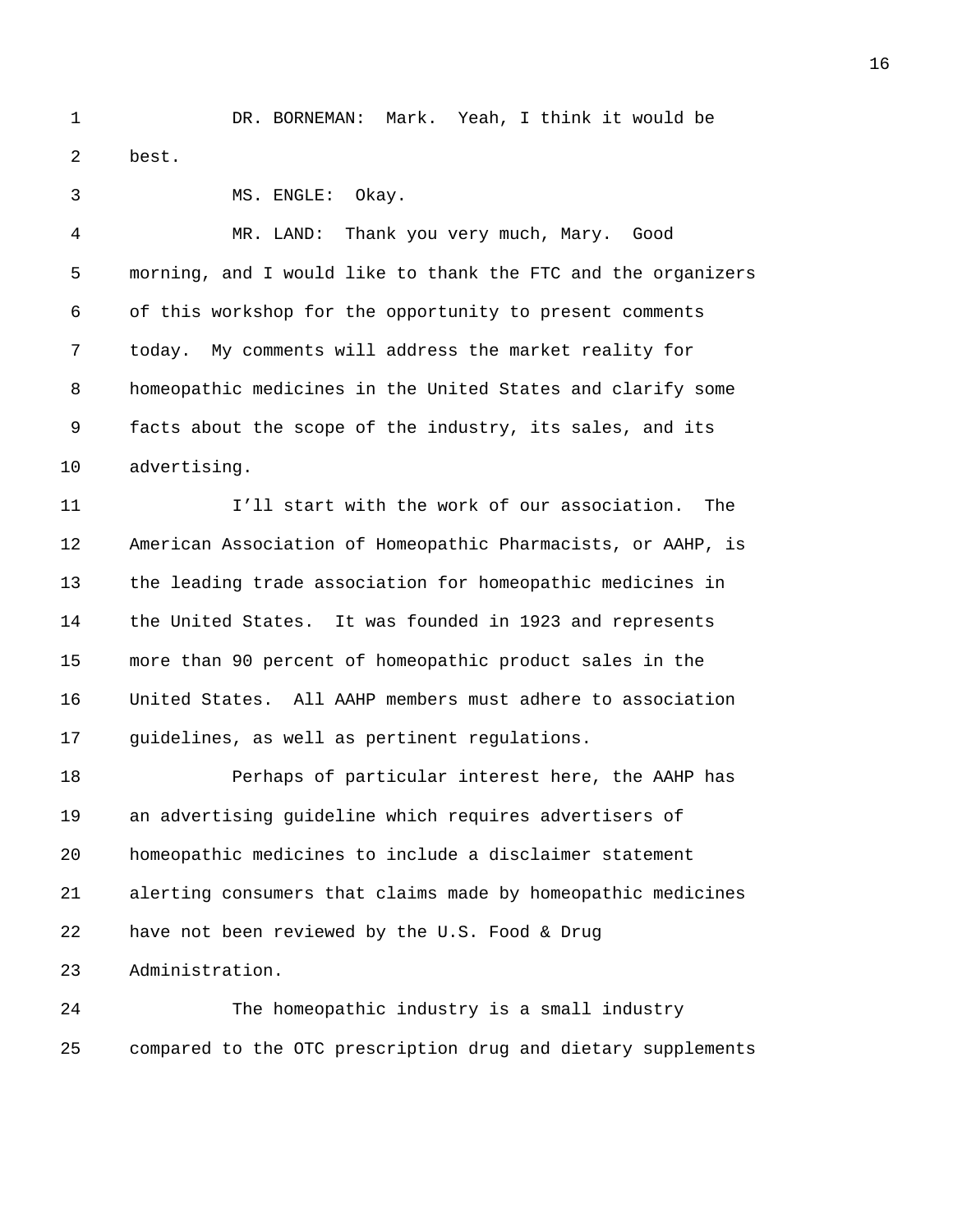DR. BORNEMAN: Mark. Yeah, I think it would be best.

MS. ENGLE: Okay.

MR. LAND: Thank you very much, Mary. Good morning, and I would like to thank the FTC and the organizers of this workshop for the opportunity to present comments today. My comments will address the market reality for homeopathic medicines in the United States and clarify some facts about the scope of the industry, its sales, and its advertising.

I'll start with the work of our association. The American Association of Homeopathic Pharmacists, or AAHP, is the leading trade association for homeopathic medicines in the United States. It was founded in 1923 and represents more than 90 percent of homeopathic product sales in the United States. All AAHP members must adhere to association guidelines, as well as pertinent regulations.

Perhaps of particular interest here, the AAHP has an advertising guideline which requires advertisers of homeopathic medicines to include a disclaimer statement alerting consumers that claims made by homeopathic medicines have not been reviewed by the U.S. Food & Drug Administration.

The homeopathic industry is a small industry compared to the OTC prescription drug and dietary supplements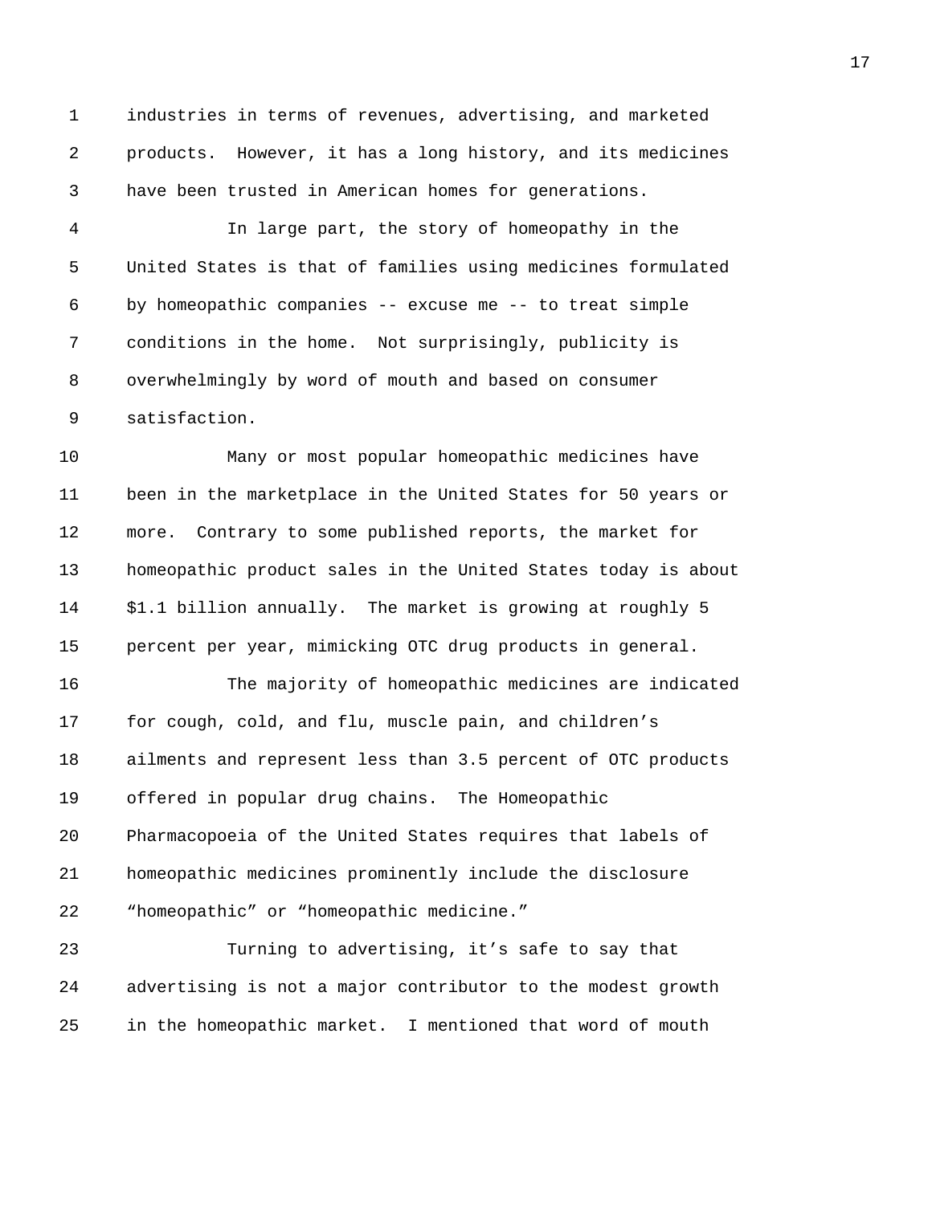industries in terms of revenues, advertising, and marketed products. However, it has a long history, and its medicines have been trusted in American homes for generations.

In large part, the story of homeopathy in the United States is that of families using medicines formulated by homeopathic companies -- excuse me -- to treat simple conditions in the home. Not surprisingly, publicity is overwhelmingly by word of mouth and based on consumer satisfaction.

Many or most popular homeopathic medicines have been in the marketplace in the United States for 50 years or more. Contrary to some published reports, the market for homeopathic product sales in the United States today is about $1.1 billion annually. The market is growing at roughly 5 percent per year, mimicking OTC drug products in general.

The majority of homeopathic medicines are indicated for cough, cold, and flu, muscle pain, and children's ailments and represent less than 3.5 percent of OTC products offered in popular drug chains. The Homeopathic Pharmacopoeia of the United States requires that labels of homeopathic medicines prominently include the disclosure "homeopathic" or "homeopathic medicine."

Turning to advertising, it's safe to say that advertising is not a major contributor to the modest growth in the homeopathic market. I mentioned that word of mouth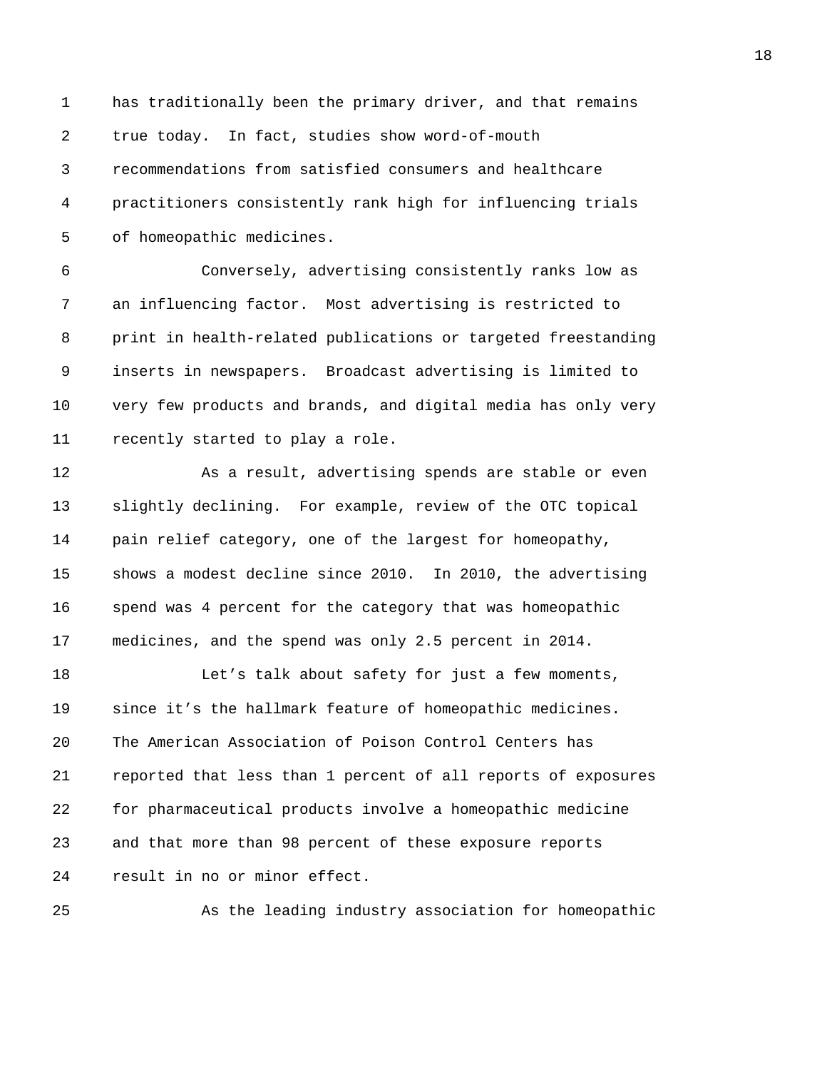has traditionally been the primary driver, and that remains true today. In fact, studies show word-of-mouth recommendations from satisfied consumers and healthcare practitioners consistently rank high for influencing trials of homeopathic medicines.

Conversely, advertising consistently ranks low as an influencing factor. Most advertising is restricted to print in health-related publications or targeted freestanding inserts in newspapers. Broadcast advertising is limited to very few products and brands, and digital media has only very recently started to play a role.

As a result, advertising spends are stable or even slightly declining. For example, review of the OTC topical pain relief category, one of the largest for homeopathy, shows a modest decline since 2010. In 2010, the advertising spend was 4 percent for the category that was homeopathic medicines, and the spend was only 2.5 percent in 2014.

Let's talk about safety for just a few moments, since it's the hallmark feature of homeopathic medicines. The American Association of Poison Control Centers has reported that less than 1 percent of all reports of exposures for pharmaceutical products involve a homeopathic medicine and that more than 98 percent of these exposure reports result in no or minor effect.

As the leading industry association for homeopathic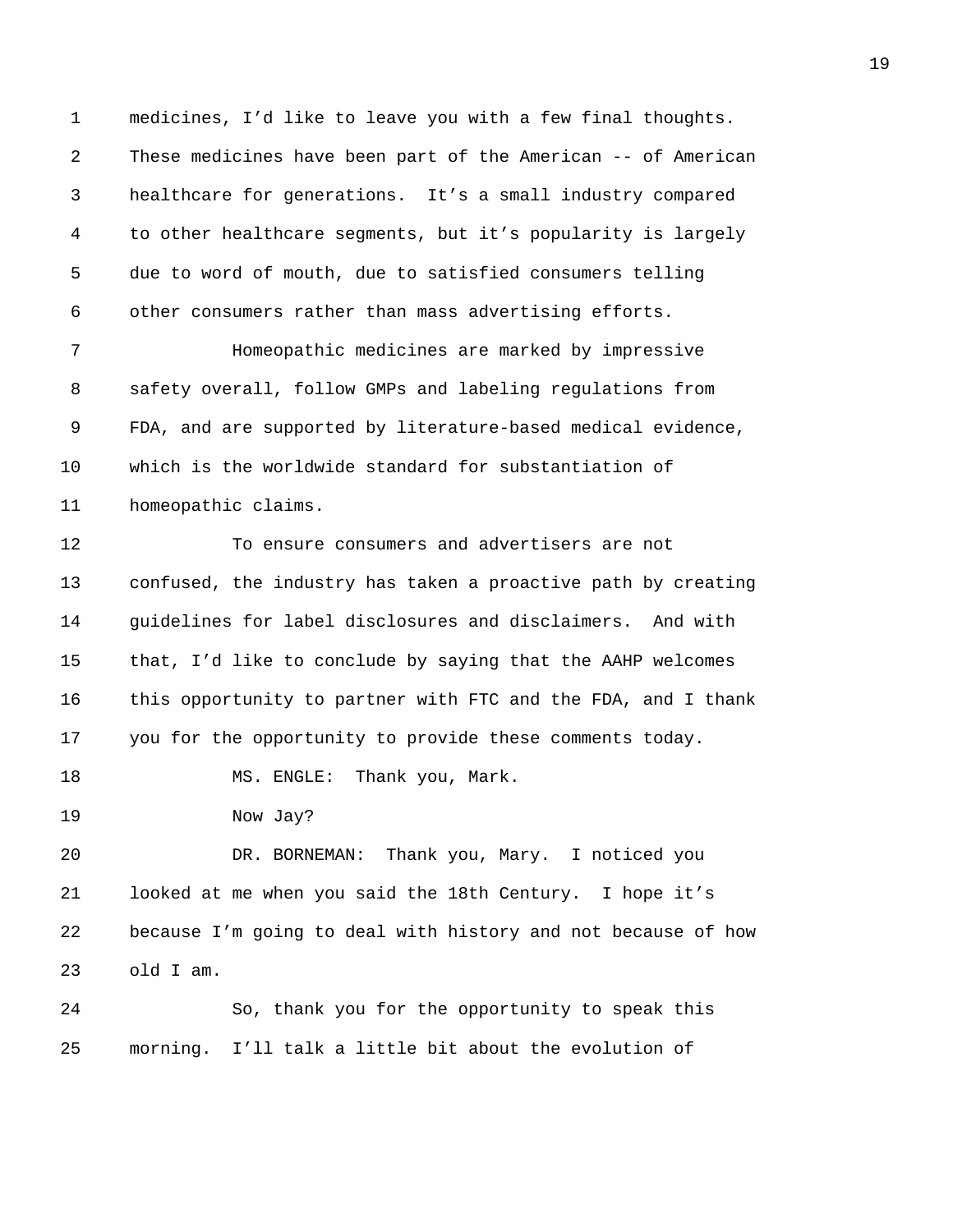medicines, I'd like to leave you with a few final thoughts. These medicines have been part of the American -- of American healthcare for generations. It's a small industry compared to other healthcare segments, but it's popularity is largely due to word of mouth, due to satisfied consumers telling other consumers rather than mass advertising efforts.

Homeopathic medicines are marked by impressive safety overall, follow GMPs and labeling regulations from FDA, and are supported by literature-based medical evidence, which is the worldwide standard for substantiation of homeopathic claims.

To ensure consumers and advertisers are not confused, the industry has taken a proactive path by creating guidelines for label disclosures and disclaimers. And with that, I'd like to conclude by saying that the AAHP welcomes this opportunity to partner with FTC and the FDA, and I thank you for the opportunity to provide these comments today.

MS. ENGLE: Thank you, Mark.

Now Jay?

DR. BORNEMAN: Thank you, Mary. I noticed you looked at me when you said the 18th Century. I hope it's because I'm going to deal with history and not because of how old I am.

So, thank you for the opportunity to speak this morning. I'll talk a little bit about the evolution of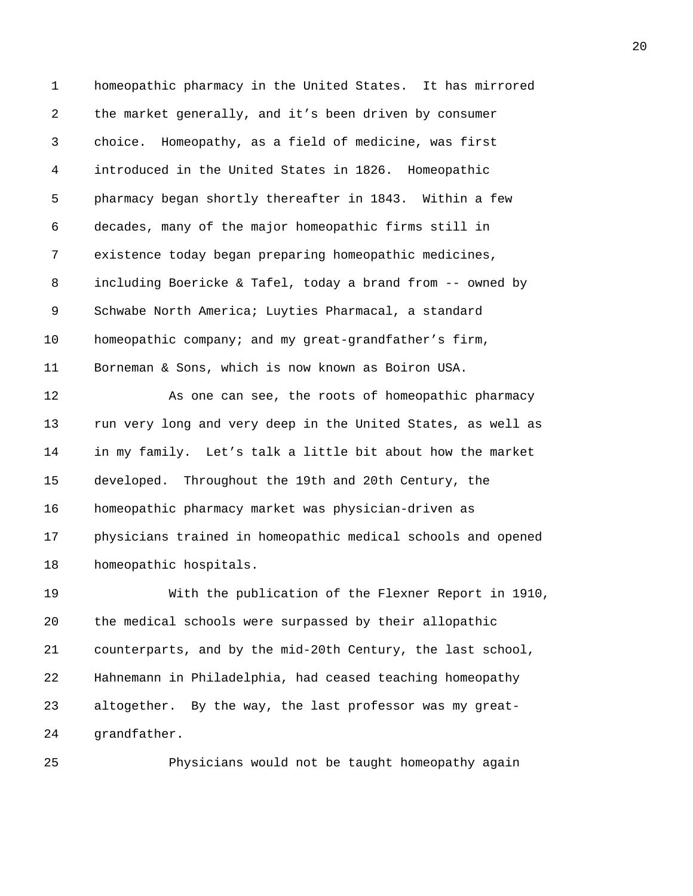homeopathic pharmacy in the United States. It has mirrored the market generally, and it's been driven by consumer choice. Homeopathy, as a field of medicine, was first introduced in the United States in 1826. Homeopathic pharmacy began shortly thereafter in 1843. Within a few decades, many of the major homeopathic firms still in existence today began preparing homeopathic medicines, including Boericke & Tafel, today a brand from -- owned by Schwabe North America; Luyties Pharmacal, a standard homeopathic company; and my great-grandfather's firm, Borneman & Sons, which is now known as Boiron USA.

As one can see, the roots of homeopathic pharmacy run very long and very deep in the United States, as well as in my family. Let's talk a little bit about how the market developed. Throughout the 19th and 20th Century, the homeopathic pharmacy market was physician-driven as physicians trained in homeopathic medical schools and opened homeopathic hospitals.

With the publication of the Flexner Report in 1910, the medical schools were surpassed by their allopathic counterparts, and by the mid-20th Century, the last school, Hahnemann in Philadelphia, had ceased teaching homeopathy altogether. By the way, the last professor was my great-grandfather.

Physicians would not be taught homeopathy again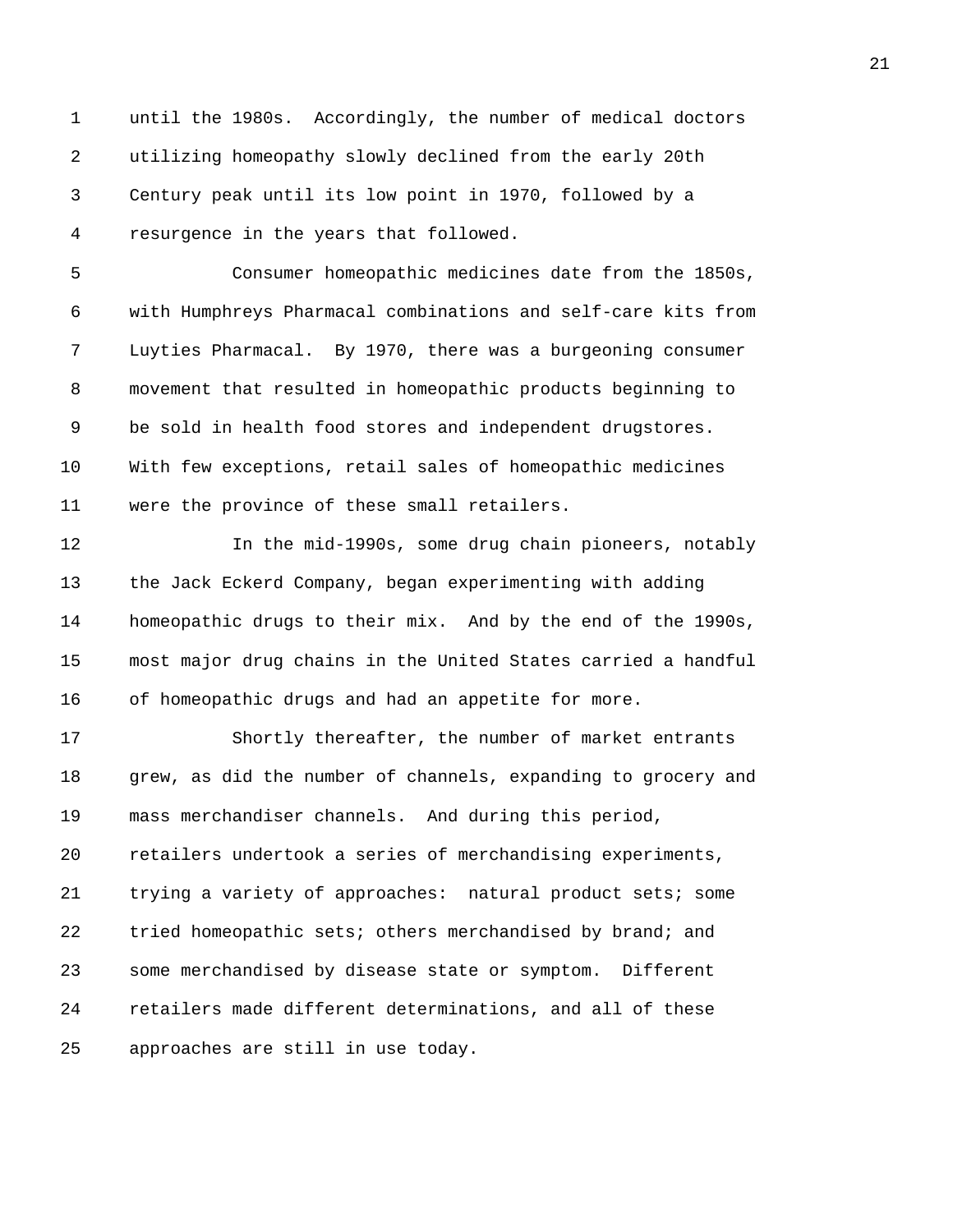until the 1980s. Accordingly, the number of medical doctors utilizing homeopathy slowly declined from the early 20th Century peak until its low point in 1970, followed by a resurgence in the years that followed.

Consumer homeopathic medicines date from the 1850s, with Humphreys Pharmacal combinations and self-care kits from Luyties Pharmacal. By 1970, there was a burgeoning consumer movement that resulted in homeopathic products beginning to be sold in health food stores and independent drugstores. With few exceptions, retail sales of homeopathic medicines were the province of these small retailers.

In the mid-1990s, some drug chain pioneers, notably the Jack Eckerd Company, began experimenting with adding homeopathic drugs to their mix. And by the end of the 1990s, most major drug chains in the United States carried a handful of homeopathic drugs and had an appetite for more.

Shortly thereafter, the number of market entrants grew, as did the number of channels, expanding to grocery and mass merchandiser channels. And during this period, retailers undertook a series of merchandising experiments, trying a variety of approaches: natural product sets; some tried homeopathic sets; others merchandised by brand; and some merchandised by disease state or symptom. Different retailers made different determinations, and all of these approaches are still in use today.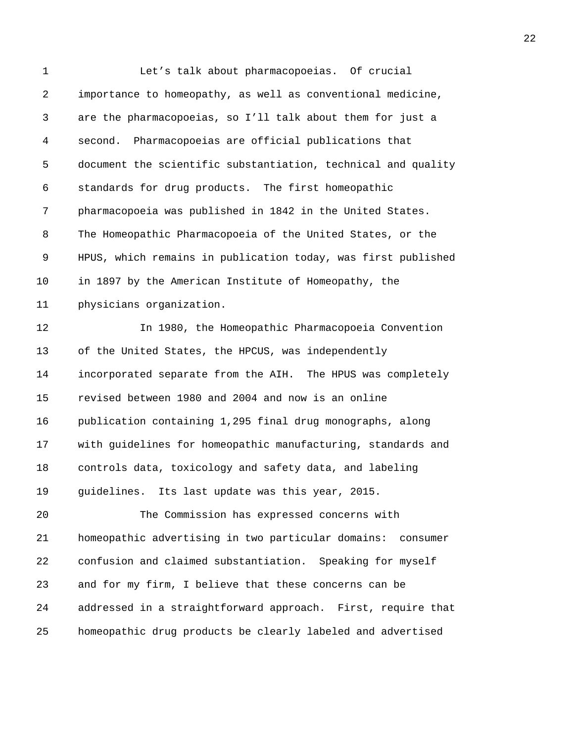Let's talk about pharmacopoeias. Of crucial importance to homeopathy, as well as conventional medicine, are the pharmacopoeias, so I'll talk about them for just a second. Pharmacopoeias are official publications that document the scientific substantiation, technical and quality standards for drug products. The first homeopathic pharmacopoeia was published in 1842 in the United States. The Homeopathic Pharmacopoeia of the United States, or the HPUS, which remains in publication today, was first published in 1897 by the American Institute of Homeopathy, the physicians organization.

In 1980, the Homeopathic Pharmacopoeia Convention of the United States, the HPCUS, was independently incorporated separate from the AIH. The HPUS was completely revised between 1980 and 2004 and now is an online publication containing 1,295 final drug monographs, along with guidelines for homeopathic manufacturing, standards and controls data, toxicology and safety data, and labeling guidelines. Its last update was this year, 2015.

The Commission has expressed concerns with homeopathic advertising in two particular domains: consumer confusion and claimed substantiation. Speaking for myself and for my firm, I believe that these concerns can be addressed in a straightforward approach. First, require that homeopathic drug products be clearly labeled and advertised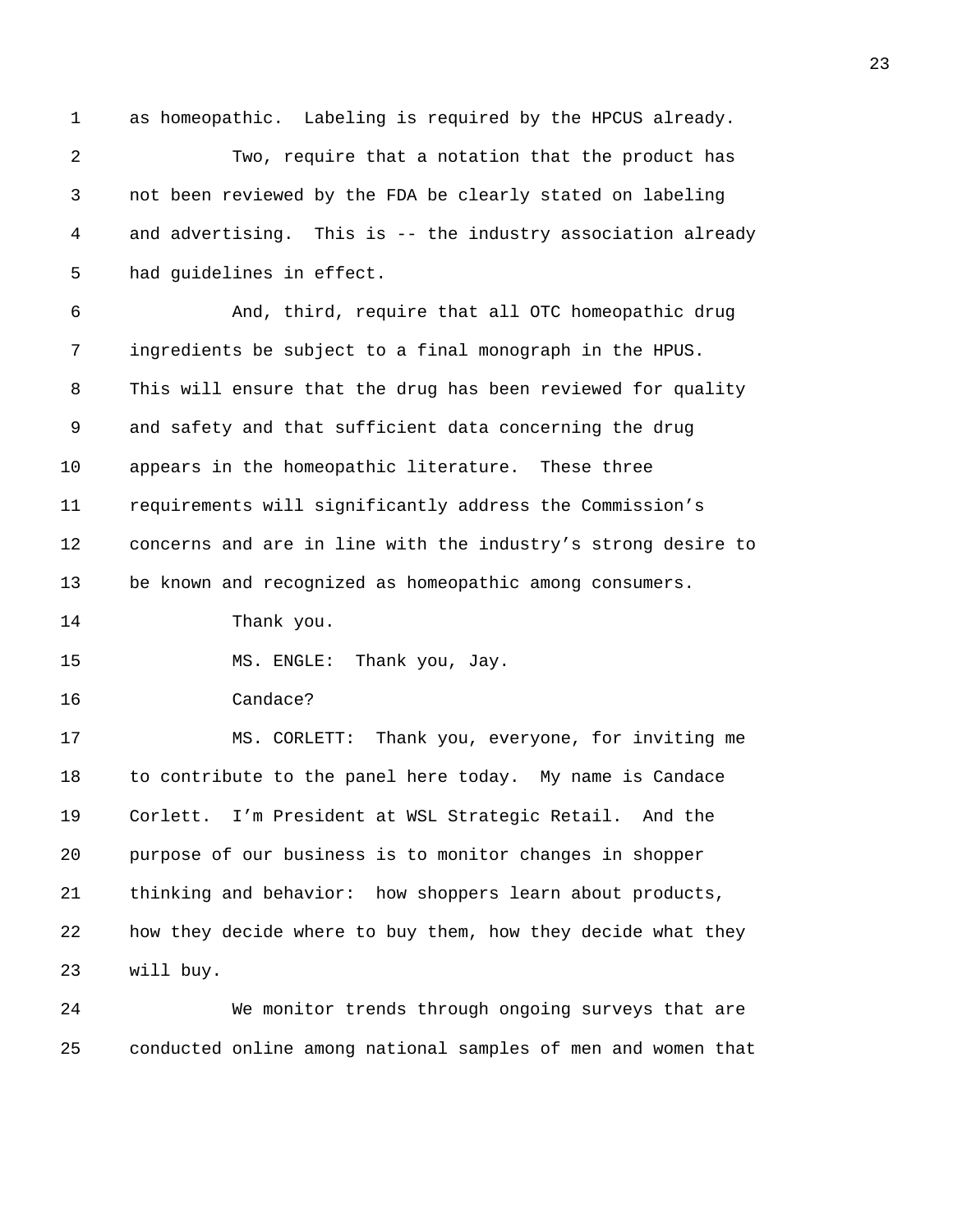as homeopathic. Labeling is required by the HPCUS already.

Two, require that a notation that the product has not been reviewed by the FDA be clearly stated on labeling and advertising. This is -- the industry association already had guidelines in effect.

And, third, require that all OTC homeopathic drug ingredients be subject to a final monograph in the HPUS. This will ensure that the drug has been reviewed for quality and safety and that sufficient data concerning the drug appears in the homeopathic literature. These three requirements will significantly address the Commission's concerns and are in line with the industry's strong desire to be known and recognized as homeopathic among consumers.

Thank you.

MS. ENGLE: Thank you, Jay.

Candace?

MS. CORLETT: Thank you, everyone, for inviting me to contribute to the panel here today. My name is Candace Corlett. I'm President at WSL Strategic Retail. And the purpose of our business is to monitor changes in shopper thinking and behavior: how shoppers learn about products, how they decide where to buy them, how they decide what they will buy.

We monitor trends through ongoing surveys that are conducted online among national samples of men and women that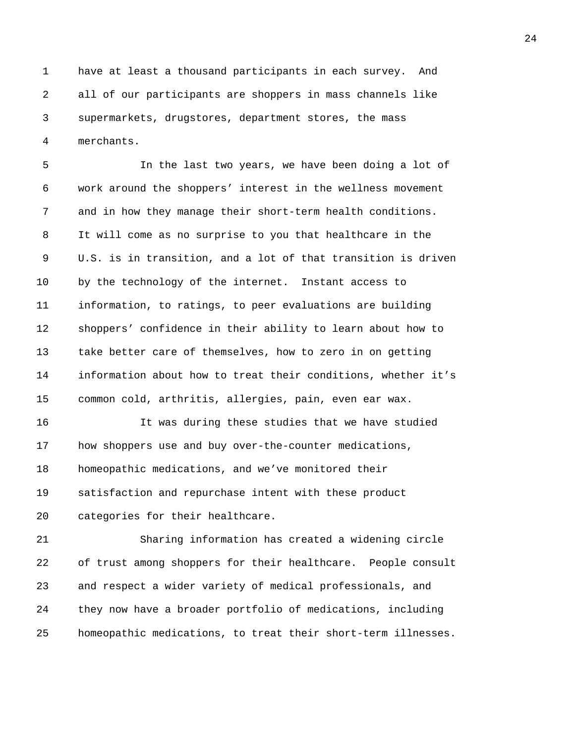have at least a thousand participants in each survey. And all of our participants are shoppers in mass channels like supermarkets, drugstores, department stores, the mass merchants.

In the last two years, we have been doing a lot of work around the shoppers' interest in the wellness movement and in how they manage their short-term health conditions. It will come as no surprise to you that healthcare in the U.S. is in transition, and a lot of that transition is driven by the technology of the internet. Instant access to information, to ratings, to peer evaluations are building shoppers' confidence in their ability to learn about how to take better care of themselves, how to zero in on getting information about how to treat their conditions, whether it's common cold, arthritis, allergies, pain, even ear wax.

It was during these studies that we have studied how shoppers use and buy over-the-counter medications, homeopathic medications, and we've monitored their satisfaction and repurchase intent with these product categories for their healthcare.

Sharing information has created a widening circle of trust among shoppers for their healthcare. People consult and respect a wider variety of medical professionals, and they now have a broader portfolio of medications, including homeopathic medications, to treat their short-term illnesses.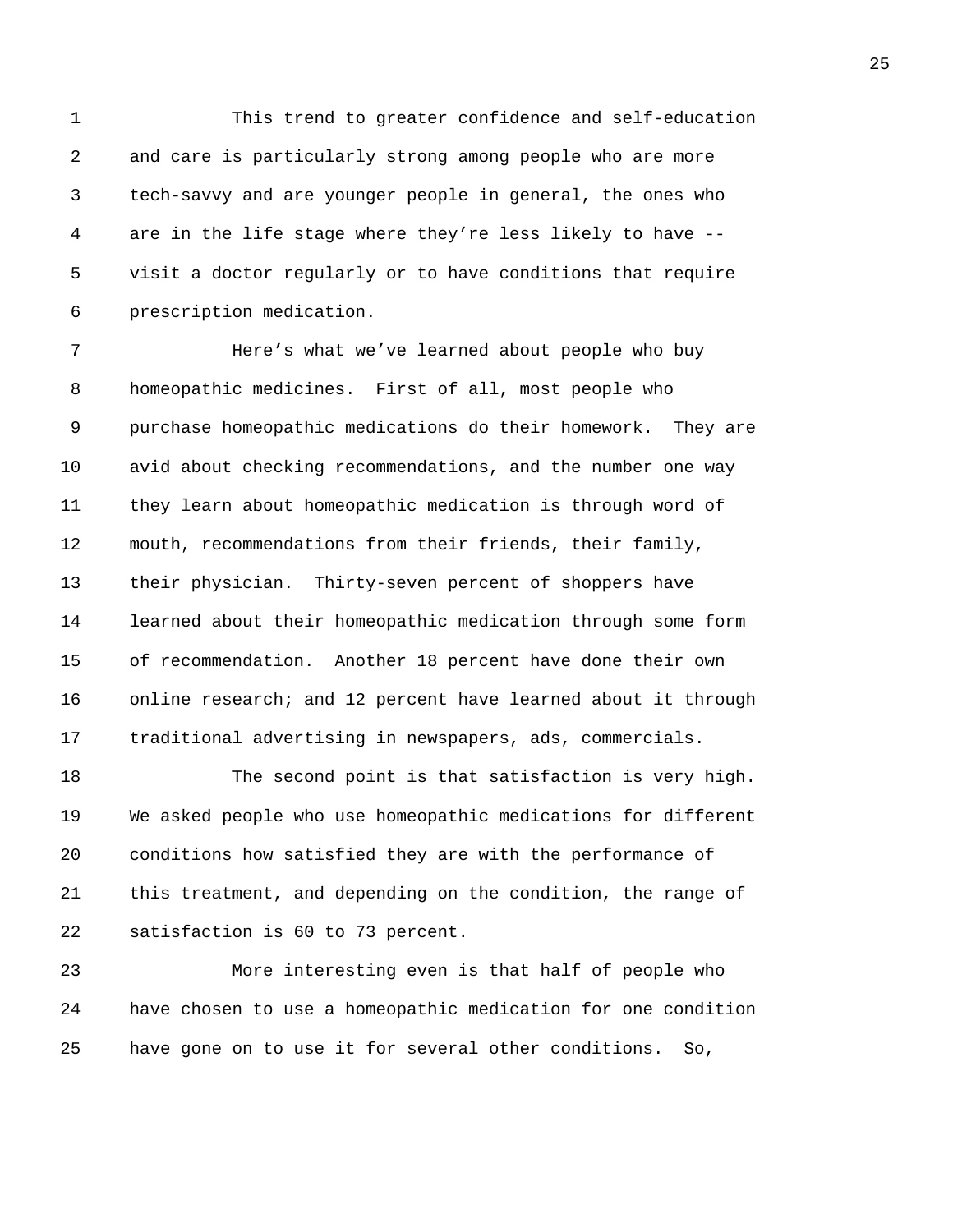This trend to greater confidence and self-education and care is particularly strong among people who are more tech-savvy and are younger people in general, the ones who are in the life stage where they're less likely to have -- visit a doctor regularly or to have conditions that require prescription medication.

Here's what we've learned about people who buy homeopathic medicines. First of all, most people who purchase homeopathic medications do their homework. They are avid about checking recommendations, and the number one way they learn about homeopathic medication is through word of mouth, recommendations from their friends, their family, their physician. Thirty-seven percent of shoppers have learned about their homeopathic medication through some form of recommendation. Another 18 percent have done their own online research; and 12 percent have learned about it through traditional advertising in newspapers, ads, commercials.

The second point is that satisfaction is very high. We asked people who use homeopathic medications for different conditions how satisfied they are with the performance of this treatment, and depending on the condition, the range of satisfaction is 60 to 73 percent.

More interesting even is that half of people who have chosen to use a homeopathic medication for one condition have gone on to use it for several other conditions. So,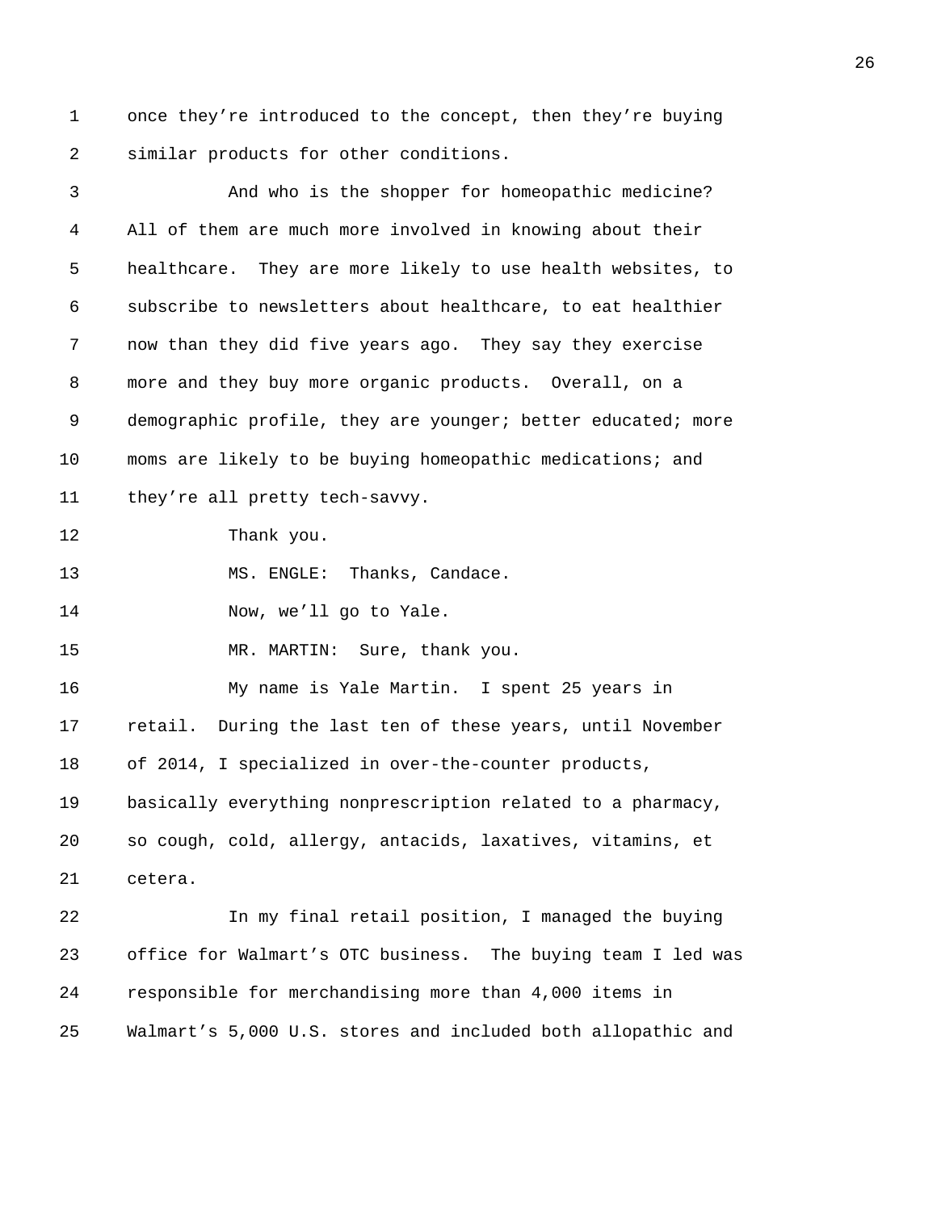once they're introduced to the concept, then they're buying similar products for other conditions.

And who is the shopper for homeopathic medicine? All of them are much more involved in knowing about their healthcare. They are more likely to use health websites, to subscribe to newsletters about healthcare, to eat healthier now than they did five years ago. They say they exercise more and they buy more organic products. Overall, on a demographic profile, they are younger; better educated; more moms are likely to be buying homeopathic medications; and they're all pretty tech-savvy.

Thank you.

MS. ENGLE: Thanks, Candace.

Now, we'll go to Yale.

MR. MARTIN: Sure, thank you.

My name is Yale Martin. I spent 25 years in retail. During the last ten of these years, until November of 2014, I specialized in over-the-counter products, basically everything nonprescription related to a pharmacy, so cough, cold, allergy, antacids, laxatives, vitamins, et cetera.

In my final retail position, I managed the buying office for Walmart's OTC business. The buying team I led was responsible for merchandising more than 4,000 items in Walmart's 5,000 U.S. stores and included both allopathic and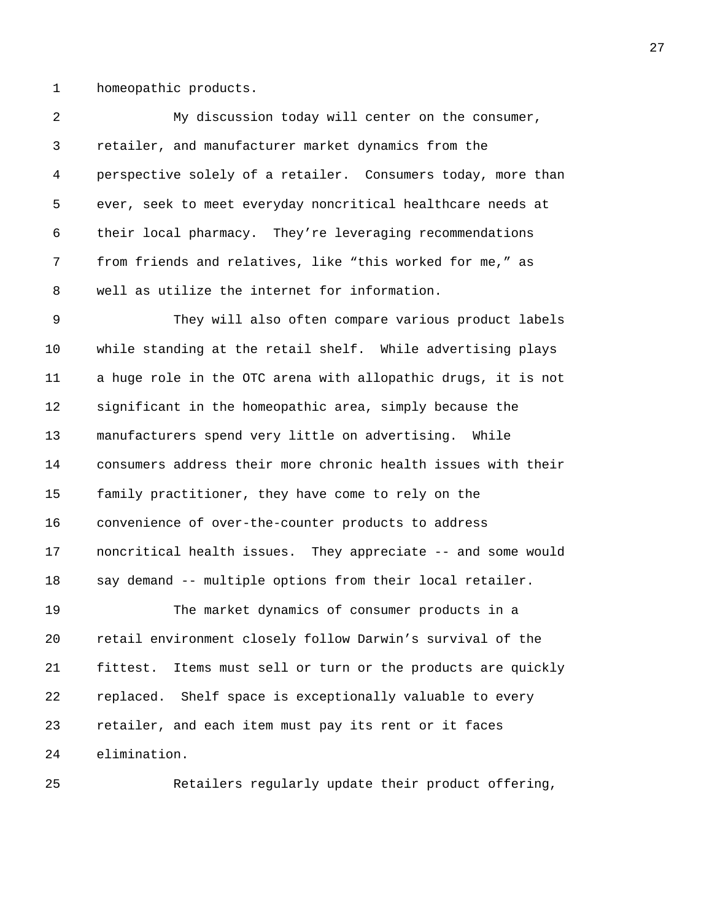homeopathic products.

My discussion today will center on the consumer, retailer, and manufacturer market dynamics from the perspective solely of a retailer. Consumers today, more than ever, seek to meet everyday noncritical healthcare needs at their local pharmacy. They're leveraging recommendations from friends and relatives, like "this worked for me," as well as utilize the internet for information.

They will also often compare various product labels while standing at the retail shelf. While advertising plays a huge role in the OTC arena with allopathic drugs, it is not significant in the homeopathic area, simply because the manufacturers spend very little on advertising. While consumers address their more chronic health issues with their family practitioner, they have come to rely on the convenience of over-the-counter products to address noncritical health issues. They appreciate -- and some would say demand -- multiple options from their local retailer.

The market dynamics of consumer products in a retail environment closely follow Darwin's survival of the fittest. Items must sell or turn or the products are quickly replaced. Shelf space is exceptionally valuable to every retailer, and each item must pay its rent or it faces elimination.

Retailers regularly update their product offering,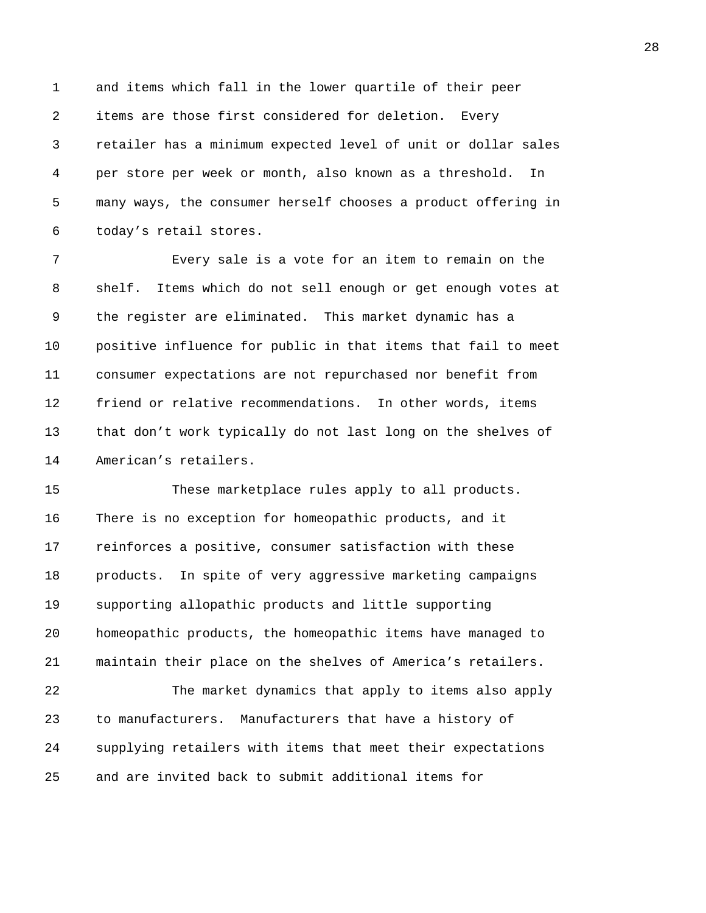and items which fall in the lower quartile of their peer items are those first considered for deletion. Every retailer has a minimum expected level of unit or dollar sales per store per week or month, also known as a threshold. In many ways, the consumer herself chooses a product offering in today's retail stores.

Every sale is a vote for an item to remain on the shelf. Items which do not sell enough or get enough votes at the register are eliminated. This market dynamic has a positive influence for public in that items that fail to meet consumer expectations are not repurchased nor benefit from friend or relative recommendations. In other words, items that don't work typically do not last long on the shelves of American's retailers.

These marketplace rules apply to all products. There is no exception for homeopathic products, and it reinforces a positive, consumer satisfaction with these products. In spite of very aggressive marketing campaigns supporting allopathic products and little supporting homeopathic products, the homeopathic items have managed to maintain their place on the shelves of America's retailers.

The market dynamics that apply to items also apply to manufacturers. Manufacturers that have a history of supplying retailers with items that meet their expectations and are invited back to submit additional items for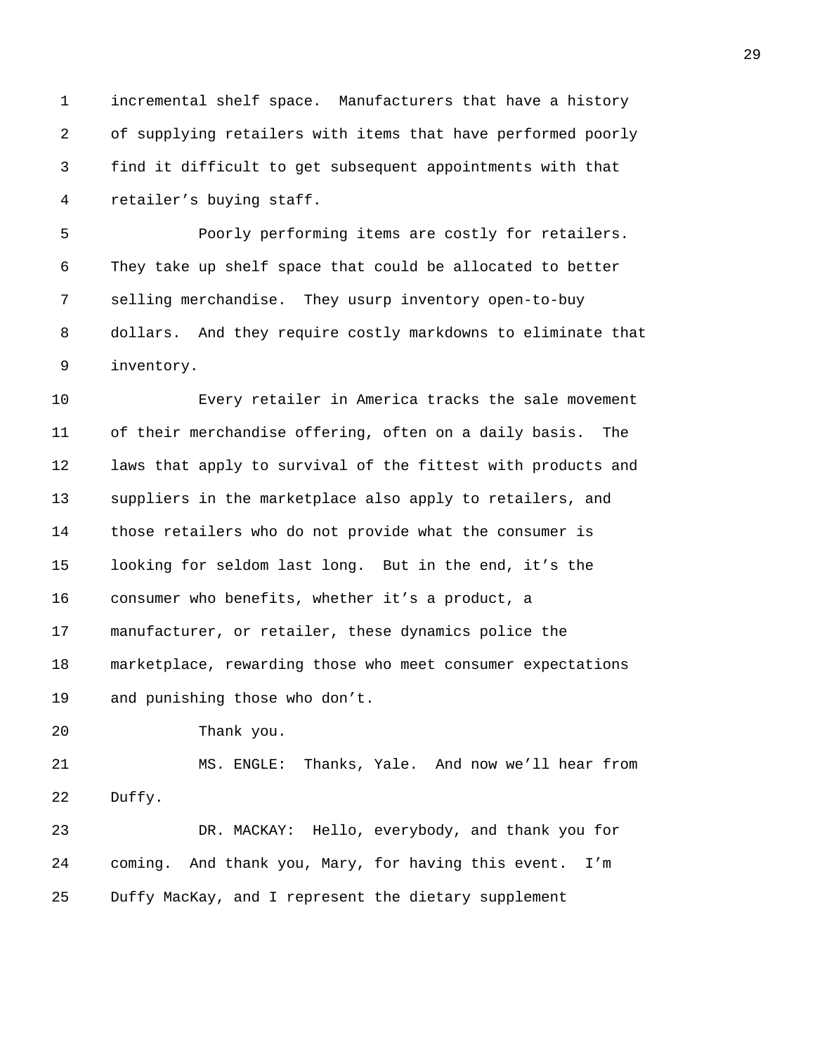incremental shelf space. Manufacturers that have a history of supplying retailers with items that have performed poorly find it difficult to get subsequent appointments with that retailer's buying staff.

Poorly performing items are costly for retailers. They take up shelf space that could be allocated to better selling merchandise. They usurp inventory open-to-buy dollars. And they require costly markdowns to eliminate that inventory.

Every retailer in America tracks the sale movement of their merchandise offering, often on a daily basis. The laws that apply to survival of the fittest with products and suppliers in the marketplace also apply to retailers, and those retailers who do not provide what the consumer is looking for seldom last long. But in the end, it's the consumer who benefits, whether it's a product, a manufacturer, or retailer, these dynamics police the marketplace, rewarding those who meet consumer expectations and punishing those who don't.

Thank you.

MS. ENGLE: Thanks, Yale. And now we'll hear from Duffy.

DR. MACKAY: Hello, everybody, and thank you for coming. And thank you, Mary, for having this event. I'm Duffy MacKay, and I represent the dietary supplement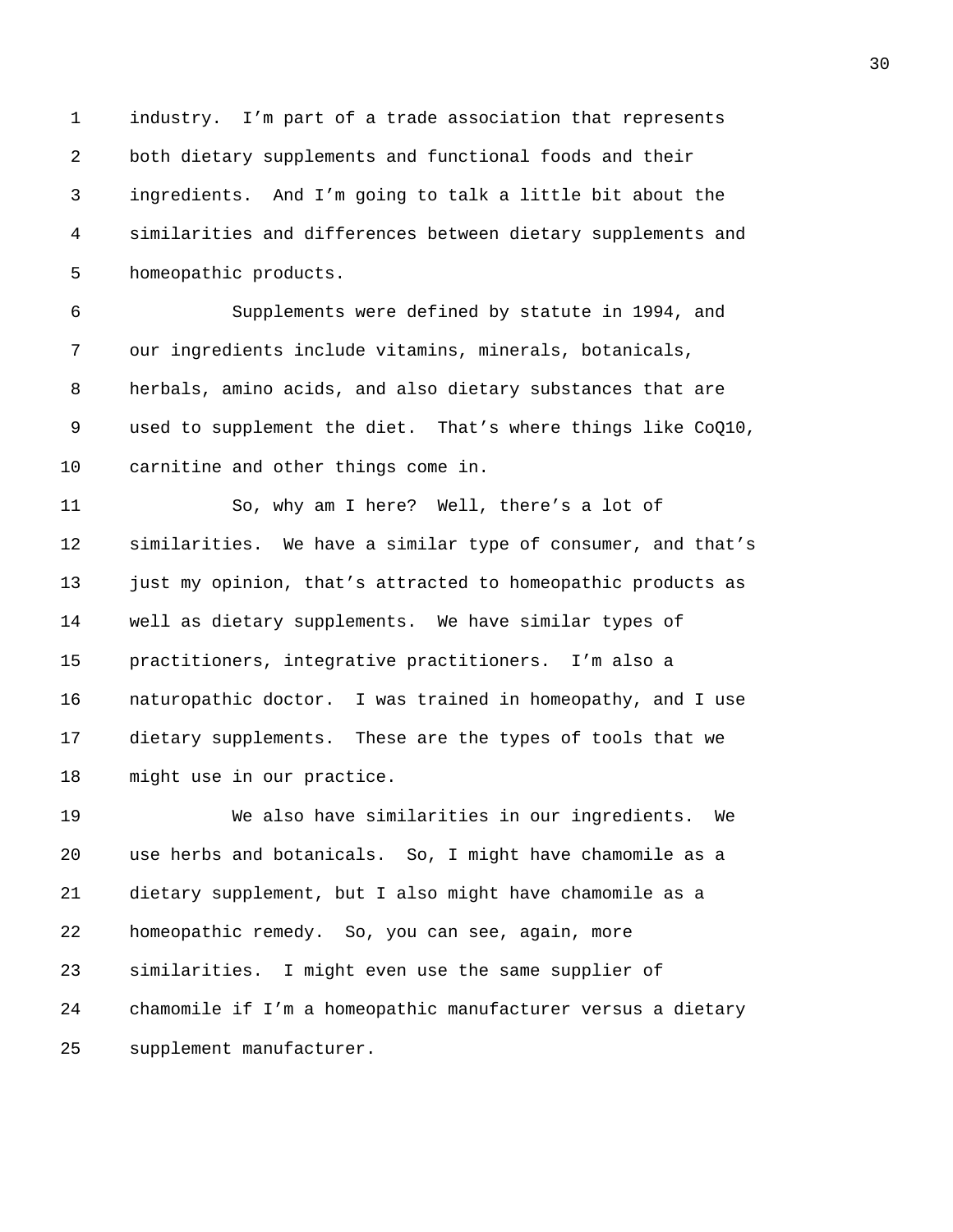industry. I'm part of a trade association that represents both dietary supplements and functional foods and their ingredients. And I'm going to talk a little bit about the similarities and differences between dietary supplements and homeopathic products.

Supplements were defined by statute in 1994, and our ingredients include vitamins, minerals, botanicals, herbals, amino acids, and also dietary substances that are used to supplement the diet. That's where things like CoQ10, carnitine and other things come in.

So, why am I here? Well, there's a lot of similarities. We have a similar type of consumer, and that's just my opinion, that's attracted to homeopathic products as well as dietary supplements. We have similar types of practitioners, integrative practitioners. I'm also a naturopathic doctor. I was trained in homeopathy, and I use dietary supplements. These are the types of tools that we might use in our practice.

We also have similarities in our ingredients. We use herbs and botanicals. So, I might have chamomile as a dietary supplement, but I also might have chamomile as a homeopathic remedy. So, you can see, again, more similarities. I might even use the same supplier of chamomile if I'm a homeopathic manufacturer versus a dietary supplement manufacturer.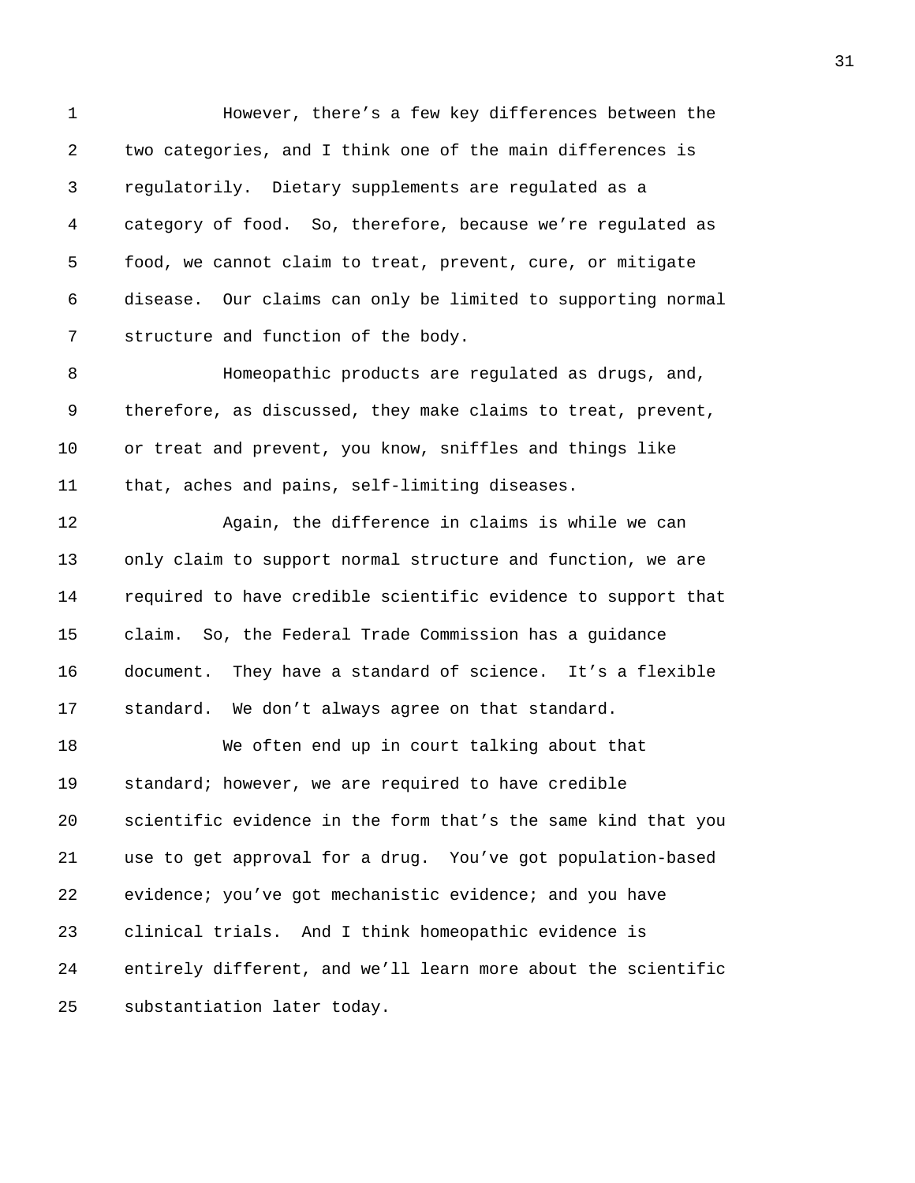However, there's a few key differences between the two categories, and I think one of the main differences is regulatorily. Dietary supplements are regulated as a category of food. So, therefore, because we're regulated as food, we cannot claim to treat, prevent, cure, or mitigate disease. Our claims can only be limited to supporting normal structure and function of the body.

Homeopathic products are regulated as drugs, and, therefore, as discussed, they make claims to treat, prevent, or treat and prevent, you know, sniffles and things like that, aches and pains, self-limiting diseases.

Again, the difference in claims is while we can only claim to support normal structure and function, we are required to have credible scientific evidence to support that claim. So, the Federal Trade Commission has a guidance document. They have a standard of science. It's a flexible standard. We don't always agree on that standard.

We often end up in court talking about that standard; however, we are required to have credible scientific evidence in the form that's the same kind that you use to get approval for a drug. You've got population-based evidence; you've got mechanistic evidence; and you have clinical trials. And I think homeopathic evidence is entirely different, and we'll learn more about the scientific substantiation later today.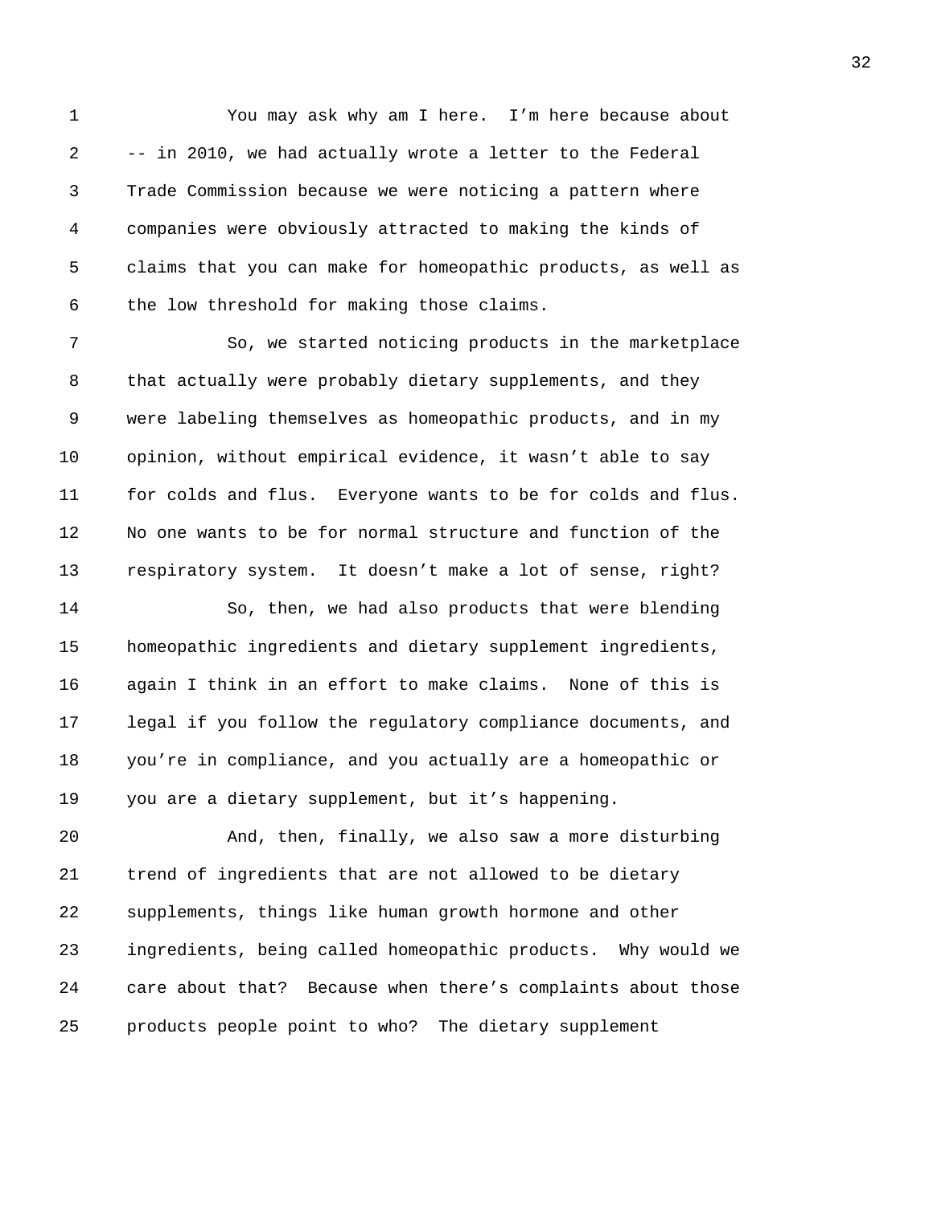You may ask why am I here. I'm here because about -- in 2010, we had actually wrote a letter to the Federal Trade Commission because we were noticing a pattern where companies were obviously attracted to making the kinds of claims that you can make for homeopathic products, as well as the low threshold for making those claims.

So, we started noticing products in the marketplace that actually were probably dietary supplements, and they were labeling themselves as homeopathic products, and in my opinion, without empirical evidence, it wasn't able to say for colds and flus. Everyone wants to be for colds and flus. No one wants to be for normal structure and function of the respiratory system. It doesn't make a lot of sense, right?

So, then, we had also products that were blending homeopathic ingredients and dietary supplement ingredients, again I think in an effort to make claims. None of this is legal if you follow the regulatory compliance documents, and you're in compliance, and you actually are a homeopathic or you are a dietary supplement, but it's happening.

And, then, finally, we also saw a more disturbing trend of ingredients that are not allowed to be dietary supplements, things like human growth hormone and other ingredients, being called homeopathic products. Why would we care about that? Because when there's complaints about those products people point to who? The dietary supplement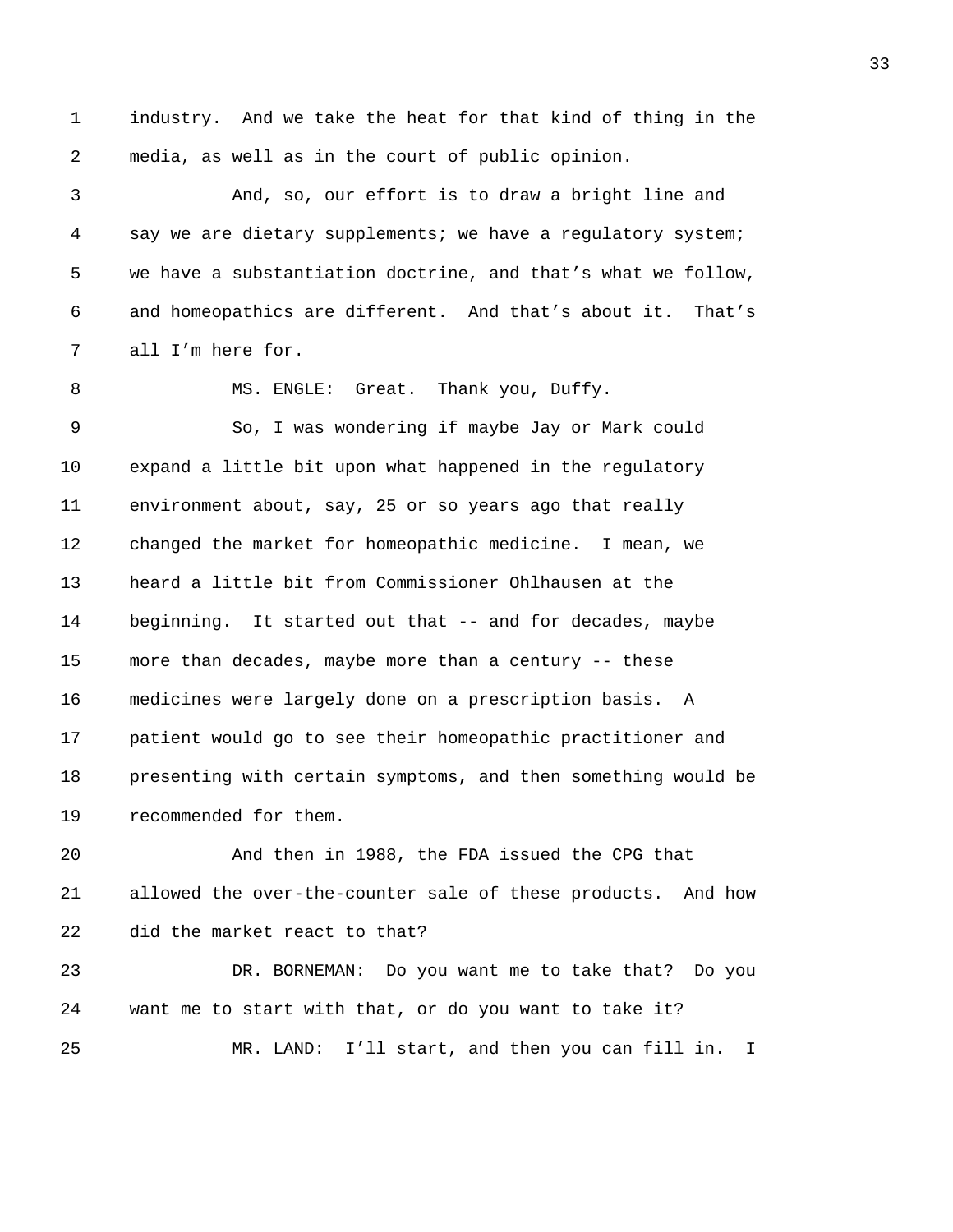industry. And we take the heat for that kind of thing in the media, as well as in the court of public opinion.

And, so, our effort is to draw a bright line and say we are dietary supplements; we have a regulatory system; we have a substantiation doctrine, and that's what we follow, and homeopathics are different. And that's about it. That's all I'm here for.

MS. ENGLE: Great. Thank you, Duffy.

So, I was wondering if maybe Jay or Mark could expand a little bit upon what happened in the regulatory environment about, say, 25 or so years ago that really changed the market for homeopathic medicine. I mean, we heard a little bit from Commissioner Ohlhausen at the beginning. It started out that -- and for decades, maybe more than decades, maybe more than a century -- these medicines were largely done on a prescription basis. A patient would go to see their homeopathic practitioner and presenting with certain symptoms, and then something would be recommended for them.

And then in 1988, the FDA issued the CPG that allowed the over-the-counter sale of these products. And how did the market react to that?

DR. BORNEMAN: Do you want me to take that? Do you want me to start with that, or do you want to take it?

MR. LAND: I'll start, and then you can fill in. I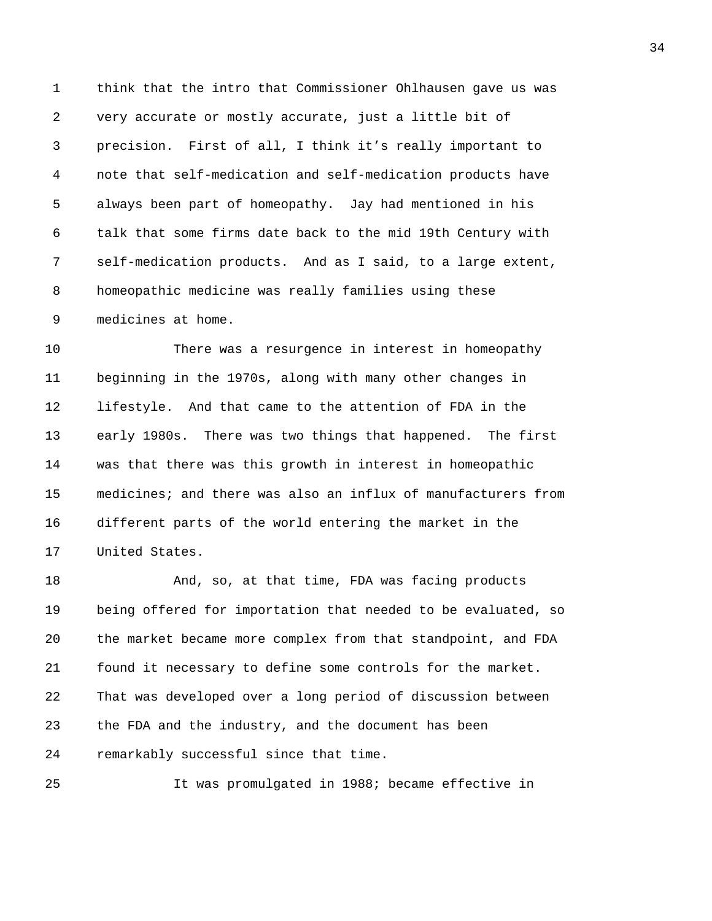think that the intro that Commissioner Ohlhausen gave us was very accurate or mostly accurate, just a little bit of precision. First of all, I think it's really important to note that self-medication and self-medication products have always been part of homeopathy. Jay had mentioned in his talk that some firms date back to the mid 19th Century with self-medication products. And as I said, to a large extent, homeopathic medicine was really families using these medicines at home.

There was a resurgence in interest in homeopathy beginning in the 1970s, along with many other changes in lifestyle. And that came to the attention of FDA in the early 1980s. There was two things that happened. The first was that there was this growth in interest in homeopathic medicines; and there was also an influx of manufacturers from different parts of the world entering the market in the United States.

And, so, at that time, FDA was facing products being offered for importation that needed to be evaluated, so the market became more complex from that standpoint, and FDA found it necessary to define some controls for the market. That was developed over a long period of discussion between the FDA and the industry, and the document has been remarkably successful since that time.

It was promulgated in 1988; became effective in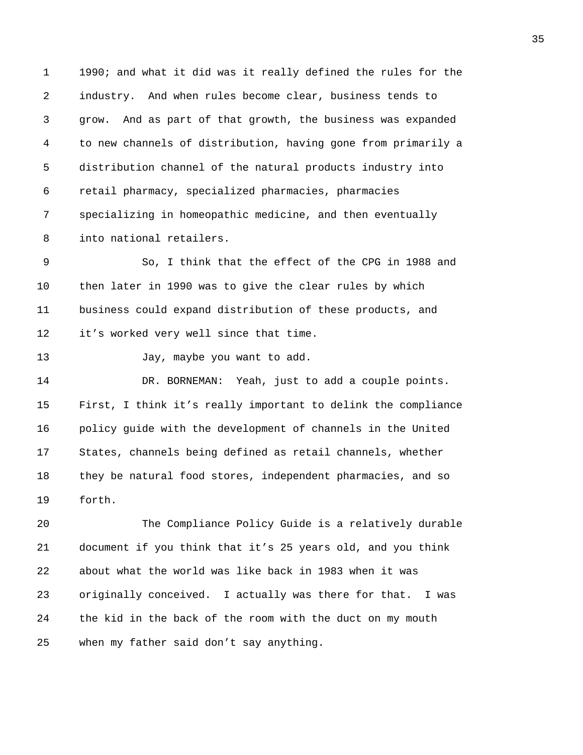1990; and what it did was it really defined the rules for the industry. And when rules become clear, business tends to grow. And as part of that growth, the business was expanded to new channels of distribution, having gone from primarily a distribution channel of the natural products industry into retail pharmacy, specialized pharmacies, pharmacies specializing in homeopathic medicine, and then eventually into national retailers.

So, I think that the effect of the CPG in 1988 and then later in 1990 was to give the clear rules by which business could expand distribution of these products, and it's worked very well since that time.

Jay, maybe you want to add.

DR. BORNEMAN: Yeah, just to add a couple points. First, I think it's really important to delink the compliance policy guide with the development of channels in the United States, channels being defined as retail channels, whether they be natural food stores, independent pharmacies, and so forth.

The Compliance Policy Guide is a relatively durable document if you think that it's 25 years old, and you think about what the world was like back in 1983 when it was originally conceived. I actually was there for that. I was the kid in the back of the room with the duct on my mouth when my father said don't say anything.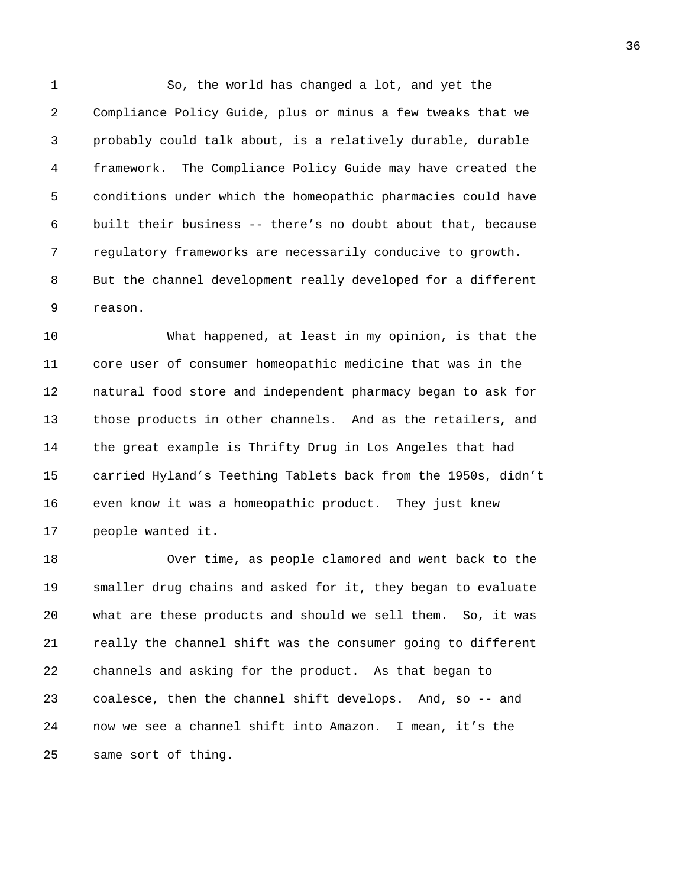So, the world has changed a lot, and yet the Compliance Policy Guide, plus or minus a few tweaks that we probably could talk about, is a relatively durable, durable framework. The Compliance Policy Guide may have created the conditions under which the homeopathic pharmacies could have built their business -- there's no doubt about that, because regulatory frameworks are necessarily conducive to growth. But the channel development really developed for a different reason.

What happened, at least in my opinion, is that the core user of consumer homeopathic medicine that was in the natural food store and independent pharmacy began to ask for those products in other channels. And as the retailers, and the great example is Thrifty Drug in Los Angeles that had carried Hyland's Teething Tablets back from the 1950s, didn't even know it was a homeopathic product. They just knew people wanted it.

Over time, as people clamored and went back to the smaller drug chains and asked for it, they began to evaluate what are these products and should we sell them. So, it was really the channel shift was the consumer going to different channels and asking for the product. As that began to coalesce, then the channel shift develops. And, so -- and now we see a channel shift into Amazon. I mean, it's the same sort of thing.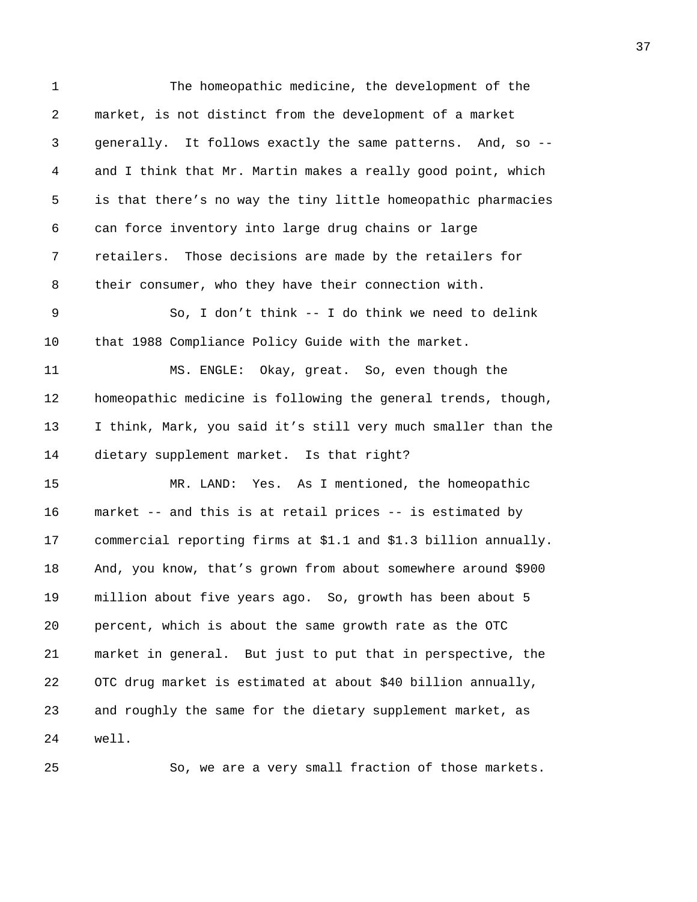The homeopathic medicine, the development of the market, is not distinct from the development of a market generally. It follows exactly the same patterns. And, so -- and I think that Mr. Martin makes a really good point, which is that there's no way the tiny little homeopathic pharmacies can force inventory into large drug chains or large retailers. Those decisions are made by the retailers for their consumer, who they have their connection with.

So, I don't think -- I do think we need to delink that 1988 Compliance Policy Guide with the market.

MS. ENGLE: Okay, great. So, even though the homeopathic medicine is following the general trends, though, I think, Mark, you said it's still very much smaller than the dietary supplement market. Is that right?

MR. LAND: Yes. As I mentioned, the homeopathic market -- and this is at retail prices -- is estimated by commercial reporting firms at $1.1 and $1.3 billion annually. And, you know, that's grown from about somewhere around $900 million about five years ago. So, growth has been about 5 percent, which is about the same growth rate as the OTC market in general. But just to put that in perspective, the OTC drug market is estimated at about $40 billion annually, and roughly the same for the dietary supplement market, as well.

So, we are a very small fraction of those markets.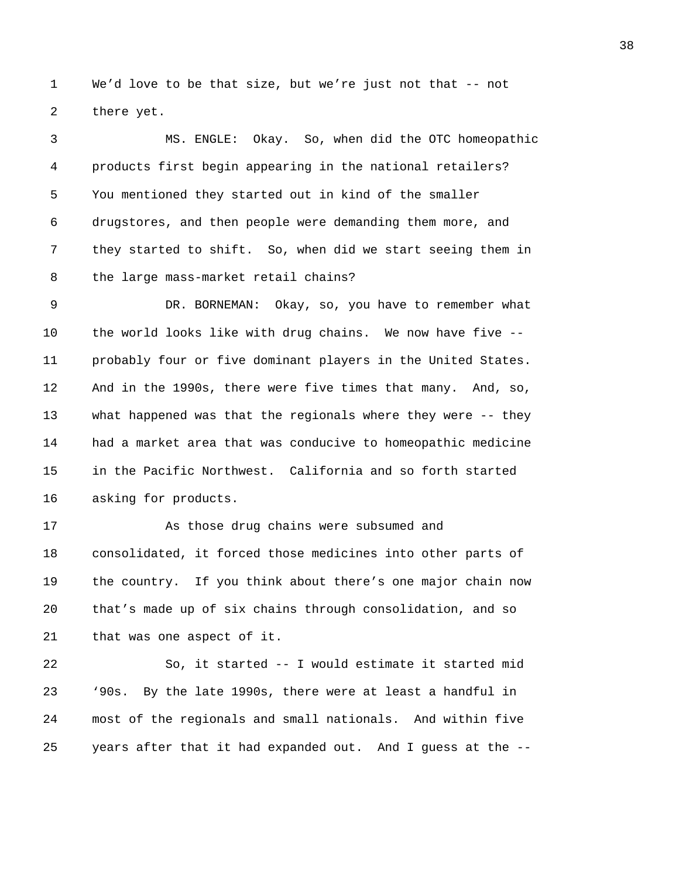We'd love to be that size, but we're just not that -- not there yet.

MS. ENGLE: Okay. So, when did the OTC homeopathic products first begin appearing in the national retailers? You mentioned they started out in kind of the smaller drugstores, and then people were demanding them more, and they started to shift. So, when did we start seeing them in the large mass-market retail chains?

DR. BORNEMAN: Okay, so, you have to remember what the world looks like with drug chains. We now have five -- probably four or five dominant players in the United States. And in the 1990s, there were five times that many. And, so, what happened was that the regionals where they were -- they had a market area that was conducive to homeopathic medicine in the Pacific Northwest. California and so forth started asking for products.

As those drug chains were subsumed and consolidated, it forced those medicines into other parts of the country. If you think about there's one major chain now that's made up of six chains through consolidation, and so that was one aspect of it.

So, it started -- I would estimate it started mid '90s. By the late 1990s, there were at least a handful in most of the regionals and small nationals. And within five years after that it had expanded out. And I guess at the --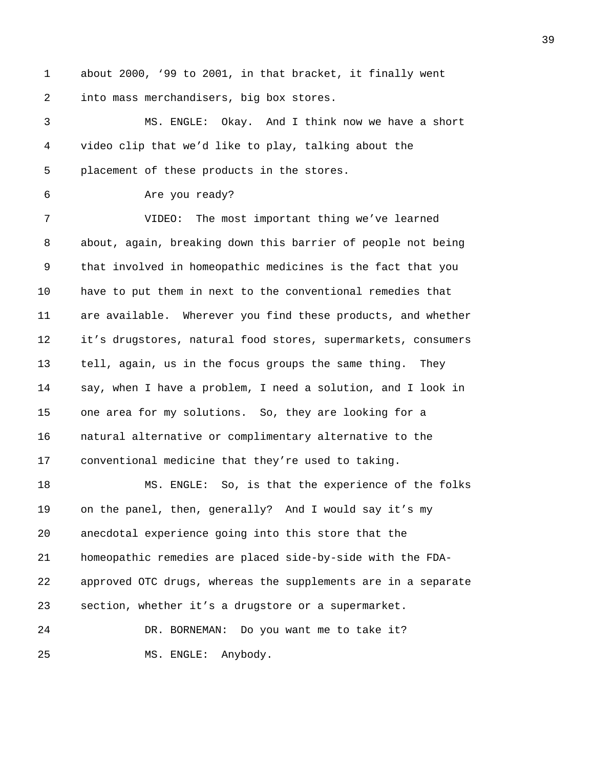about 2000, '99 to 2001, in that bracket, it finally went into mass merchandisers, big box stores.

MS. ENGLE: Okay. And I think now we have a short video clip that we'd like to play, talking about the placement of these products in the stores.

Are you ready?

VIDEO: The most important thing we've learned about, again, breaking down this barrier of people not being that involved in homeopathic medicines is the fact that you have to put them in next to the conventional remedies that are available. Wherever you find these products, and whether it's drugstores, natural food stores, supermarkets, consumers tell, again, us in the focus groups the same thing. They say, when I have a problem, I need a solution, and I look in one area for my solutions. So, they are looking for a natural alternative or complimentary alternative to the conventional medicine that they're used to taking.

MS. ENGLE: So, is that the experience of the folks on the panel, then, generally? And I would say it's my anecdotal experience going into this store that the homeopathic remedies are placed side-by-side with the FDA-approved OTC drugs, whereas the supplements are in a separate section, whether it's a drugstore or a supermarket.

DR. BORNEMAN: Do you want me to take it?

MS. ENGLE: Anybody.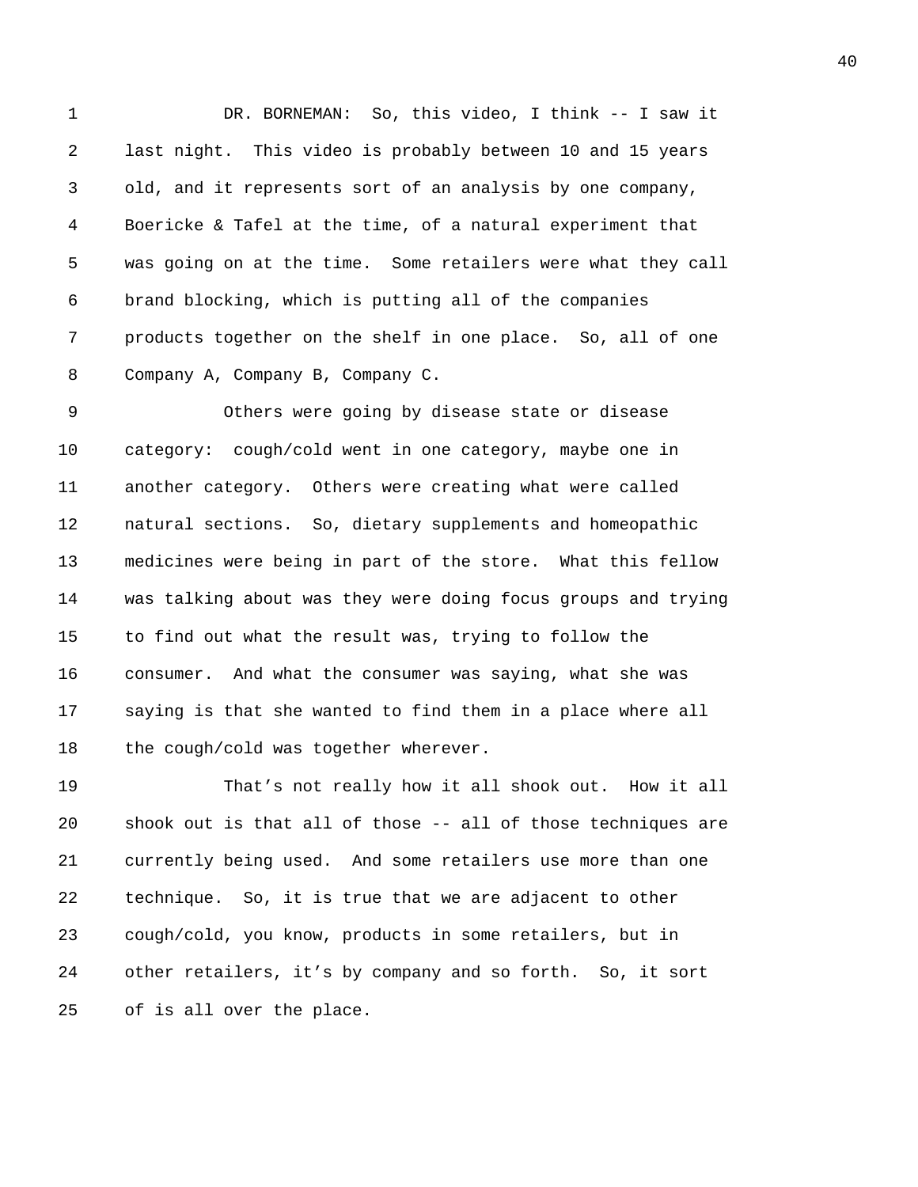DR. BORNEMAN: So, this video, I think -- I saw it last night. This video is probably between 10 and 15 years old, and it represents sort of an analysis by one company, Boericke & Tafel at the time, of a natural experiment that was going on at the time. Some retailers were what they call brand blocking, which is putting all of the companies products together on the shelf in one place. So, all of one Company A, Company B, Company C.

Others were going by disease state or disease category: cough/cold went in one category, maybe one in another category. Others were creating what were called natural sections. So, dietary supplements and homeopathic medicines were being in part of the store. What this fellow was talking about was they were doing focus groups and trying to find out what the result was, trying to follow the consumer. And what the consumer was saying, what she was saying is that she wanted to find them in a place where all the cough/cold was together wherever.

That's not really how it all shook out. How it all shook out is that all of those -- all of those techniques are currently being used. And some retailers use more than one technique. So, it is true that we are adjacent to other cough/cold, you know, products in some retailers, but in other retailers, it's by company and so forth. So, it sort of is all over the place.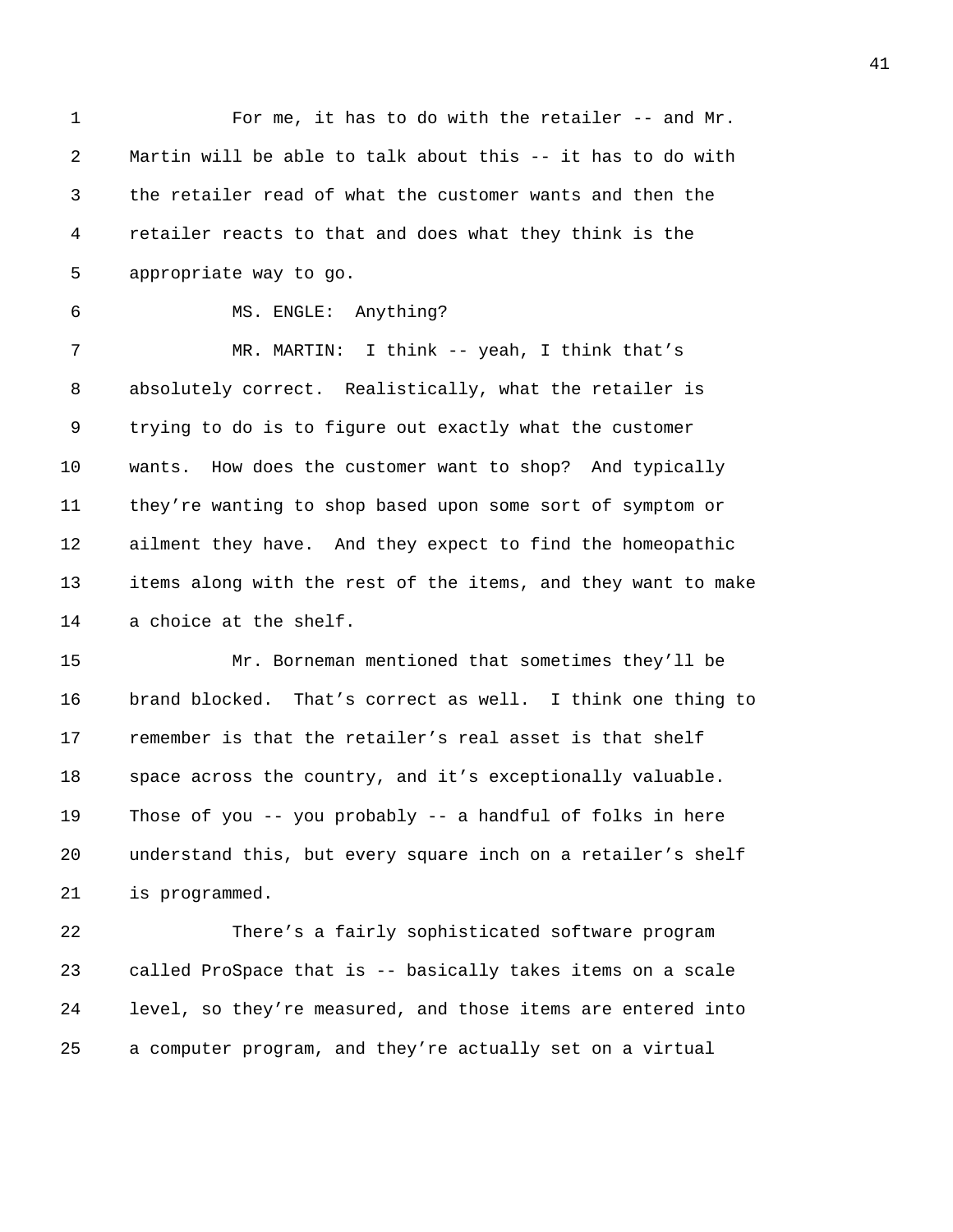For me, it has to do with the retailer -- and Mr. Martin will be able to talk about this -- it has to do with the retailer read of what the customer wants and then the retailer reacts to that and does what they think is the appropriate way to go.

MS. ENGLE: Anything?

MR. MARTIN: I think -- yeah, I think that's absolutely correct. Realistically, what the retailer is trying to do is to figure out exactly what the customer wants. How does the customer want to shop? And typically they're wanting to shop based upon some sort of symptom or ailment they have. And they expect to find the homeopathic items along with the rest of the items, and they want to make a choice at the shelf.

Mr. Borneman mentioned that sometimes they'll be brand blocked. That's correct as well. I think one thing to remember is that the retailer's real asset is that shelf space across the country, and it's exceptionally valuable. Those of you -- you probably -- a handful of folks in here understand this, but every square inch on a retailer's shelf is programmed.

There's a fairly sophisticated software program called ProSpace that is -- basically takes items on a scale level, so they're measured, and those items are entered into a computer program, and they're actually set on a virtual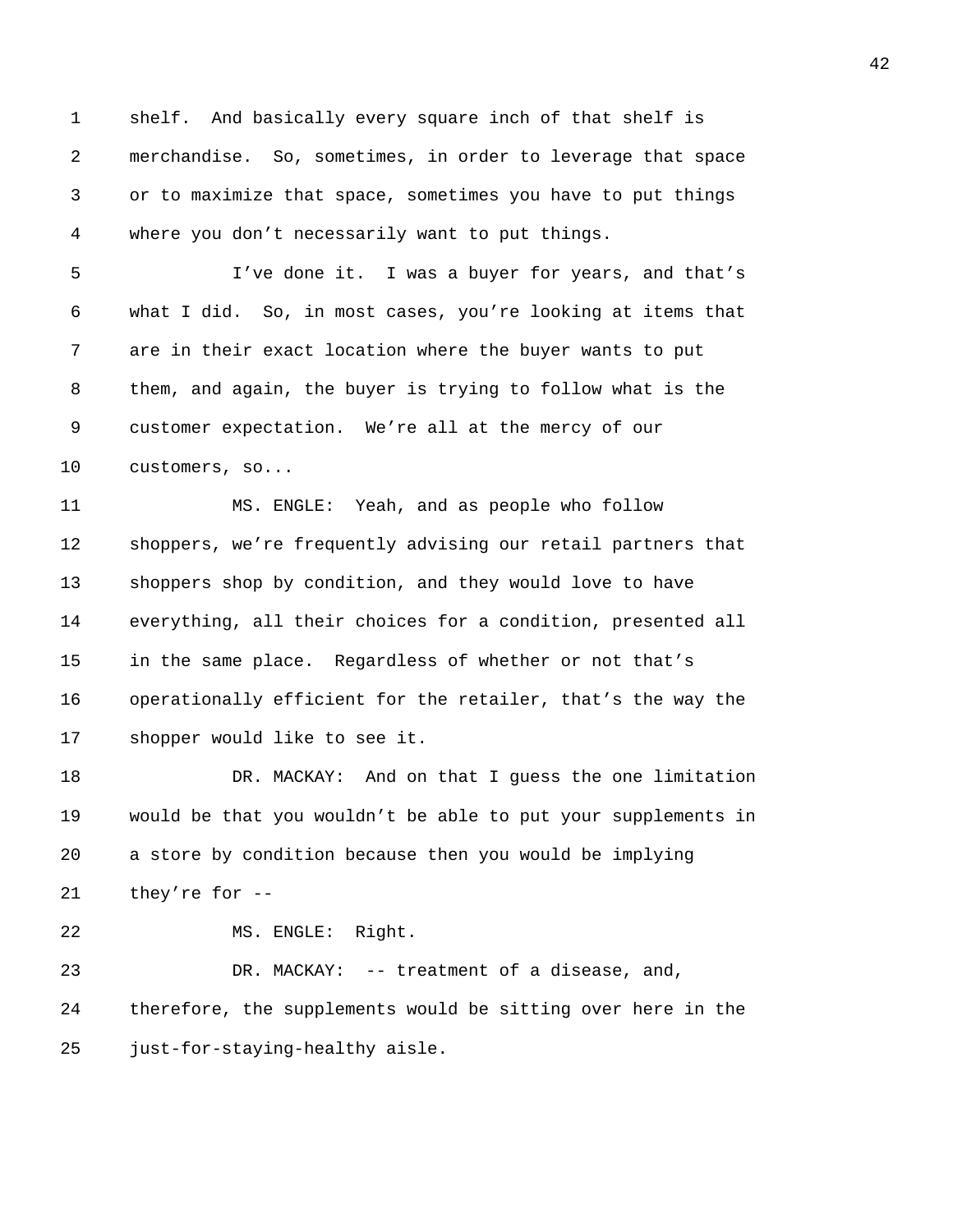shelf. And basically every square inch of that shelf is merchandise. So, sometimes, in order to leverage that space or to maximize that space, sometimes you have to put things where you don't necessarily want to put things.

I've done it. I was a buyer for years, and that's what I did. So, in most cases, you're looking at items that are in their exact location where the buyer wants to put them, and again, the buyer is trying to follow what is the customer expectation. We're all at the mercy of our customers, so...

MS. ENGLE: Yeah, and as people who follow shoppers, we're frequently advising our retail partners that shoppers shop by condition, and they would love to have everything, all their choices for a condition, presented all in the same place. Regardless of whether or not that's operationally efficient for the retailer, that's the way the shopper would like to see it.

DR. MACKAY: And on that I guess the one limitation would be that you wouldn't be able to put your supplements in a store by condition because then you would be implying they're for --

MS. ENGLE: Right.

DR. MACKAY: -- treatment of a disease, and, therefore, the supplements would be sitting over here in the just-for-staying-healthy aisle.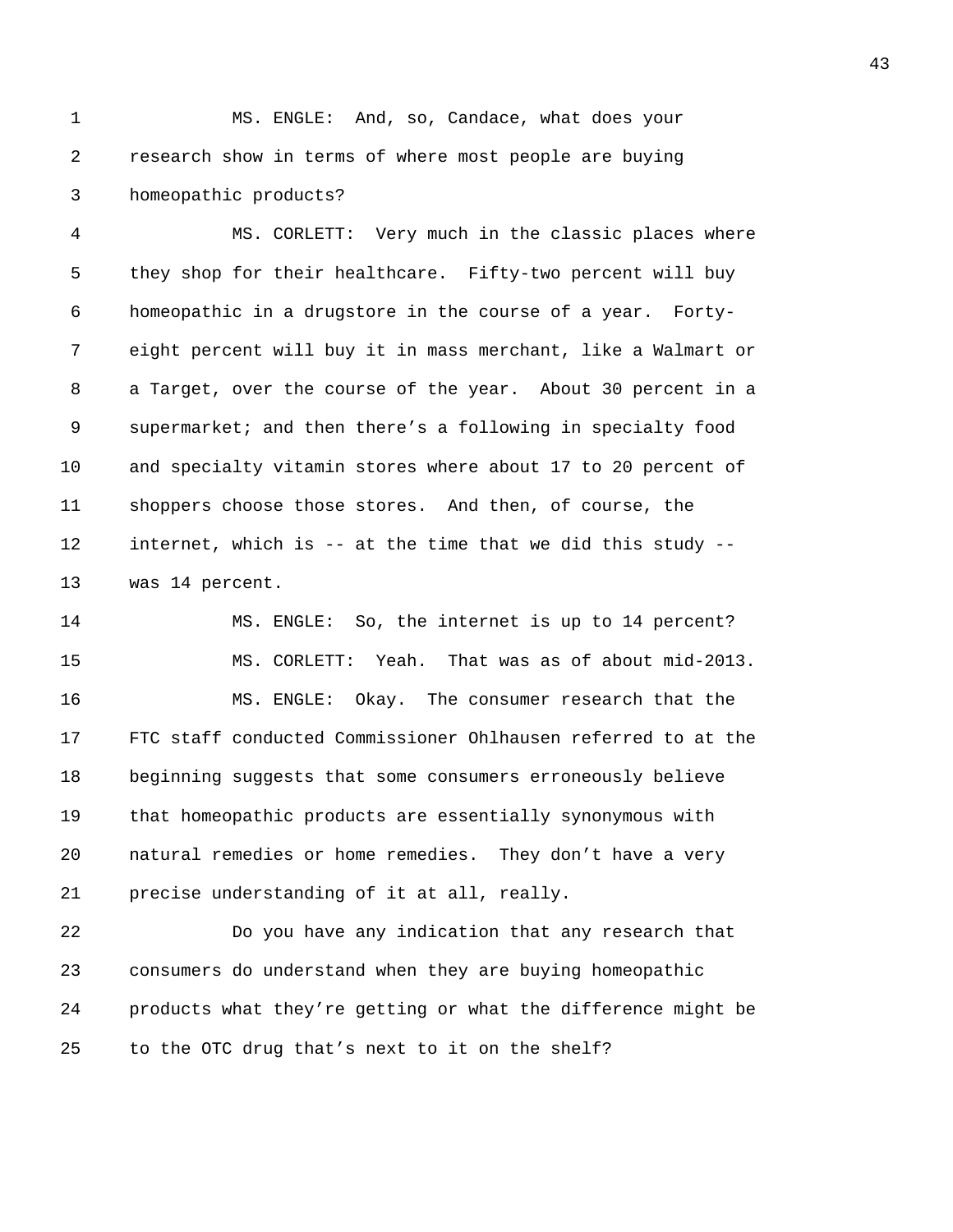MS. ENGLE: And, so, Candace, what does your research show in terms of where most people are buying homeopathic products?

MS. CORLETT: Very much in the classic places where they shop for their healthcare. Fifty-two percent will buy homeopathic in a drugstore in the course of a year. Forty-eight percent will buy it in mass merchant, like a Walmart or a Target, over the course of the year. About 30 percent in a supermarket; and then there's a following in specialty food and specialty vitamin stores where about 17 to 20 percent of shoppers choose those stores. And then, of course, the internet, which is -- at the time that we did this study -- was 14 percent.

MS. ENGLE: So, the internet is up to 14 percent?

MS. CORLETT: Yeah. That was as of about mid-2013.

MS. ENGLE: Okay. The consumer research that the FTC staff conducted Commissioner Ohlhausen referred to at the beginning suggests that some consumers erroneously believe that homeopathic products are essentially synonymous with natural remedies or home remedies. They don't have a very precise understanding of it at all, really.

Do you have any indication that any research that consumers do understand when they are buying homeopathic products what they're getting or what the difference might be to the OTC drug that's next to it on the shelf?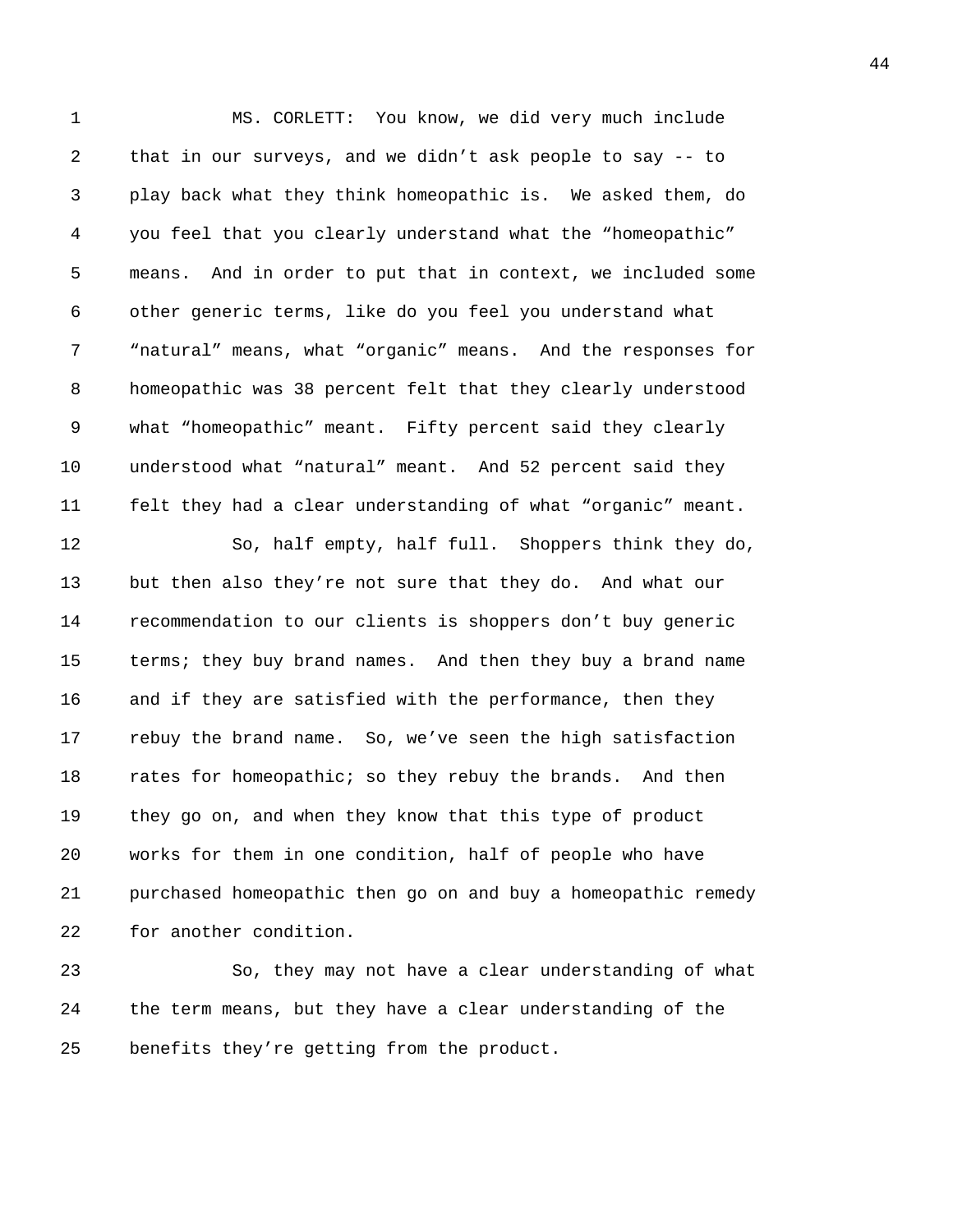MS. CORLETT: You know, we did very much include that in our surveys, and we didn't ask people to say -- to play back what they think homeopathic is. We asked them, do you feel that you clearly understand what the "homeopathic" means. And in order to put that in context, we included some other generic terms, like do you feel you understand what "natural" means, what "organic" means. And the responses for homeopathic was 38 percent felt that they clearly understood what "homeopathic" meant. Fifty percent said they clearly understood what "natural" meant. And 52 percent said they felt they had a clear understanding of what "organic" meant.

So, half empty, half full. Shoppers think they do, but then also they're not sure that they do. And what our recommendation to our clients is shoppers don't buy generic terms; they buy brand names. And then they buy a brand name and if they are satisfied with the performance, then they rebuy the brand name. So, we've seen the high satisfaction rates for homeopathic; so they rebuy the brands. And then they go on, and when they know that this type of product works for them in one condition, half of people who have purchased homeopathic then go on and buy a homeopathic remedy for another condition.

So, they may not have a clear understanding of what the term means, but they have a clear understanding of the benefits they're getting from the product.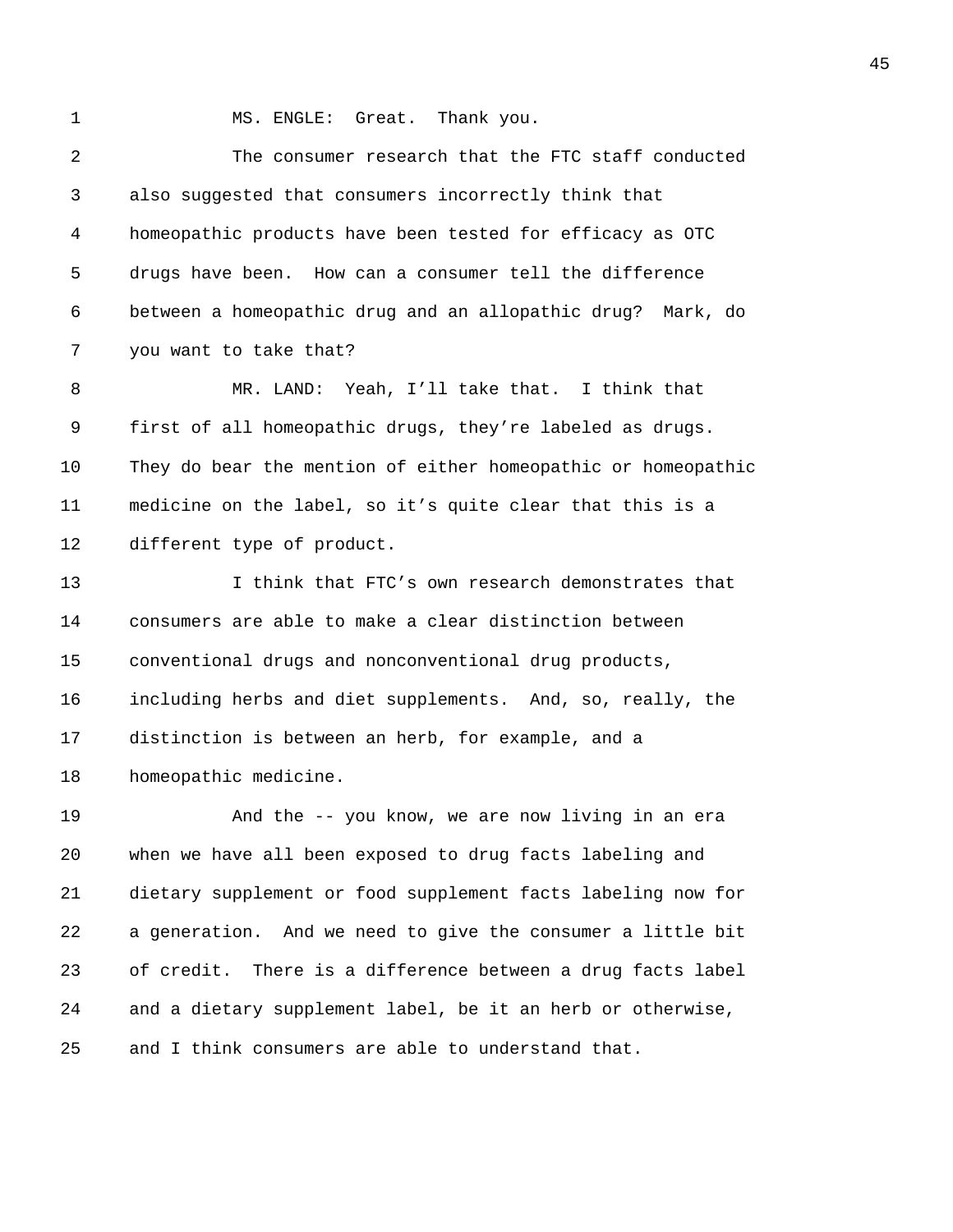MS. ENGLE: Great. Thank you.

The consumer research that the FTC staff conducted also suggested that consumers incorrectly think that homeopathic products have been tested for efficacy as OTC drugs have been. How can a consumer tell the difference between a homeopathic drug and an allopathic drug? Mark, do you want to take that?

MR. LAND: Yeah, I'll take that. I think that first of all homeopathic drugs, they're labeled as drugs. They do bear the mention of either homeopathic or homeopathic medicine on the label, so it's quite clear that this is a different type of product.

I think that FTC's own research demonstrates that consumers are able to make a clear distinction between conventional drugs and nonconventional drug products, including herbs and diet supplements. And, so, really, the distinction is between an herb, for example, and a homeopathic medicine.

And the -- you know, we are now living in an era when we have all been exposed to drug facts labeling and dietary supplement or food supplement facts labeling now for a generation. And we need to give the consumer a little bit of credit. There is a difference between a drug facts label and a dietary supplement label, be it an herb or otherwise, and I think consumers are able to understand that.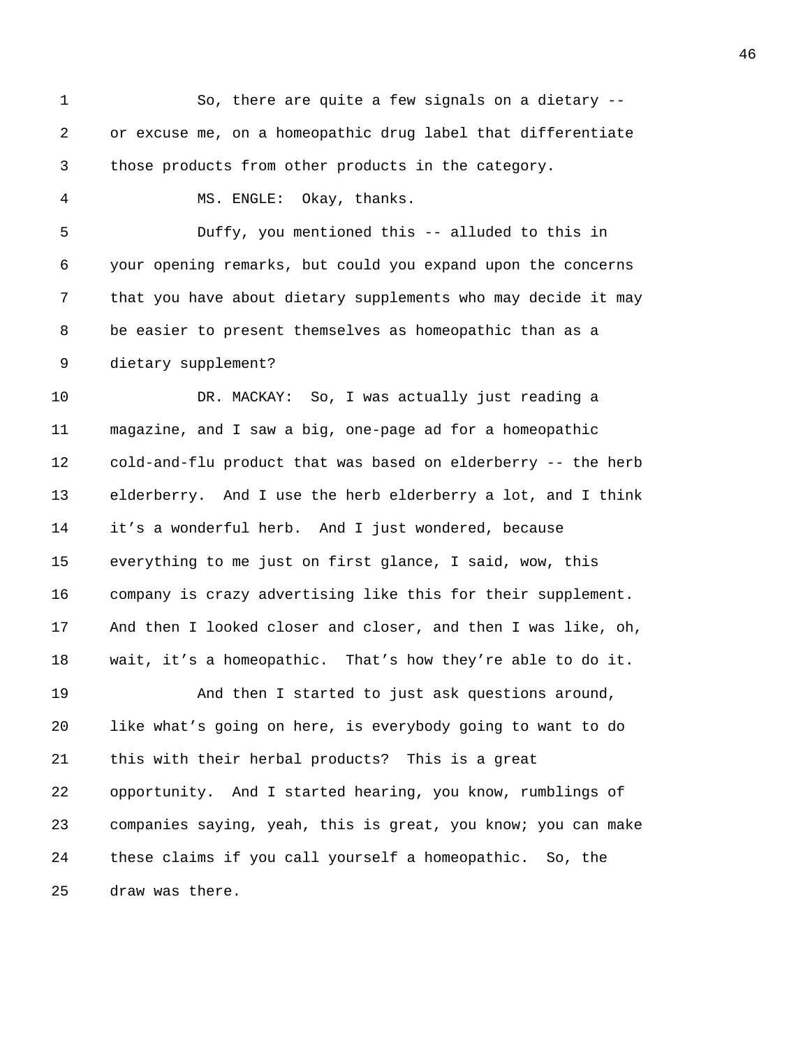So, there are quite a few signals on a dietary -- or excuse me, on a homeopathic drug label that differentiate those products from other products in the category.

MS. ENGLE: Okay, thanks.

Duffy, you mentioned this -- alluded to this in your opening remarks, but could you expand upon the concerns that you have about dietary supplements who may decide it may be easier to present themselves as homeopathic than as a dietary supplement?

DR. MACKAY: So, I was actually just reading a magazine, and I saw a big, one-page ad for a homeopathic cold-and-flu product that was based on elderberry -- the herb elderberry. And I use the herb elderberry a lot, and I think it's a wonderful herb. And I just wondered, because everything to me just on first glance, I said, wow, this company is crazy advertising like this for their supplement. And then I looked closer and closer, and then I was like, oh, wait, it's a homeopathic. That's how they're able to do it.

And then I started to just ask questions around, like what's going on here, is everybody going to want to do this with their herbal products? This is a great opportunity. And I started hearing, you know, rumblings of companies saying, yeah, this is great, you know; you can make these claims if you call yourself a homeopathic. So, the draw was there.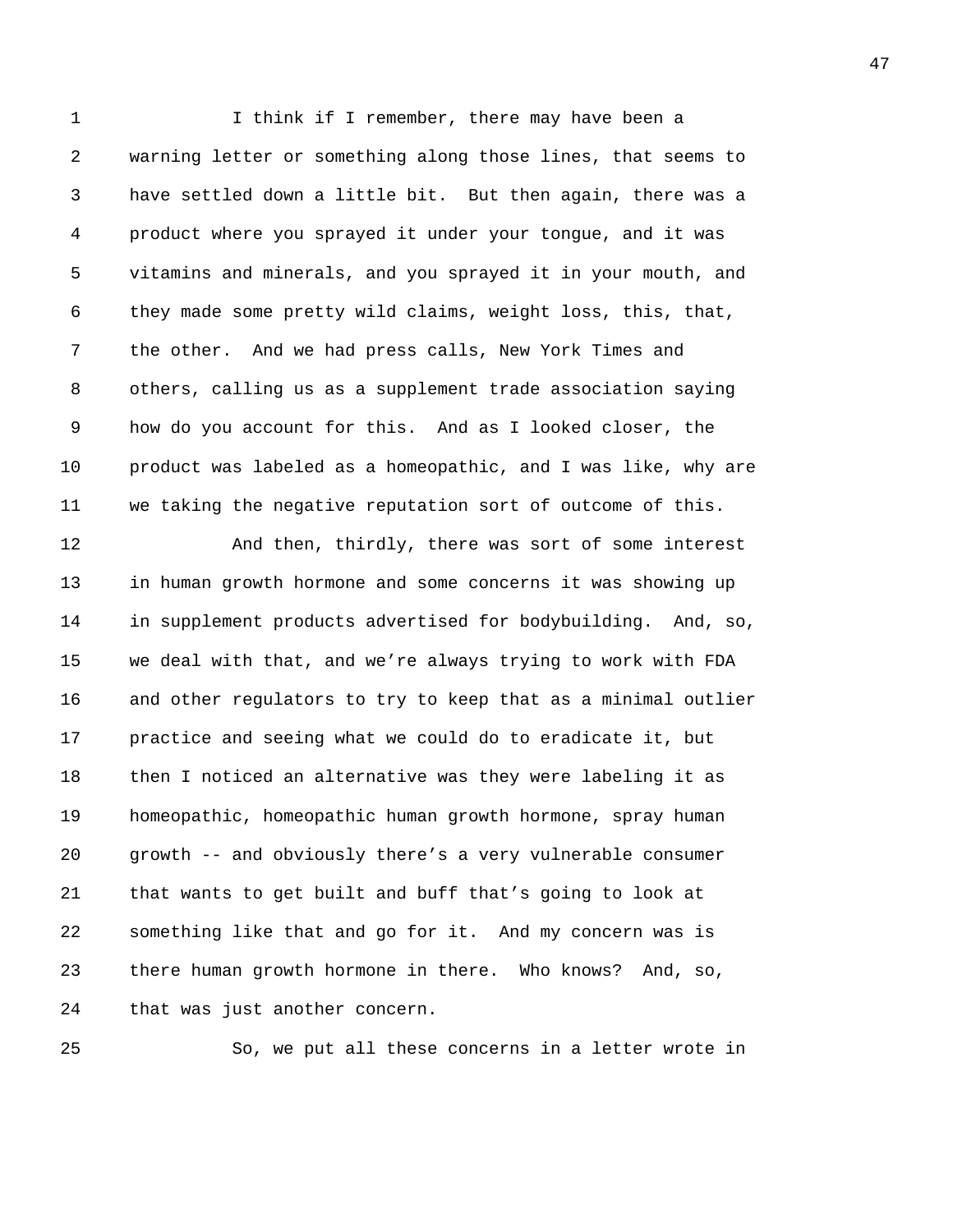I think if I remember, there may have been a warning letter or something along those lines, that seems to have settled down a little bit. But then again, there was a product where you sprayed it under your tongue, and it was vitamins and minerals, and you sprayed it in your mouth, and they made some pretty wild claims, weight loss, this, that, the other. And we had press calls, New York Times and others, calling us as a supplement trade association saying how do you account for this. And as I looked closer, the product was labeled as a homeopathic, and I was like, why are we taking the negative reputation sort of outcome of this.

And then, thirdly, there was sort of some interest in human growth hormone and some concerns it was showing up in supplement products advertised for bodybuilding. And, so, we deal with that, and we're always trying to work with FDA and other regulators to try to keep that as a minimal outlier practice and seeing what we could do to eradicate it, but then I noticed an alternative was they were labeling it as homeopathic, homeopathic human growth hormone, spray human growth -- and obviously there's a very vulnerable consumer that wants to get built and buff that's going to look at something like that and go for it. And my concern was is there human growth hormone in there. Who knows? And, so, that was just another concern.

So, we put all these concerns in a letter wrote in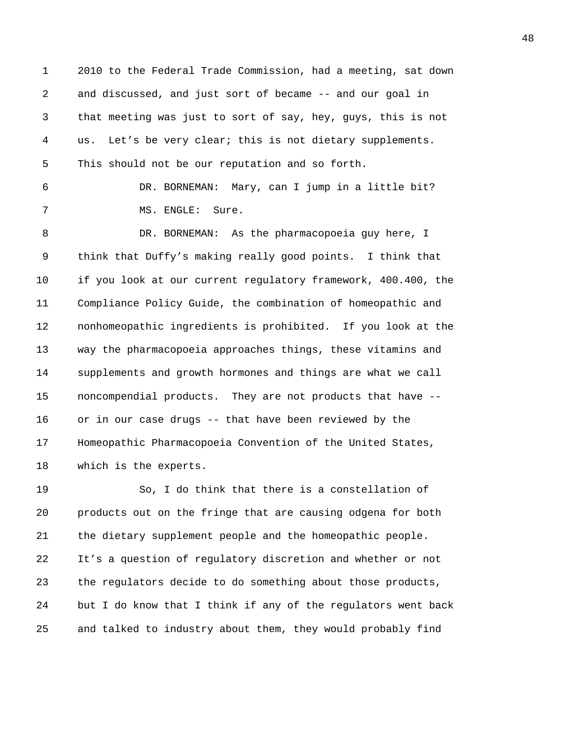2010 to the Federal Trade Commission, had a meeting, sat down and discussed, and just sort of became -- and our goal in that meeting was just to sort of say, hey, guys, this is not us. Let's be very clear; this is not dietary supplements. This should not be our reputation and so forth.

DR. BORNEMAN: Mary, can I jump in a little bit?

MS. ENGLE: Sure.

DR. BORNEMAN: As the pharmacopoeia guy here, I think that Duffy's making really good points. I think that if you look at our current regulatory framework, 400.400, the Compliance Policy Guide, the combination of homeopathic and nonhomeopathic ingredients is prohibited. If you look at the way the pharmacopoeia approaches things, these vitamins and supplements and growth hormones and things are what we call noncompendial products. They are not products that have -- or in our case drugs -- that have been reviewed by the Homeopathic Pharmacopoeia Convention of the United States, which is the experts.

So, I do think that there is a constellation of products out on the fringe that are causing odgena for both the dietary supplement people and the homeopathic people. It's a question of regulatory discretion and whether or not the regulators decide to do something about those products, but I do know that I think if any of the regulators went back and talked to industry about them, they would probably find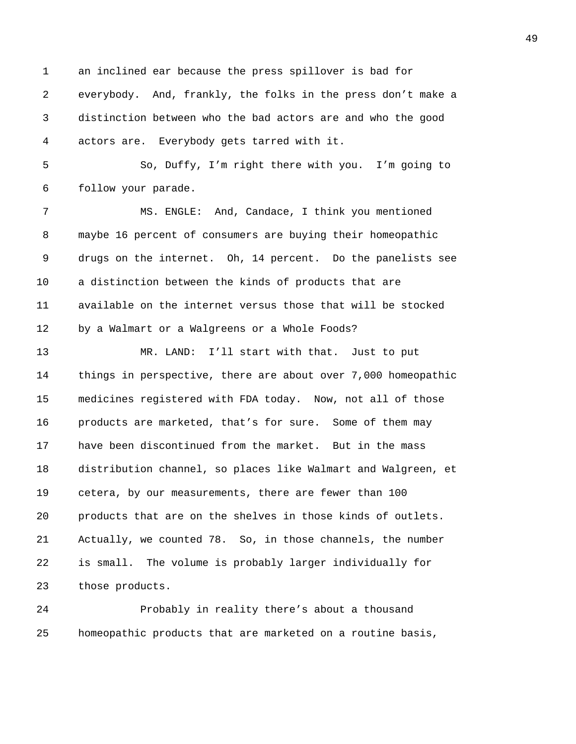an inclined ear because the press spillover is bad for everybody. And, frankly, the folks in the press don't make a distinction between who the bad actors are and who the good actors are. Everybody gets tarred with it.

So, Duffy, I'm right there with you. I'm going to follow your parade.

MS. ENGLE: And, Candace, I think you mentioned maybe 16 percent of consumers are buying their homeopathic drugs on the internet. Oh, 14 percent. Do the panelists see a distinction between the kinds of products that are available on the internet versus those that will be stocked by a Walmart or a Walgreens or a Whole Foods?

MR. LAND: I'll start with that. Just to put things in perspective, there are about over 7,000 homeopathic medicines registered with FDA today. Now, not all of those products are marketed, that's for sure. Some of them may have been discontinued from the market. But in the mass distribution channel, so places like Walmart and Walgreen, et cetera, by our measurements, there are fewer than 100 products that are on the shelves in those kinds of outlets. Actually, we counted 78. So, in those channels, the number is small. The volume is probably larger individually for those products.

Probably in reality there's about a thousand homeopathic products that are marketed on a routine basis,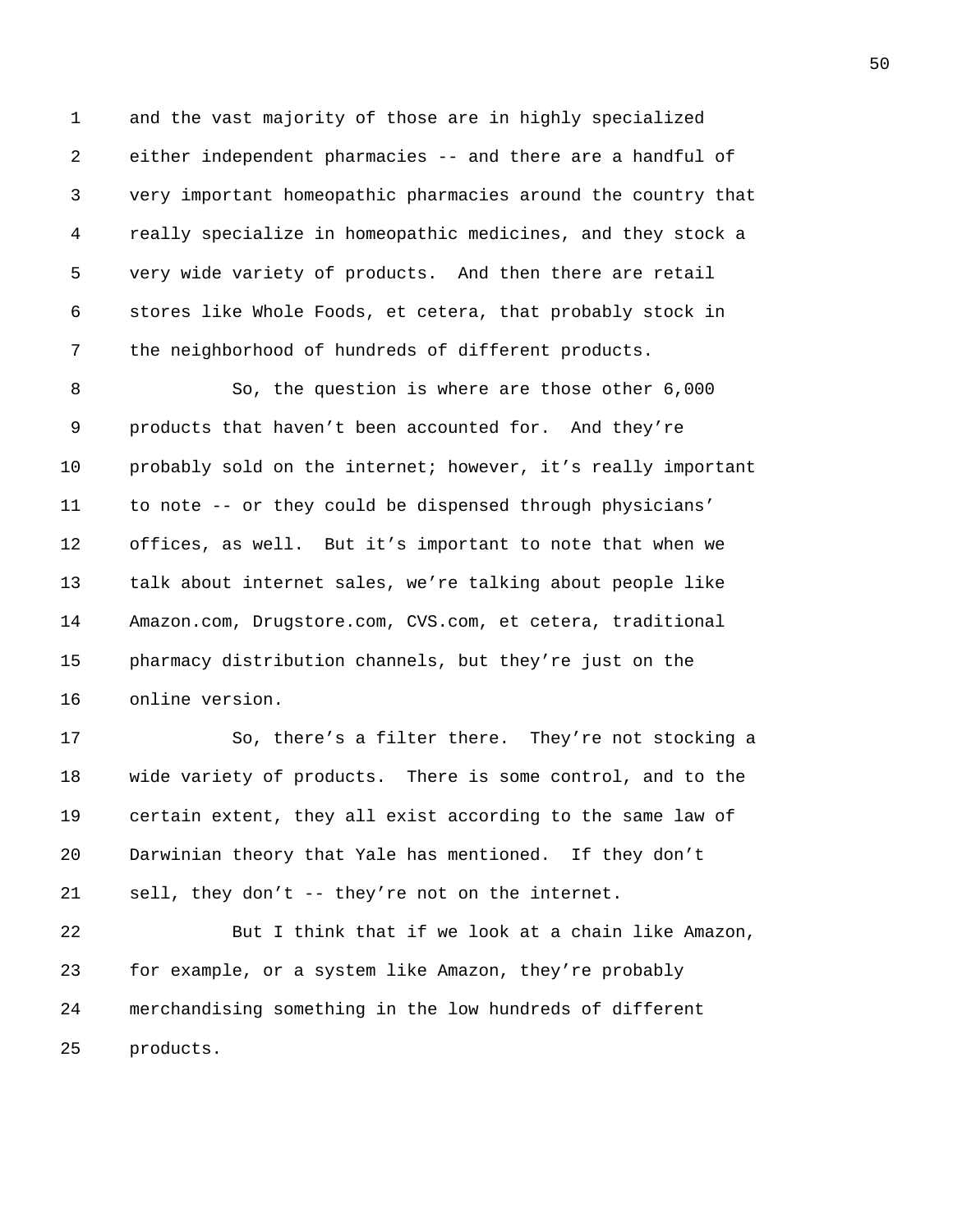and the vast majority of those are in highly specialized either independent pharmacies -- and there are a handful of very important homeopathic pharmacies around the country that really specialize in homeopathic medicines, and they stock a very wide variety of products. And then there are retail stores like Whole Foods, et cetera, that probably stock in the neighborhood of hundreds of different products.

So, the question is where are those other 6,000 products that haven't been accounted for. And they're probably sold on the internet; however, it's really important to note -- or they could be dispensed through physicians' offices, as well. But it's important to note that when we talk about internet sales, we're talking about people like Amazon.com, Drugstore.com, CVS.com, et cetera, traditional pharmacy distribution channels, but they're just on the online version.

So, there's a filter there. They're not stocking a wide variety of products. There is some control, and to the certain extent, they all exist according to the same law of Darwinian theory that Yale has mentioned. If they don't sell, they don't -- they're not on the internet.

But I think that if we look at a chain like Amazon, for example, or a system like Amazon, they're probably merchandising something in the low hundreds of different products.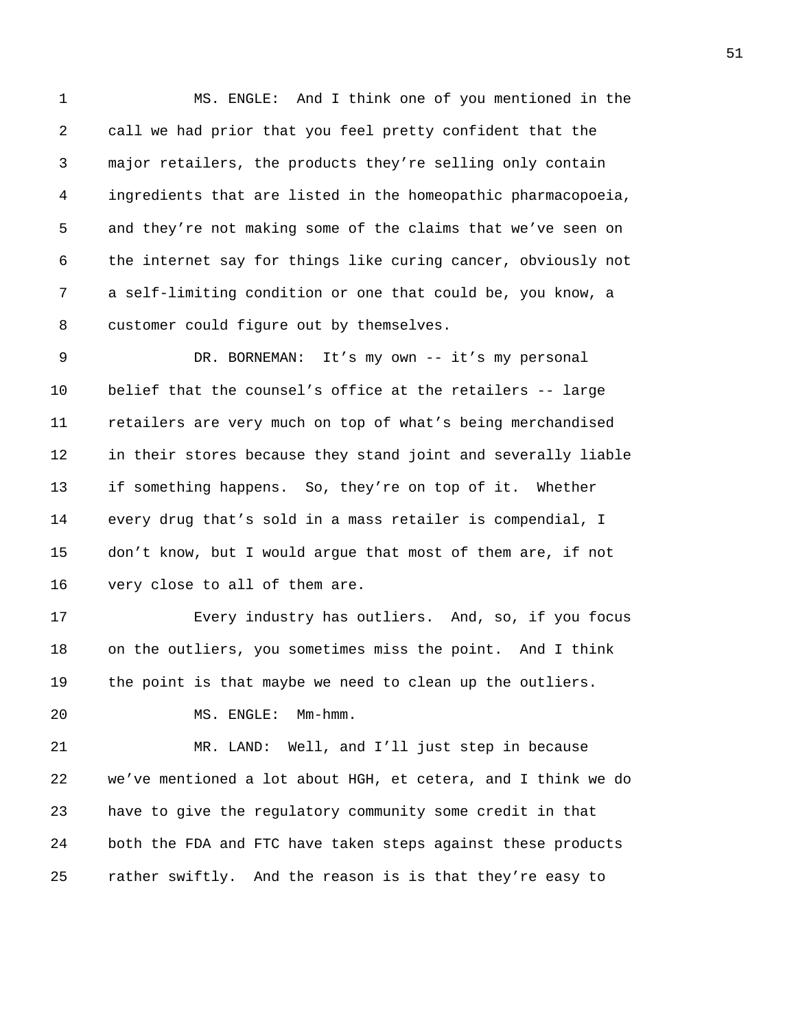MS. ENGLE: And I think one of you mentioned in the call we had prior that you feel pretty confident that the major retailers, the products they're selling only contain ingredients that are listed in the homeopathic pharmacopoeia, and they're not making some of the claims that we've seen on the internet say for things like curing cancer, obviously not a self-limiting condition or one that could be, you know, a customer could figure out by themselves.

DR. BORNEMAN: It's my own -- it's my personal belief that the counsel's office at the retailers -- large retailers are very much on top of what's being merchandised in their stores because they stand joint and severally liable if something happens. So, they're on top of it. Whether every drug that's sold in a mass retailer is compendial, I don't know, but I would argue that most of them are, if not very close to all of them are.

Every industry has outliers. And, so, if you focus on the outliers, you sometimes miss the point. And I think the point is that maybe we need to clean up the outliers.

MS. ENGLE: Mm-hmm.

MR. LAND: Well, and I'll just step in because we've mentioned a lot about HGH, et cetera, and I think we do have to give the regulatory community some credit in that both the FDA and FTC have taken steps against these products rather swiftly. And the reason is is that they're easy to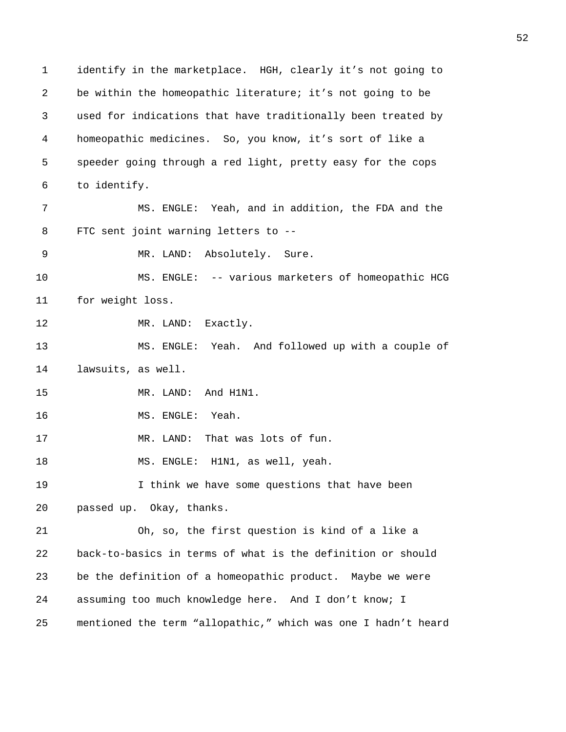identify in the marketplace. HGH, clearly it's not going to be within the homeopathic literature; it's not going to be used for indications that have traditionally been treated by homeopathic medicines. So, you know, it's sort of like a speeder going through a red light, pretty easy for the cops to identify.

MS. ENGLE: Yeah, and in addition, the FDA and the FTC sent joint warning letters to --

MR. LAND: Absolutely. Sure.

MS. ENGLE: -- various marketers of homeopathic HCG for weight loss.

MR. LAND: Exactly.

MS. ENGLE: Yeah. And followed up with a couple of lawsuits, as well.

MR. LAND: And H1N1.

MS. ENGLE: Yeah.

MR. LAND: That was lots of fun.

MS. ENGLE: H1N1, as well, yeah.

I think we have some questions that have been passed up. Okay, thanks.

Oh, so, the first question is kind of a like a back-to-basics in terms of what is the definition or should be the definition of a homeopathic product. Maybe we were assuming too much knowledge here. And I don't know; I mentioned the term "allopathic," which was one I hadn't heard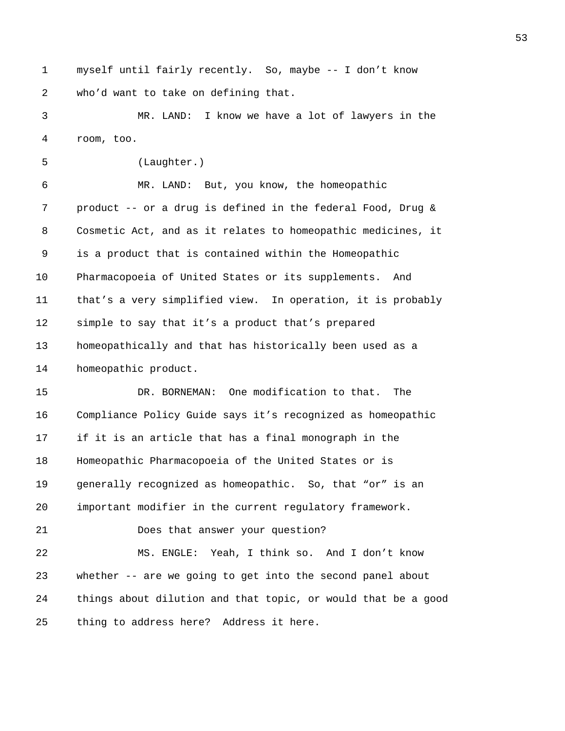myself until fairly recently. So, maybe -- I don't know who'd want to take on defining that.

MR. LAND: I know we have a lot of lawyers in the room, too.

(Laughter.)

MR. LAND: But, you know, the homeopathic product -- or a drug is defined in the federal Food, Drug & Cosmetic Act, and as it relates to homeopathic medicines, it is a product that is contained within the Homeopathic Pharmacopoeia of United States or its supplements. And that's a very simplified view. In operation, it is probably simple to say that it's a product that's prepared homeopathically and that has historically been used as a homeopathic product.

DR. BORNEMAN: One modification to that. The Compliance Policy Guide says it's recognized as homeopathic if it is an article that has a final monograph in the Homeopathic Pharmacopoeia of the United States or is generally recognized as homeopathic. So, that "or" is an important modifier in the current regulatory framework.

Does that answer your question?

MS. ENGLE: Yeah, I think so. And I don't know whether -- are we going to get into the second panel about things about dilution and that topic, or would that be a good thing to address here? Address it here.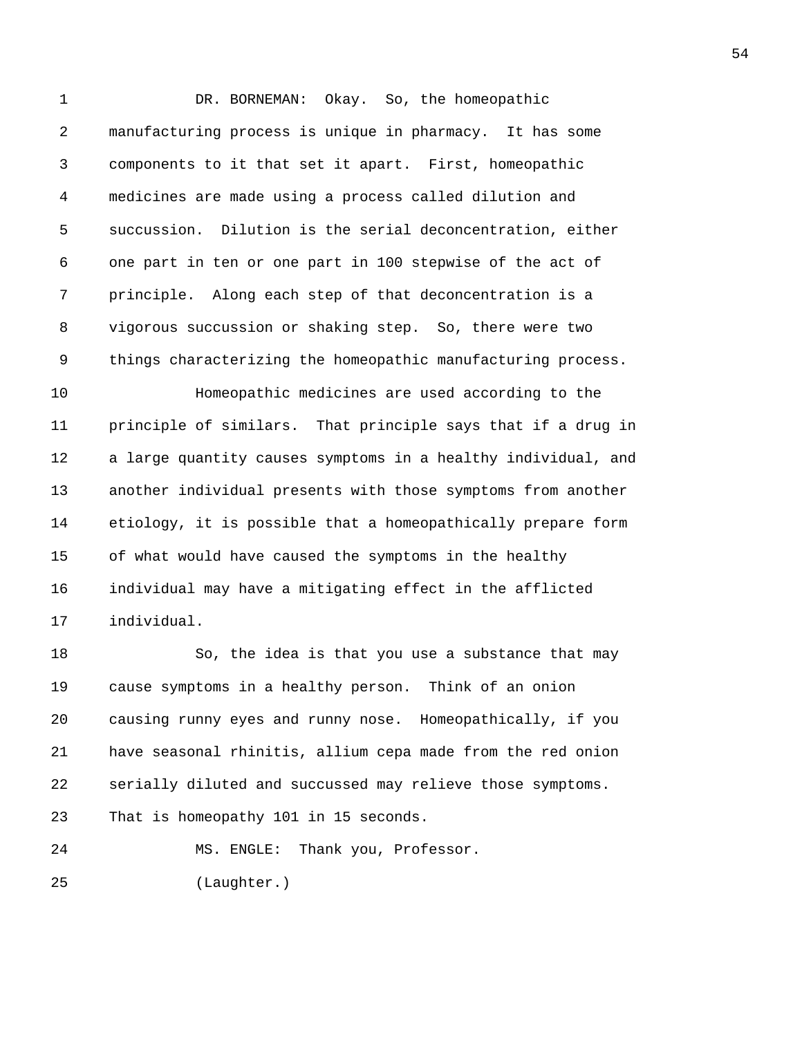DR. BORNEMAN: Okay. So, the homeopathic manufacturing process is unique in pharmacy. It has some components to it that set it apart. First, homeopathic medicines are made using a process called dilution and succussion. Dilution is the serial deconcentration, either one part in ten or one part in 100 stepwise of the act of principle. Along each step of that deconcentration is a vigorous succussion or shaking step. So, there were two things characterizing the homeopathic manufacturing process.

Homeopathic medicines are used according to the principle of similars. That principle says that if a drug in a large quantity causes symptoms in a healthy individual, and another individual presents with those symptoms from another etiology, it is possible that a homeopathically prepare form of what would have caused the symptoms in the healthy individual may have a mitigating effect in the afflicted individual.

So, the idea is that you use a substance that may cause symptoms in a healthy person. Think of an onion causing runny eyes and runny nose. Homeopathically, if you have seasonal rhinitis, allium cepa made from the red onion serially diluted and succussed may relieve those symptoms. That is homeopathy 101 in 15 seconds.

MS. ENGLE: Thank you, Professor.

(Laughter.)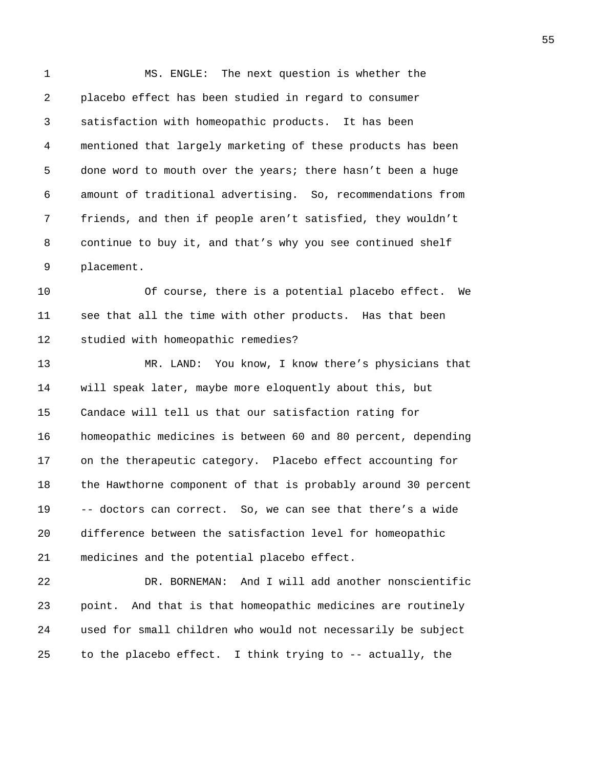MS. ENGLE: The next question is whether the placebo effect has been studied in regard to consumer satisfaction with homeopathic products. It has been mentioned that largely marketing of these products has been done word to mouth over the years; there hasn't been a huge amount of traditional advertising. So, recommendations from friends, and then if people aren't satisfied, they wouldn't continue to buy it, and that's why you see continued shelf placement.

Of course, there is a potential placebo effect. We see that all the time with other products. Has that been studied with homeopathic remedies?

MR. LAND: You know, I know there's physicians that will speak later, maybe more eloquently about this, but Candace will tell us that our satisfaction rating for homeopathic medicines is between 60 and 80 percent, depending on the therapeutic category. Placebo effect accounting for the Hawthorne component of that is probably around 30 percent -- doctors can correct. So, we can see that there's a wide difference between the satisfaction level for homeopathic medicines and the potential placebo effect.

DR. BORNEMAN: And I will add another nonscientific point. And that is that homeopathic medicines are routinely used for small children who would not necessarily be subject to the placebo effect. I think trying to -- actually, the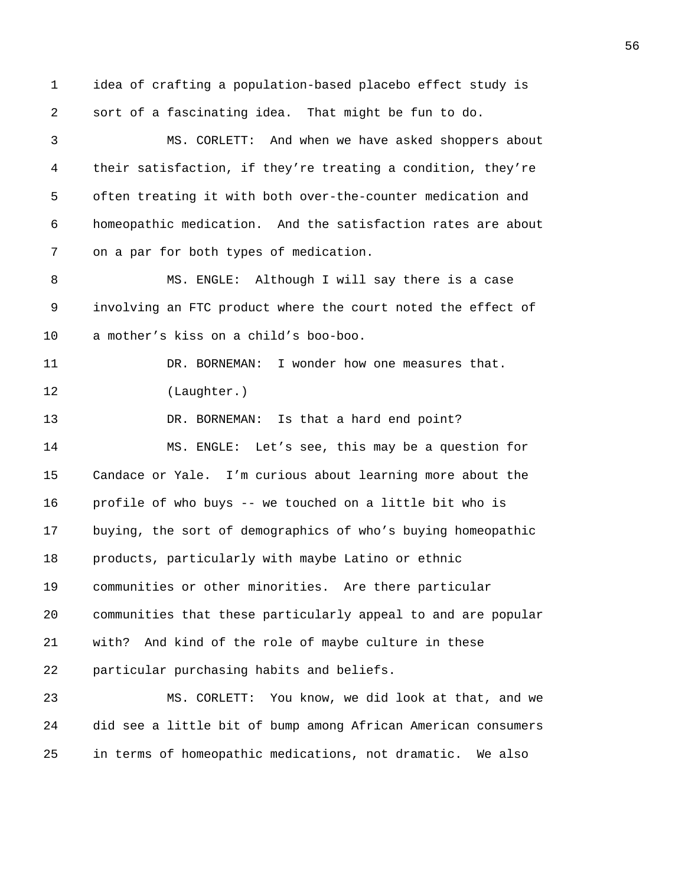idea of crafting a population-based placebo effect study is sort of a fascinating idea. That might be fun to do.

MS. CORLETT: And when we have asked shoppers about their satisfaction, if they're treating a condition, they're often treating it with both over-the-counter medication and homeopathic medication. And the satisfaction rates are about on a par for both types of medication.

MS. ENGLE: Although I will say there is a case involving an FTC product where the court noted the effect of a mother's kiss on a child's boo-boo.

DR. BORNEMAN: I wonder how one measures that.

(Laughter.)

DR. BORNEMAN: Is that a hard end point?

MS. ENGLE: Let's see, this may be a question for Candace or Yale. I'm curious about learning more about the profile of who buys -- we touched on a little bit who is buying, the sort of demographics of who's buying homeopathic products, particularly with maybe Latino or ethnic communities or other minorities. Are there particular communities that these particularly appeal to and are popular with? And kind of the role of maybe culture in these particular purchasing habits and beliefs.

MS. CORLETT: You know, we did look at that, and we did see a little bit of bump among African American consumers in terms of homeopathic medications, not dramatic. We also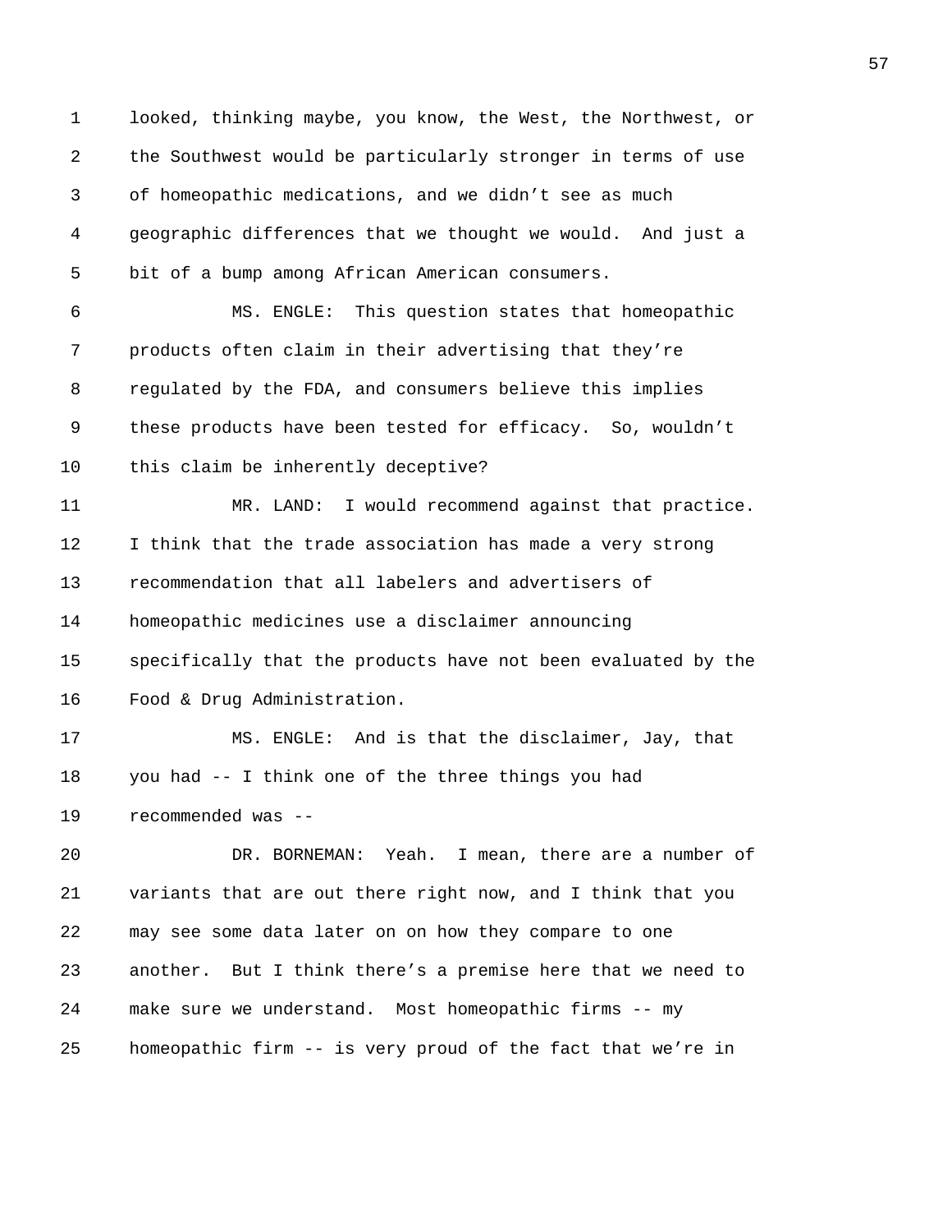looked, thinking maybe, you know, the West, the Northwest, or the Southwest would be particularly stronger in terms of use of homeopathic medications, and we didn't see as much geographic differences that we thought we would. And just a bit of a bump among African American consumers.

MS. ENGLE: This question states that homeopathic products often claim in their advertising that they're regulated by the FDA, and consumers believe this implies these products have been tested for efficacy. So, wouldn't this claim be inherently deceptive?

MR. LAND: I would recommend against that practice. I think that the trade association has made a very strong recommendation that all labelers and advertisers of homeopathic medicines use a disclaimer announcing specifically that the products have not been evaluated by the Food & Drug Administration.

MS. ENGLE: And is that the disclaimer, Jay, that you had -- I think one of the three things you had recommended was --

DR. BORNEMAN: Yeah. I mean, there are a number of variants that are out there right now, and I think that you may see some data later on on how they compare to one another. But I think there's a premise here that we need to make sure we understand. Most homeopathic firms -- my homeopathic firm -- is very proud of the fact that we're in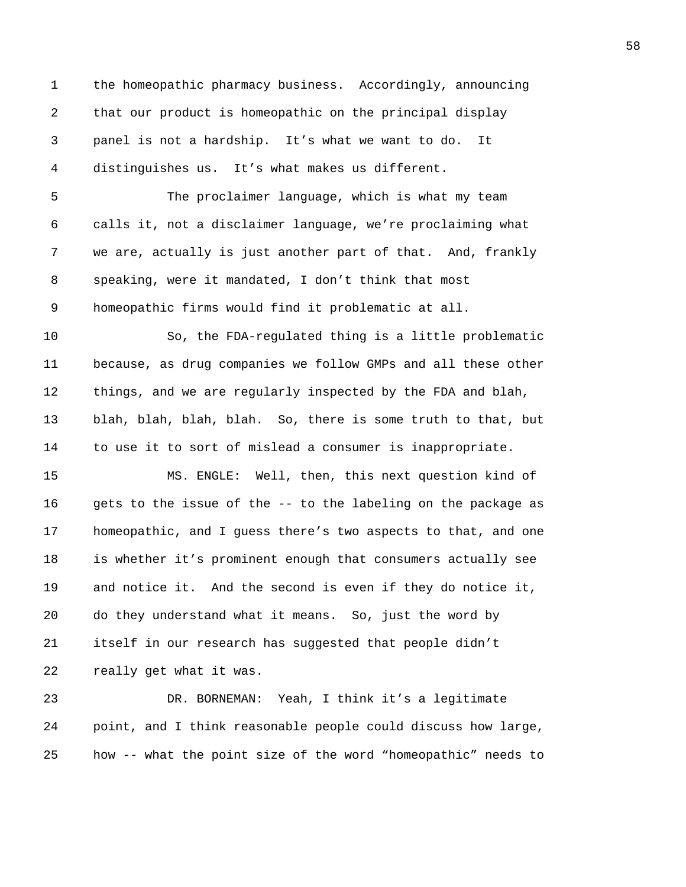the homeopathic pharmacy business. Accordingly, announcing that our product is homeopathic on the principal display panel is not a hardship. It's what we want to do. It distinguishes us. It's what makes us different.

The proclaimer language, which is what my team calls it, not a disclaimer language, we're proclaiming what we are, actually is just another part of that. And, frankly speaking, were it mandated, I don't think that most homeopathic firms would find it problematic at all.

So, the FDA-regulated thing is a little problematic because, as drug companies we follow GMPs and all these other things, and we are regularly inspected by the FDA and blah, blah, blah, blah, blah. So, there is some truth to that, but to use it to sort of mislead a consumer is inappropriate.

MS. ENGLE: Well, then, this next question kind of gets to the issue of the -- to the labeling on the package as homeopathic, and I guess there's two aspects to that, and one is whether it's prominent enough that consumers actually see and notice it. And the second is even if they do notice it, do they understand what it means. So, just the word by itself in our research has suggested that people didn't really get what it was.

DR. BORNEMAN: Yeah, I think it's a legitimate point, and I think reasonable people could discuss how large, how -- what the point size of the word "homeopathic" needs to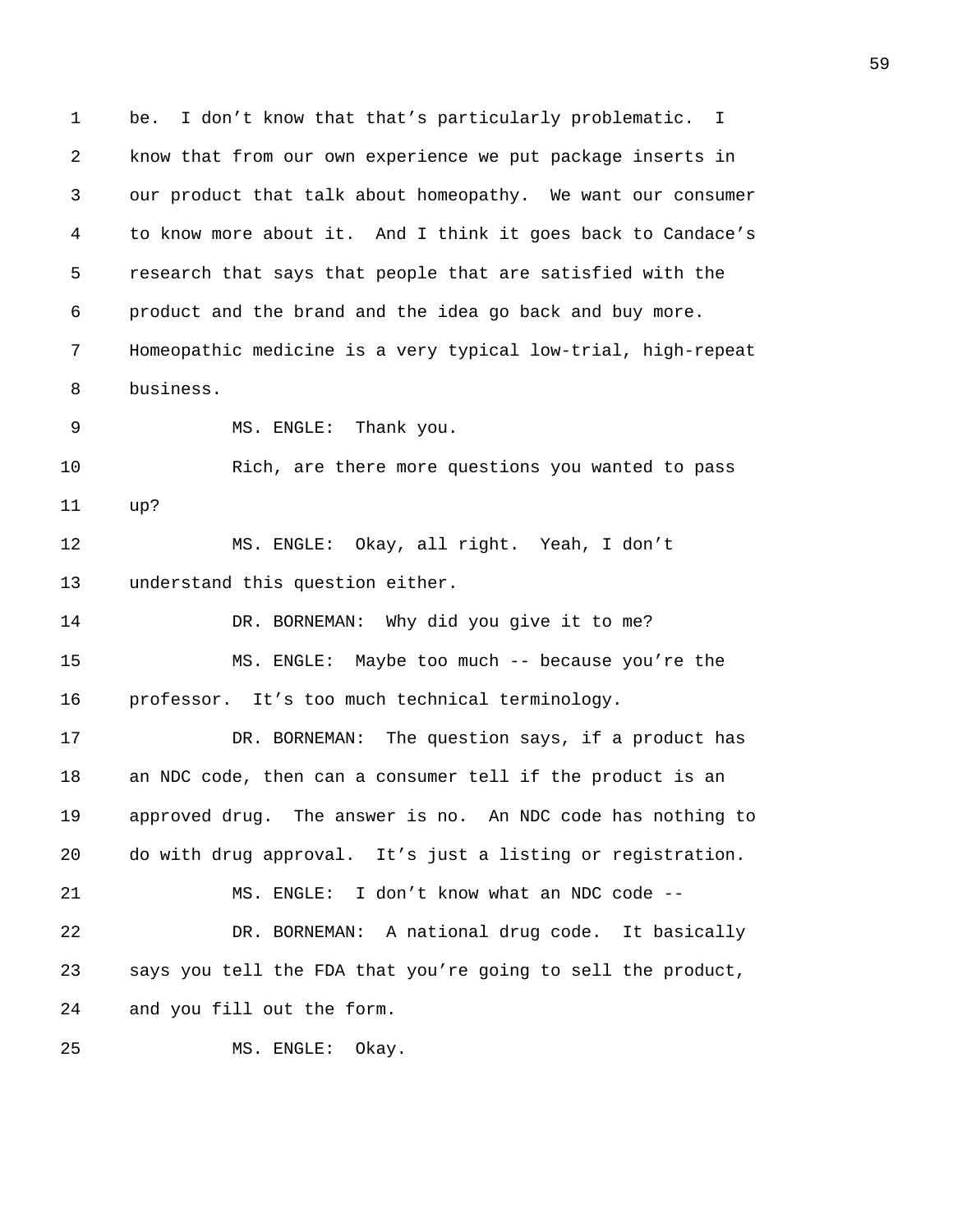be. I don't know that that's particularly problematic. I know that from our own experience we put package inserts in our product that talk about homeopathy. We want our consumer to know more about it. And I think it goes back to Candace's research that says that people that are satisfied with the product and the brand and the idea go back and buy more. Homeopathic medicine is a very typical low-trial, high-repeat business.

MS. ENGLE: Thank you.

Rich, are there more questions you wanted to pass up?

MS. ENGLE: Okay, all right. Yeah, I don't understand this question either.

DR. BORNEMAN: Why did you give it to me?

MS. ENGLE: Maybe too much -- because you're the professor. It's too much technical terminology.

DR. BORNEMAN: The question says, if a product has an NDC code, then can a consumer tell if the product is an approved drug. The answer is no. An NDC code has nothing to do with drug approval. It's just a listing or registration.

MS. ENGLE: I don't know what an NDC code --

DR. BORNEMAN: A national drug code. It basically says you tell the FDA that you're going to sell the product, and you fill out the form.

MS. ENGLE: Okay.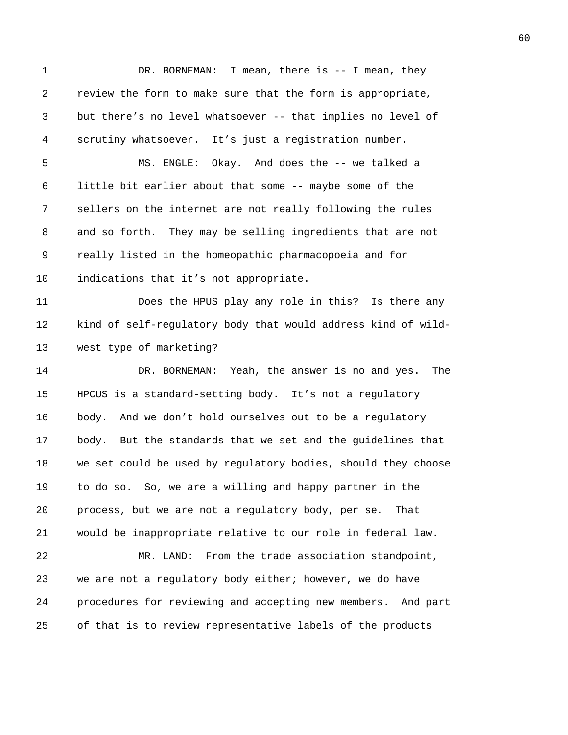DR. BORNEMAN: I mean, there is -- I mean, they review the form to make sure that the form is appropriate, but there's no level whatsoever -- that implies no level of scrutiny whatsoever. It's just a registration number.

MS. ENGLE: Okay. And does the -- we talked a little bit earlier about that some -- maybe some of the sellers on the internet are not really following the rules and so forth. They may be selling ingredients that are not really listed in the homeopathic pharmacopoeia and for indications that it's not appropriate.

Does the HPUS play any role in this? Is there any kind of self-regulatory body that would address kind of wild-west type of marketing?

DR. BORNEMAN: Yeah, the answer is no and yes. The HPCUS is a standard-setting body. It's not a regulatory body. And we don't hold ourselves out to be a regulatory body. But the standards that we set and the guidelines that we set could be used by regulatory bodies, should they choose to do so. So, we are a willing and happy partner in the process, but we are not a regulatory body, per se. That would be inappropriate relative to our role in federal law.

MR. LAND: From the trade association standpoint, we are not a regulatory body either; however, we do have procedures for reviewing and accepting new members. And part of that is to review representative labels of the products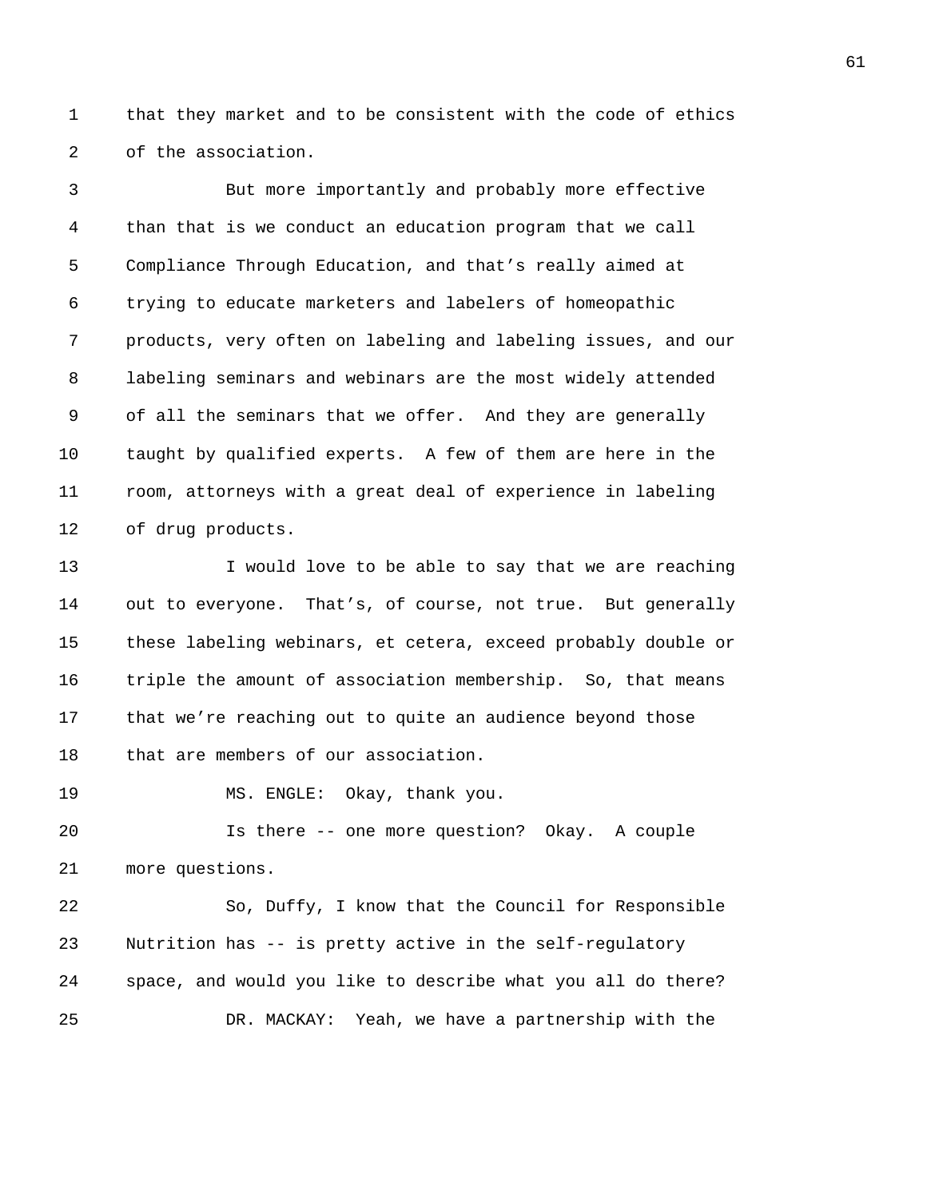that they market and to be consistent with the code of ethics of the association.

But more importantly and probably more effective than that is we conduct an education program that we call Compliance Through Education, and that's really aimed at trying to educate marketers and labelers of homeopathic products, very often on labeling and labeling issues, and our labeling seminars and webinars are the most widely attended of all the seminars that we offer. And they are generally taught by qualified experts. A few of them are here in the room, attorneys with a great deal of experience in labeling of drug products.

I would love to be able to say that we are reaching out to everyone. That's, of course, not true. But generally these labeling webinars, et cetera, exceed probably double or triple the amount of association membership. So, that means that we're reaching out to quite an audience beyond those that are members of our association.

MS. ENGLE: Okay, thank you.

Is there -- one more question? Okay. A couple more questions.

So, Duffy, I know that the Council for Responsible Nutrition has -- is pretty active in the self-regulatory space, and would you like to describe what you all do there?

DR. MACKAY: Yeah, we have a partnership with the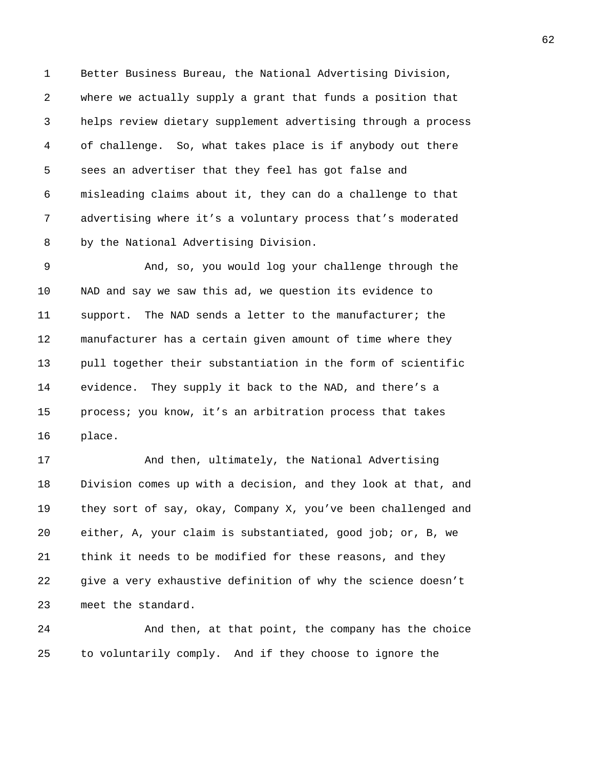Better Business Bureau, the National Advertising Division, where we actually supply a grant that funds a position that helps review dietary supplement advertising through a process of challenge. So, what takes place is if anybody out there sees an advertiser that they feel has got false and misleading claims about it, they can do a challenge to that advertising where it's a voluntary process that's moderated by the National Advertising Division.

And, so, you would log your challenge through the NAD and say we saw this ad, we question its evidence to support. The NAD sends a letter to the manufacturer; the manufacturer has a certain given amount of time where they pull together their substantiation in the form of scientific evidence. They supply it back to the NAD, and there's a process; you know, it's an arbitration process that takes place.

And then, ultimately, the National Advertising Division comes up with a decision, and they look at that, and they sort of say, okay, Company X, you've been challenged and either, A, your claim is substantiated, good job; or, B, we think it needs to be modified for these reasons, and they give a very exhaustive definition of why the science doesn't meet the standard.

And then, at that point, the company has the choice to voluntarily comply. And if they choose to ignore the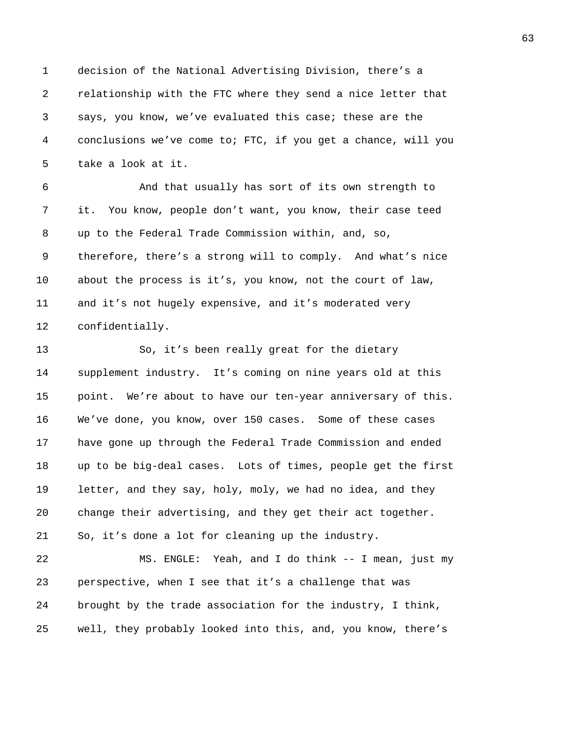decision of the National Advertising Division, there's a relationship with the FTC where they send a nice letter that says, you know, we've evaluated this case; these are the conclusions we've come to; FTC, if you get a chance, will you take a look at it.

And that usually has sort of its own strength to it. You know, people don't want, you know, their case teed up to the Federal Trade Commission within, and, so, therefore, there's a strong will to comply. And what's nice about the process is it's, you know, not the court of law, and it's not hugely expensive, and it's moderated very confidentially.

So, it's been really great for the dietary supplement industry. It's coming on nine years old at this point. We're about to have our ten-year anniversary of this. We've done, you know, over 150 cases. Some of these cases have gone up through the Federal Trade Commission and ended up to be big-deal cases. Lots of times, people get the first letter, and they say, holy, moly, we had no idea, and they change their advertising, and they get their act together. So, it's done a lot for cleaning up the industry.

MS. ENGLE: Yeah, and I do think -- I mean, just my perspective, when I see that it's a challenge that was brought by the trade association for the industry, I think, well, they probably looked into this, and, you know, there's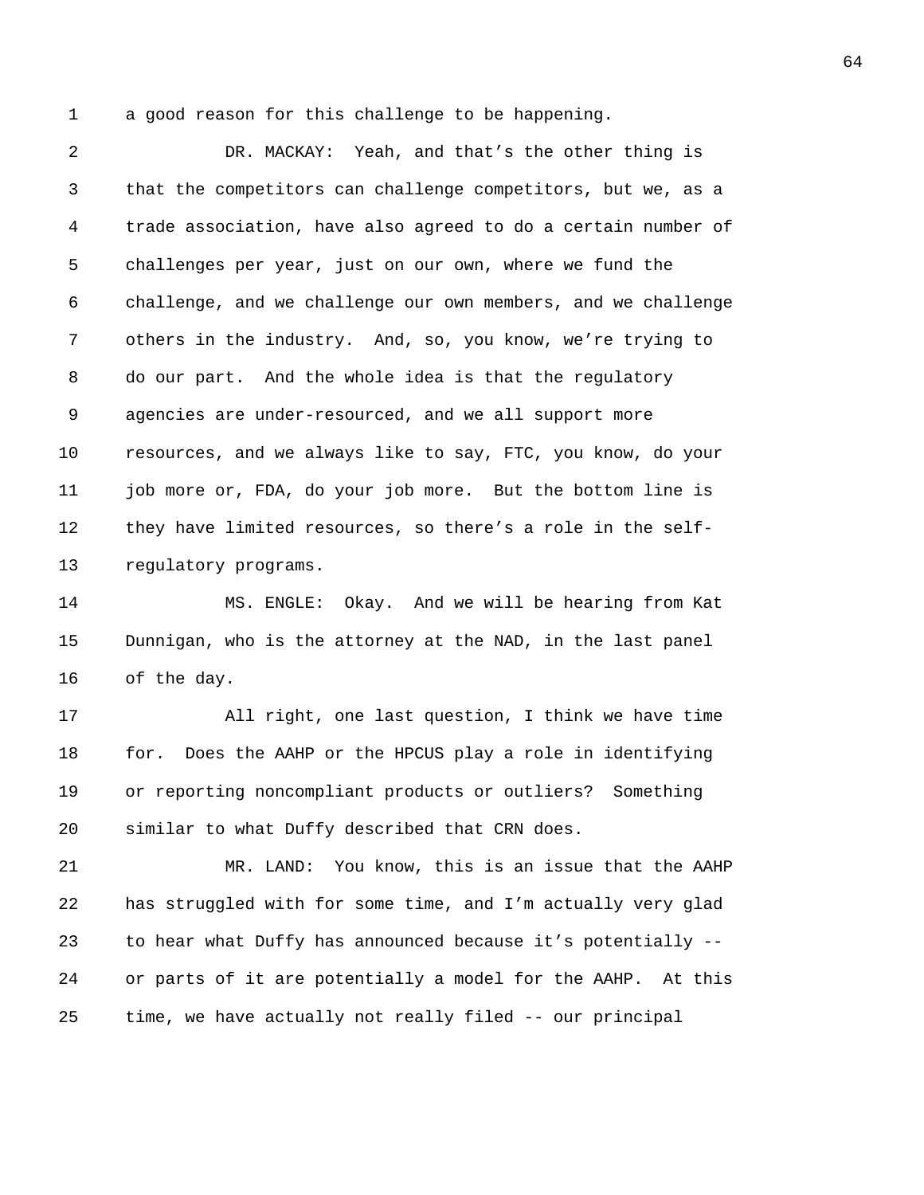a good reason for this challenge to be happening.

DR. MACKAY: Yeah, and that's the other thing is that the competitors can challenge competitors, but we, as a trade association, have also agreed to do a certain number of challenges per year, just on our own, where we fund the challenge, and we challenge our own members, and we challenge others in the industry. And, so, you know, we're trying to do our part. And the whole idea is that the regulatory agencies are under-resourced, and we all support more resources, and we always like to say, FTC, you know, do your job more or, FDA, do your job more. But the bottom line is they have limited resources, so there's a role in the self-regulatory programs.

MS. ENGLE: Okay. And we will be hearing from Kat Dunnigan, who is the attorney at the NAD, in the last panel of the day.

All right, one last question, I think we have time for. Does the AAHP or the HPCUS play a role in identifying or reporting noncompliant products or outliers? Something similar to what Duffy described that CRN does.

MR. LAND: You know, this is an issue that the AAHP has struggled with for some time, and I'm actually very glad to hear what Duffy has announced because it's potentially -- or parts of it are potentially a model for the AAHP. At this time, we have actually not really filed -- our principal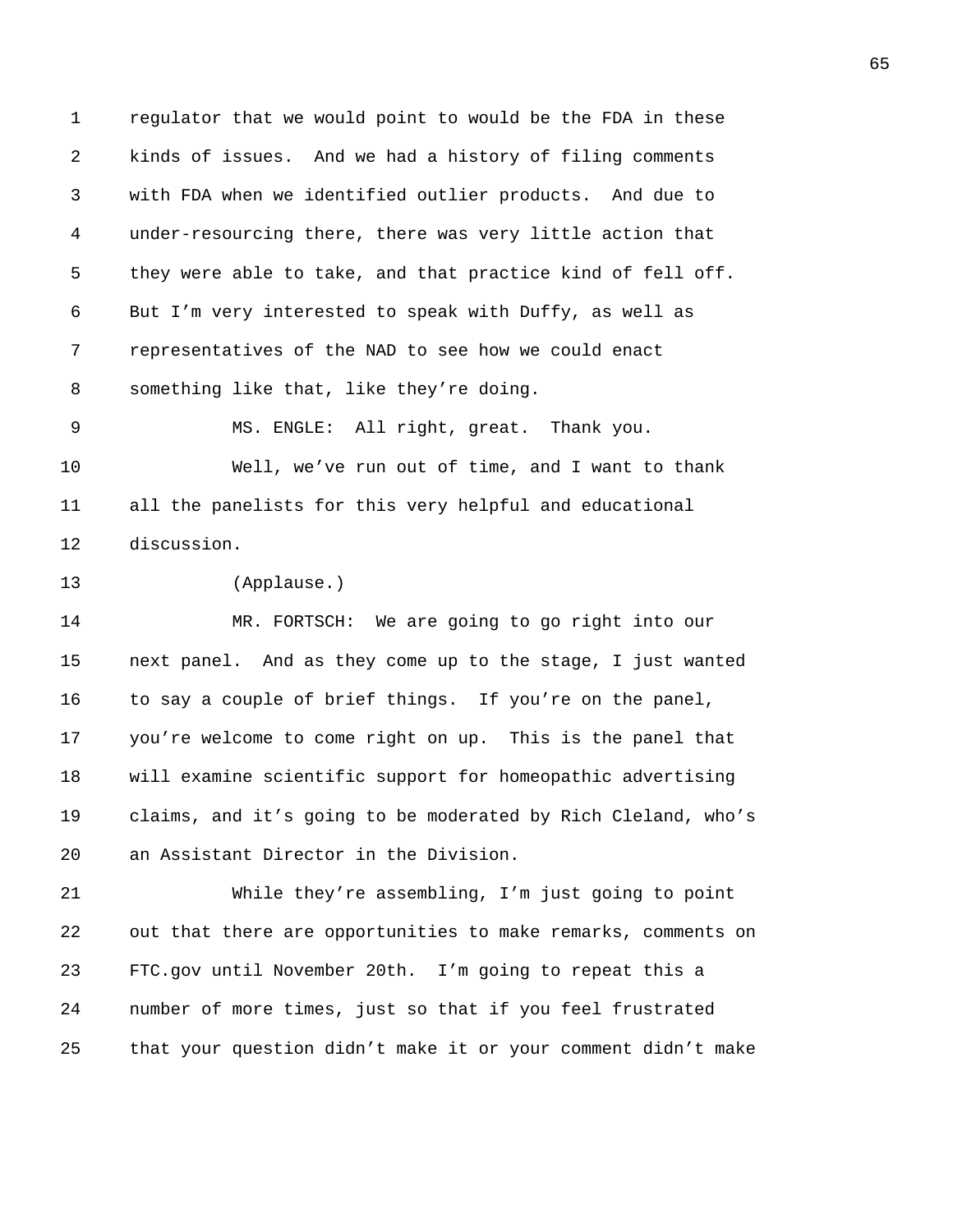regulator that we would point to would be the FDA in these kinds of issues. And we had a history of filing comments with FDA when we identified outlier products. And due to under-resourcing there, there was very little action that they were able to take, and that practice kind of fell off. But I'm very interested to speak with Duffy, as well as representatives of the NAD to see how we could enact something like that, like they're doing.

MS. ENGLE: All right, great. Thank you.

Well, we've run out of time, and I want to thank all the panelists for this very helpful and educational discussion.

(Applause.)

MR. FORTSCH: We are going to go right into our next panel. And as they come up to the stage, I just wanted to say a couple of brief things. If you're on the panel, you're welcome to come right on up. This is the panel that will examine scientific support for homeopathic advertising claims, and it's going to be moderated by Rich Cleland, who's an Assistant Director in the Division.

While they're assembling, I'm just going to point out that there are opportunities to make remarks, comments on FTC.gov until November 20th. I'm going to repeat this a number of more times, just so that if you feel frustrated that your question didn't make it or your comment didn't make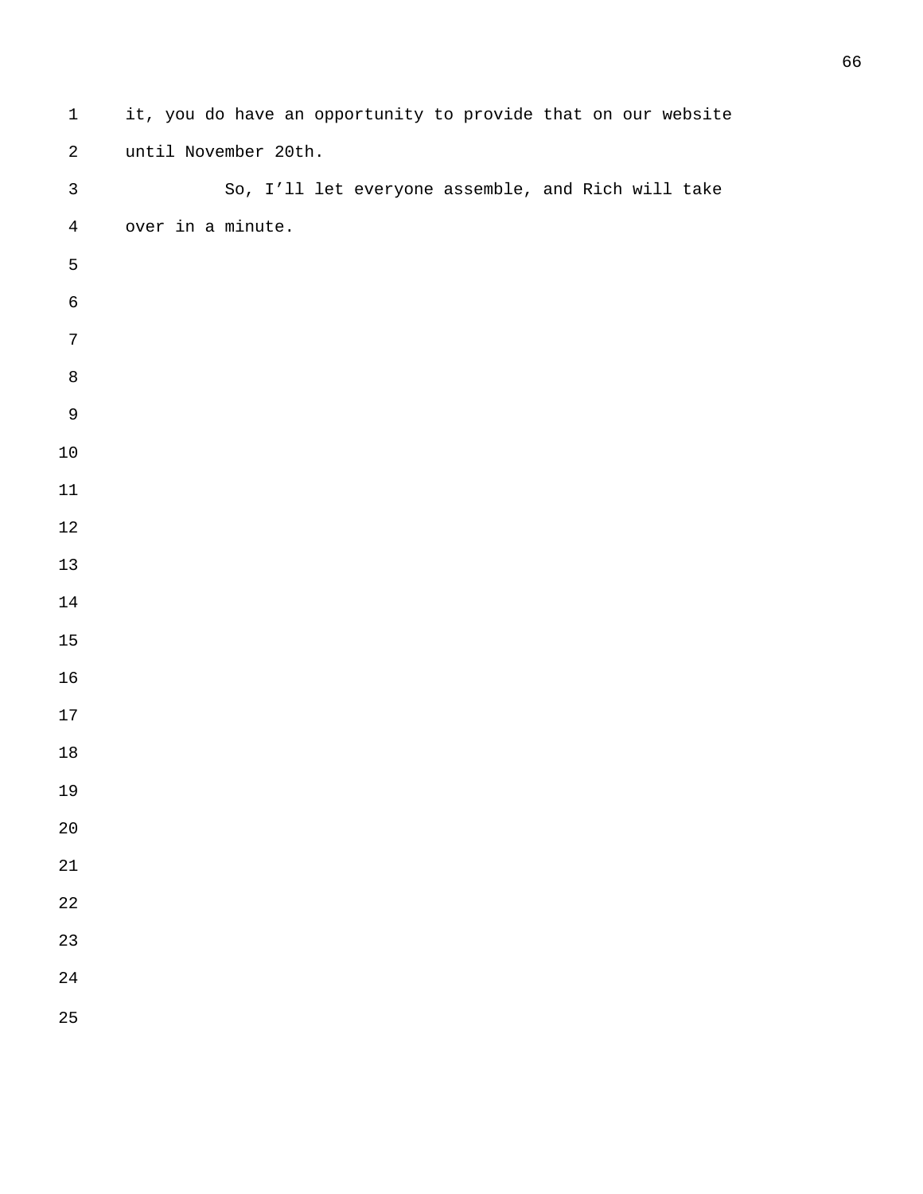it, you do have an opportunity to provide that on our website until November 20th.

So, I'll let everyone assemble, and Rich will take over in a minute.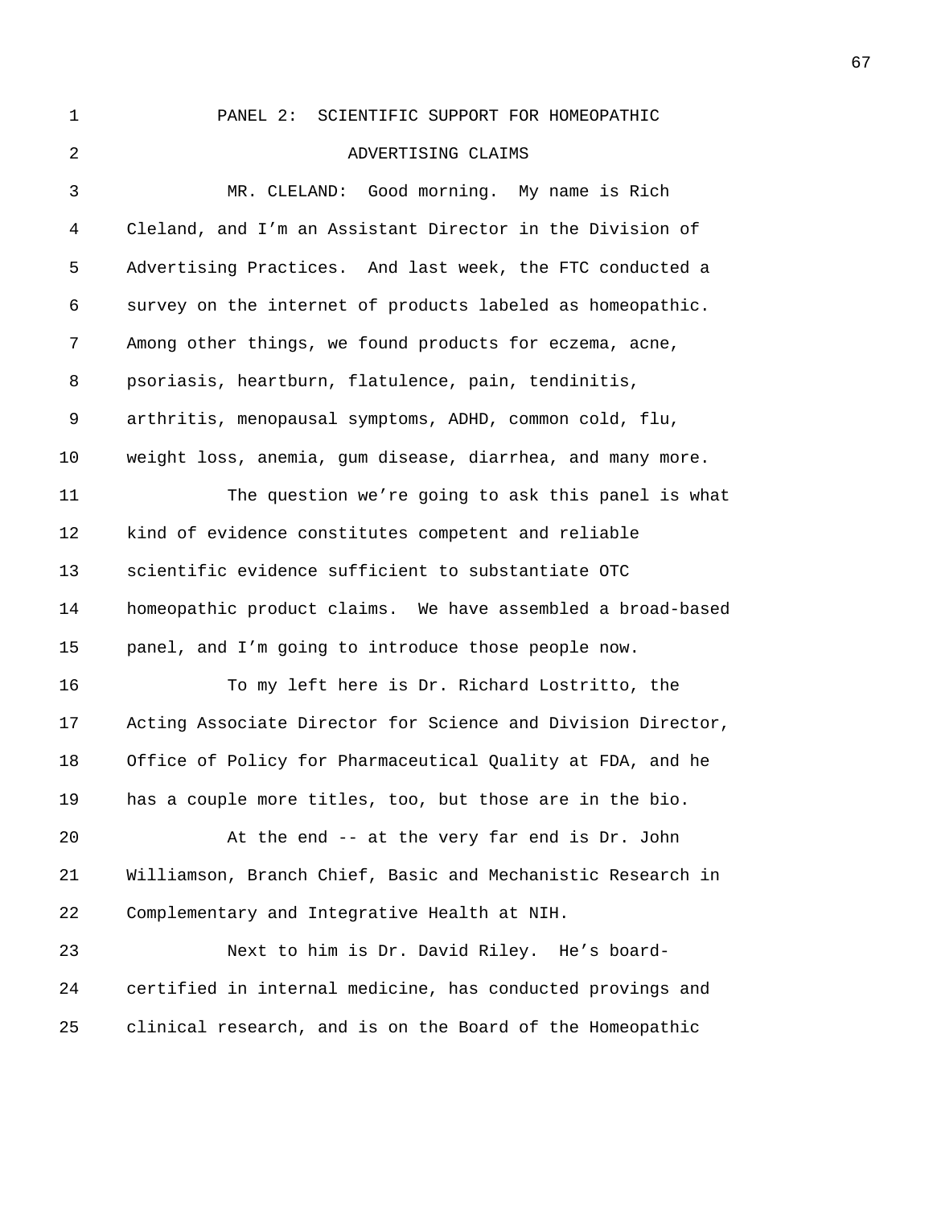PANEL 2: SCIENTIFIC SUPPORT FOR HOMEOPATHIC ADVERTISING CLAIMS

MR. CLELAND: Good morning. My name is Rich Cleland, and I'm an Assistant Director in the Division of Advertising Practices. And last week, the FTC conducted a survey on the internet of products labeled as homeopathic. Among other things, we found products for eczema, acne, psoriasis, heartburn, flatulence, pain, tendinitis, arthritis, menopausal symptoms, ADHD, common cold, flu, weight loss, anemia, gum disease, diarrhea, and many more.

The question we're going to ask this panel is what kind of evidence constitutes competent and reliable scientific evidence sufficient to substantiate OTC homeopathic product claims. We have assembled a broad-based panel, and I'm going to introduce those people now.

To my left here is Dr. Richard Lostritto, the Acting Associate Director for Science and Division Director, Office of Policy for Pharmaceutical Quality at FDA, and he has a couple more titles, too, but those are in the bio.

At the end -- at the very far end is Dr. John Williamson, Branch Chief, Basic and Mechanistic Research in Complementary and Integrative Health at NIH.

Next to him is Dr. David Riley. He's board-certified in internal medicine, has conducted provings and clinical research, and is on the Board of the Homeopathic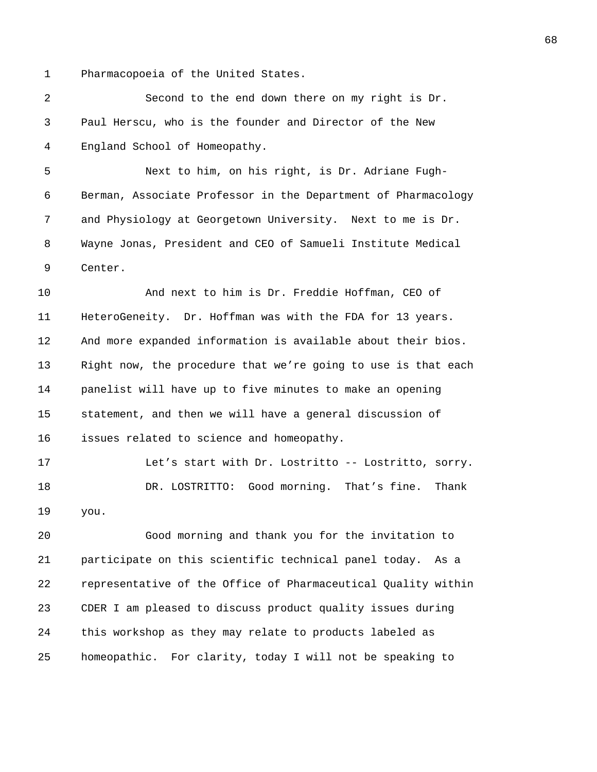Pharmacopoeia of the United States.

Second to the end down there on my right is Dr. Paul Herscu, who is the founder and Director of the New England School of Homeopathy.

Next to him, on his right, is Dr. Adriane Fugh-Berman, Associate Professor in the Department of Pharmacology and Physiology at Georgetown University. Next to me is Dr. Wayne Jonas, President and CEO of Samueli Institute Medical Center.

And next to him is Dr. Freddie Hoffman, CEO of HeteroGeneity. Dr. Hoffman was with the FDA for 13 years. And more expanded information is available about their bios. Right now, the procedure that we're going to use is that each panelist will have up to five minutes to make an opening statement, and then we will have a general discussion of issues related to science and homeopathy.

Let's start with Dr. Lostritto -- Lostritto, sorry.

DR. LOSTRITTO: Good morning. That's fine. Thank you.

Good morning and thank you for the invitation to participate on this scientific technical panel today. As a representative of the Office of Pharmaceutical Quality within CDER I am pleased to discuss product quality issues during this workshop as they may relate to products labeled as homeopathic. For clarity, today I will not be speaking to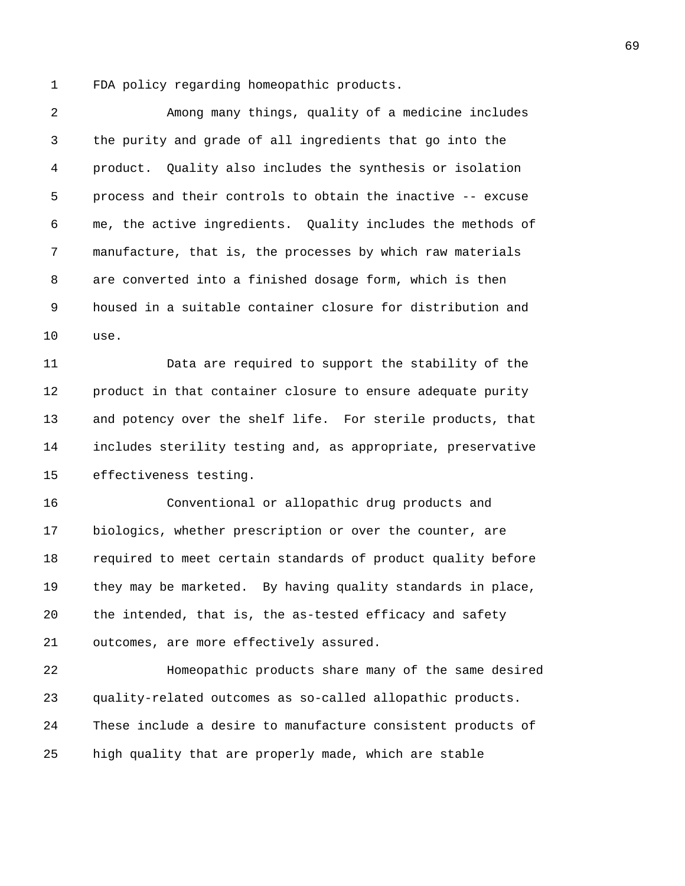FDA policy regarding homeopathic products.

Among many things, quality of a medicine includes the purity and grade of all ingredients that go into the product. Quality also includes the synthesis or isolation process and their controls to obtain the inactive -- excuse me, the active ingredients. Quality includes the methods of manufacture, that is, the processes by which raw materials are converted into a finished dosage form, which is then housed in a suitable container closure for distribution and use.

Data are required to support the stability of the product in that container closure to ensure adequate purity and potency over the shelf life. For sterile products, that includes sterility testing and, as appropriate, preservative effectiveness testing.

Conventional or allopathic drug products and biologics, whether prescription or over the counter, are required to meet certain standards of product quality before they may be marketed. By having quality standards in place, the intended, that is, the as-tested efficacy and safety outcomes, are more effectively assured.

Homeopathic products share many of the same desired quality-related outcomes as so-called allopathic products. These include a desire to manufacture consistent products of high quality that are properly made, which are stable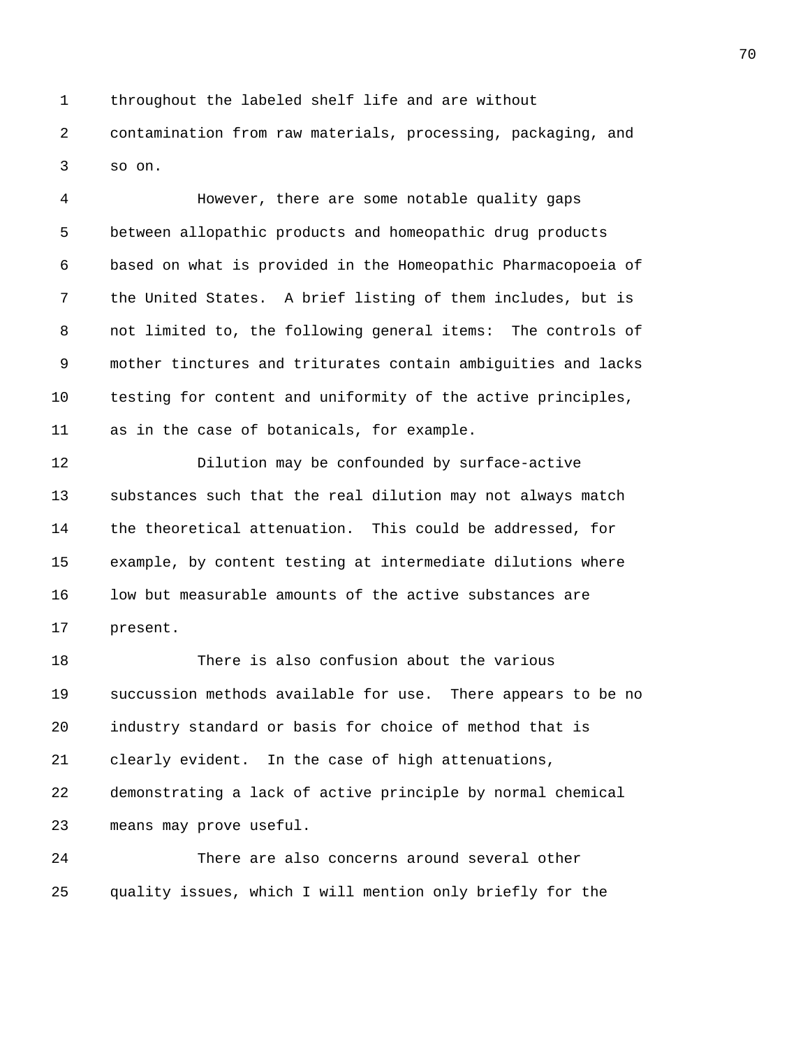throughout the labeled shelf life and are without contamination from raw materials, processing, packaging, and so on.

However, there are some notable quality gaps between allopathic products and homeopathic drug products based on what is provided in the Homeopathic Pharmacopoeia of the United States. A brief listing of them includes, but is not limited to, the following general items: The controls of mother tinctures and triturates contain ambiguities and lacks testing for content and uniformity of the active principles, as in the case of botanicals, for example.

Dilution may be confounded by surface-active substances such that the real dilution may not always match the theoretical attenuation. This could be addressed, for example, by content testing at intermediate dilutions where low but measurable amounts of the active substances are present.

There is also confusion about the various succussion methods available for use. There appears to be no industry standard or basis for choice of method that is clearly evident. In the case of high attenuations, demonstrating a lack of active principle by normal chemical means may prove useful.

There are also concerns around several other quality issues, which I will mention only briefly for the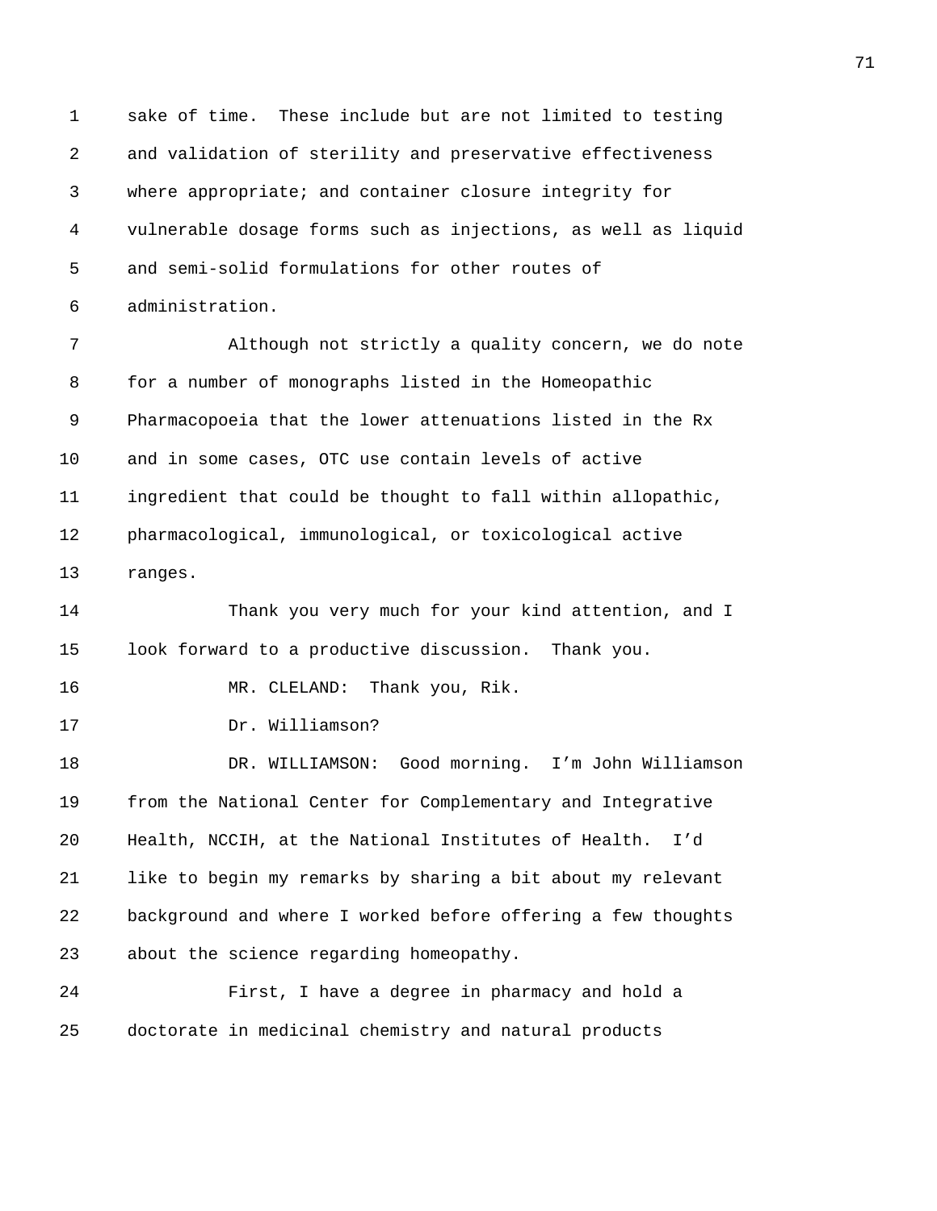sake of time. These include but are not limited to testing and validation of sterility and preservative effectiveness where appropriate; and container closure integrity for vulnerable dosage forms such as injections, as well as liquid and semi-solid formulations for other routes of administration.

Although not strictly a quality concern, we do note for a number of monographs listed in the Homeopathic Pharmacopoeia that the lower attenuations listed in the Rx and in some cases, OTC use contain levels of active ingredient that could be thought to fall within allopathic, pharmacological, immunological, or toxicological active ranges.

Thank you very much for your kind attention, and I look forward to a productive discussion. Thank you.

MR. CLELAND: Thank you, Rik.

Dr. Williamson?

DR. WILLIAMSON: Good morning. I'm John Williamson from the National Center for Complementary and Integrative Health, NCCIH, at the National Institutes of Health. I'd like to begin my remarks by sharing a bit about my relevant background and where I worked before offering a few thoughts about the science regarding homeopathy.

First, I have a degree in pharmacy and hold a doctorate in medicinal chemistry and natural products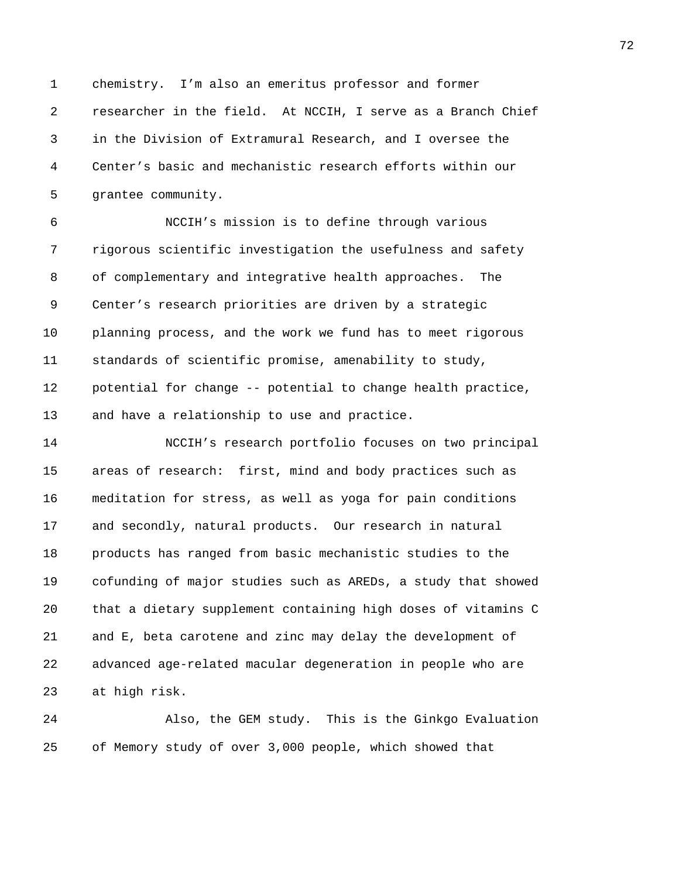chemistry. I'm also an emeritus professor and former researcher in the field. At NCCIH, I serve as a Branch Chief in the Division of Extramural Research, and I oversee the Center's basic and mechanistic research efforts within our grantee community.

NCCIH's mission is to define through various rigorous scientific investigation the usefulness and safety of complementary and integrative health approaches. The Center's research priorities are driven by a strategic planning process, and the work we fund has to meet rigorous standards of scientific promise, amenability to study, potential for change -- potential to change health practice, and have a relationship to use and practice.

NCCIH's research portfolio focuses on two principal areas of research: first, mind and body practices such as meditation for stress, as well as yoga for pain conditions and secondly, natural products. Our research in natural products has ranged from basic mechanistic studies to the cofunding of major studies such as AREDs, a study that showed that a dietary supplement containing high doses of vitamins C and E, beta carotene and zinc may delay the development of advanced age-related macular degeneration in people who are at high risk.

Also, the GEM study. This is the Ginkgo Evaluation of Memory study of over 3,000 people, which showed that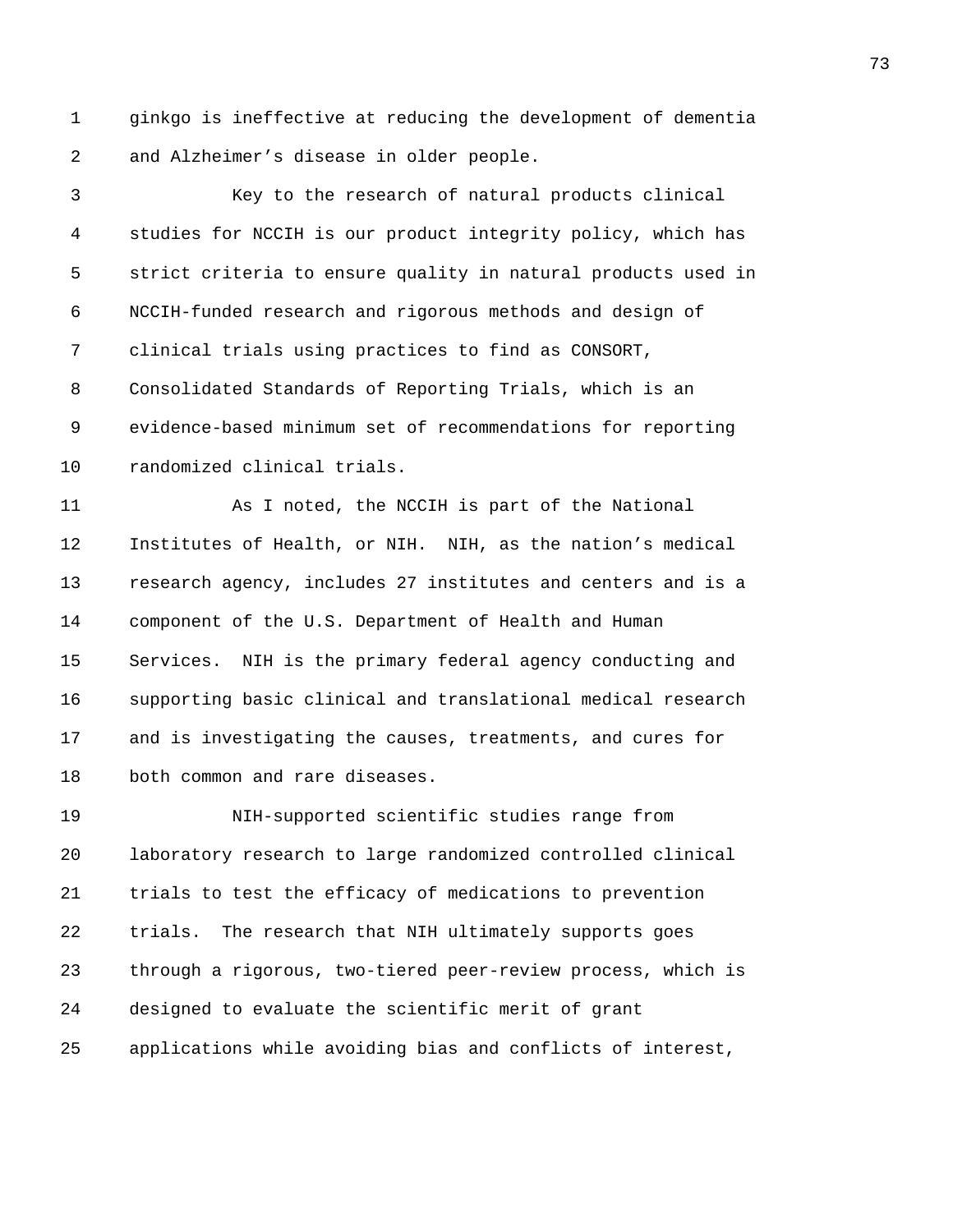ginkgo is ineffective at reducing the development of dementia and Alzheimer's disease in older people.

Key to the research of natural products clinical studies for NCCIH is our product integrity policy, which has strict criteria to ensure quality in natural products used in NCCIH-funded research and rigorous methods and design of clinical trials using practices to find as CONSORT, Consolidated Standards of Reporting Trials, which is an evidence-based minimum set of recommendations for reporting randomized clinical trials.

As I noted, the NCCIH is part of the National Institutes of Health, or NIH. NIH, as the nation's medical research agency, includes 27 institutes and centers and is a component of the U.S. Department of Health and Human Services. NIH is the primary federal agency conducting and supporting basic clinical and translational medical research and is investigating the causes, treatments, and cures for both common and rare diseases.

NIH-supported scientific studies range from laboratory research to large randomized controlled clinical trials to test the efficacy of medications to prevention trials. The research that NIH ultimately supports goes through a rigorous, two-tiered peer-review process, which is designed to evaluate the scientific merit of grant applications while avoiding bias and conflicts of interest,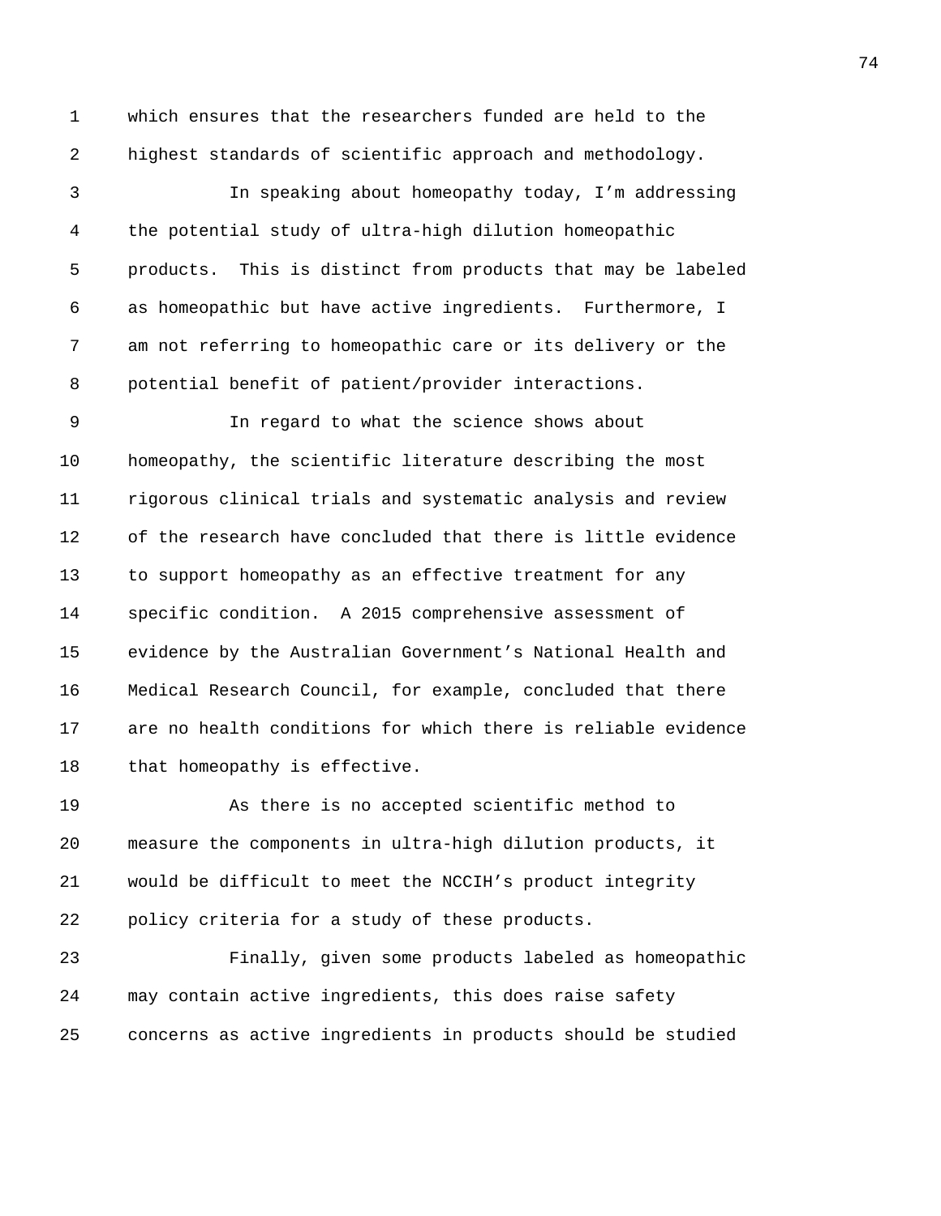which ensures that the researchers funded are held to the highest standards of scientific approach and methodology.

In speaking about homeopathy today, I'm addressing the potential study of ultra-high dilution homeopathic products. This is distinct from products that may be labeled as homeopathic but have active ingredients. Furthermore, I am not referring to homeopathic care or its delivery or the potential benefit of patient/provider interactions.

In regard to what the science shows about homeopathy, the scientific literature describing the most rigorous clinical trials and systematic analysis and review of the research have concluded that there is little evidence to support homeopathy as an effective treatment for any specific condition. A 2015 comprehensive assessment of evidence by the Australian Government's National Health and Medical Research Council, for example, concluded that there are no health conditions for which there is reliable evidence that homeopathy is effective.

As there is no accepted scientific method to measure the components in ultra-high dilution products, it would be difficult to meet the NCCIH's product integrity policy criteria for a study of these products.

Finally, given some products labeled as homeopathic may contain active ingredients, this does raise safety concerns as active ingredients in products should be studied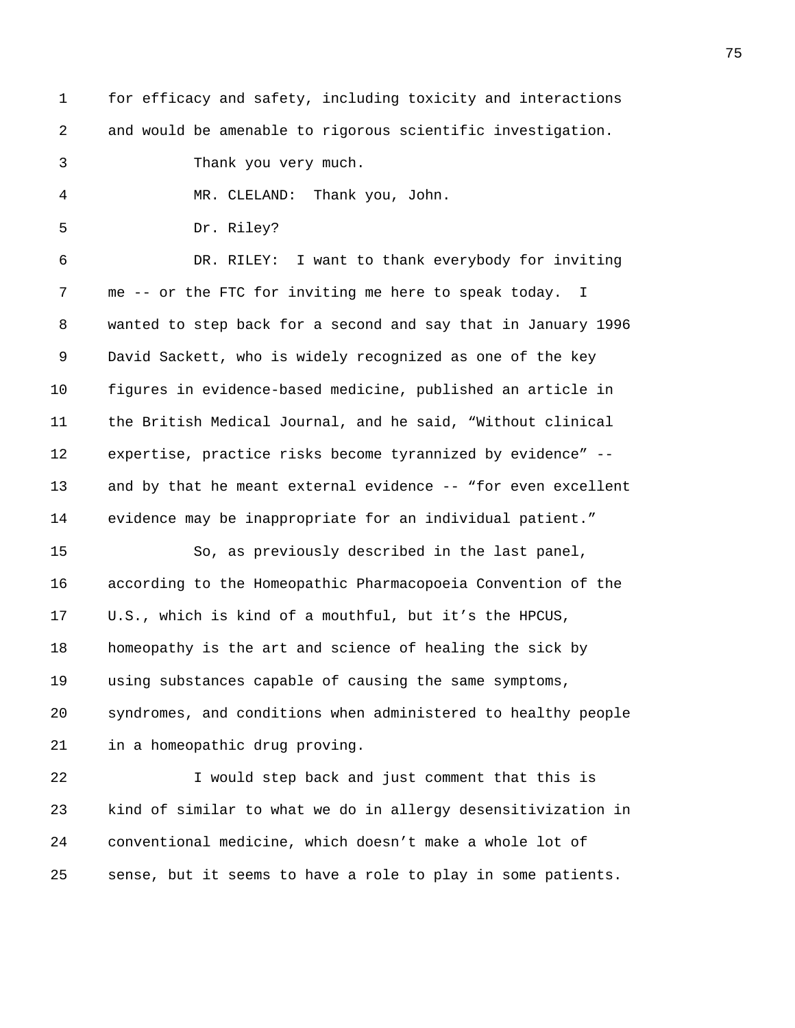for efficacy and safety, including toxicity and interactions and would be amenable to rigorous scientific investigation.

Thank you very much.

MR. CLELAND: Thank you, John.

Dr. Riley?

DR. RILEY: I want to thank everybody for inviting me -- or the FTC for inviting me here to speak today. I wanted to step back for a second and say that in January 1996 David Sackett, who is widely recognized as one of the key figures in evidence-based medicine, published an article in the British Medical Journal, and he said, "Without clinical expertise, practice risks become tyrannized by evidence" -- and by that he meant external evidence -- "for even excellent evidence may be inappropriate for an individual patient."

So, as previously described in the last panel, according to the Homeopathic Pharmacopoeia Convention of the U.S., which is kind of a mouthful, but it's the HPCUS, homeopathy is the art and science of healing the sick by using substances capable of causing the same symptoms, syndromes, and conditions when administered to healthy people in a homeopathic drug proving.

I would step back and just comment that this is kind of similar to what we do in allergy desensitivization in conventional medicine, which doesn't make a whole lot of sense, but it seems to have a role to play in some patients.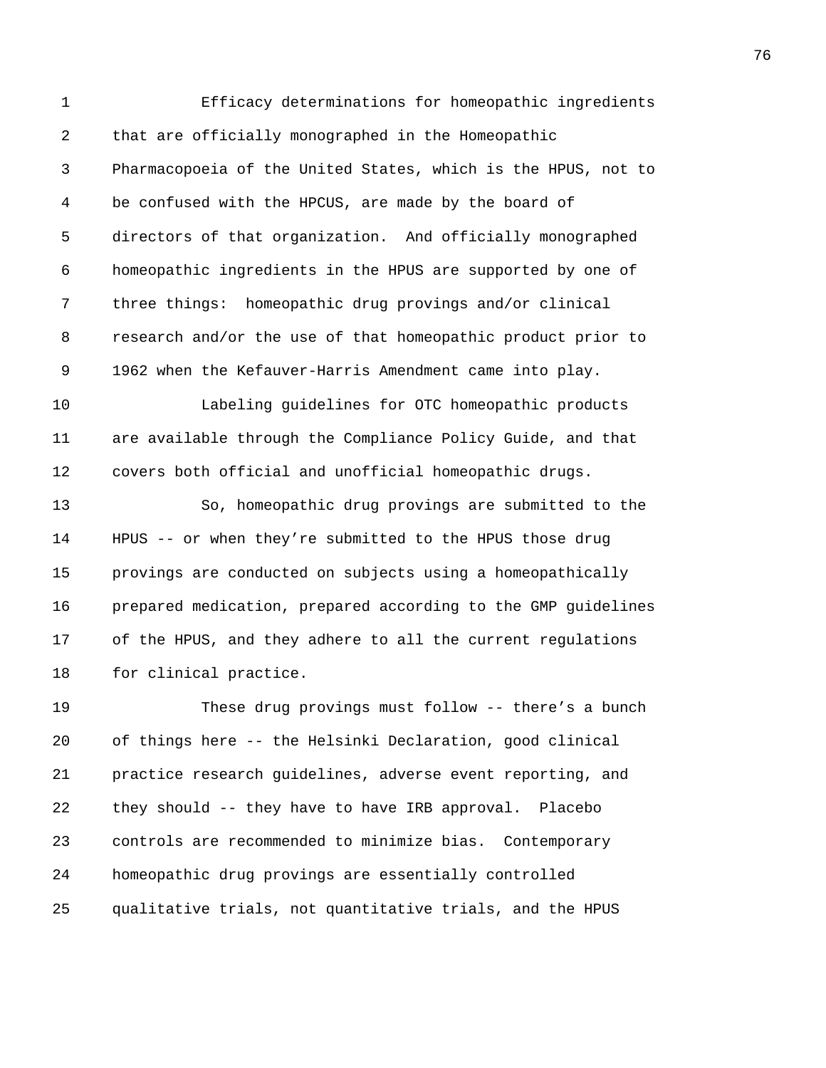Efficacy determinations for homeopathic ingredients that are officially monographed in the Homeopathic Pharmacopoeia of the United States, which is the HPUS, not to be confused with the HPCUS, are made by the board of directors of that organization. And officially monographed homeopathic ingredients in the HPUS are supported by one of three things: homeopathic drug provings and/or clinical research and/or the use of that homeopathic product prior to 1962 when the Kefauver-Harris Amendment came into play.

Labeling guidelines for OTC homeopathic products are available through the Compliance Policy Guide, and that covers both official and unofficial homeopathic drugs.

So, homeopathic drug provings are submitted to the HPUS -- or when they're submitted to the HPUS those drug provings are conducted on subjects using a homeopathically prepared medication, prepared according to the GMP guidelines of the HPUS, and they adhere to all the current regulations for clinical practice.

These drug provings must follow -- there's a bunch of things here -- the Helsinki Declaration, good clinical practice research guidelines, adverse event reporting, and they should -- they have to have IRB approval. Placebo controls are recommended to minimize bias. Contemporary homeopathic drug provings are essentially controlled qualitative trials, not quantitative trials, and the HPUS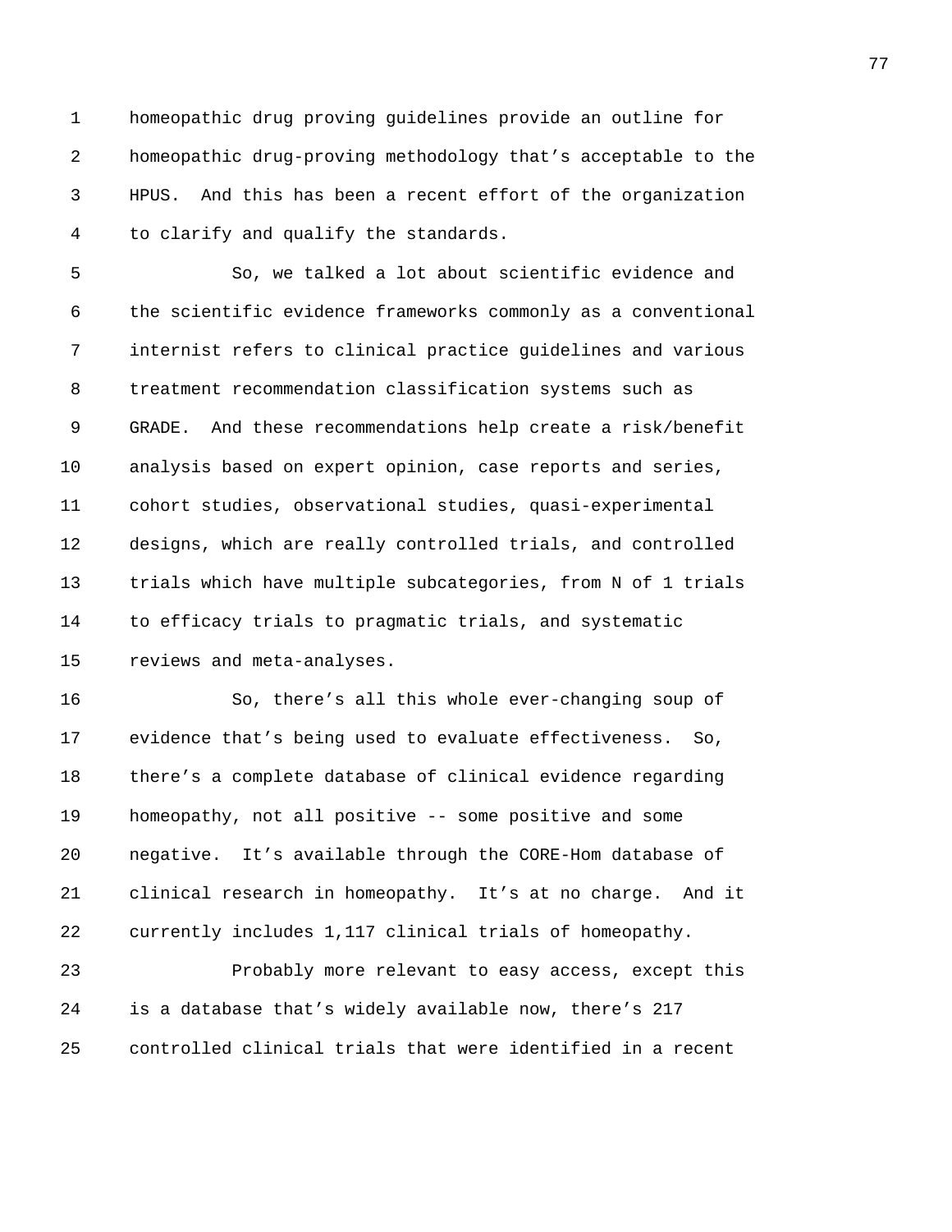homeopathic drug proving guidelines provide an outline for homeopathic drug-proving methodology that's acceptable to the HPUS. And this has been a recent effort of the organization to clarify and qualify the standards.

So, we talked a lot about scientific evidence and the scientific evidence frameworks commonly as a conventional internist refers to clinical practice guidelines and various treatment recommendation classification systems such as GRADE. And these recommendations help create a risk/benefit analysis based on expert opinion, case reports and series, cohort studies, observational studies, quasi-experimental designs, which are really controlled trials, and controlled trials which have multiple subcategories, from N of 1 trials to efficacy trials to pragmatic trials, and systematic reviews and meta-analyses.

So, there's all this whole ever-changing soup of evidence that's being used to evaluate effectiveness. So, there's a complete database of clinical evidence regarding homeopathy, not all positive -- some positive and some negative. It's available through the CORE-Hom database of clinical research in homeopathy. It's at no charge. And it currently includes 1,117 clinical trials of homeopathy.

Probably more relevant to easy access, except this is a database that's widely available now, there's 217 controlled clinical trials that were identified in a recent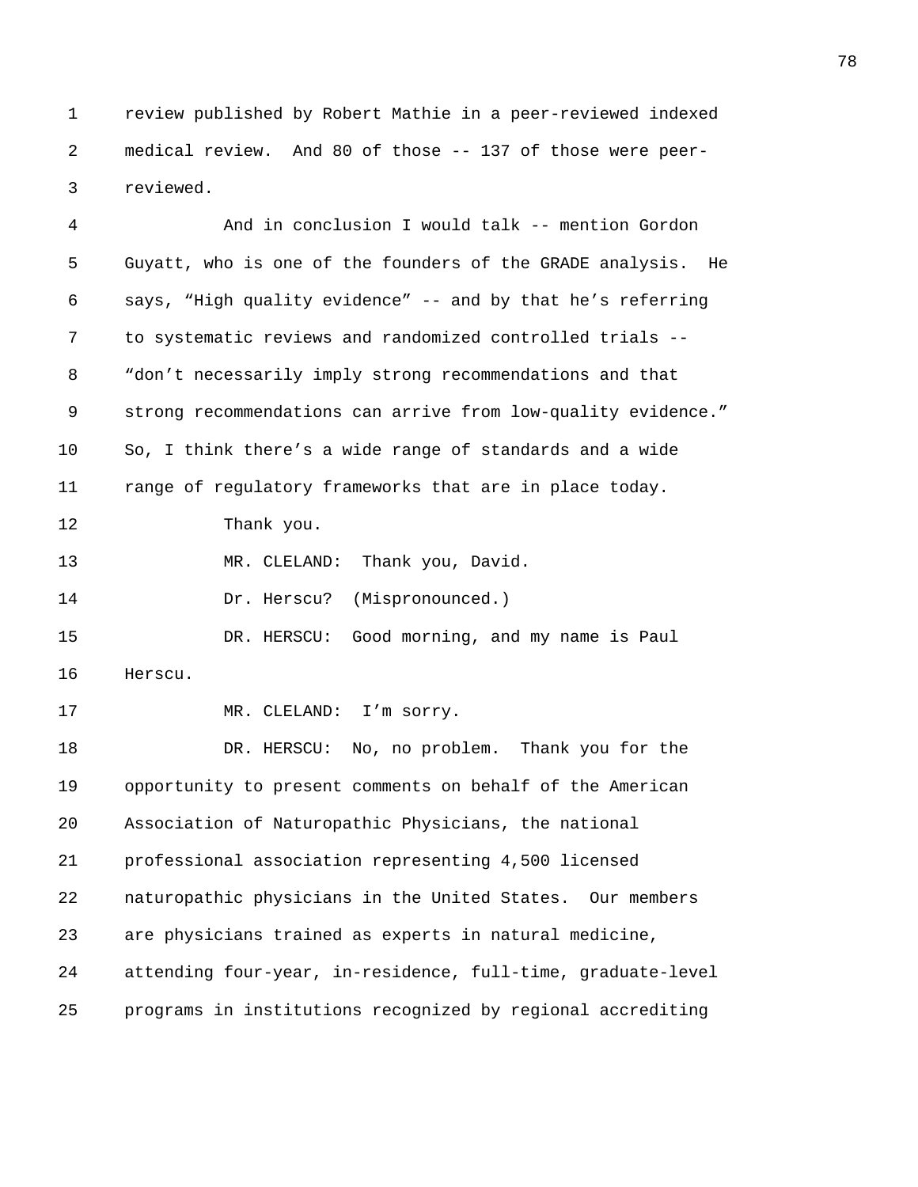review published by Robert Mathie in a peer-reviewed indexed medical review. And 80 of those -- 137 of those were peer-reviewed.

And in conclusion I would talk -- mention Gordon Guyatt, who is one of the founders of the GRADE analysis. He says, “High quality evidence” -- and by that he’s referring to systematic reviews and randomized controlled trials -- “don’t necessarily imply strong recommendations and that strong recommendations can arrive from low-quality evidence.” So, I think there’s a wide range of standards and a wide range of regulatory frameworks that are in place today.

Thank you.

MR. CLELAND: Thank you, David.

Dr. Herscu? (Mispronounced.)

DR. HERSCU: Good morning, and my name is Paul Herscu.

MR. CLELAND: I’m sorry.

DR. HERSCU: No, no problem. Thank you for the opportunity to present comments on behalf of the American Association of Naturopathic Physicians, the national professional association representing 4,500 licensed naturopathic physicians in the United States. Our members are physicians trained as experts in natural medicine, attending four-year, in-residence, full-time, graduate-level programs in institutions recognized by regional accrediting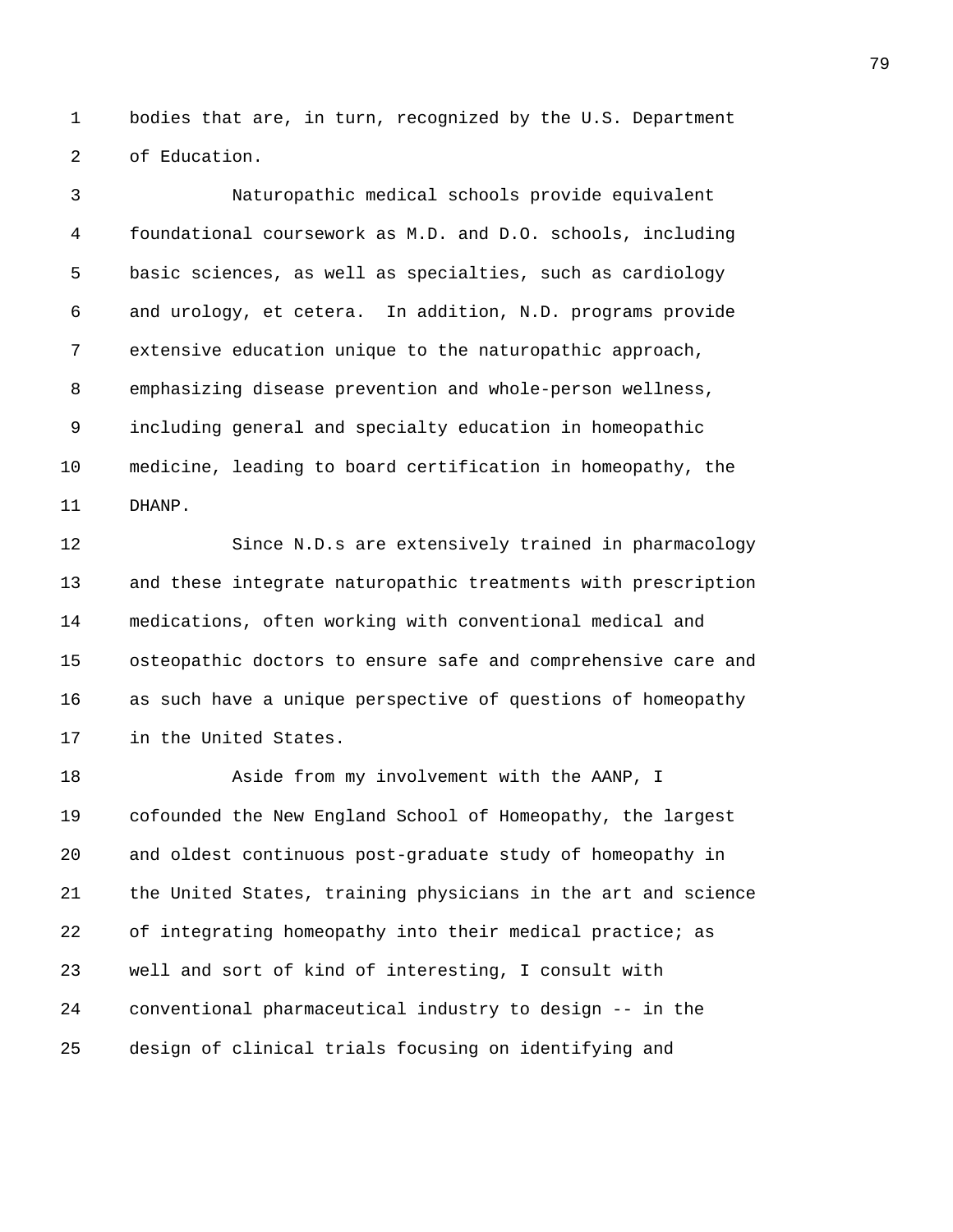bodies that are, in turn, recognized by the U.S. Department of Education.

Naturopathic medical schools provide equivalent foundational coursework as M.D. and D.O. schools, including basic sciences, as well as specialties, such as cardiology and urology, et cetera. In addition, N.D. programs provide extensive education unique to the naturopathic approach, emphasizing disease prevention and whole-person wellness, including general and specialty education in homeopathic medicine, leading to board certification in homeopathy, the DHANP.

Since N.D.s are extensively trained in pharmacology and these integrate naturopathic treatments with prescription medications, often working with conventional medical and osteopathic doctors to ensure safe and comprehensive care and as such have a unique perspective of questions of homeopathy in the United States.

Aside from my involvement with the AANP, I cofounded the New England School of Homeopathy, the largest and oldest continuous post-graduate study of homeopathy in the United States, training physicians in the art and science of integrating homeopathy into their medical practice; as well and sort of kind of interesting, I consult with conventional pharmaceutical industry to design -- in the design of clinical trials focusing on identifying and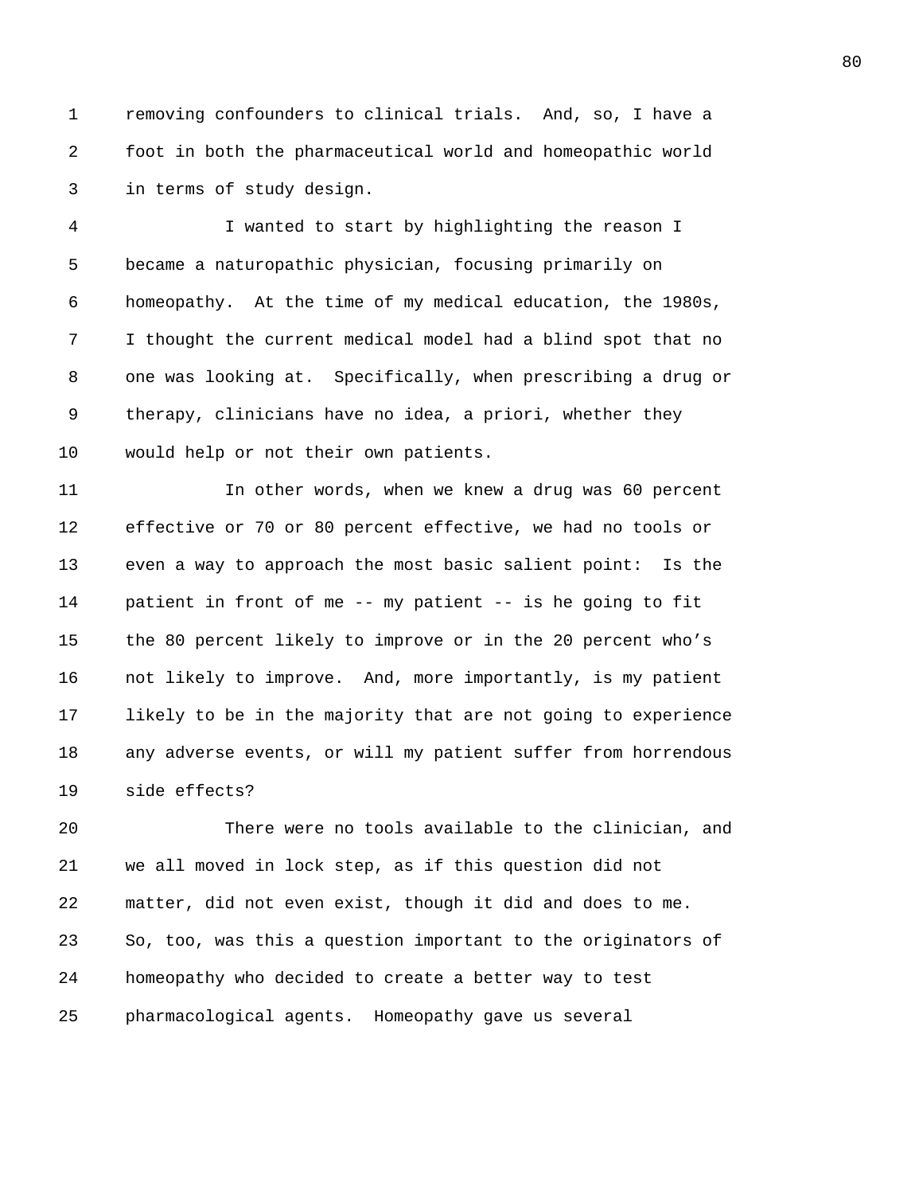removing confounders to clinical trials. And, so, I have a foot in both the pharmaceutical world and homeopathic world in terms of study design.

I wanted to start by highlighting the reason I became a naturopathic physician, focusing primarily on homeopathy. At the time of my medical education, the 1980s, I thought the current medical model had a blind spot that no one was looking at. Specifically, when prescribing a drug or therapy, clinicians have no idea, a priori, whether they would help or not their own patients.

In other words, when we knew a drug was 60 percent effective or 70 or 80 percent effective, we had no tools or even a way to approach the most basic salient point: Is the patient in front of me -- my patient -- is he going to fit the 80 percent likely to improve or in the 20 percent who's not likely to improve. And, more importantly, is my patient likely to be in the majority that are not going to experience any adverse events, or will my patient suffer from horrendous side effects?

There were no tools available to the clinician, and we all moved in lock step, as if this question did not matter, did not even exist, though it did and does to me. So, too, was this a question important to the originators of homeopathy who decided to create a better way to test pharmacological agents. Homeopathy gave us several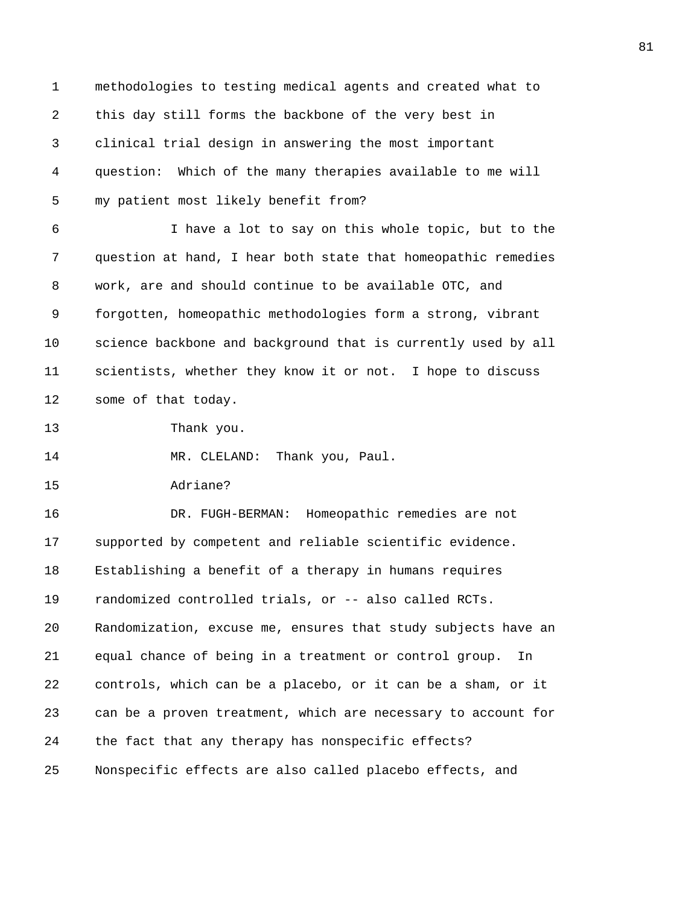methodologies to testing medical agents and created what to this day still forms the backbone of the very best in clinical trial design in answering the most important question: Which of the many therapies available to me will my patient most likely benefit from?

I have a lot to say on this whole topic, but to the question at hand, I hear both state that homeopathic remedies work, are and should continue to be available OTC, and forgotten, homeopathic methodologies form a strong, vibrant science backbone and background that is currently used by all scientists, whether they know it or not. I hope to discuss some of that today.

Thank you.

MR. CLELAND: Thank you, Paul.

Adriane?

DR. FUGH-BERMAN: Homeopathic remedies are not supported by competent and reliable scientific evidence. Establishing a benefit of a therapy in humans requires randomized controlled trials, or -- also called RCTs. Randomization, excuse me, ensures that study subjects have an equal chance of being in a treatment or control group. In controls, which can be a placebo, or it can be a sham, or it can be a proven treatment, which are necessary to account for the fact that any therapy has nonspecific effects? Nonspecific effects are also called placebo effects, and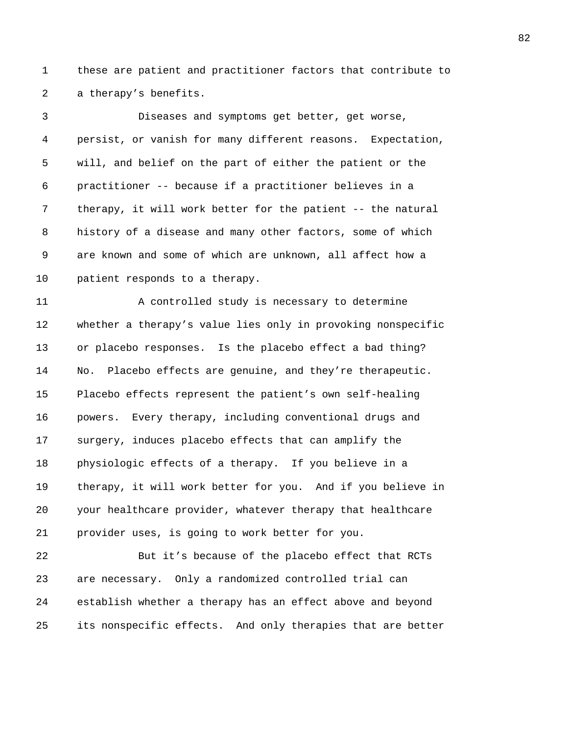these are patient and practitioner factors that contribute to a therapy's benefits.

Diseases and symptoms get better, get worse, persist, or vanish for many different reasons. Expectation, will, and belief on the part of either the patient or the practitioner -- because if a practitioner believes in a therapy, it will work better for the patient -- the natural history of a disease and many other factors, some of which are known and some of which are unknown, all affect how a patient responds to a therapy.

A controlled study is necessary to determine whether a therapy's value lies only in provoking nonspecific or placebo responses. Is the placebo effect a bad thing? No. Placebo effects are genuine, and they're therapeutic. Placebo effects represent the patient's own self-healing powers. Every therapy, including conventional drugs and surgery, induces placebo effects that can amplify the physiologic effects of a therapy. If you believe in a therapy, it will work better for you. And if you believe in your healthcare provider, whatever therapy that healthcare provider uses, is going to work better for you.

But it's because of the placebo effect that RCTs are necessary. Only a randomized controlled trial can establish whether a therapy has an effect above and beyond its nonspecific effects. And only therapies that are better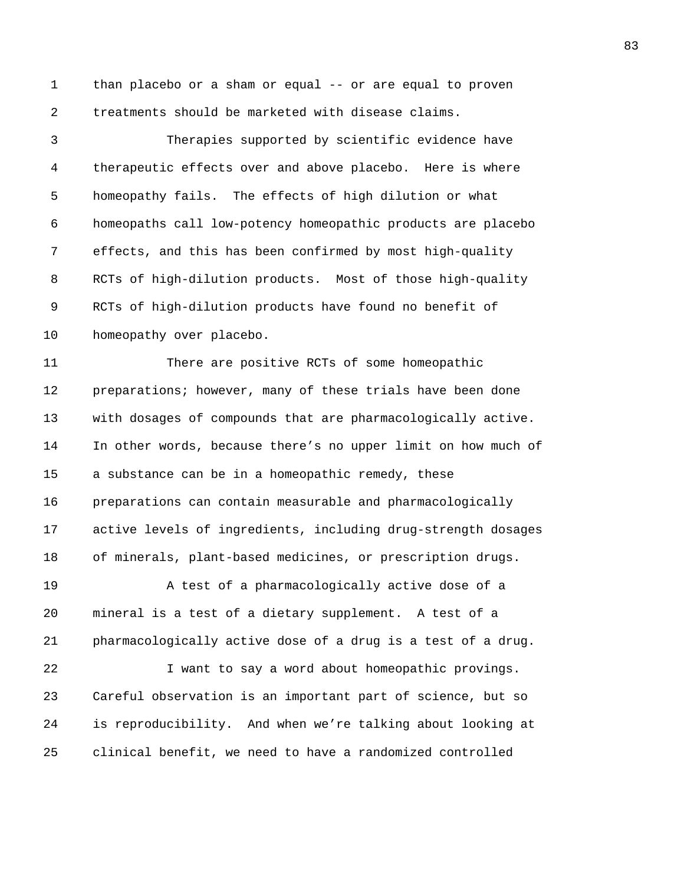than placebo or a sham or equal -- or are equal to proven treatments should be marketed with disease claims.

Therapies supported by scientific evidence have therapeutic effects over and above placebo. Here is where homeopathy fails. The effects of high dilution or what homeopaths call low-potency homeopathic products are placebo effects, and this has been confirmed by most high-quality RCTs of high-dilution products. Most of those high-quality RCTs of high-dilution products have found no benefit of homeopathy over placebo.

There are positive RCTs of some homeopathic preparations; however, many of these trials have been done with dosages of compounds that are pharmacologically active. In other words, because there’s no upper limit on how much of a substance can be in a homeopathic remedy, these preparations can contain measurable and pharmacologically active levels of ingredients, including drug-strength dosages of minerals, plant-based medicines, or prescription drugs.

A test of a pharmacologically active dose of a mineral is a test of a dietary supplement. A test of a pharmacologically active dose of a drug is a test of a drug.

I want to say a word about homeopathic provings. Careful observation is an important part of science, but so is reproducibility. And when we’re talking about looking at clinical benefit, we need to have a randomized controlled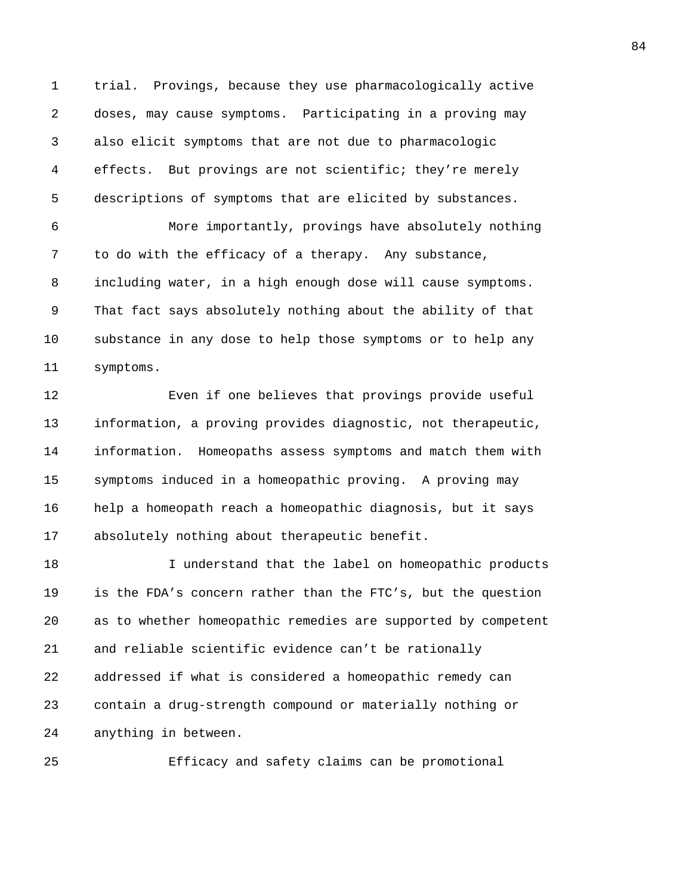trial. Provings, because they use pharmacologically active doses, may cause symptoms. Participating in a proving may also elicit symptoms that are not due to pharmacologic effects. But provings are not scientific; they're merely descriptions of symptoms that are elicited by substances.

More importantly, provings have absolutely nothing to do with the efficacy of a therapy. Any substance, including water, in a high enough dose will cause symptoms. That fact says absolutely nothing about the ability of that substance in any dose to help those symptoms or to help any symptoms.

Even if one believes that provings provide useful information, a proving provides diagnostic, not therapeutic, information. Homeopaths assess symptoms and match them with symptoms induced in a homeopathic proving. A proving may help a homeopath reach a homeopathic diagnosis, but it says absolutely nothing about therapeutic benefit.

I understand that the label on homeopathic products is the FDA's concern rather than the FTC's, but the question as to whether homeopathic remedies are supported by competent and reliable scientific evidence can't be rationally addressed if what is considered a homeopathic remedy can contain a drug-strength compound or materially nothing or anything in between.

Efficacy and safety claims can be promotional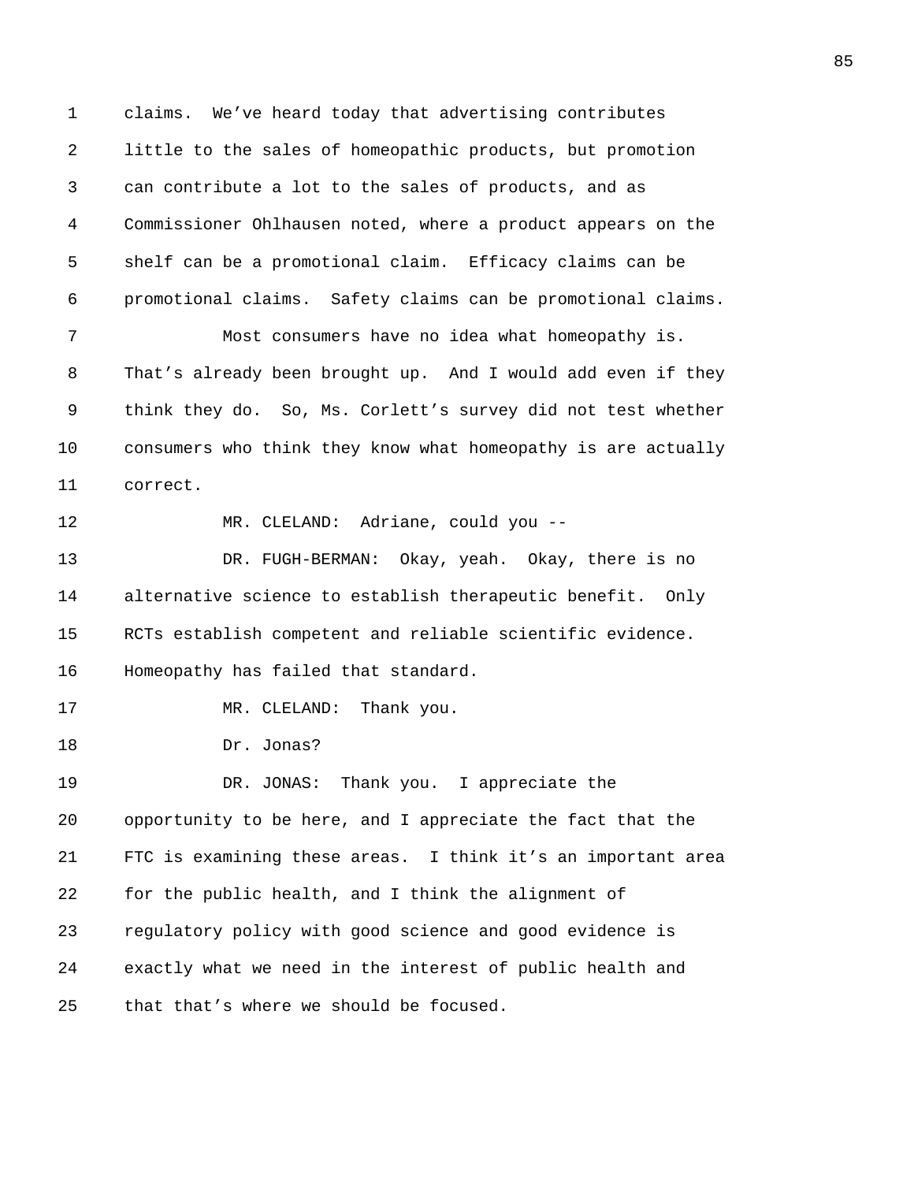claims. We've heard today that advertising contributes little to the sales of homeopathic products, but promotion can contribute a lot to the sales of products, and as Commissioner Ohlhausen noted, where a product appears on the shelf can be a promotional claim. Efficacy claims can be promotional claims. Safety claims can be promotional claims.

Most consumers have no idea what homeopathy is. That's already been brought up. And I would add even if they think they do. So, Ms. Corlett's survey did not test whether consumers who think they know what homeopathy is are actually correct.

MR. CLELAND: Adriane, could you --

DR. FUGH-BERMAN: Okay, yeah. Okay, there is no alternative science to establish therapeutic benefit. Only RCTs establish competent and reliable scientific evidence. Homeopathy has failed that standard.

MR. CLELAND: Thank you.

Dr. Jonas?

DR. JONAS: Thank you. I appreciate the opportunity to be here, and I appreciate the fact that the FTC is examining these areas. I think it's an important area for the public health, and I think the alignment of regulatory policy with good science and good evidence is exactly what we need in the interest of public health and that that's where we should be focused.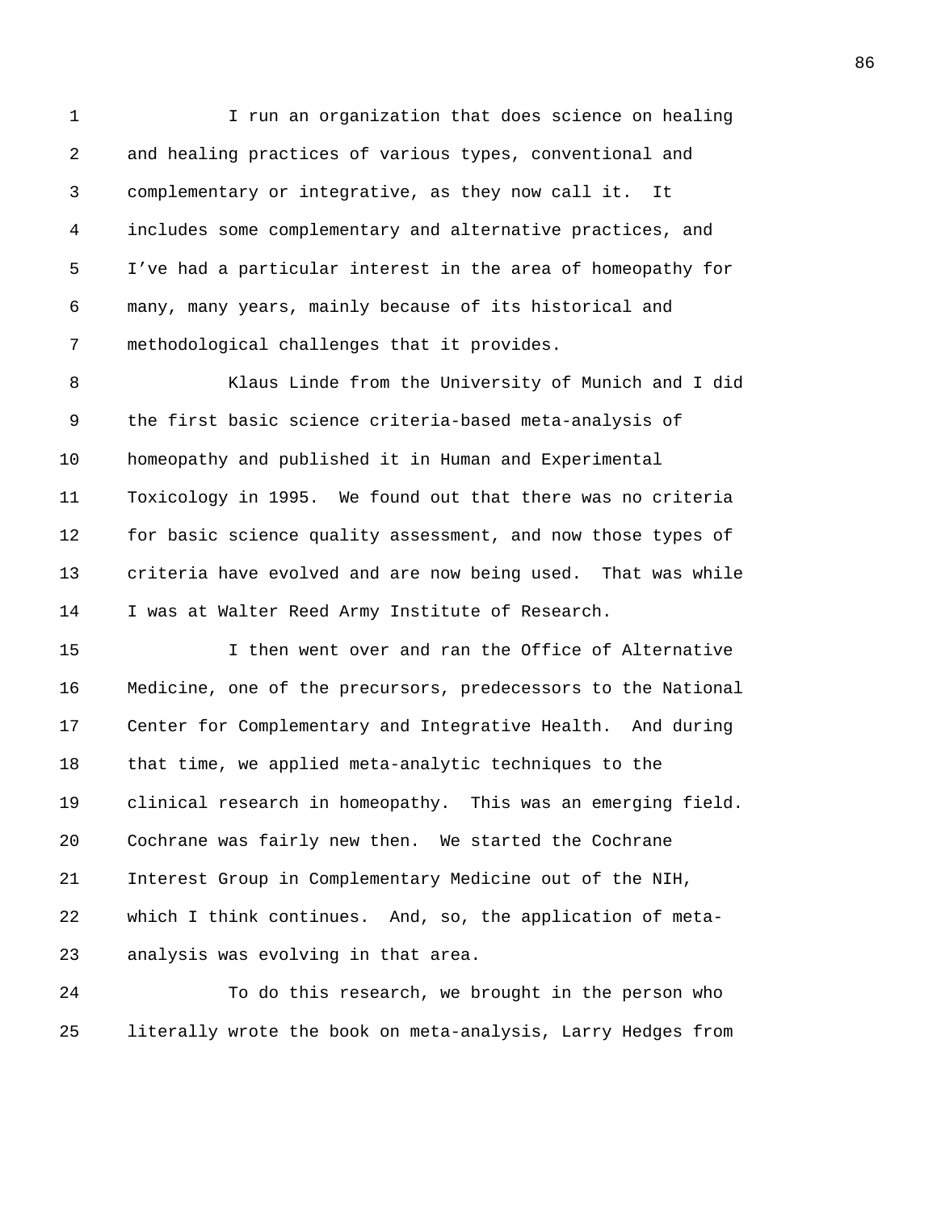I run an organization that does science on healing and healing practices of various types, conventional and complementary or integrative, as they now call it. It includes some complementary and alternative practices, and I've had a particular interest in the area of homeopathy for many, many years, mainly because of its historical and methodological challenges that it provides.

Klaus Linde from the University of Munich and I did the first basic science criteria-based meta-analysis of homeopathy and published it in Human and Experimental Toxicology in 1995. We found out that there was no criteria for basic science quality assessment, and now those types of criteria have evolved and are now being used. That was while I was at Walter Reed Army Institute of Research.

I then went over and ran the Office of Alternative Medicine, one of the precursors, predecessors to the National Center for Complementary and Integrative Health. And during that time, we applied meta-analytic techniques to the clinical research in homeopathy. This was an emerging field. Cochrane was fairly new then. We started the Cochrane Interest Group in Complementary Medicine out of the NIH, which I think continues. And, so, the application of meta-analysis was evolving in that area.

To do this research, we brought in the person who literally wrote the book on meta-analysis, Larry Hedges from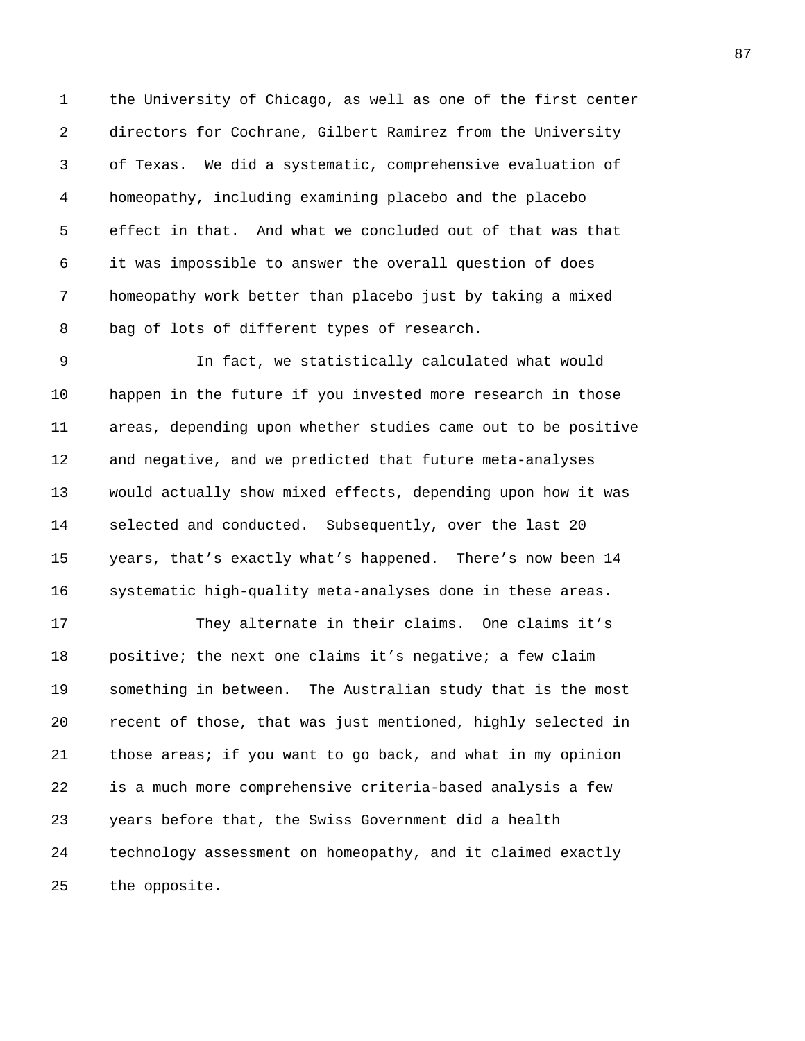the University of Chicago, as well as one of the first center directors for Cochrane, Gilbert Ramirez from the University of Texas. We did a systematic, comprehensive evaluation of homeopathy, including examining placebo and the placebo effect in that. And what we concluded out of that was that it was impossible to answer the overall question of does homeopathy work better than placebo just by taking a mixed bag of lots of different types of research.

In fact, we statistically calculated what would happen in the future if you invested more research in those areas, depending upon whether studies came out to be positive and negative, and we predicted that future meta-analyses would actually show mixed effects, depending upon how it was selected and conducted. Subsequently, over the last 20 years, that's exactly what's happened. There's now been 14 systematic high-quality meta-analyses done in these areas.

They alternate in their claims. One claims it's positive; the next one claims it's negative; a few claim something in between. The Australian study that is the most recent of those, that was just mentioned, highly selected in those areas; if you want to go back, and what in my opinion is a much more comprehensive criteria-based analysis a few years before that, the Swiss Government did a health technology assessment on homeopathy, and it claimed exactly the opposite.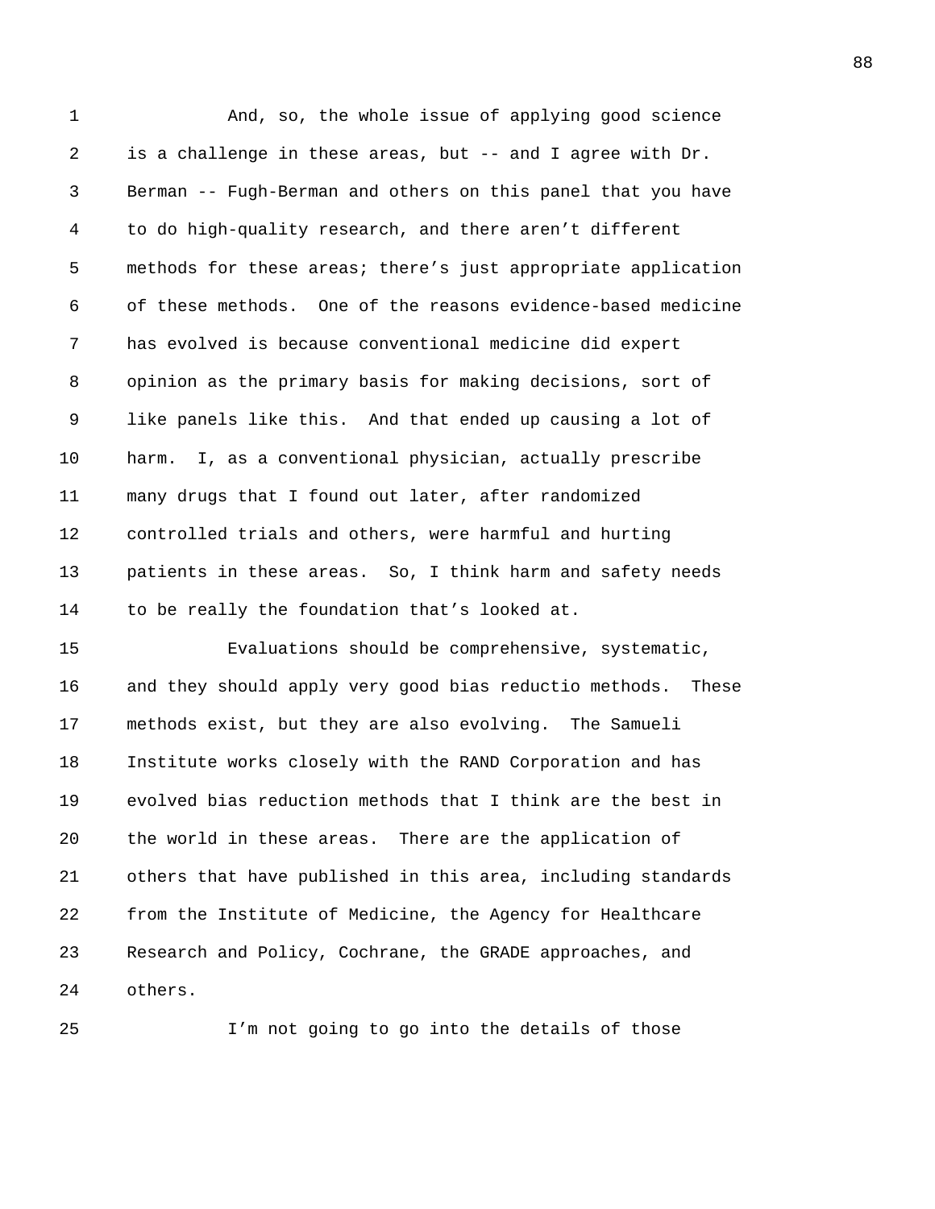And, so, the whole issue of applying good science is a challenge in these areas, but -- and I agree with Dr. Berman -- Fugh-Berman and others on this panel that you have to do high-quality research, and there aren't different methods for these areas; there's just appropriate application of these methods. One of the reasons evidence-based medicine has evolved is because conventional medicine did expert opinion as the primary basis for making decisions, sort of like panels like this. And that ended up causing a lot of harm. I, as a conventional physician, actually prescribe many drugs that I found out later, after randomized controlled trials and others, were harmful and hurting patients in these areas. So, I think harm and safety needs to be really the foundation that's looked at.

Evaluations should be comprehensive, systematic, and they should apply very good bias reductio methods. These methods exist, but they are also evolving. The Samueli Institute works closely with the RAND Corporation and has evolved bias reduction methods that I think are the best in the world in these areas. There are the application of others that have published in this area, including standards from the Institute of Medicine, the Agency for Healthcare Research and Policy, Cochrane, the GRADE approaches, and others.

I'm not going to go into the details of those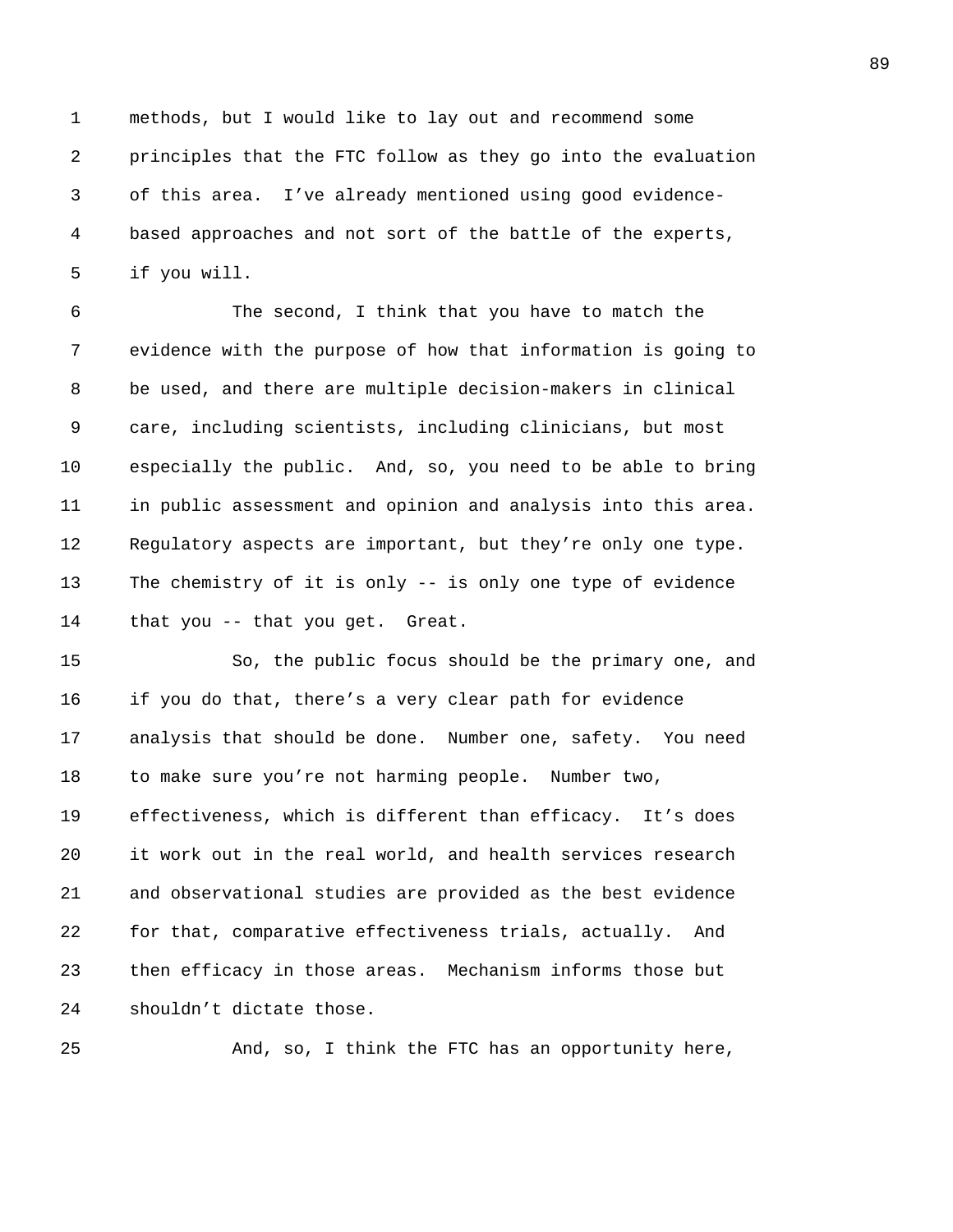methods, but I would like to lay out and recommend some principles that the FTC follow as they go into the evaluation of this area. I've already mentioned using good evidence-based approaches and not sort of the battle of the experts, if you will.

The second, I think that you have to match the evidence with the purpose of how that information is going to be used, and there are multiple decision-makers in clinical care, including scientists, including clinicians, but most especially the public. And, so, you need to be able to bring in public assessment and opinion and analysis into this area. Regulatory aspects are important, but they're only one type. The chemistry of it is only -- is only one type of evidence that you -- that you get. Great.

So, the public focus should be the primary one, and if you do that, there's a very clear path for evidence analysis that should be done. Number one, safety. You need to make sure you're not harming people. Number two, effectiveness, which is different than efficacy. It's does it work out in the real world, and health services research and observational studies are provided as the best evidence for that, comparative effectiveness trials, actually. And then efficacy in those areas. Mechanism informs those but shouldn't dictate those.

And, so, I think the FTC has an opportunity here,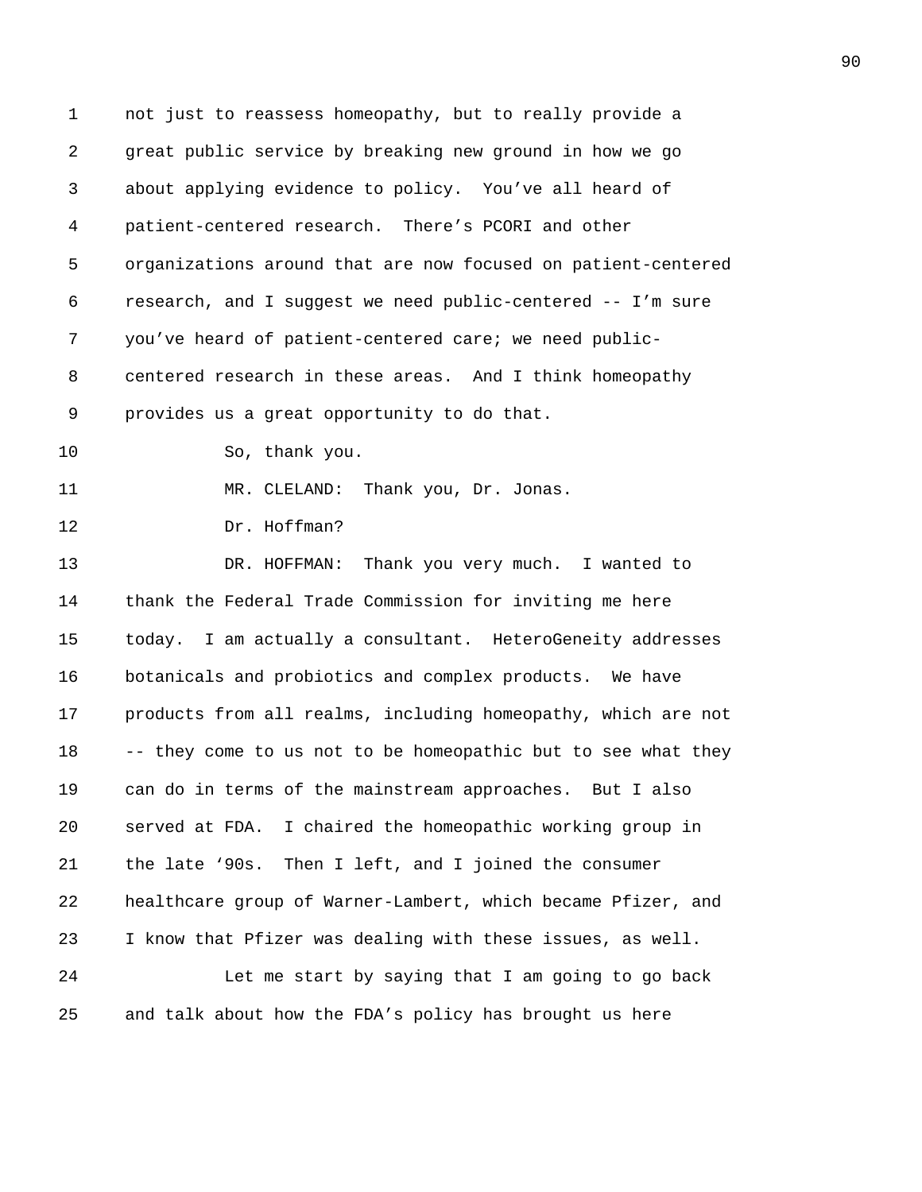not just to reassess homeopathy, but to really provide a great public service by breaking new ground in how we go about applying evidence to policy. You've all heard of patient-centered research. There's PCORI and other organizations around that are now focused on patient-centered research, and I suggest we need public-centered -- I'm sure you've heard of patient-centered care; we need public-centered research in these areas. And I think homeopathy provides us a great opportunity to do that.

So, thank you.

MR. CLELAND: Thank you, Dr. Jonas.

Dr. Hoffman?

DR. HOFFMAN: Thank you very much. I wanted to thank the Federal Trade Commission for inviting me here today. I am actually a consultant. HeteroGeneity addresses botanicals and probiotics and complex products. We have products from all realms, including homeopathy, which are not -- they come to us not to be homeopathic but to see what they can do in terms of the mainstream approaches. But I also served at FDA. I chaired the homeopathic working group in the late '90s. Then I left, and I joined the consumer healthcare group of Warner-Lambert, which became Pfizer, and I know that Pfizer was dealing with these issues, as well.

Let me start by saying that I am going to go back and talk about how the FDA's policy has brought us here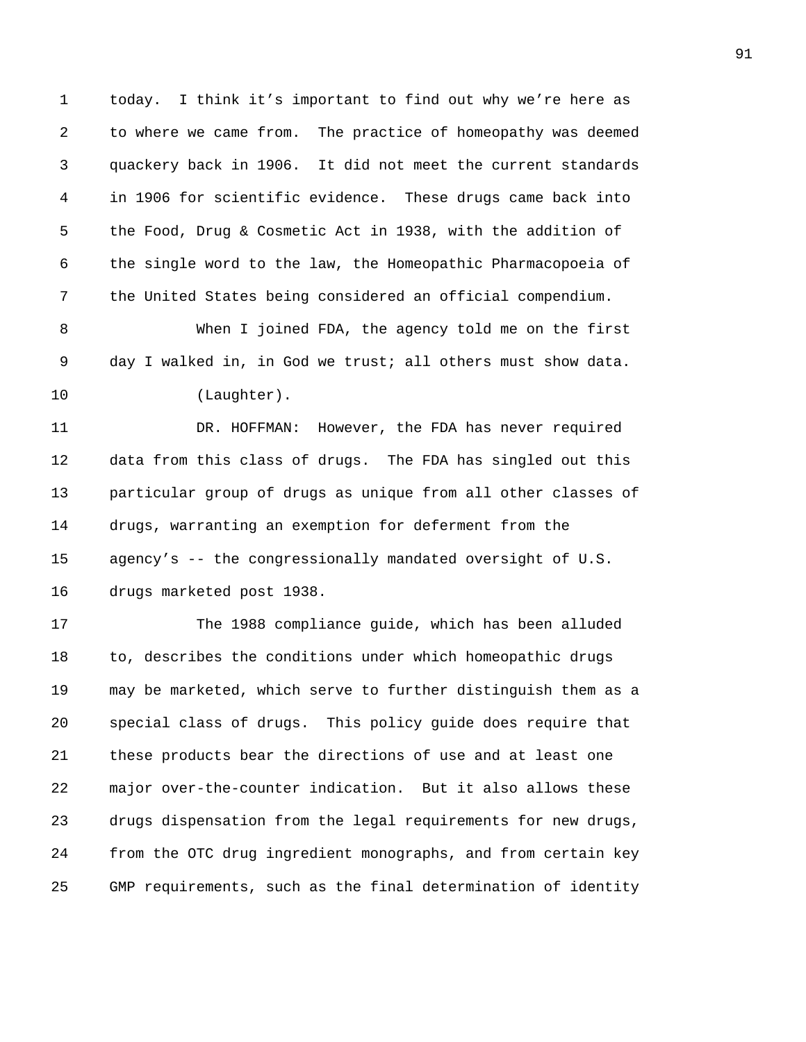today. I think it's important to find out why we're here as to where we came from. The practice of homeopathy was deemed quackery back in 1906. It did not meet the current standards in 1906 for scientific evidence. These drugs came back into the Food, Drug & Cosmetic Act in 1938, with the addition of the single word to the law, the Homeopathic Pharmacopoeia of the United States being considered an official compendium.

When I joined FDA, the agency told me on the first day I walked in, in God we trust; all others must show data.

(Laughter).

DR. HOFFMAN: However, the FDA has never required data from this class of drugs. The FDA has singled out this particular group of drugs as unique from all other classes of drugs, warranting an exemption for deferment from the agency's -- the congressionally mandated oversight of U.S. drugs marketed post 1938.

The 1988 compliance guide, which has been alluded to, describes the conditions under which homeopathic drugs may be marketed, which serve to further distinguish them as a special class of drugs. This policy guide does require that these products bear the directions of use and at least one major over-the-counter indication. But it also allows these drugs dispensation from the legal requirements for new drugs, from the OTC drug ingredient monographs, and from certain key GMP requirements, such as the final determination of identity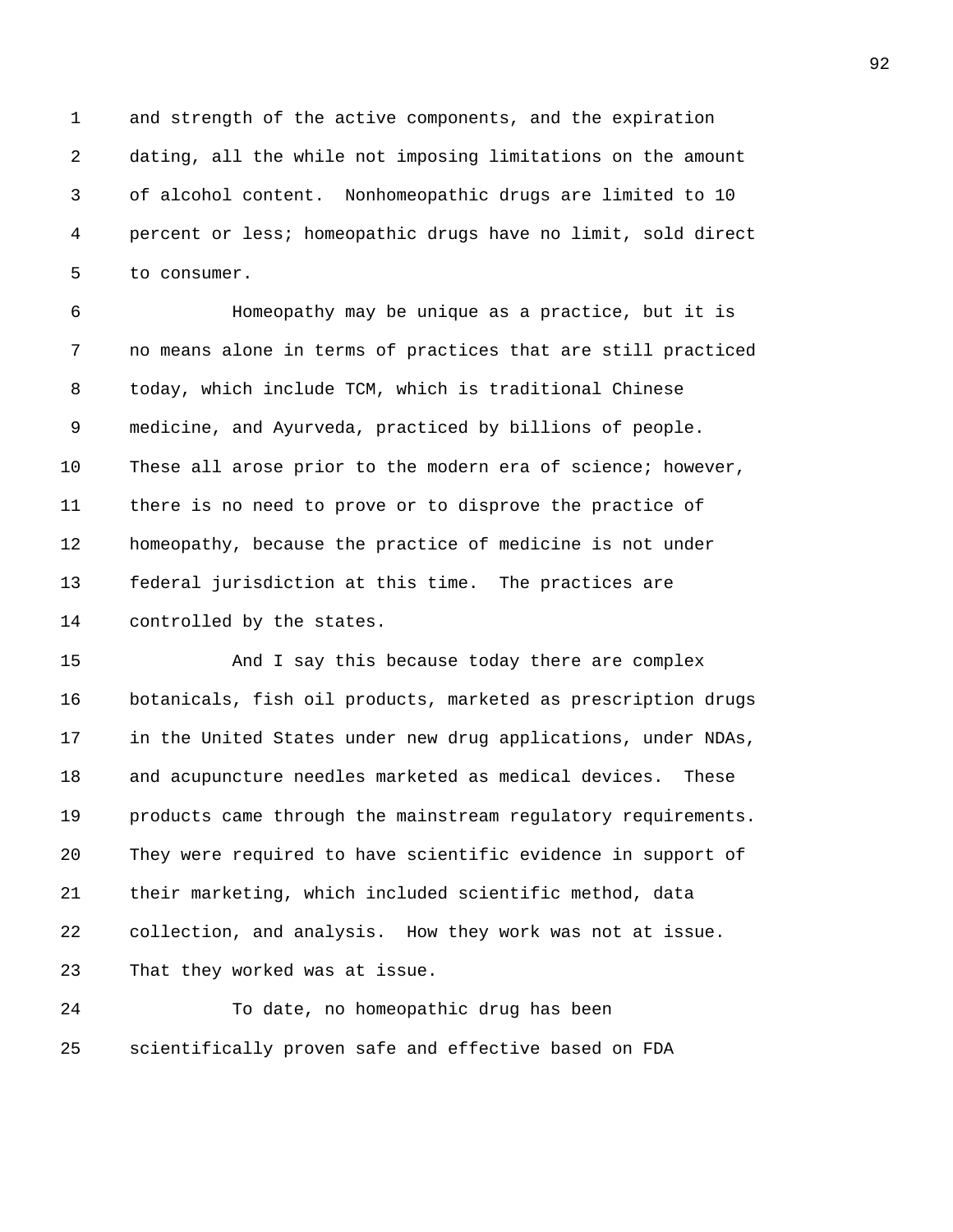and strength of the active components, and the expiration dating, all the while not imposing limitations on the amount of alcohol content. Nonhomeopathic drugs are limited to 10 percent or less; homeopathic drugs have no limit, sold direct to consumer.

Homeopathy may be unique as a practice, but it is no means alone in terms of practices that are still practiced today, which include TCM, which is traditional Chinese medicine, and Ayurveda, practiced by billions of people. These all arose prior to the modern era of science; however, there is no need to prove or to disprove the practice of homeopathy, because the practice of medicine is not under federal jurisdiction at this time. The practices are controlled by the states.

And I say this because today there are complex botanicals, fish oil products, marketed as prescription drugs in the United States under new drug applications, under NDAs, and acupuncture needles marketed as medical devices. These products came through the mainstream regulatory requirements. They were required to have scientific evidence in support of their marketing, which included scientific method, data collection, and analysis. How they work was not at issue. That they worked was at issue.

To date, no homeopathic drug has been scientifically proven safe and effective based on FDA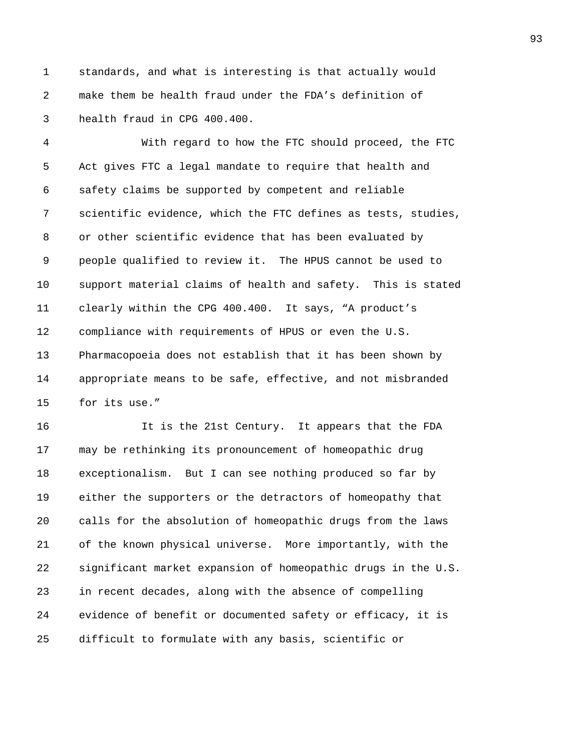standards, and what is interesting is that actually would make them be health fraud under the FDA's definition of health fraud in CPG 400.400.

With regard to how the FTC should proceed, the FTC Act gives FTC a legal mandate to require that health and safety claims be supported by competent and reliable scientific evidence, which the FTC defines as tests, studies, or other scientific evidence that has been evaluated by people qualified to review it. The HPUS cannot be used to support material claims of health and safety. This is stated clearly within the CPG 400.400. It says, "A product's compliance with requirements of HPUS or even the U.S. Pharmacopoeia does not establish that it has been shown by appropriate means to be safe, effective, and not misbranded for its use."

It is the 21st Century. It appears that the FDA may be rethinking its pronouncement of homeopathic drug exceptionalism. But I can see nothing produced so far by either the supporters or the detractors of homeopathy that calls for the absolution of homeopathic drugs from the laws of the known physical universe. More importantly, with the significant market expansion of homeopathic drugs in the U.S. in recent decades, along with the absence of compelling evidence of benefit or documented safety or efficacy, it is difficult to formulate with any basis, scientific or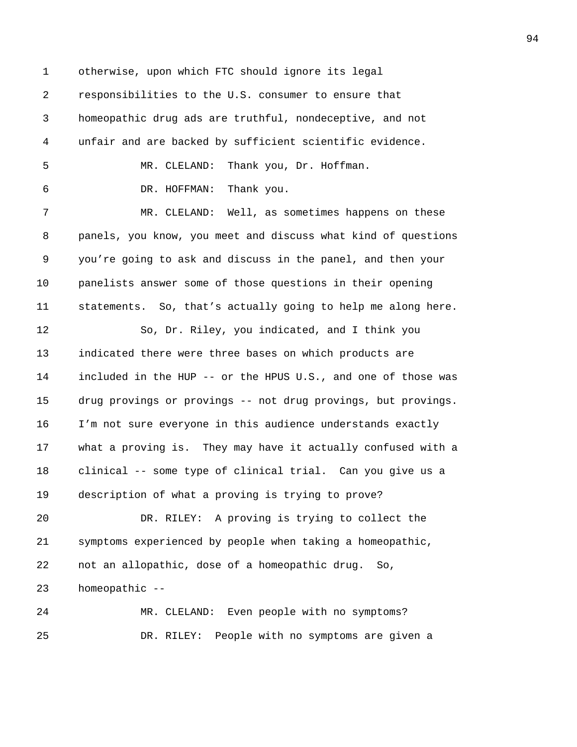otherwise, upon which FTC should ignore its legal responsibilities to the U.S. consumer to ensure that homeopathic drug ads are truthful, nondeceptive, and not unfair and are backed by sufficient scientific evidence.

MR. CLELAND: Thank you, Dr. Hoffman.

DR. HOFFMAN: Thank you.

MR. CLELAND: Well, as sometimes happens on these panels, you know, you meet and discuss what kind of questions you're going to ask and discuss in the panel, and then your panelists answer some of those questions in their opening statements. So, that's actually going to help me along here.

So, Dr. Riley, you indicated, and I think you indicated there were three bases on which products are included in the HUP -- or the HPUS U.S., and one of those was drug provings or provings -- not drug provings, but provings. I'm not sure everyone in this audience understands exactly what a proving is. They may have it actually confused with a clinical -- some type of clinical trial. Can you give us a description of what a proving is trying to prove?

DR. RILEY: A proving is trying to collect the symptoms experienced by people when taking a homeopathic, not an allopathic, dose of a homeopathic drug. So, homeopathic --

MR. CLELAND: Even people with no symptoms?

DR. RILEY: People with no symptoms are given a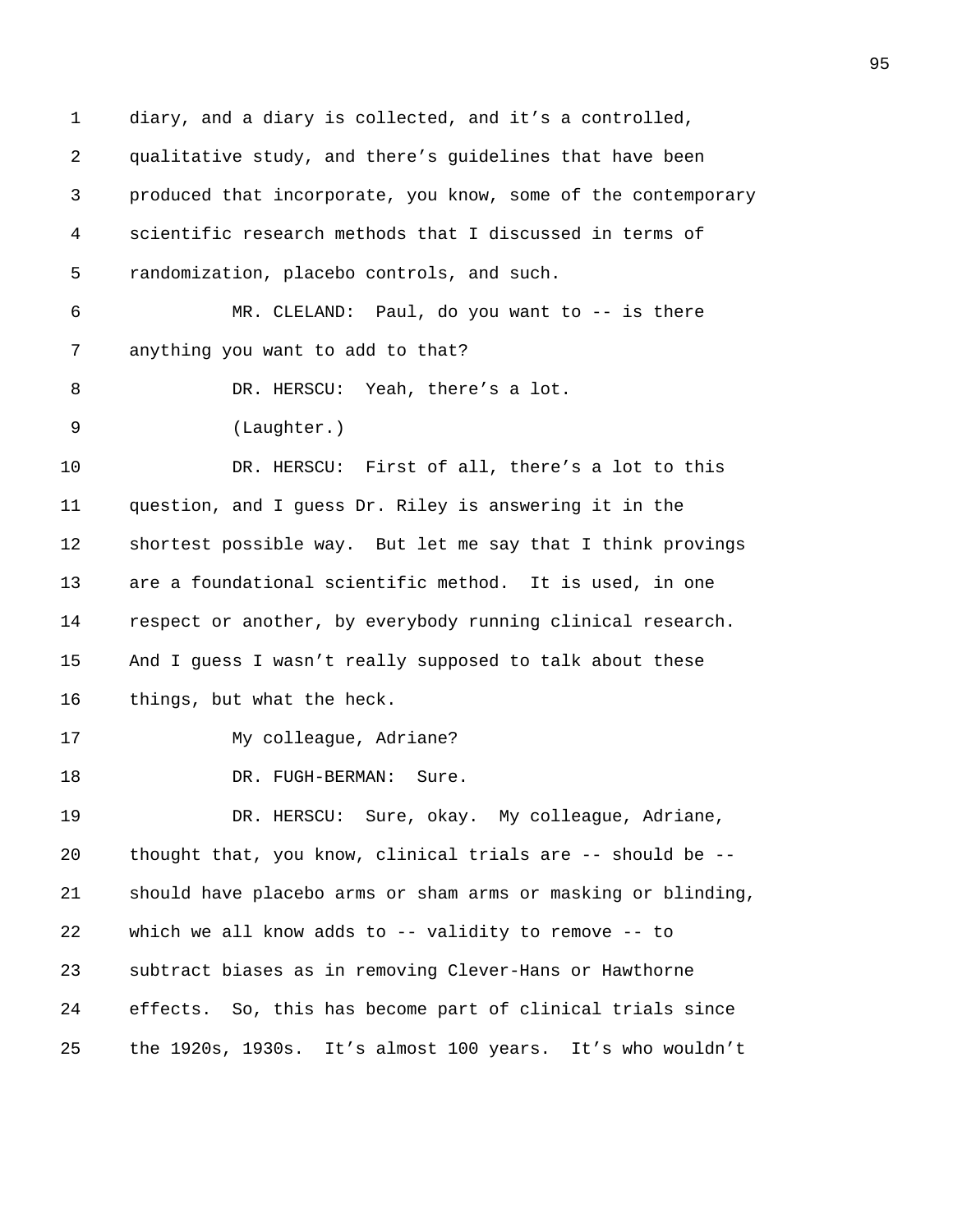1 diary, and a diary is collected, and it's a controlled,
2 qualitative study, and there's guidelines that have been
3 produced that incorporate, you know, some of the contemporary
4 scientific research methods that I discussed in terms of
5 randomization, placebo controls, and such.
6 MR. CLELAND: Paul, do you want to -- is there
7 anything you want to add to that?
8 DR. HERSCU: Yeah, there's a lot.
9 (Laughter.)
10 DR. HERSCU: First of all, there's a lot to this
11 question, and I guess Dr. Riley is answering it in the
12 shortest possible way. But let me say that I think provings
13 are a foundational scientific method. It is used, in one
14 respect or another, by everybody running clinical research.
15 And I guess I wasn't really supposed to talk about these
16 things, but what the heck.
17 My colleague, Adriane?
18 DR. FUGH-BERMAN: Sure.
19 DR. HERSCU: Sure, okay. My colleague, Adriane,
20 thought that, you know, clinical trials are -- should be --
21 should have placebo arms or sham arms or masking or blinding,
22 which we all know adds to -- validity to remove -- to
23 subtract biases as in removing Clever-Hans or Hawthorne
24 effects. So, this has become part of clinical trials since
25 the 1920s, 1930s. It's almost 100 years. It's who wouldn't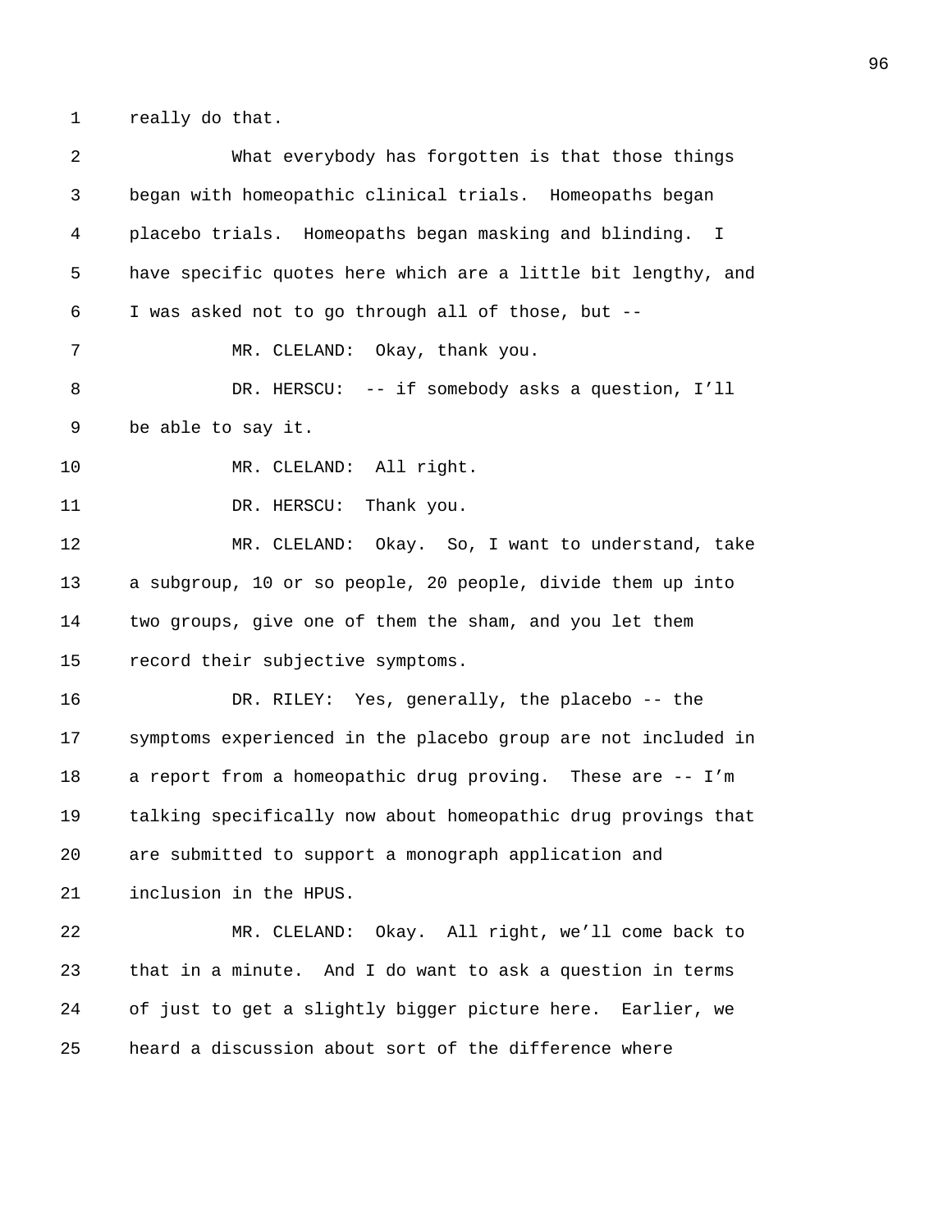really do that.

What everybody has forgotten is that those things began with homeopathic clinical trials. Homeopaths began placebo trials. Homeopaths began masking and blinding. I have specific quotes here which are a little bit lengthy, and I was asked not to go through all of those, but --

MR. CLELAND: Okay, thank you.

DR. HERSCU: -- if somebody asks a question, I'll be able to say it.

MR. CLELAND: All right.

DR. HERSCU: Thank you.

MR. CLELAND: Okay. So, I want to understand, take a subgroup, 10 or so people, 20 people, divide them up into two groups, give one of them the sham, and you let them record their subjective symptoms.

DR. RILEY: Yes, generally, the placebo -- the symptoms experienced in the placebo group are not included in a report from a homeopathic drug proving. These are -- I'm talking specifically now about homeopathic drug provings that are submitted to support a monograph application and inclusion in the HPUS.

MR. CLELAND: Okay. All right, we'll come back to that in a minute. And I do want to ask a question in terms of just to get a slightly bigger picture here. Earlier, we heard a discussion about sort of the difference where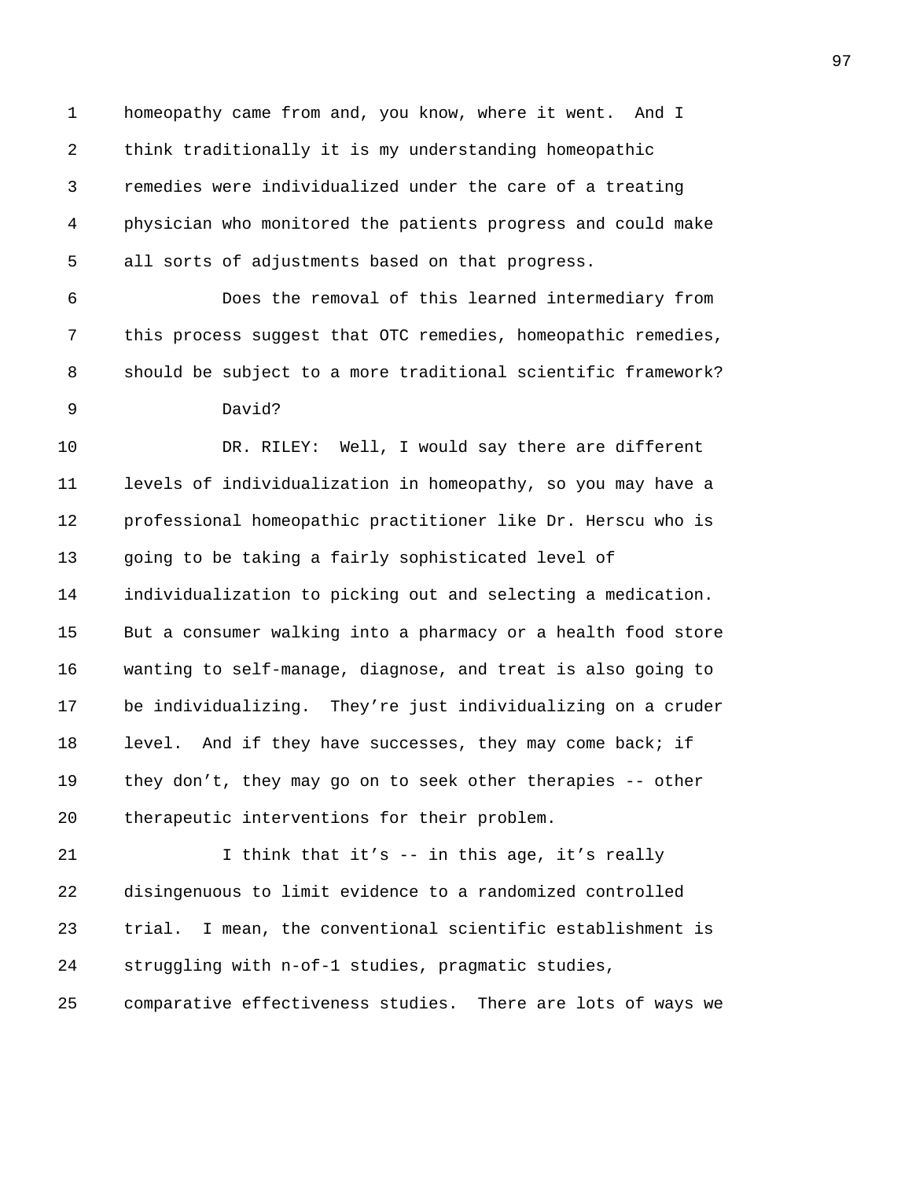homeopathy came from and, you know, where it went. And I think traditionally it is my understanding homeopathic remedies were individualized under the care of a treating physician who monitored the patients progress and could make all sorts of adjustments based on that progress.

Does the removal of this learned intermediary from this process suggest that OTC remedies, homeopathic remedies, should be subject to a more traditional scientific framework?

David?

DR. RILEY: Well, I would say there are different levels of individualization in homeopathy, so you may have a professional homeopathic practitioner like Dr. Herscu who is going to be taking a fairly sophisticated level of individualization to picking out and selecting a medication. But a consumer walking into a pharmacy or a health food store wanting to self-manage, diagnose, and treat is also going to be individualizing. They're just individualizing on a cruder level. And if they have successes, they may come back; if they don't, they may go on to seek other therapies -- other therapeutic interventions for their problem.

I think that it's -- in this age, it's really disingenuous to limit evidence to a randomized controlled trial. I mean, the conventional scientific establishment is struggling with n-of-1 studies, pragmatic studies, comparative effectiveness studies. There are lots of ways we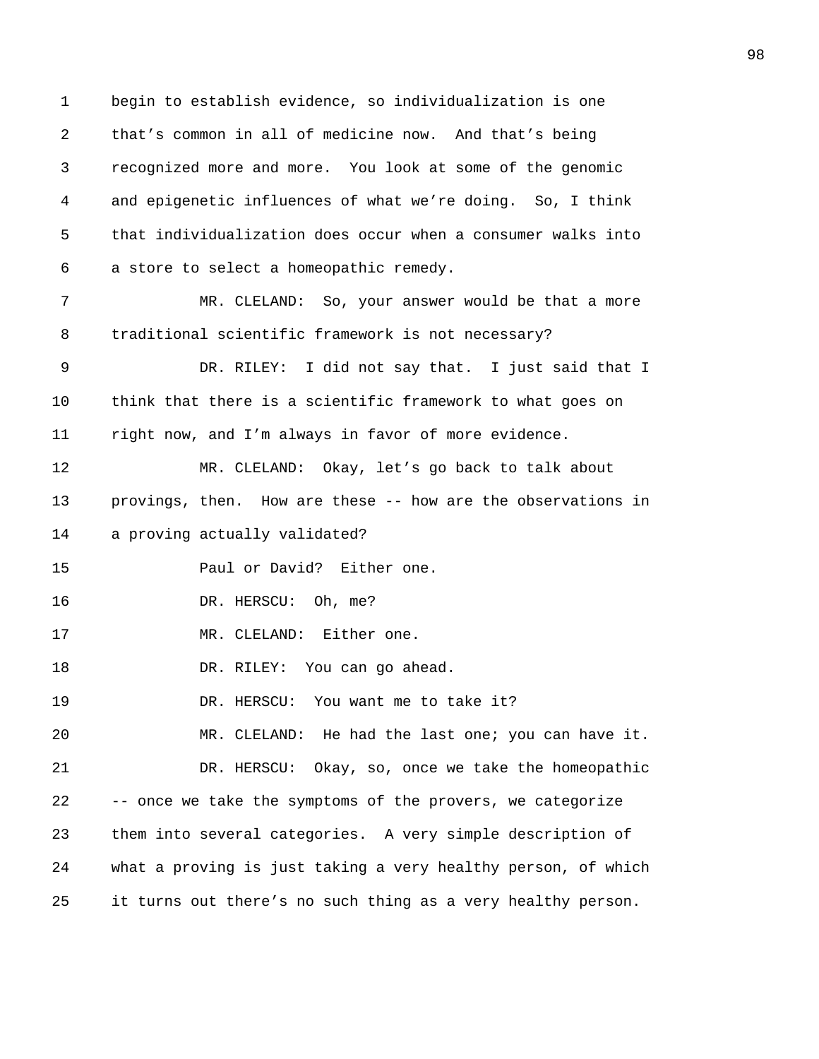1 begin to establish evidence, so individualization is one
2 that's common in all of medicine now. And that's being
3 recognized more and more. You look at some of the genomic
4 and epigenetic influences of what we're doing. So, I think
5 that individualization does occur when a consumer walks into
6 a store to select a homeopathic remedy.
7 MR. CLELAND: So, your answer would be that a more
8 traditional scientific framework is not necessary?
9 DR. RILEY: I did not say that. I just said that I
10 think that there is a scientific framework to what goes on
11 right now, and I'm always in favor of more evidence.
12 MR. CLELAND: Okay, let's go back to talk about
13 provings, then. How are these -- how are the observations in
14 a proving actually validated?
15 Paul or David? Either one.
16 DR. HERSCU: Oh, me?
17 MR. CLELAND: Either one.
18 DR. RILEY: You can go ahead.
19 DR. HERSCU: You want me to take it?
20 MR. CLELAND: He had the last one; you can have it.
21 DR. HERSCU: Okay, so, once we take the homeopathic
22 -- once we take the symptoms of the provers, we categorize
23 them into several categories. A very simple description of
24 what a proving is just taking a very healthy person, of which
25 it turns out there's no such thing as a very healthy person.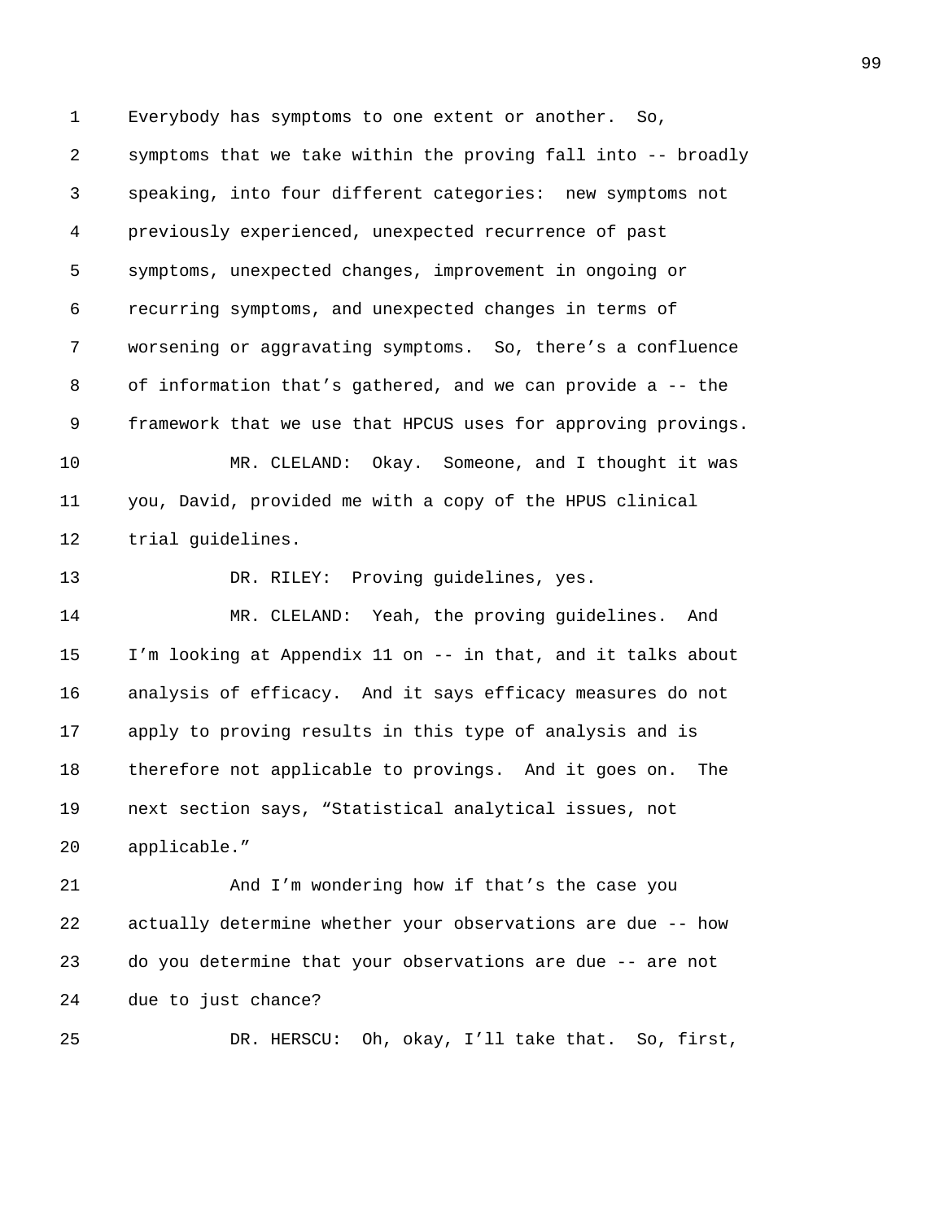Everybody has symptoms to one extent or another. So, symptoms that we take within the proving fall into -- broadly speaking, into four different categories: new symptoms not previously experienced, unexpected recurrence of past symptoms, unexpected changes, improvement in ongoing or recurring symptoms, and unexpected changes in terms of worsening or aggravating symptoms. So, there's a confluence of information that's gathered, and we can provide a -- the framework that we use that HPCUS uses for approving provings.

MR. CLELAND: Okay. Someone, and I thought it was you, David, provided me with a copy of the HPUS clinical trial guidelines.

DR. RILEY: Proving guidelines, yes.

MR. CLELAND: Yeah, the proving guidelines. And I'm looking at Appendix 11 on -- in that, and it talks about analysis of efficacy. And it says efficacy measures do not apply to proving results in this type of analysis and is therefore not applicable to provings. And it goes on. The next section says, "Statistical analytical issues, not applicable."

And I'm wondering how if that's the case you actually determine whether your observations are due -- how do you determine that your observations are due -- are not due to just chance?

DR. HERSCU: Oh, okay, I'll take that. So, first,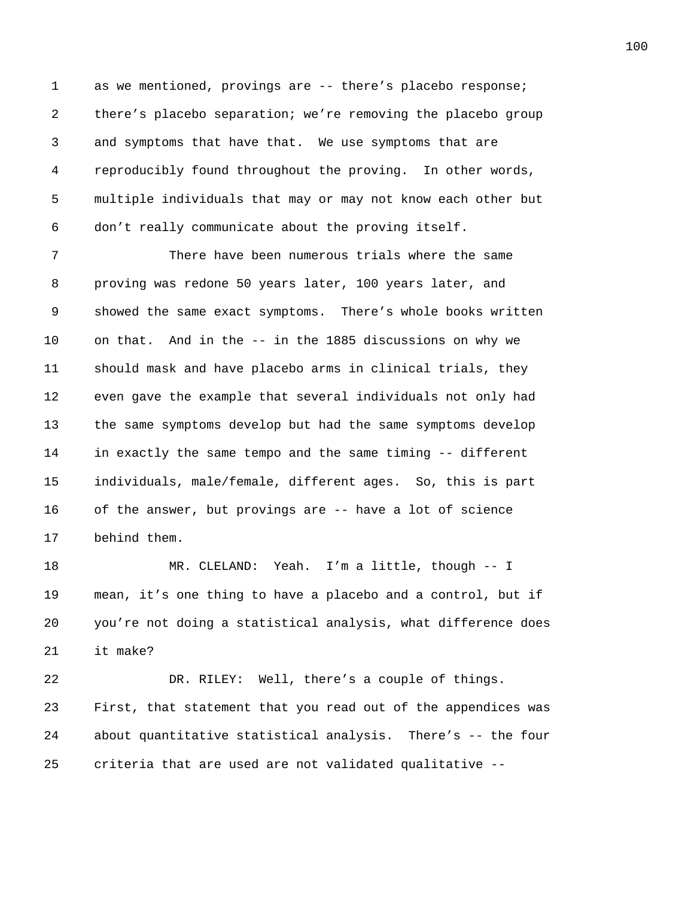as we mentioned, provings are -- there's placebo response; there's placebo separation; we're removing the placebo group and symptoms that have that. We use symptoms that are reproducibly found throughout the proving. In other words, multiple individuals that may or may not know each other but don't really communicate about the proving itself.

There have been numerous trials where the same proving was redone 50 years later, 100 years later, and showed the same exact symptoms. There's whole books written on that. And in the -- in the 1885 discussions on why we should mask and have placebo arms in clinical trials, they even gave the example that several individuals not only had the same symptoms develop but had the same symptoms develop in exactly the same tempo and the same timing -- different individuals, male/female, different ages. So, this is part of the answer, but provings are -- have a lot of science behind them.

MR. CLELAND: Yeah. I'm a little, though -- I mean, it's one thing to have a placebo and a control, but if you're not doing a statistical analysis, what difference does it make?

DR. RILEY: Well, there's a couple of things. First, that statement that you read out of the appendices was about quantitative statistical analysis. There's -- the four criteria that are used are not validated qualitative --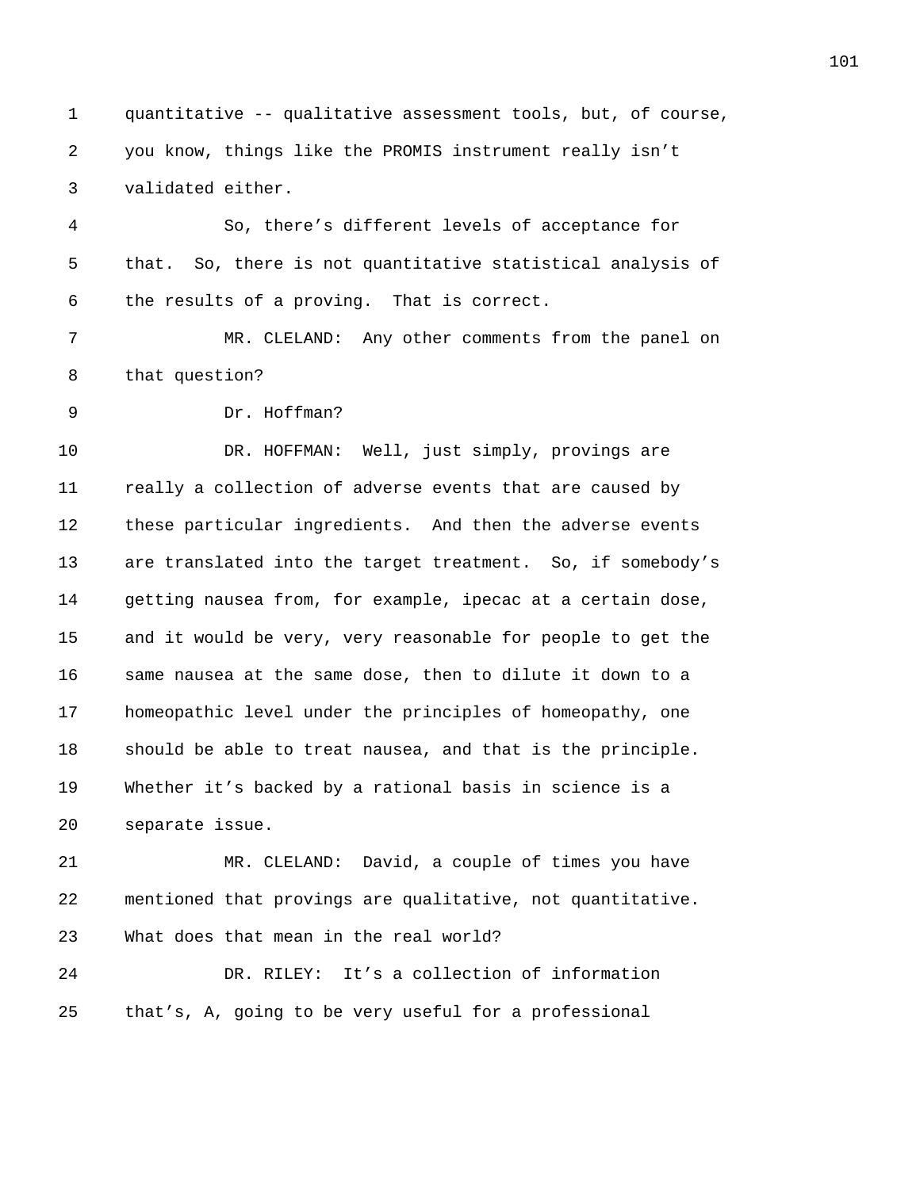quantitative -- qualitative assessment tools, but, of course, you know, things like the PROMIS instrument really isn't validated either.

So, there's different levels of acceptance for that. So, there is not quantitative statistical analysis of the results of a proving. That is correct.

MR. CLELAND: Any other comments from the panel on that question?

Dr. Hoffman?

DR. HOFFMAN: Well, just simply, provings are really a collection of adverse events that are caused by these particular ingredients. And then the adverse events are translated into the target treatment. So, if somebody's getting nausea from, for example, ipecac at a certain dose, and it would be very, very reasonable for people to get the same nausea at the same dose, then to dilute it down to a homeopathic level under the principles of homeopathy, one should be able to treat nausea, and that is the principle. Whether it's backed by a rational basis in science is a separate issue.

MR. CLELAND: David, a couple of times you have mentioned that provings are qualitative, not quantitative. What does that mean in the real world?

DR. RILEY: It's a collection of information that's, A, going to be very useful for a professional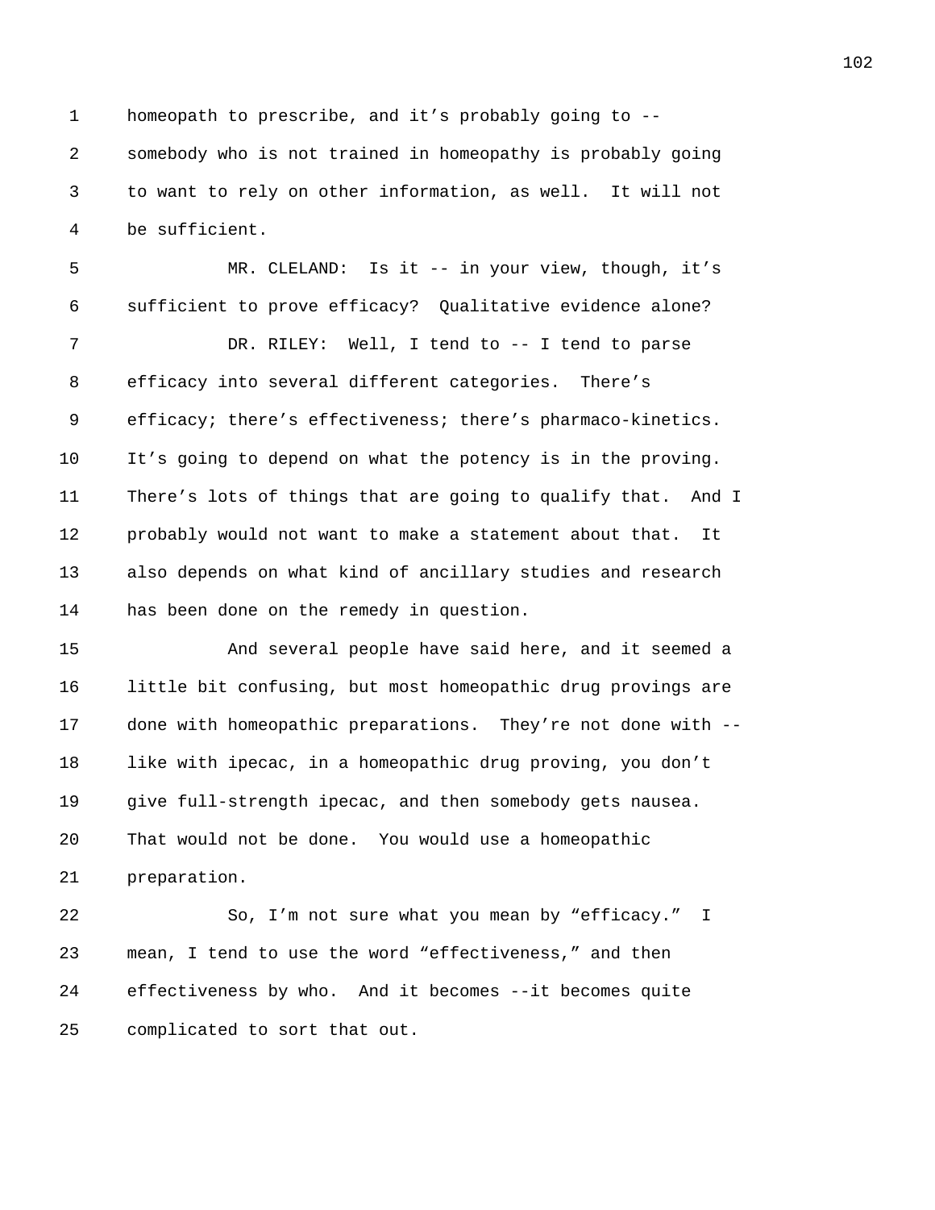homeopath to prescribe, and it's probably going to -- somebody who is not trained in homeopathy is probably going to want to rely on other information, as well. It will not be sufficient.

MR. CLELAND: Is it -- in your view, though, it's sufficient to prove efficacy? Qualitative evidence alone?

DR. RILEY: Well, I tend to -- I tend to parse efficacy into several different categories. There's efficacy; there's effectiveness; there's pharmaco-kinetics. It's going to depend on what the potency is in the proving. There's lots of things that are going to qualify that. And I probably would not want to make a statement about that. It also depends on what kind of ancillary studies and research has been done on the remedy in question.

And several people have said here, and it seemed a little bit confusing, but most homeopathic drug provings are done with homeopathic preparations. They're not done with -- like with ipecac, in a homeopathic drug proving, you don't give full-strength ipecac, and then somebody gets nausea. That would not be done. You would use a homeopathic preparation.

So, I'm not sure what you mean by "efficacy." I mean, I tend to use the word "effectiveness," and then effectiveness by who. And it becomes --it becomes quite complicated to sort that out.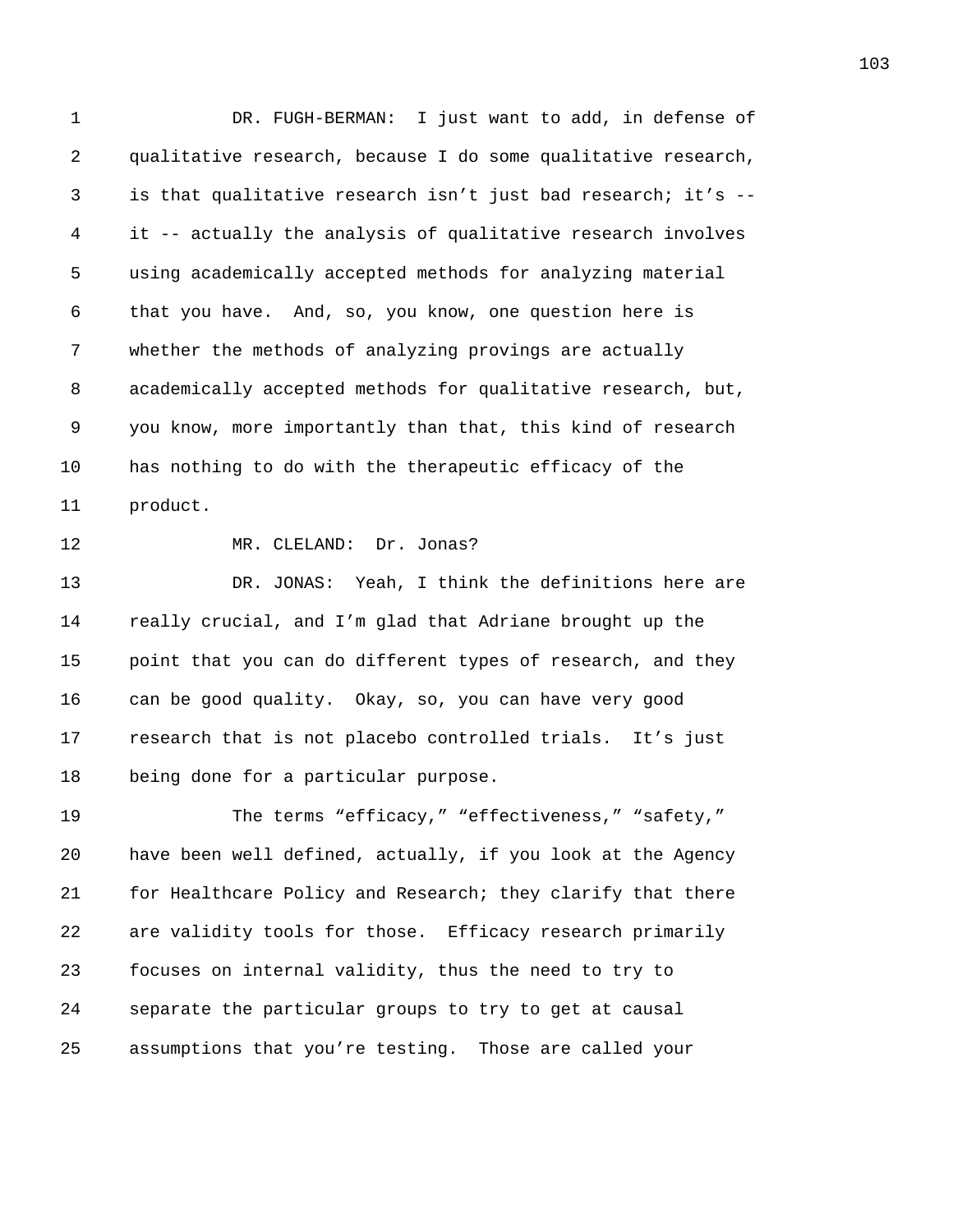DR. FUGH-BERMAN: I just want to add, in defense of qualitative research, because I do some qualitative research, is that qualitative research isn't just bad research; it's -- it -- actually the analysis of qualitative research involves using academically accepted methods for analyzing material that you have. And, so, you know, one question here is whether the methods of analyzing provings are actually academically accepted methods for qualitative research, but, you know, more importantly than that, this kind of research has nothing to do with the therapeutic efficacy of the product.

MR. CLELAND: Dr. Jonas?

DR. JONAS: Yeah, I think the definitions here are really crucial, and I'm glad that Adriane brought up the point that you can do different types of research, and they can be good quality. Okay, so, you can have very good research that is not placebo controlled trials. It's just being done for a particular purpose.

The terms "efficacy," "effectiveness," "safety," have been well defined, actually, if you look at the Agency for Healthcare Policy and Research; they clarify that there are validity tools for those. Efficacy research primarily focuses on internal validity, thus the need to try to separate the particular groups to try to get at causal assumptions that you're testing. Those are called your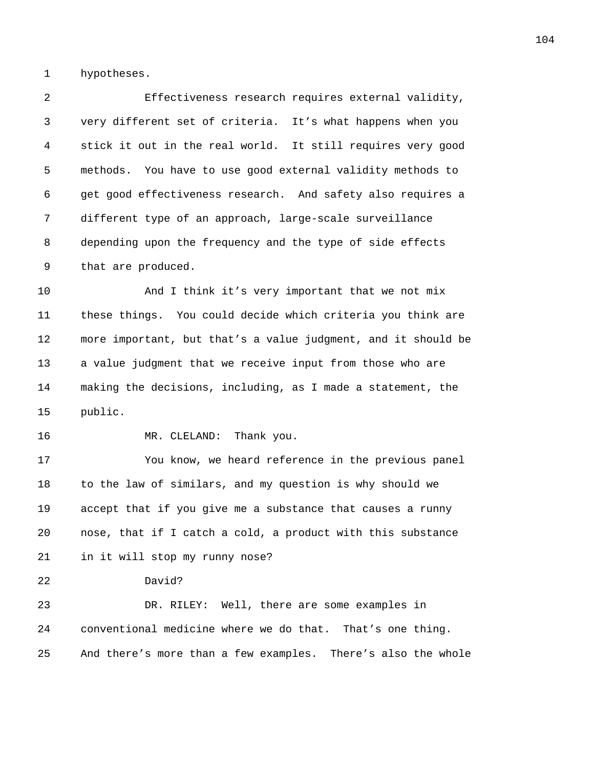hypotheses.

Effectiveness research requires external validity, very different set of criteria. It's what happens when you stick it out in the real world. It still requires very good methods. You have to use good external validity methods to get good effectiveness research. And safety also requires a different type of an approach, large-scale surveillance depending upon the frequency and the type of side effects that are produced.

And I think it's very important that we not mix these things. You could decide which criteria you think are more important, but that's a value judgment, and it should be a value judgment that we receive input from those who are making the decisions, including, as I made a statement, the public.

MR. CLELAND: Thank you.

You know, we heard reference in the previous panel to the law of similars, and my question is why should we accept that if you give me a substance that causes a runny nose, that if I catch a cold, a product with this substance in it will stop my runny nose?

David?

DR. RILEY: Well, there are some examples in conventional medicine where we do that. That's one thing. And there's more than a few examples. There's also the whole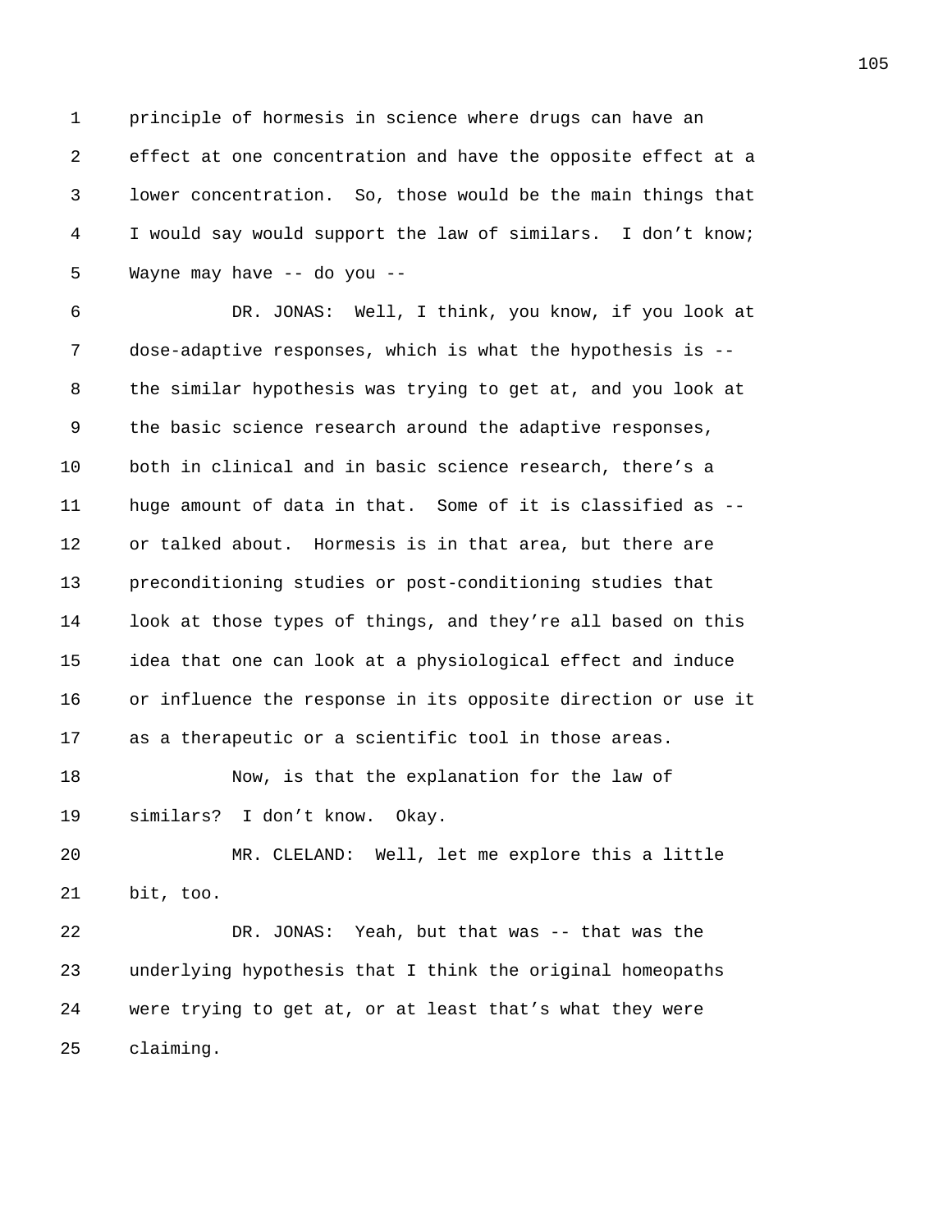principle of hormesis in science where drugs can have an effect at one concentration and have the opposite effect at a lower concentration. So, those would be the main things that I would say would support the law of similars. I don't know; Wayne may have -- do you --

DR. JONAS: Well, I think, you know, if you look at dose-adaptive responses, which is what the hypothesis is -- the similar hypothesis was trying to get at, and you look at the basic science research around the adaptive responses, both in clinical and in basic science research, there's a huge amount of data in that. Some of it is classified as -- or talked about. Hormesis is in that area, but there are preconditioning studies or post-conditioning studies that look at those types of things, and they're all based on this idea that one can look at a physiological effect and induce or influence the response in its opposite direction or use it as a therapeutic or a scientific tool in those areas.

Now, is that the explanation for the law of similars? I don't know. Okay.

MR. CLELAND: Well, let me explore this a little bit, too.

DR. JONAS: Yeah, but that was -- that was the underlying hypothesis that I think the original homeopaths were trying to get at, or at least that's what they were claiming.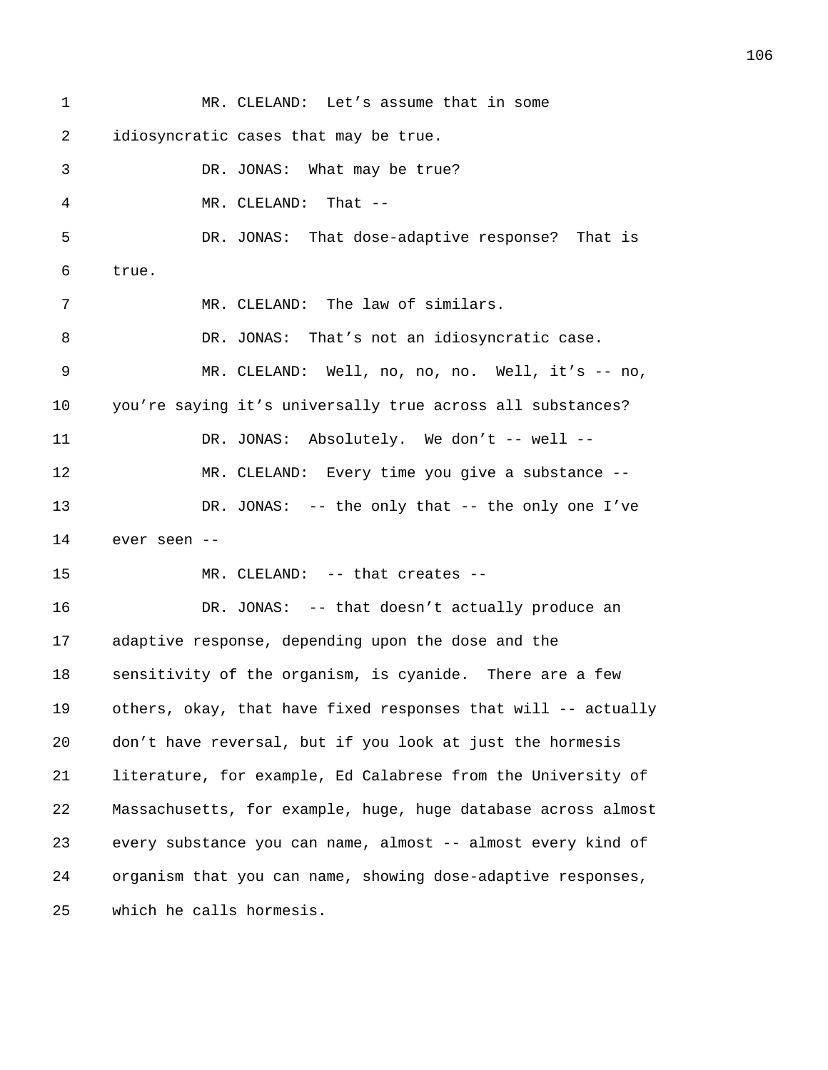1 MR. CLELAND: Let’s assume that in some
2 idiosyncratic cases that may be true.
3 DR. JONAS: What may be true?
4 MR. CLELAND: That --
5 DR. JONAS: That dose-adaptive response? That is
6 true.
7 MR. CLELAND: The law of similars.
8 DR. JONAS: That’s not an idiosyncratic case.
9 MR. CLELAND: Well, no, no, no. Well, it’s -- no,
10 you’re saying it’s universally true across all substances?
11 DR. JONAS: Absolutely. We don’t -- well --
12 MR. CLELAND: Every time you give a substance --
13 DR. JONAS: -- the only that -- the only one I’ve
14 ever seen --
15 MR. CLELAND: -- that creates --
16 DR. JONAS: -- that doesn’t actually produce an
17 adaptive response, depending upon the dose and the
18 sensitivity of the organism, is cyanide. There are a few
19 others, okay, that have fixed responses that will -- actually
20 don’t have reversal, but if you look at just the hormesis
21 literature, for example, Ed Calabrese from the University of
22 Massachusetts, for example, huge, huge database across almost
23 every substance you can name, almost -- almost every kind of
24 organism that you can name, showing dose-adaptive responses,
25 which he calls hormesis.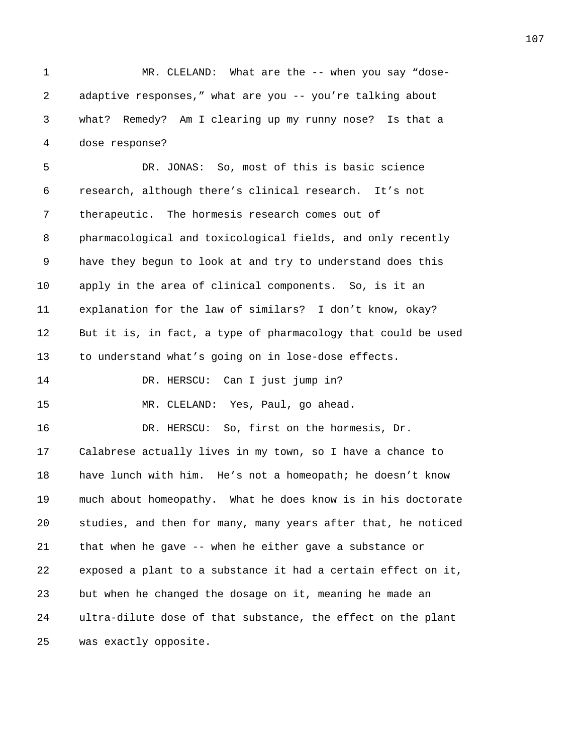MR. CLELAND: What are the -- when you say “dose-adaptive responses,” what are you -- you’re talking about what? Remedy? Am I clearing up my runny nose? Is that a dose response?

DR. JONAS: So, most of this is basic science research, although there’s clinical research. It’s not therapeutic. The hormesis research comes out of pharmacological and toxicological fields, and only recently have they begun to look at and try to understand does this apply in the area of clinical components. So, is it an explanation for the law of similars? I don’t know, okay? But it is, in fact, a type of pharmacology that could be used to understand what’s going on in lose-dose effects.

DR. HERSCU: Can I just jump in?

MR. CLELAND: Yes, Paul, go ahead.

DR. HERSCU: So, first on the hormesis, Dr. Calabrese actually lives in my town, so I have a chance to have lunch with him. He’s not a homeopath; he doesn’t know much about homeopathy. What he does know is in his doctorate studies, and then for many, many years after that, he noticed that when he gave -- when he either gave a substance or exposed a plant to a substance it had a certain effect on it, but when he changed the dosage on it, meaning he made an ultra-dilute dose of that substance, the effect on the plant was exactly opposite.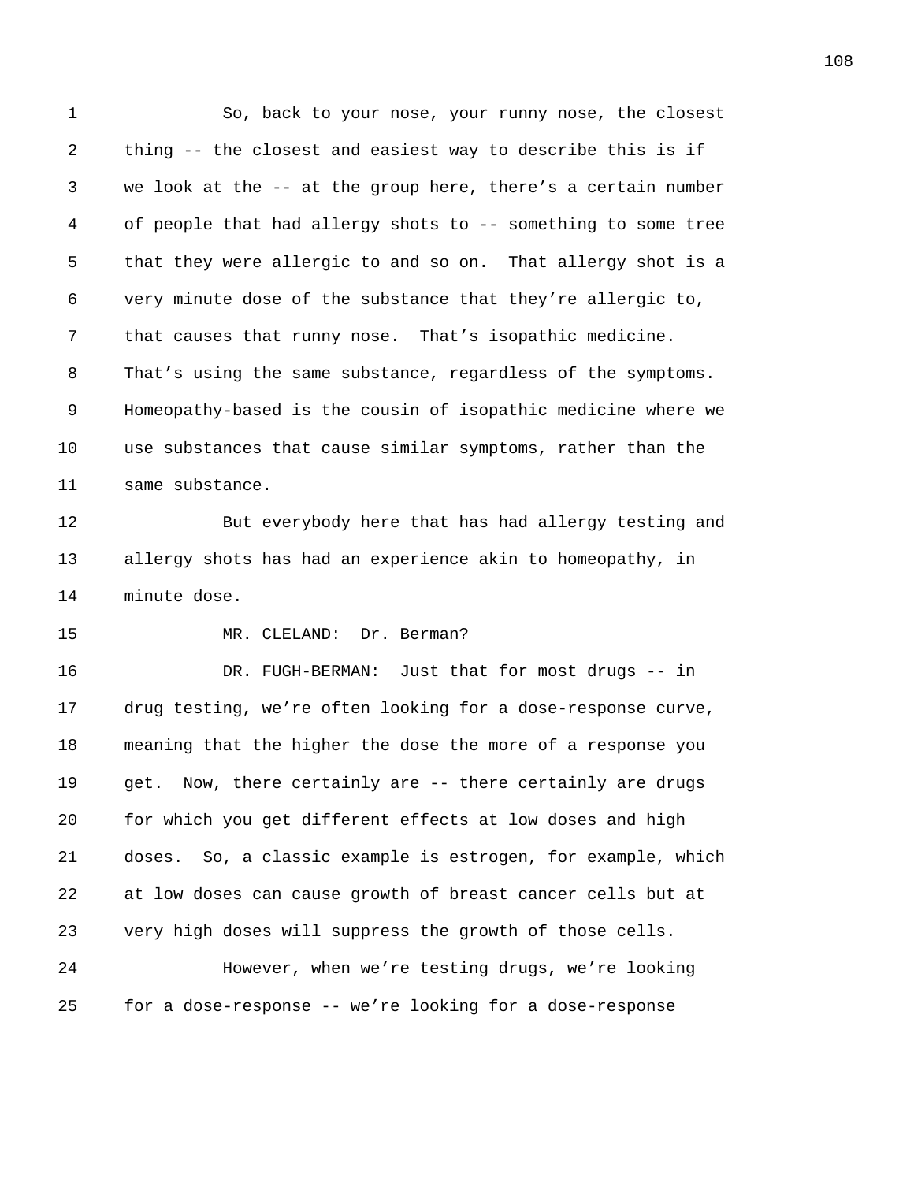So, back to your nose, your runny nose, the closest thing -- the closest and easiest way to describe this is if we look at the -- at the group here, there's a certain number of people that had allergy shots to -- something to some tree that they were allergic to and so on. That allergy shot is a very minute dose of the substance that they're allergic to, that causes that runny nose. That's isopathic medicine. That's using the same substance, regardless of the symptoms. Homeopathy-based is the cousin of isopathic medicine where we use substances that cause similar symptoms, rather than the same substance.

But everybody here that has had allergy testing and allergy shots has had an experience akin to homeopathy, in minute dose.

MR. CLELAND: Dr. Berman?

DR. FUGH-BERMAN: Just that for most drugs -- in drug testing, we're often looking for a dose-response curve, meaning that the higher the dose the more of a response you get. Now, there certainly are -- there certainly are drugs for which you get different effects at low doses and high doses. So, a classic example is estrogen, for example, which at low doses can cause growth of breast cancer cells but at very high doses will suppress the growth of those cells.

However, when we're testing drugs, we're looking for a dose-response -- we're looking for a dose-response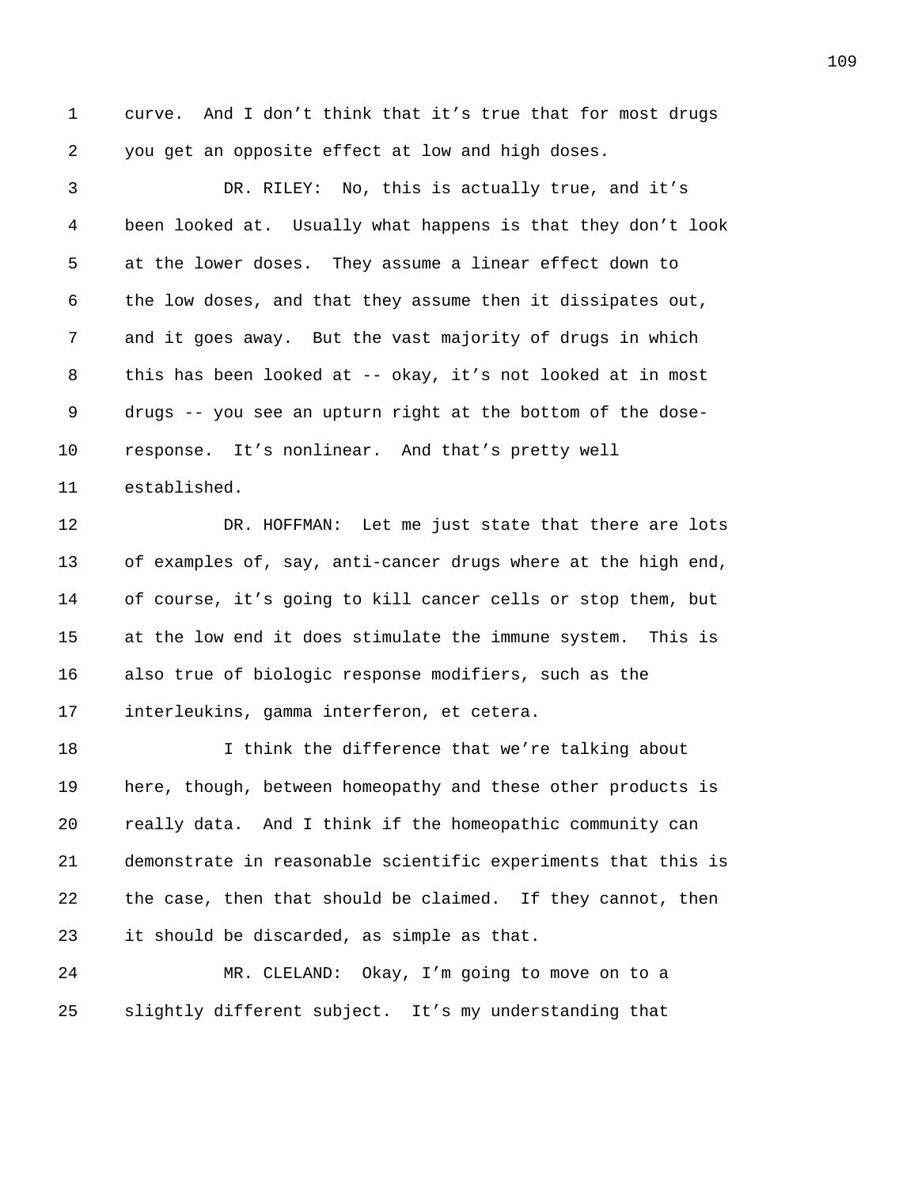curve. And I don't think that it's true that for most drugs you get an opposite effect at low and high doses.

DR. RILEY: No, this is actually true, and it's been looked at. Usually what happens is that they don't look at the lower doses. They assume a linear effect down to the low doses, and that they assume then it dissipates out, and it goes away. But the vast majority of drugs in which this has been looked at -- okay, it's not looked at in most drugs -- you see an upturn right at the bottom of the dose-response. It's nonlinear. And that's pretty well established.

DR. HOFFMAN: Let me just state that there are lots of examples of, say, anti-cancer drugs where at the high end, of course, it's going to kill cancer cells or stop them, but at the low end it does stimulate the immune system. This is also true of biologic response modifiers, such as the interleukins, gamma interferon, et cetera.

I think the difference that we're talking about here, though, between homeopathy and these other products is really data. And I think if the homeopathic community can demonstrate in reasonable scientific experiments that this is the case, then that should be claimed. If they cannot, then it should be discarded, as simple as that.

MR. CLELAND: Okay, I'm going to move on to a slightly different subject. It's my understanding that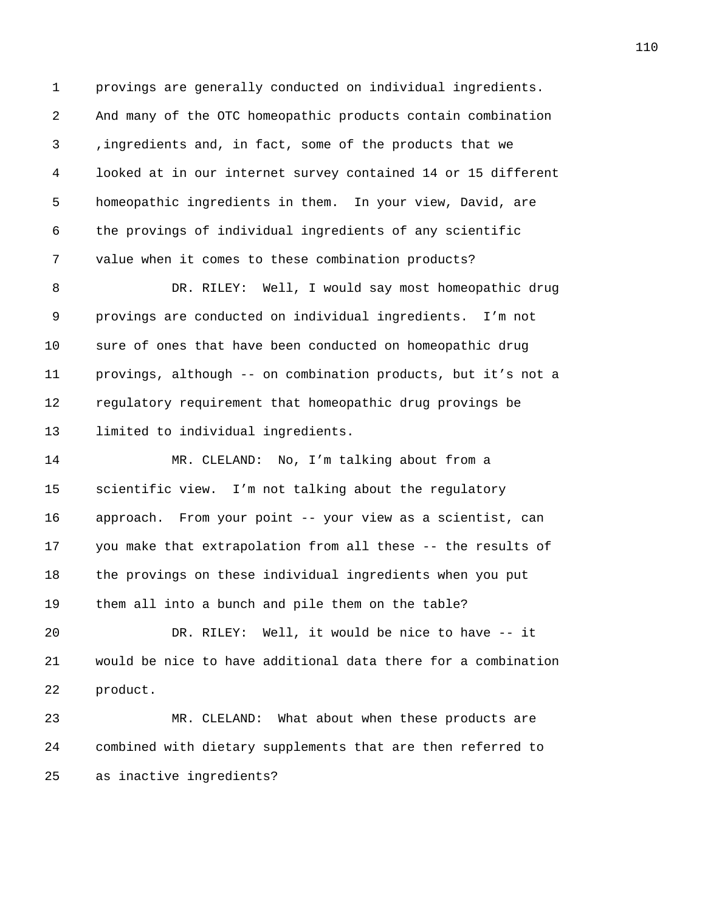provings are generally conducted on individual ingredients. And many of the OTC homeopathic products contain combination ,ingredients and, in fact, some of the products that we looked at in our internet survey contained 14 or 15 different homeopathic ingredients in them. In your view, David, are the provings of individual ingredients of any scientific value when it comes to these combination products?

DR. RILEY: Well, I would say most homeopathic drug provings are conducted on individual ingredients. I'm not sure of ones that have been conducted on homeopathic drug provings, although -- on combination products, but it's not a regulatory requirement that homeopathic drug provings be limited to individual ingredients.

MR. CLELAND: No, I'm talking about from a scientific view. I'm not talking about the regulatory approach. From your point -- your view as a scientist, can you make that extrapolation from all these -- the results of the provings on these individual ingredients when you put them all into a bunch and pile them on the table?

DR. RILEY: Well, it would be nice to have -- it would be nice to have additional data there for a combination product.

MR. CLELAND: What about when these products are combined with dietary supplements that are then referred to as inactive ingredients?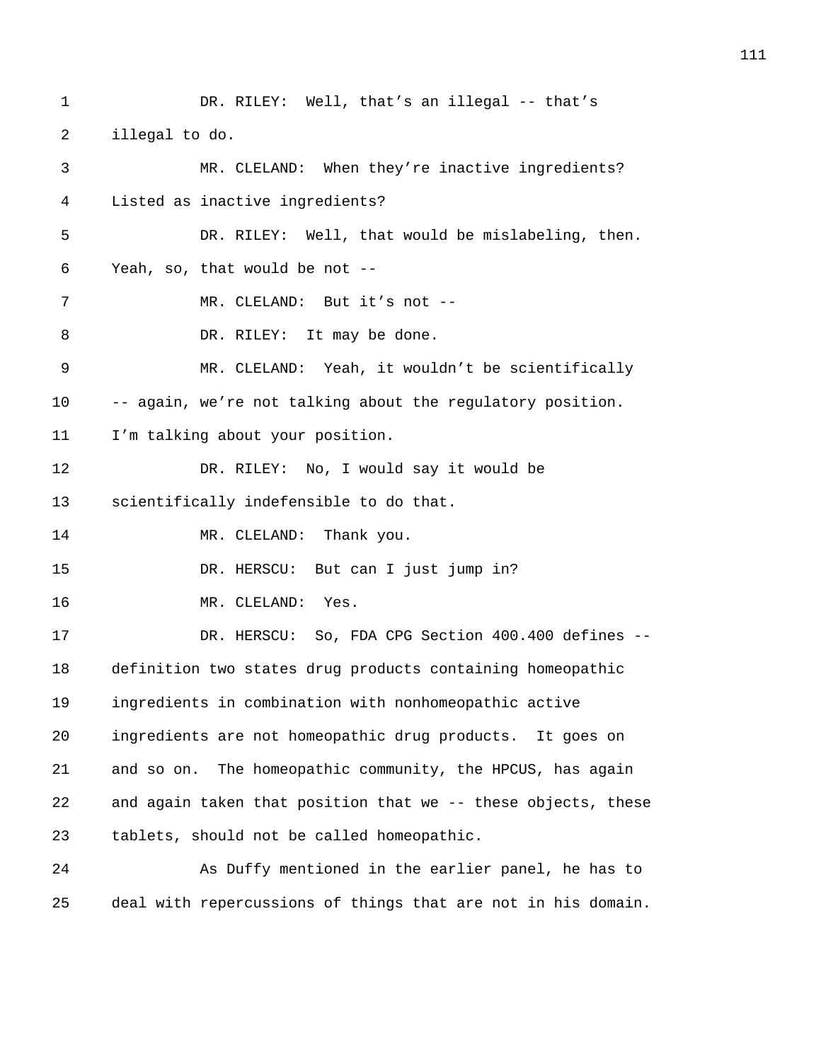DR. RILEY: Well, that's an illegal -- that's illegal to do.

MR. CLELAND: When they're inactive ingredients? Listed as inactive ingredients?

DR. RILEY: Well, that would be mislabeling, then. Yeah, so, that would be not --

MR. CLELAND: But it's not --

DR. RILEY: It may be done.

MR. CLELAND: Yeah, it wouldn't be scientifically -- again, we're not talking about the regulatory position. I'm talking about your position.

DR. RILEY: No, I would say it would be scientifically indefensible to do that.

MR. CLELAND: Thank you.

DR. HERSCU: But can I just jump in?

MR. CLELAND: Yes.

DR. HERSCU: So, FDA CPG Section 400.400 defines -- definition two states drug products containing homeopathic ingredients in combination with nonhomeopathic active ingredients are not homeopathic drug products. It goes on and so on. The homeopathic community, the HPCUS, has again and again taken that position that we -- these objects, these tablets, should not be called homeopathic.

As Duffy mentioned in the earlier panel, he has to deal with repercussions of things that are not in his domain.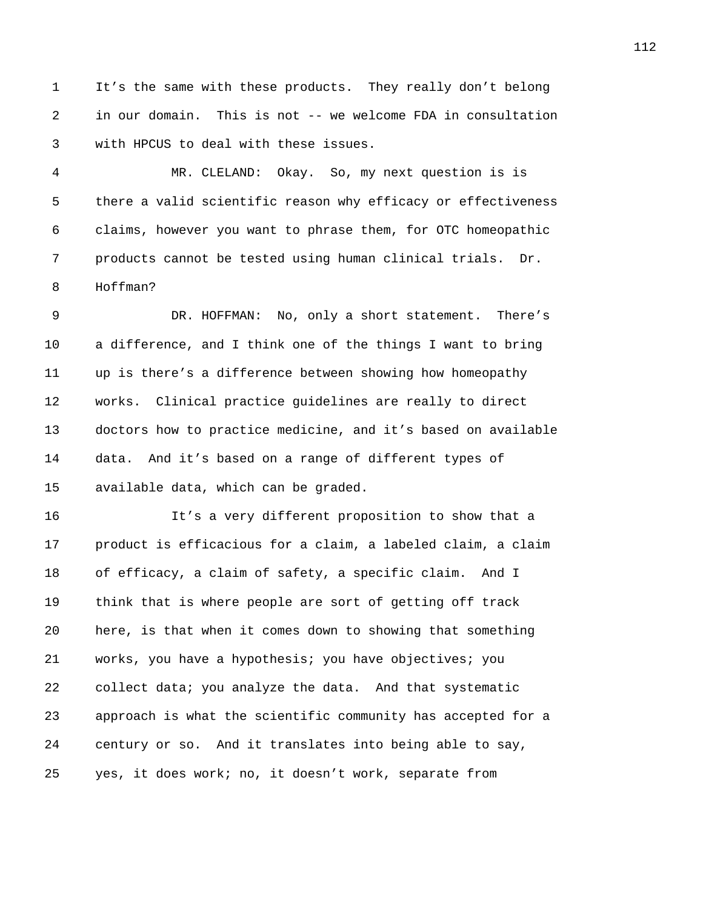It’s the same with these products. They really don’t belong in our domain. This is not -- we welcome FDA in consultation with HPCUS to deal with these issues.

MR. CLELAND: Okay. So, my next question is is there a valid scientific reason why efficacy or effectiveness claims, however you want to phrase them, for OTC homeopathic products cannot be tested using human clinical trials. Dr. Hoffman?

DR. HOFFMAN: No, only a short statement. There’s a difference, and I think one of the things I want to bring up is there’s a difference between showing how homeopathy works. Clinical practice guidelines are really to direct doctors how to practice medicine, and it’s based on available data. And it’s based on a range of different types of available data, which can be graded.

It’s a very different proposition to show that a product is efficacious for a claim, a labeled claim, a claim of efficacy, a claim of safety, a specific claim. And I think that is where people are sort of getting off track here, is that when it comes down to showing that something works, you have a hypothesis; you have objectives; you collect data; you analyze the data. And that systematic approach is what the scientific community has accepted for a century or so. And it translates into being able to say, yes, it does work; no, it doesn’t work, separate from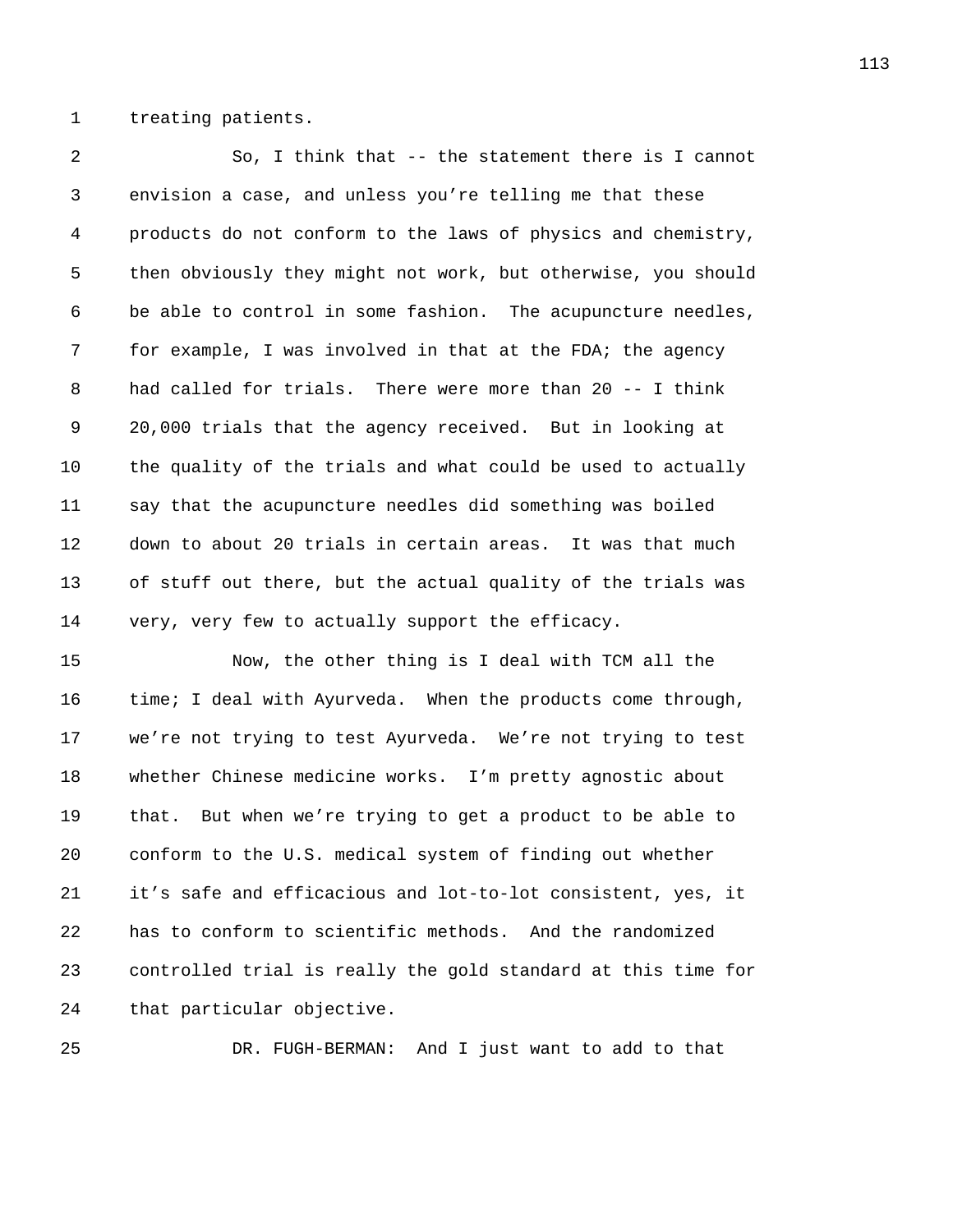treating patients.

So, I think that -- the statement there is I cannot envision a case, and unless you're telling me that these products do not conform to the laws of physics and chemistry, then obviously they might not work, but otherwise, you should be able to control in some fashion. The acupuncture needles, for example, I was involved in that at the FDA; the agency had called for trials. There were more than 20 -- I think 20,000 trials that the agency received. But in looking at the quality of the trials and what could be used to actually say that the acupuncture needles did something was boiled down to about 20 trials in certain areas. It was that much of stuff out there, but the actual quality of the trials was very, very few to actually support the efficacy.

Now, the other thing is I deal with TCM all the time; I deal with Ayurveda. When the products come through, we're not trying to test Ayurveda. We're not trying to test whether Chinese medicine works. I'm pretty agnostic about that. But when we're trying to get a product to be able to conform to the U.S. medical system of finding out whether it's safe and efficacious and lot-to-lot consistent, yes, it has to conform to scientific methods. And the randomized controlled trial is really the gold standard at this time for that particular objective.

DR. FUGH-BERMAN: And I just want to add to that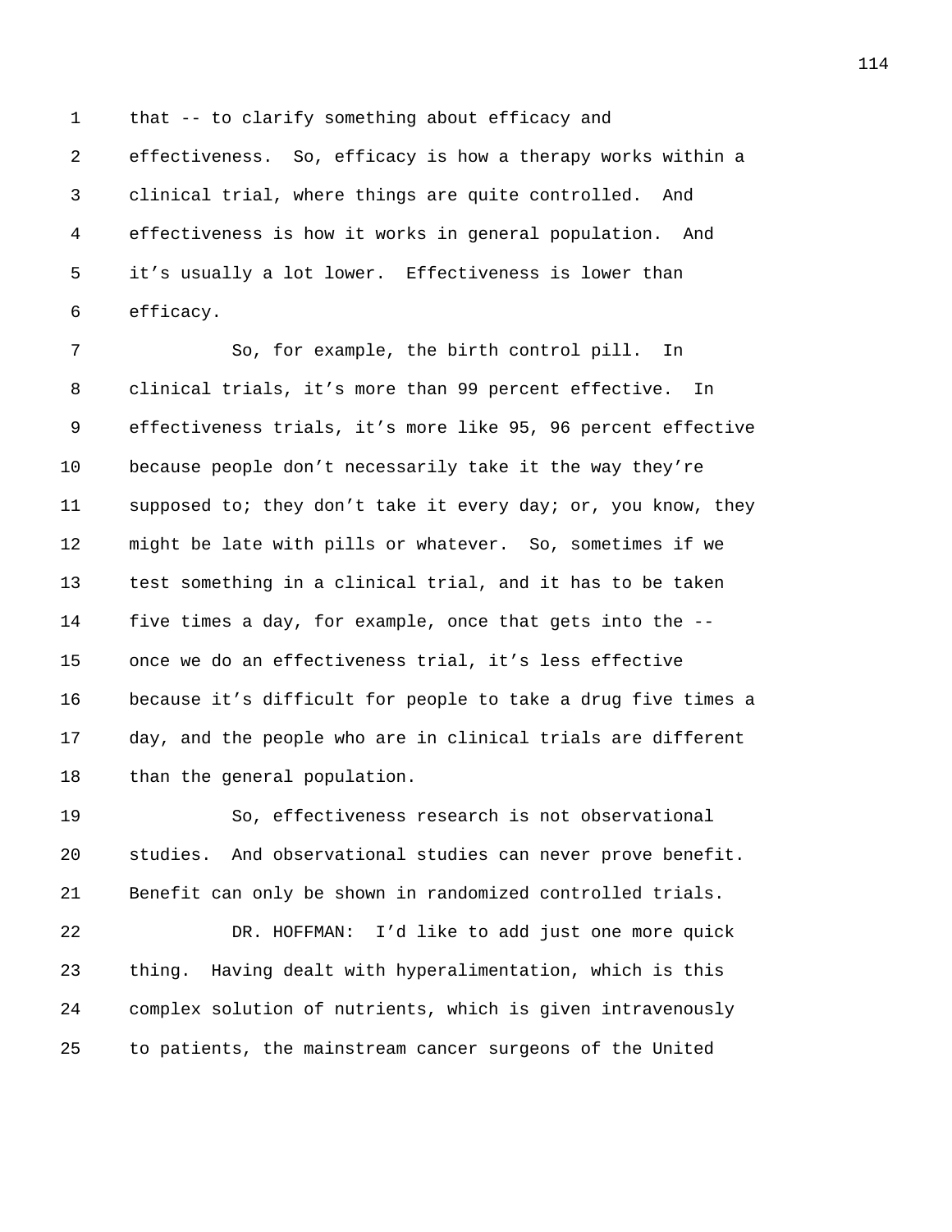that -- to clarify something about efficacy and effectiveness. So, efficacy is how a therapy works within a clinical trial, where things are quite controlled. And effectiveness is how it works in general population. And it's usually a lot lower. Effectiveness is lower than efficacy.

So, for example, the birth control pill. In clinical trials, it's more than 99 percent effective. In effectiveness trials, it's more like 95, 96 percent effective because people don't necessarily take it the way they're supposed to; they don't take it every day; or, you know, they might be late with pills or whatever. So, sometimes if we test something in a clinical trial, and it has to be taken five times a day, for example, once that gets into the -- once we do an effectiveness trial, it's less effective because it's difficult for people to take a drug five times a day, and the people who are in clinical trials are different than the general population.

So, effectiveness research is not observational studies. And observational studies can never prove benefit. Benefit can only be shown in randomized controlled trials.

DR. HOFFMAN: I'd like to add just one more quick thing. Having dealt with hyperalimentation, which is this complex solution of nutrients, which is given intravenously to patients, the mainstream cancer surgeons of the United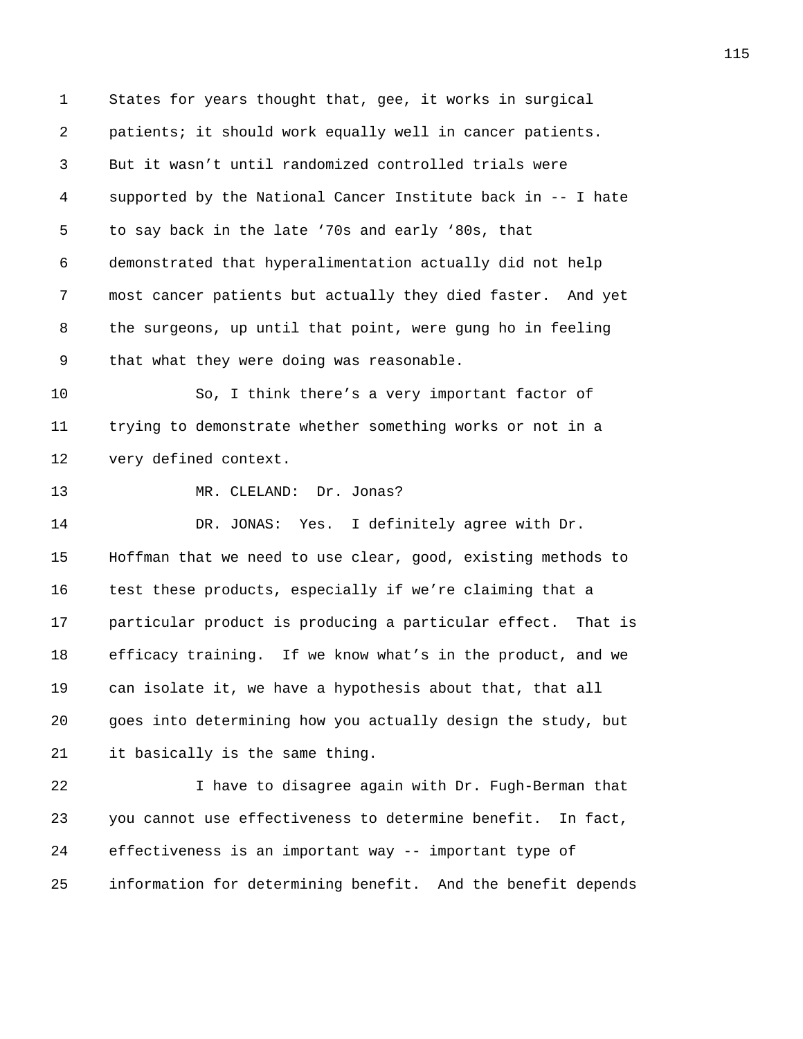States for years thought that, gee, it works in surgical patients; it should work equally well in cancer patients. But it wasn’t until randomized controlled trials were supported by the National Cancer Institute back in -- I hate to say back in the late ‘70s and early ‘80s, that demonstrated that hyperalimentation actually did not help most cancer patients but actually they died faster. And yet the surgeons, up until that point, were gung ho in feeling that what they were doing was reasonable.

So, I think there’s a very important factor of trying to demonstrate whether something works or not in a very defined context.

MR. CLELAND: Dr. Jonas?

DR. JONAS: Yes. I definitely agree with Dr. Hoffman that we need to use clear, good, existing methods to test these products, especially if we’re claiming that a particular product is producing a particular effect. That is efficacy training. If we know what’s in the product, and we can isolate it, we have a hypothesis about that, that all goes into determining how you actually design the study, but it basically is the same thing.

I have to disagree again with Dr. Fugh-Berman that you cannot use effectiveness to determine benefit. In fact, effectiveness is an important way -- important type of information for determining benefit. And the benefit depends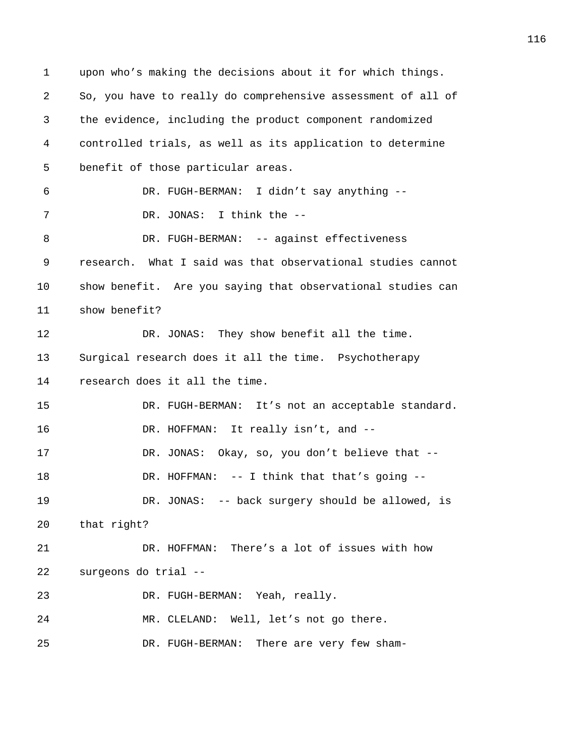upon who's making the decisions about it for which things. So, you have to really do comprehensive assessment of all of the evidence, including the product component randomized controlled trials, as well as its application to determine benefit of those particular areas.

DR. FUGH-BERMAN: I didn't say anything --

DR. JONAS: I think the --

DR. FUGH-BERMAN: -- against effectiveness research. What I said was that observational studies cannot show benefit. Are you saying that observational studies can show benefit?

DR. JONAS: They show benefit all the time. Surgical research does it all the time. Psychotherapy research does it all the time.

DR. FUGH-BERMAN: It's not an acceptable standard.

DR. HOFFMAN: It really isn't, and --

DR. JONAS: Okay, so, you don't believe that --

DR. HOFFMAN: -- I think that that's going --

DR. JONAS: -- back surgery should be allowed, is that right?

DR. HOFFMAN: There's a lot of issues with how surgeons do trial --

DR. FUGH-BERMAN: Yeah, really.

MR. CLELAND: Well, let's not go there.

DR. FUGH-BERMAN: There are very few sham-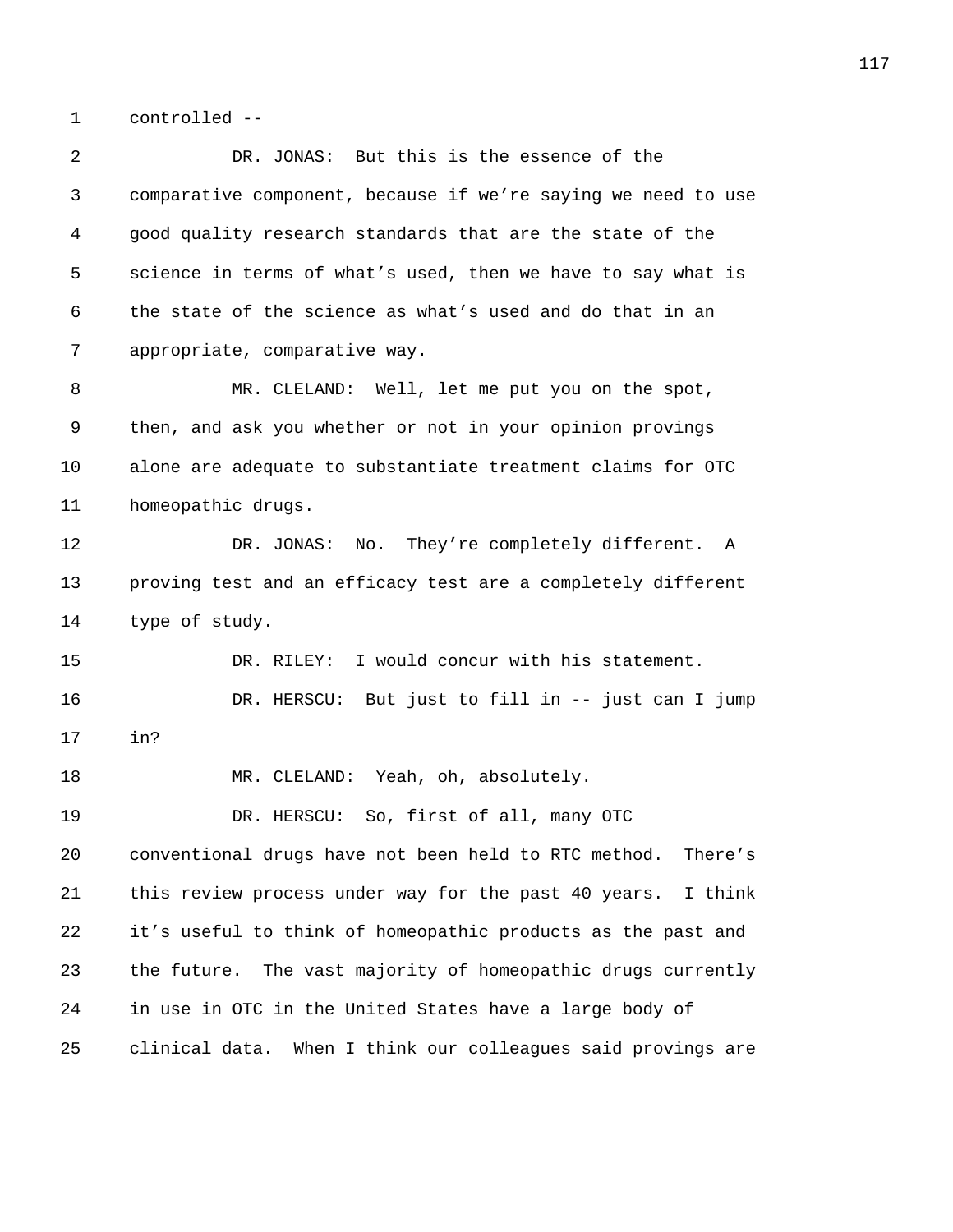controlled --

DR. JONAS: But this is the essence of the comparative component, because if we're saying we need to use good quality research standards that are the state of the science in terms of what's used, then we have to say what is the state of the science as what's used and do that in an appropriate, comparative way.

MR. CLELAND: Well, let me put you on the spot, then, and ask you whether or not in your opinion provings alone are adequate to substantiate treatment claims for OTC homeopathic drugs.

DR. JONAS: No. They're completely different. A proving test and an efficacy test are a completely different type of study.

DR. RILEY: I would concur with his statement.

DR. HERSCU: But just to fill in -- just can I jump in?

MR. CLELAND: Yeah, oh, absolutely.

DR. HERSCU: So, first of all, many OTC conventional drugs have not been held to RTC method. There's this review process under way for the past 40 years. I think it's useful to think of homeopathic products as the past and the future. The vast majority of homeopathic drugs currently in use in OTC in the United States have a large body of clinical data. When I think our colleagues said provings are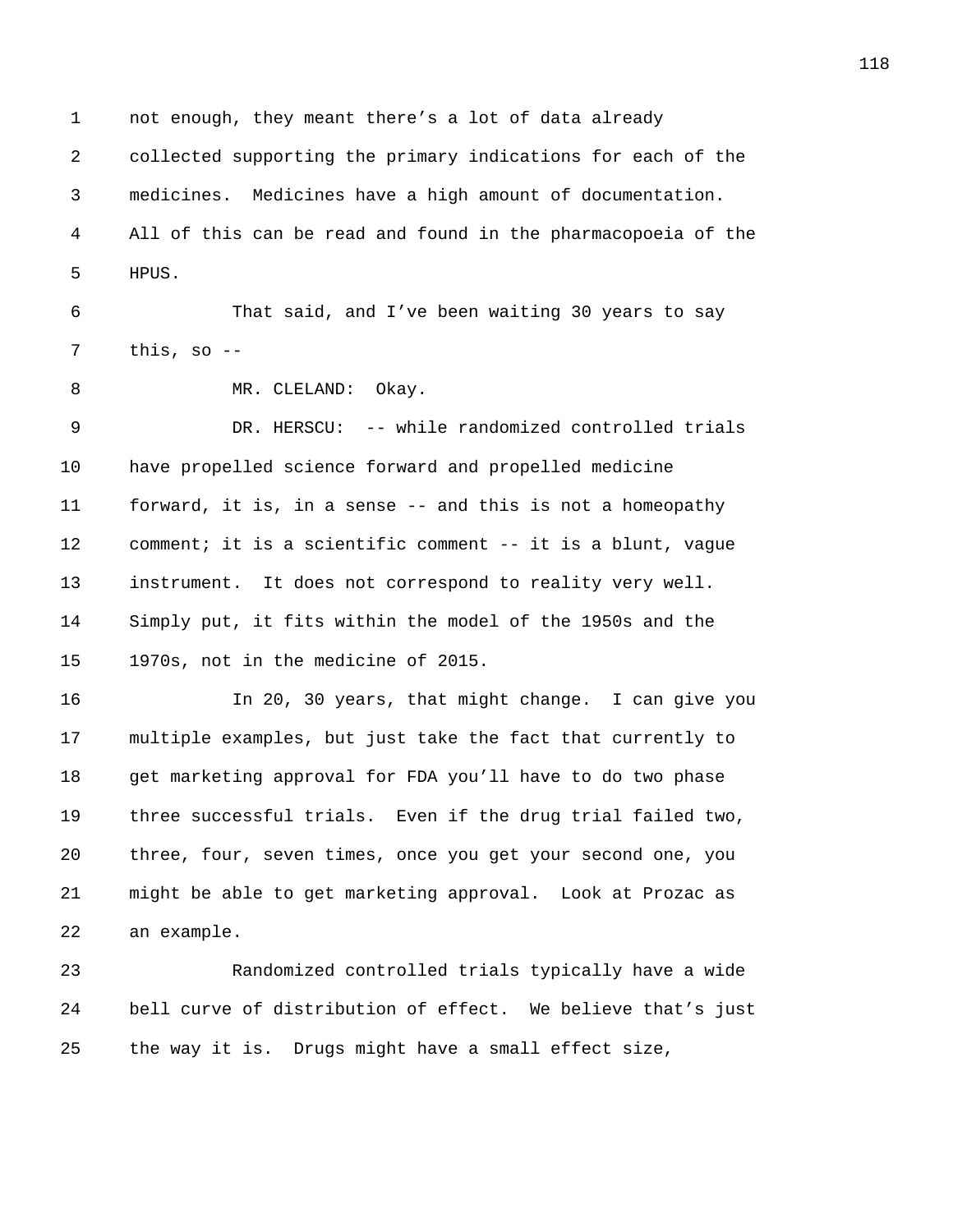not enough, they meant there's a lot of data already collected supporting the primary indications for each of the medicines. Medicines have a high amount of documentation. All of this can be read and found in the pharmacopoeia of the HPUS.

That said, and I've been waiting 30 years to say this, so --

MR. CLELAND: Okay.

DR. HERSCU: -- while randomized controlled trials have propelled science forward and propelled medicine forward, it is, in a sense -- and this is not a homeopathy comment; it is a scientific comment -- it is a blunt, vague instrument. It does not correspond to reality very well. Simply put, it fits within the model of the 1950s and the 1970s, not in the medicine of 2015.

In 20, 30 years, that might change. I can give you multiple examples, but just take the fact that currently to get marketing approval for FDA you'll have to do two phase three successful trials. Even if the drug trial failed two, three, four, seven times, once you get your second one, you might be able to get marketing approval. Look at Prozac as an example.

Randomized controlled trials typically have a wide bell curve of distribution of effect. We believe that's just the way it is. Drugs might have a small effect size,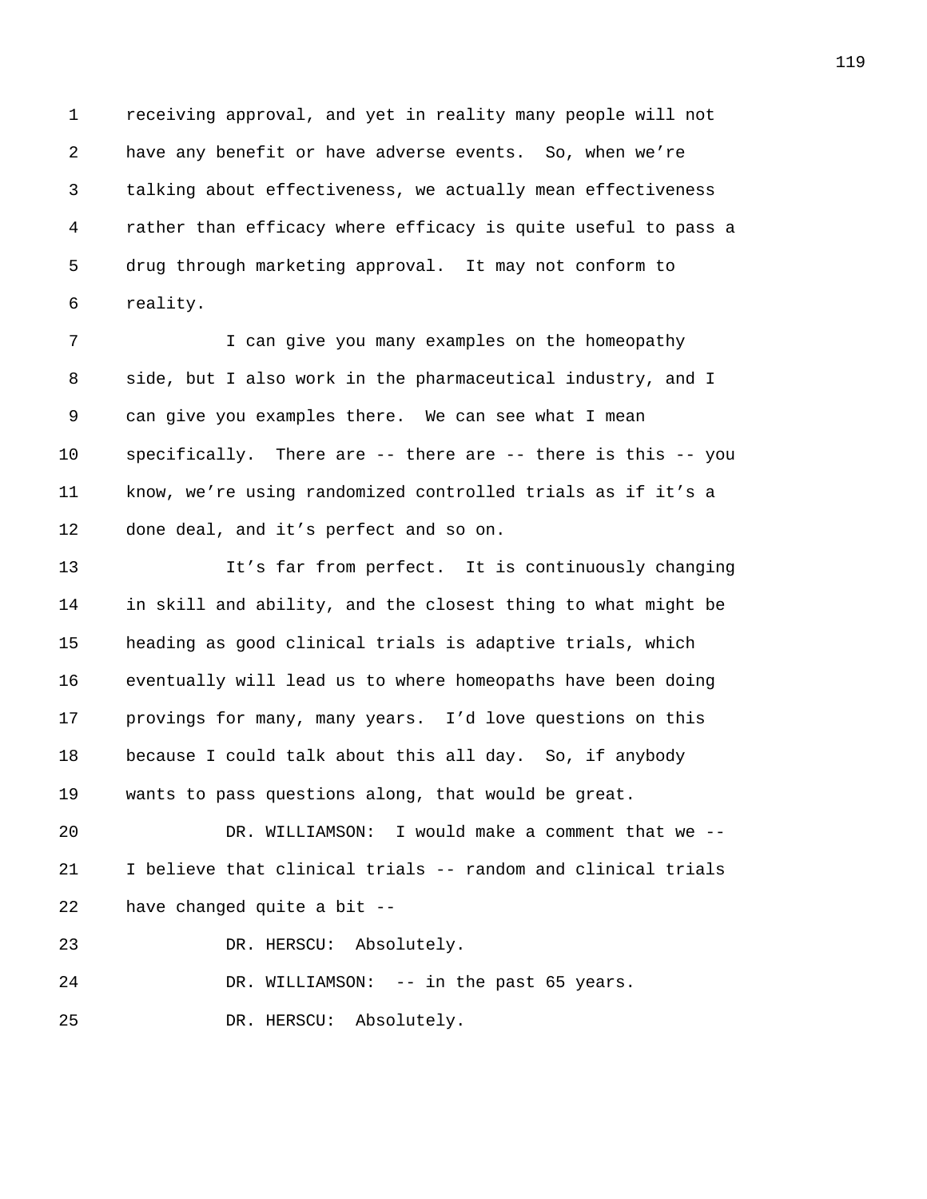receiving approval, and yet in reality many people will not have any benefit or have adverse events. So, when we're talking about effectiveness, we actually mean effectiveness rather than efficacy where efficacy is quite useful to pass a drug through marketing approval. It may not conform to reality.

I can give you many examples on the homeopathy side, but I also work in the pharmaceutical industry, and I can give you examples there. We can see what I mean specifically. There are -- there are -- there is this -- you know, we're using randomized controlled trials as if it's a done deal, and it's perfect and so on.

It's far from perfect. It is continuously changing in skill and ability, and the closest thing to what might be heading as good clinical trials is adaptive trials, which eventually will lead us to where homeopaths have been doing provings for many, many years. I'd love questions on this because I could talk about this all day. So, if anybody wants to pass questions along, that would be great.

DR. WILLIAMSON: I would make a comment that we -- I believe that clinical trials -- random and clinical trials have changed quite a bit --

DR. HERSCU: Absolutely.

DR. WILLIAMSON: -- in the past 65 years.

DR. HERSCU: Absolutely.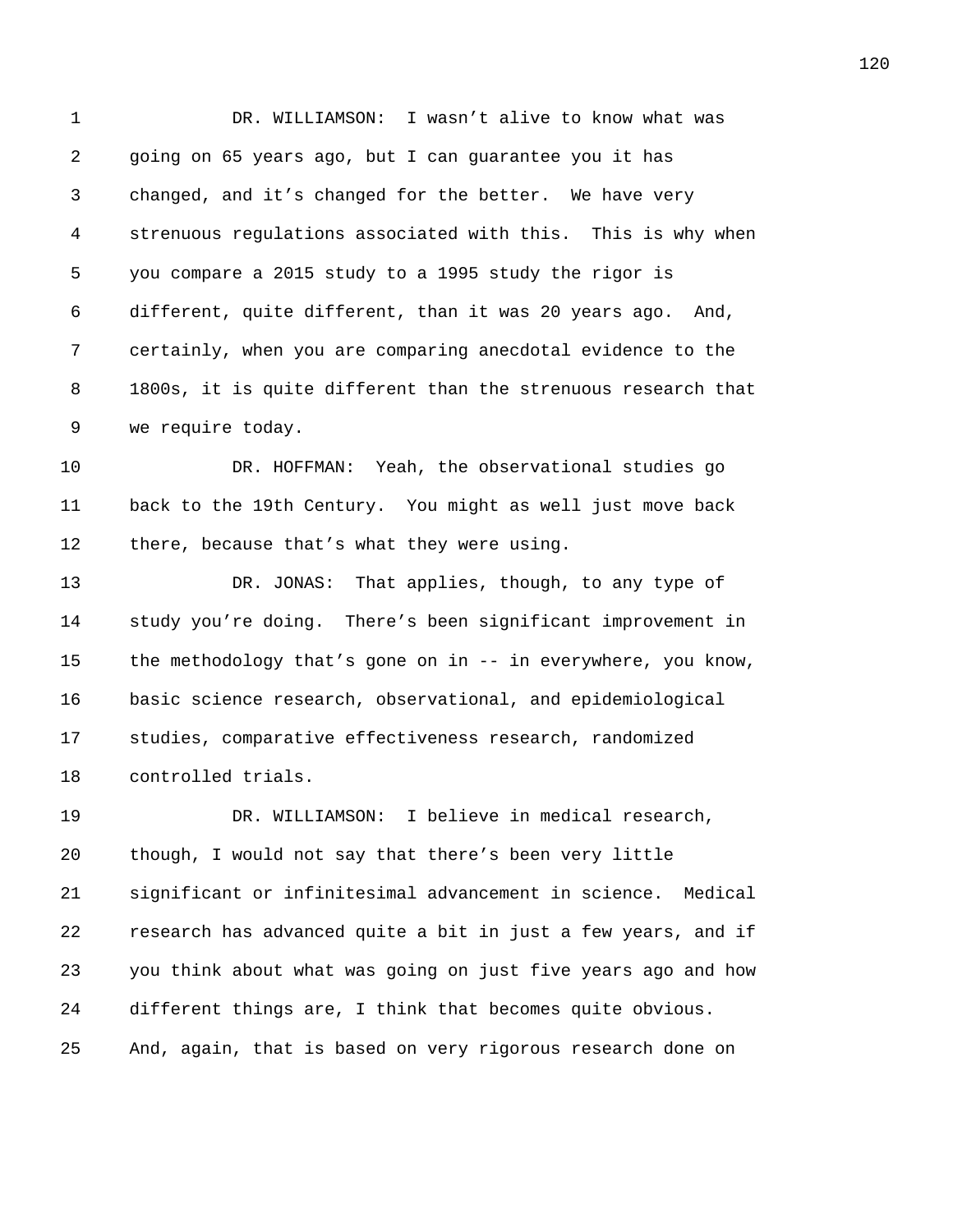DR. WILLIAMSON: I wasn't alive to know what was going on 65 years ago, but I can guarantee you it has changed, and it's changed for the better. We have very strenuous regulations associated with this. This is why when you compare a 2015 study to a 1995 study the rigor is different, quite different, than it was 20 years ago. And, certainly, when you are comparing anecdotal evidence to the 1800s, it is quite different than the strenuous research that we require today.

DR. HOFFMAN: Yeah, the observational studies go back to the 19th Century. You might as well just move back there, because that's what they were using.

DR. JONAS: That applies, though, to any type of study you're doing. There's been significant improvement in the methodology that's gone on in -- in everywhere, you know, basic science research, observational, and epidemiological studies, comparative effectiveness research, randomized controlled trials.

DR. WILLIAMSON: I believe in medical research, though, I would not say that there's been very little significant or infinitesimal advancement in science. Medical research has advanced quite a bit in just a few years, and if you think about what was going on just five years ago and how different things are, I think that becomes quite obvious. And, again, that is based on very rigorous research done on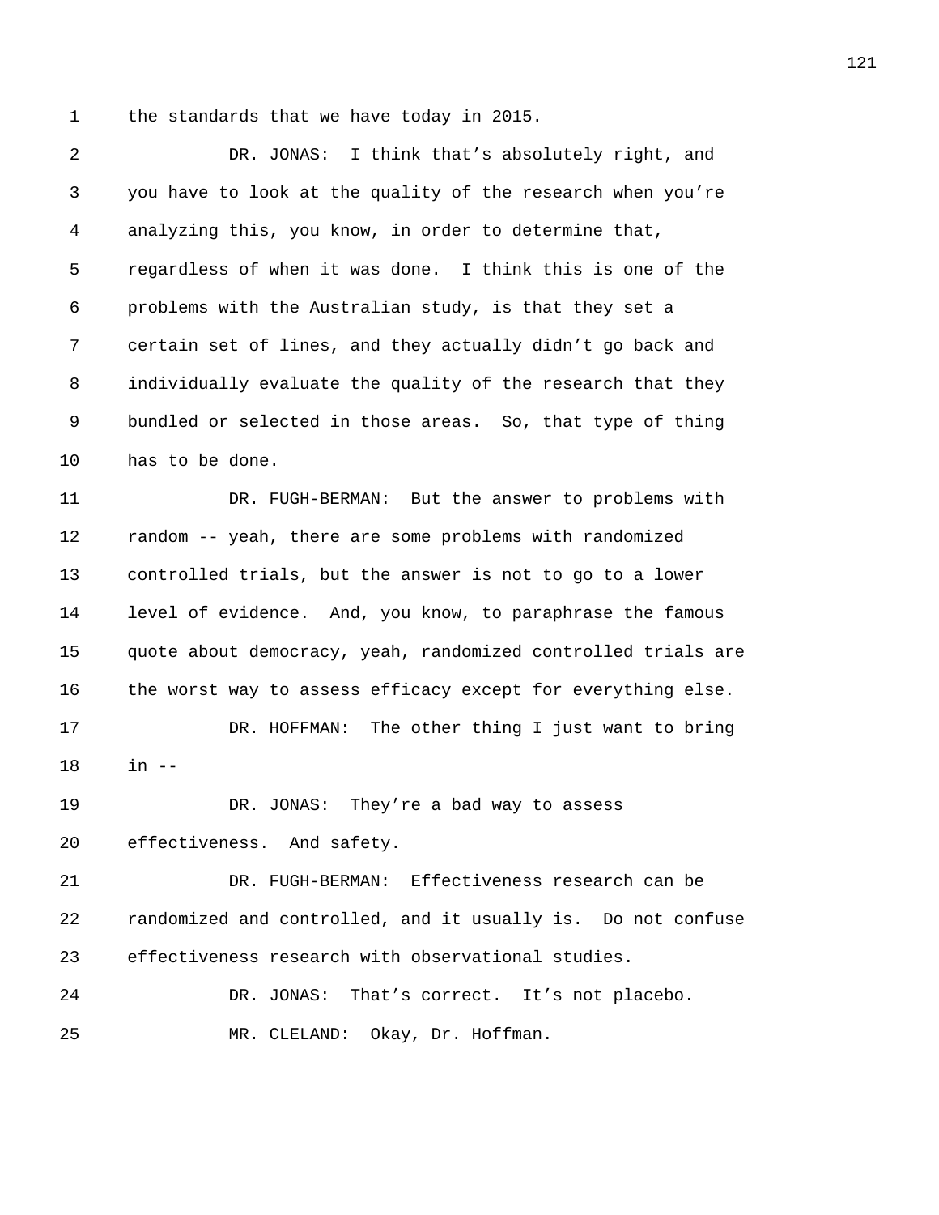the standards that we have today in 2015.

DR. JONAS: I think that's absolutely right, and you have to look at the quality of the research when you're analyzing this, you know, in order to determine that, regardless of when it was done. I think this is one of the problems with the Australian study, is that they set a certain set of lines, and they actually didn't go back and individually evaluate the quality of the research that they bundled or selected in those areas. So, that type of thing has to be done.

DR. FUGH-BERMAN: But the answer to problems with random -- yeah, there are some problems with randomized controlled trials, but the answer is not to go to a lower level of evidence. And, you know, to paraphrase the famous quote about democracy, yeah, randomized controlled trials are the worst way to assess efficacy except for everything else.

DR. HOFFMAN: The other thing I just want to bring in --

DR. JONAS: They're a bad way to assess effectiveness. And safety.

DR. FUGH-BERMAN: Effectiveness research can be randomized and controlled, and it usually is. Do not confuse effectiveness research with observational studies.

DR. JONAS: That's correct. It's not placebo.

MR. CLELAND: Okay, Dr. Hoffman.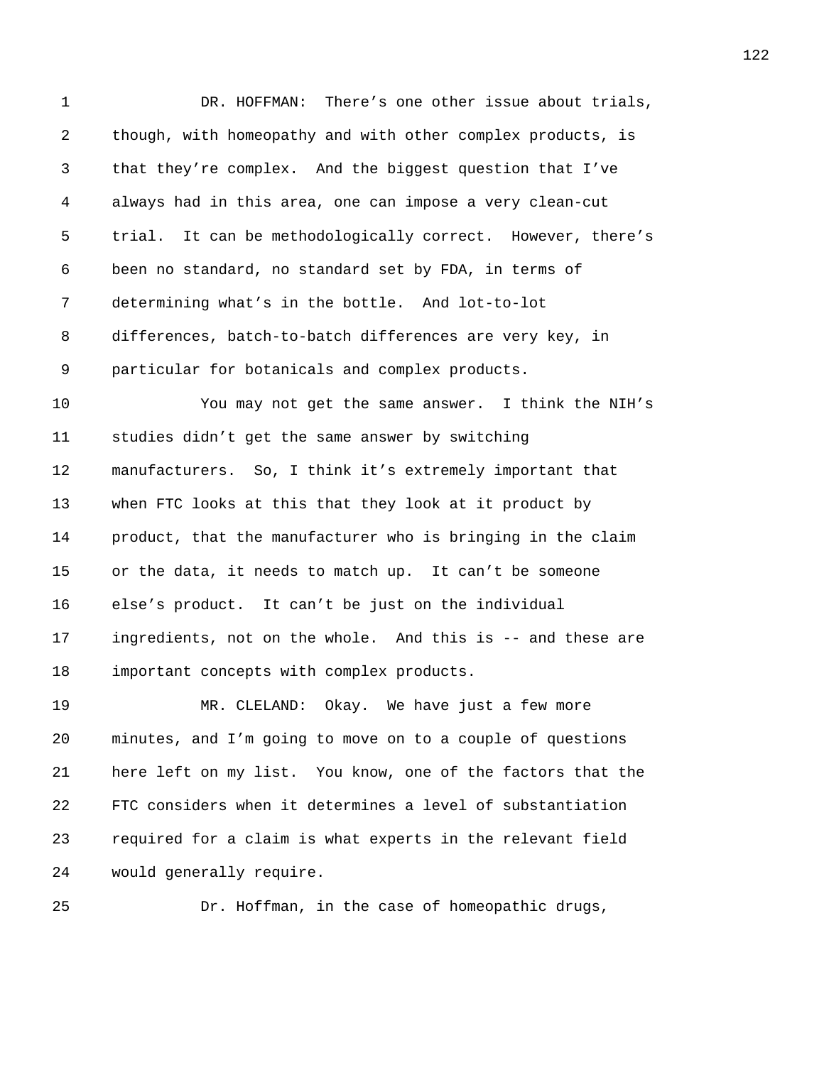DR. HOFFMAN: There's one other issue about trials, though, with homeopathy and with other complex products, is that they're complex. And the biggest question that I've always had in this area, one can impose a very clean-cut trial. It can be methodologically correct. However, there's been no standard, no standard set by FDA, in terms of determining what's in the bottle. And lot-to-lot differences, batch-to-batch differences are very key, in particular for botanicals and complex products.

You may not get the same answer. I think the NIH's studies didn't get the same answer by switching manufacturers. So, I think it's extremely important that when FTC looks at this that they look at it product by product, that the manufacturer who is bringing in the claim or the data, it needs to match up. It can't be someone else's product. It can't be just on the individual ingredients, not on the whole. And this is -- and these are important concepts with complex products.

MR. CLELAND: Okay. We have just a few more minutes, and I'm going to move on to a couple of questions here left on my list. You know, one of the factors that the FTC considers when it determines a level of substantiation required for a claim is what experts in the relevant field would generally require.

Dr. Hoffman, in the case of homeopathic drugs,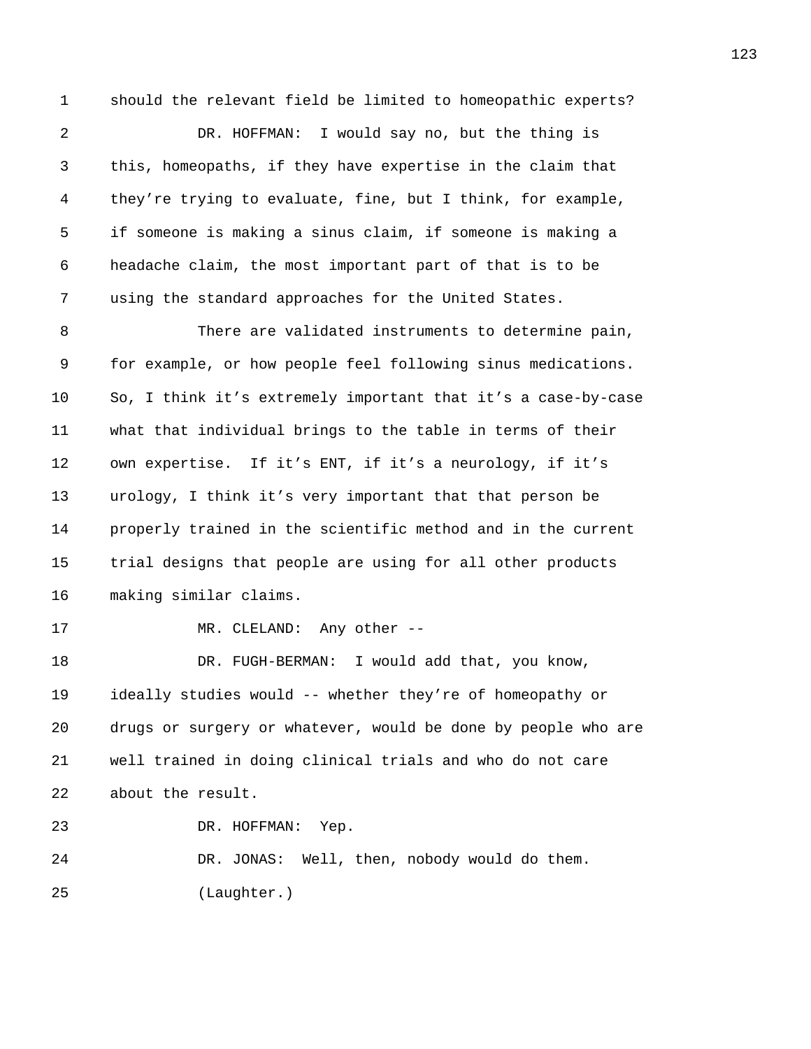should the relevant field be limited to homeopathic experts?

DR. HOFFMAN: I would say no, but the thing is this, homeopaths, if they have expertise in the claim that they're trying to evaluate, fine, but I think, for example, if someone is making a sinus claim, if someone is making a headache claim, the most important part of that is to be using the standard approaches for the United States.

There are validated instruments to determine pain, for example, or how people feel following sinus medications. So, I think it's extremely important that it's a case-by-case what that individual brings to the table in terms of their own expertise. If it's ENT, if it's a neurology, if it's urology, I think it's very important that that person be properly trained in the scientific method and in the current trial designs that people are using for all other products making similar claims.

MR. CLELAND: Any other --

DR. FUGH-BERMAN: I would add that, you know, ideally studies would -- whether they're of homeopathy or drugs or surgery or whatever, would be done by people who are well trained in doing clinical trials and who do not care about the result.

DR. HOFFMAN: Yep.

DR. JONAS: Well, then, nobody would do them.

(Laughter.)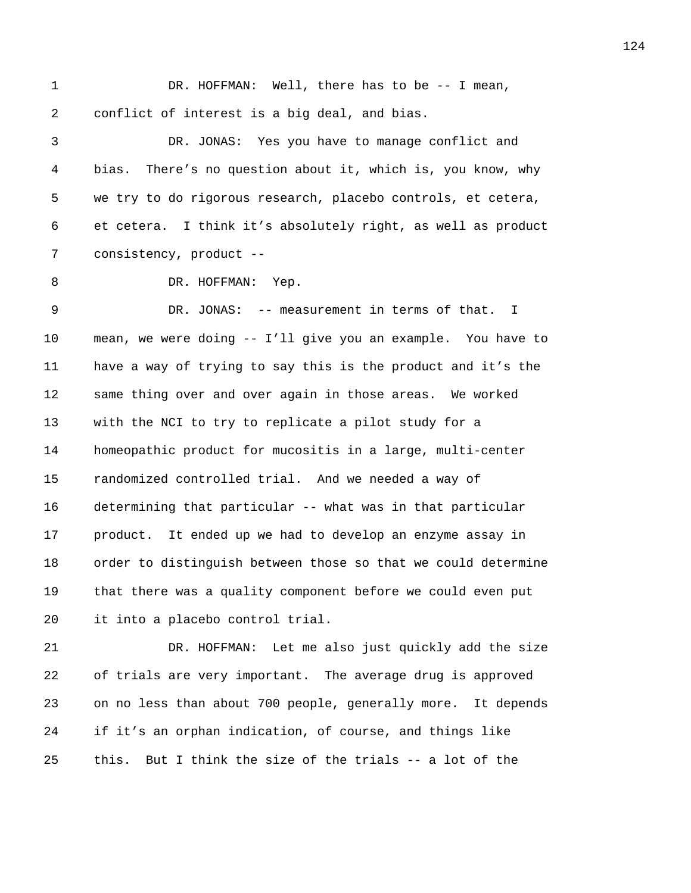DR. HOFFMAN: Well, there has to be -- I mean, conflict of interest is a big deal, and bias.

DR. JONAS: Yes you have to manage conflict and bias. There's no question about it, which is, you know, why we try to do rigorous research, placebo controls, et cetera, et cetera. I think it's absolutely right, as well as product consistency, product --

DR. HOFFMAN: Yep.

DR. JONAS: -- measurement in terms of that. I mean, we were doing -- I'll give you an example. You have to have a way of trying to say this is the product and it's the same thing over and over again in those areas. We worked with the NCI to try to replicate a pilot study for a homeopathic product for mucositis in a large, multi-center randomized controlled trial. And we needed a way of determining that particular -- what was in that particular product. It ended up we had to develop an enzyme assay in order to distinguish between those so that we could determine that there was a quality component before we could even put it into a placebo control trial.

DR. HOFFMAN: Let me also just quickly add the size of trials are very important. The average drug is approved on no less than about 700 people, generally more. It depends if it's an orphan indication, of course, and things like this. But I think the size of the trials -- a lot of the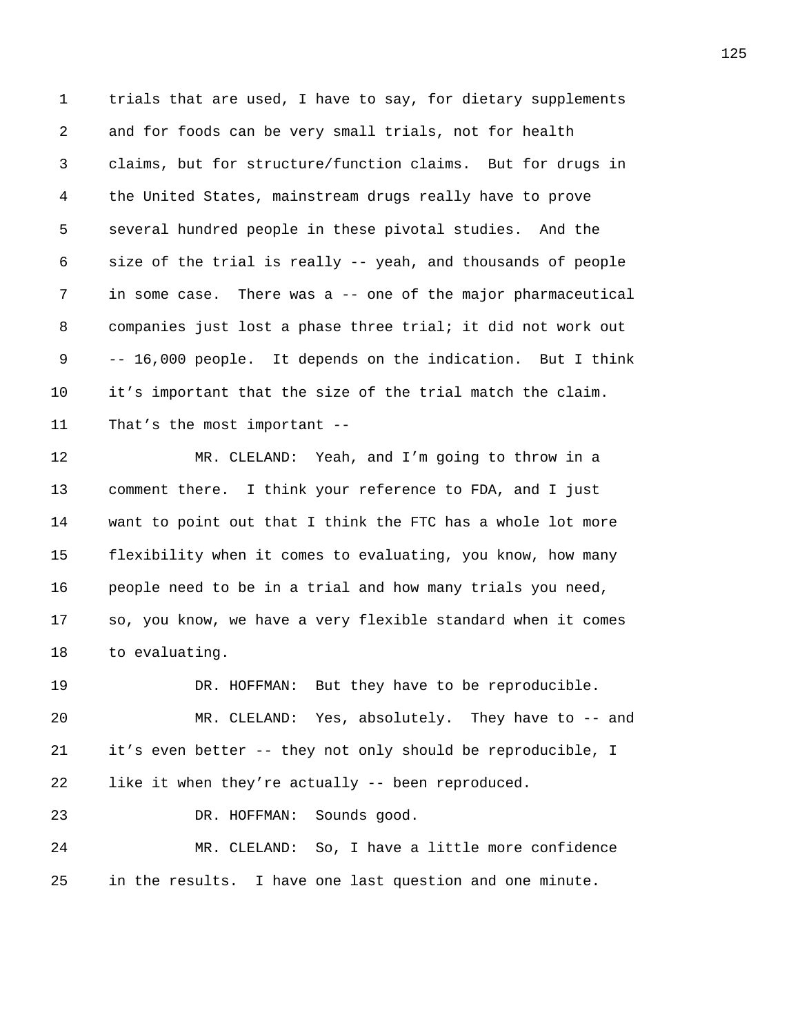trials that are used, I have to say, for dietary supplements and for foods can be very small trials, not for health claims, but for structure/function claims. But for drugs in the United States, mainstream drugs really have to prove several hundred people in these pivotal studies. And the size of the trial is really -- yeah, and thousands of people in some case. There was a -- one of the major pharmaceutical companies just lost a phase three trial; it did not work out -- 16,000 people. It depends on the indication. But I think it's important that the size of the trial match the claim. That's the most important --

MR. CLELAND: Yeah, and I'm going to throw in a comment there. I think your reference to FDA, and I just want to point out that I think the FTC has a whole lot more flexibility when it comes to evaluating, you know, how many people need to be in a trial and how many trials you need, so, you know, we have a very flexible standard when it comes to evaluating.

DR. HOFFMAN: But they have to be reproducible.

MR. CLELAND: Yes, absolutely. They have to -- and it's even better -- they not only should be reproducible, I like it when they're actually -- been reproduced.

DR. HOFFMAN: Sounds good.

MR. CLELAND: So, I have a little more confidence in the results. I have one last question and one minute.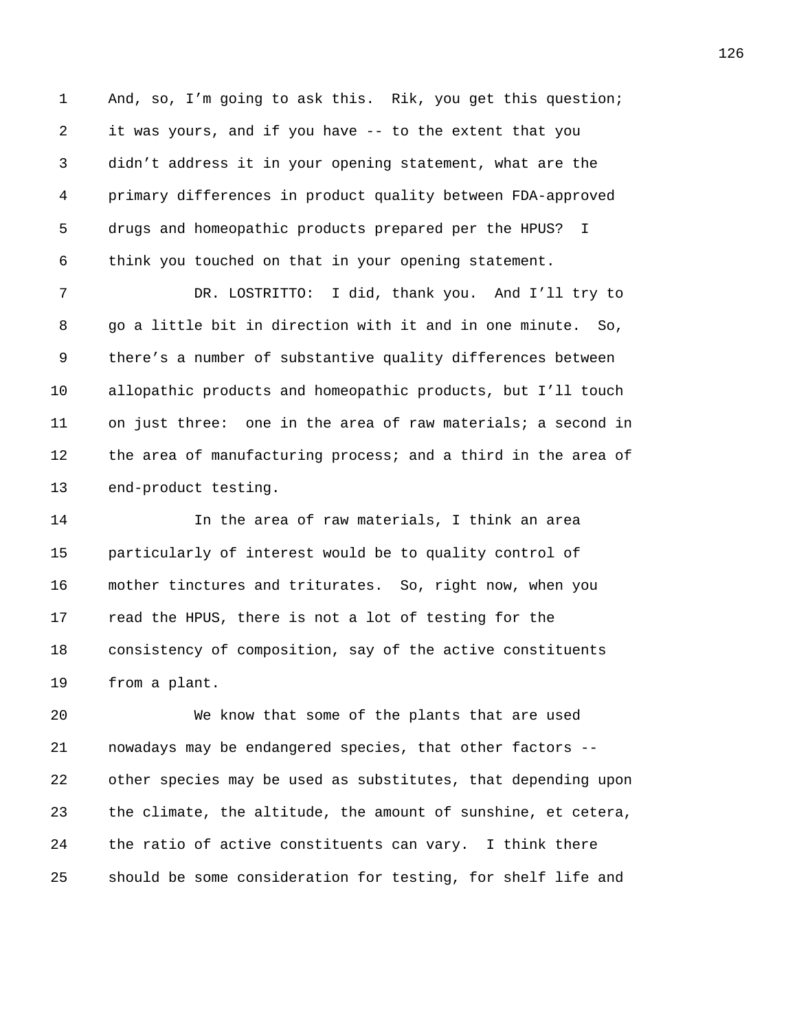And, so, I'm going to ask this. Rik, you get this question; it was yours, and if you have -- to the extent that you didn't address it in your opening statement, what are the primary differences in product quality between FDA-approved drugs and homeopathic products prepared per the HPUS? I think you touched on that in your opening statement.

DR. LOSTRITTO: I did, thank you. And I'll try to go a little bit in direction with it and in one minute. So, there's a number of substantive quality differences between allopathic products and homeopathic products, but I'll touch on just three: one in the area of raw materials; a second in the area of manufacturing process; and a third in the area of end-product testing.

In the area of raw materials, I think an area particularly of interest would be to quality control of mother tinctures and triturates. So, right now, when you read the HPUS, there is not a lot of testing for the consistency of composition, say of the active constituents from a plant.

We know that some of the plants that are used nowadays may be endangered species, that other factors -- other species may be used as substitutes, that depending upon the climate, the altitude, the amount of sunshine, et cetera, the ratio of active constituents can vary. I think there should be some consideration for testing, for shelf life and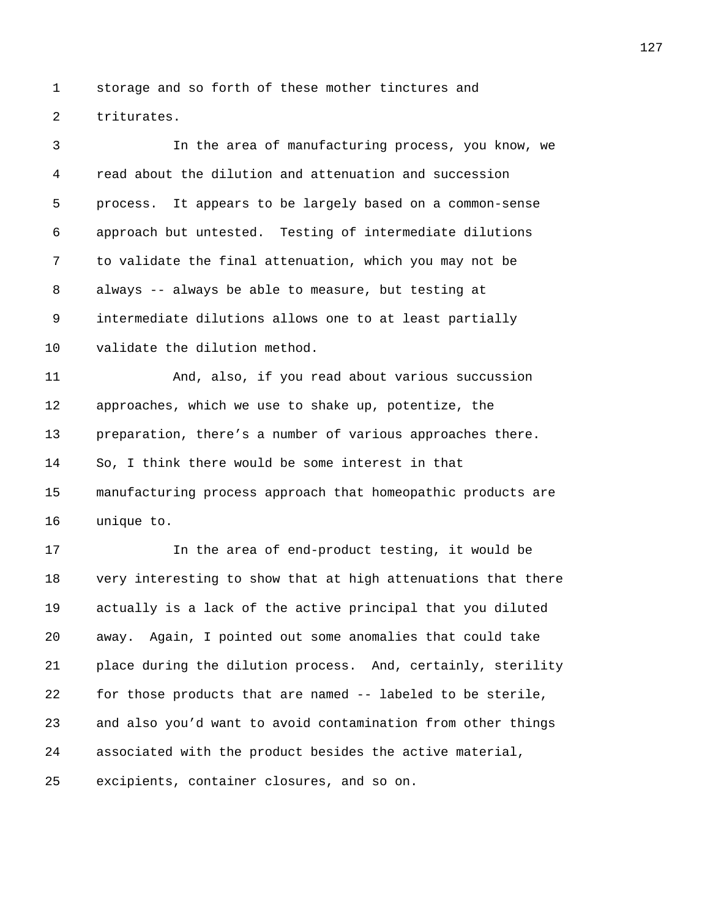storage and so forth of these mother tinctures and triturates.

In the area of manufacturing process, you know, we read about the dilution and attenuation and succession process. It appears to be largely based on a common-sense approach but untested. Testing of intermediate dilutions to validate the final attenuation, which you may not be always -- always be able to measure, but testing at intermediate dilutions allows one to at least partially validate the dilution method.

And, also, if you read about various succussion approaches, which we use to shake up, potentize, the preparation, there's a number of various approaches there. So, I think there would be some interest in that manufacturing process approach that homeopathic products are unique to.

In the area of end-product testing, it would be very interesting to show that at high attenuations that there actually is a lack of the active principal that you diluted away. Again, I pointed out some anomalies that could take place during the dilution process. And, certainly, sterility for those products that are named -- labeled to be sterile, and also you'd want to avoid contamination from other things associated with the product besides the active material, excipients, container closures, and so on.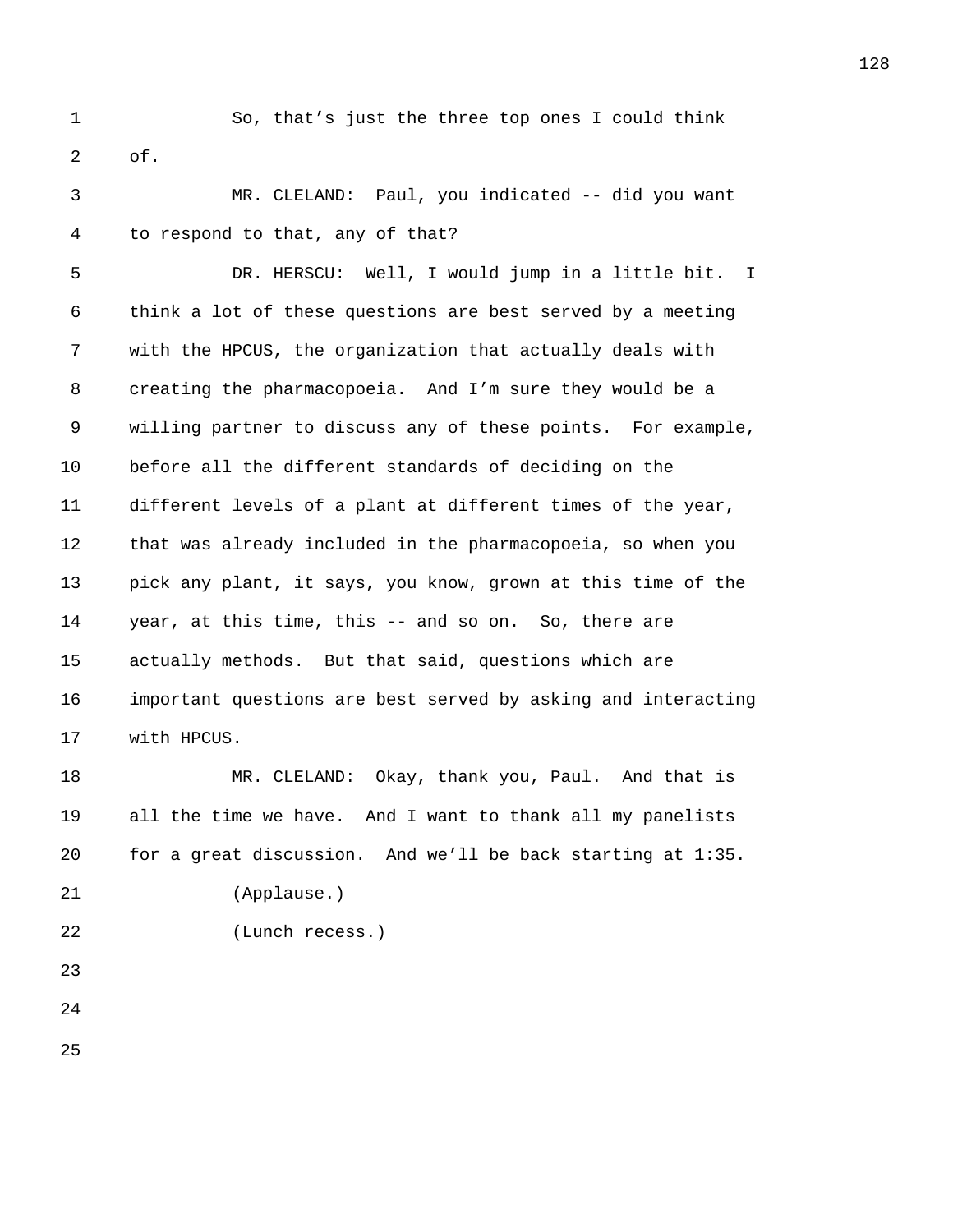So, that's just the three top ones I could think of.

MR. CLELAND: Paul, you indicated -- did you want to respond to that, any of that?

DR. HERSCU: Well, I would jump in a little bit. I think a lot of these questions are best served by a meeting with the HPCUS, the organization that actually deals with creating the pharmacopoeia. And I'm sure they would be a willing partner to discuss any of these points. For example, before all the different standards of deciding on the different levels of a plant at different times of the year, that was already included in the pharmacopoeia, so when you pick any plant, it says, you know, grown at this time of the year, at this time, this -- and so on. So, there are actually methods. But that said, questions which are important questions are best served by asking and interacting with HPCUS.

MR. CLELAND: Okay, thank you, Paul. And that is all the time we have. And I want to thank all my panelists for a great discussion. And we'll be back starting at 1:35.

(Applause.)

(Lunch recess.)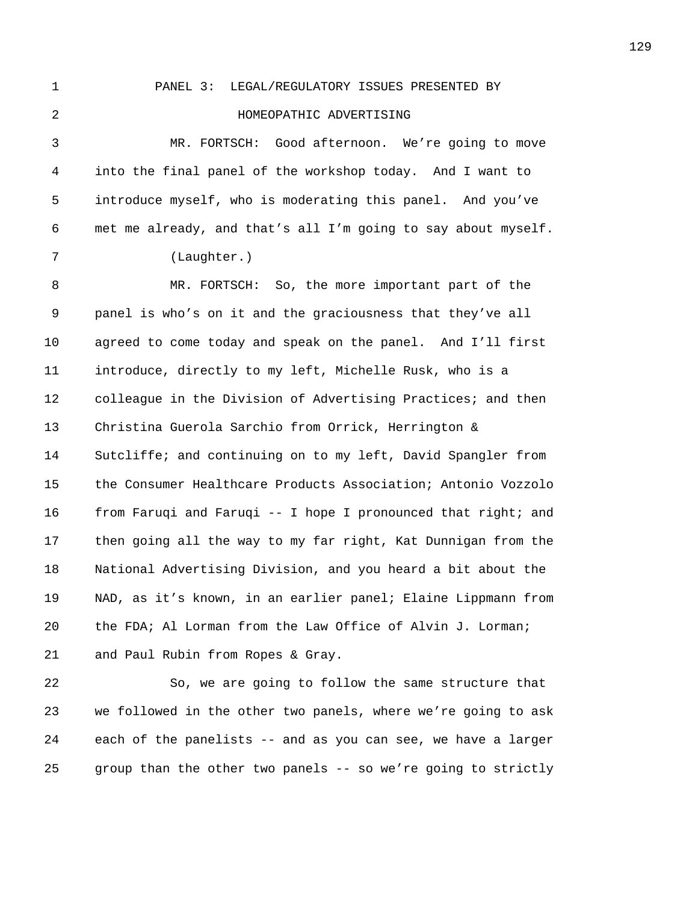PANEL 3: LEGAL/REGULATORY ISSUES PRESENTED BY HOMEOPATHIC ADVERTISING

MR. FORTSCH: Good afternoon. We're going to move into the final panel of the workshop today. And I want to introduce myself, who is moderating this panel. And you've met me already, and that's all I'm going to say about myself.

(Laughter.)

MR. FORTSCH: So, the more important part of the panel is who's on it and the graciousness that they've all agreed to come today and speak on the panel. And I'll first introduce, directly to my left, Michelle Rusk, who is a colleague in the Division of Advertising Practices; and then Christina Guerola Sarchio from Orrick, Herrington & Sutcliffe; and continuing on to my left, David Spangler from the Consumer Healthcare Products Association; Antonio Vozzolo from Faruqi and Faruqi -- I hope I pronounced that right; and then going all the way to my far right, Kat Dunnigan from the National Advertising Division, and you heard a bit about the NAD, as it's known, in an earlier panel; Elaine Lippmann from the FDA; Al Lorman from the Law Office of Alvin J. Lorman; and Paul Rubin from Ropes & Gray.

So, we are going to follow the same structure that we followed in the other two panels, where we're going to ask each of the panelists -- and as you can see, we have a larger group than the other two panels -- so we're going to strictly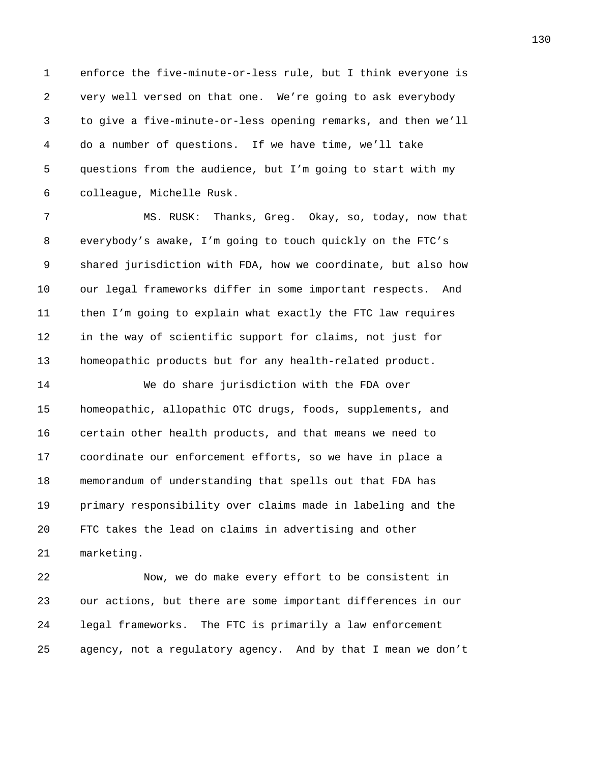enforce the five-minute-or-less rule, but I think everyone is very well versed on that one. We're going to ask everybody to give a five-minute-or-less opening remarks, and then we'll do a number of questions. If we have time, we'll take questions from the audience, but I'm going to start with my colleague, Michelle Rusk.

MS. RUSK: Thanks, Greg. Okay, so, today, now that everybody's awake, I'm going to touch quickly on the FTC's shared jurisdiction with FDA, how we coordinate, but also how our legal frameworks differ in some important respects. And then I'm going to explain what exactly the FTC law requires in the way of scientific support for claims, not just for homeopathic products but for any health-related product.

We do share jurisdiction with the FDA over homeopathic, allopathic OTC drugs, foods, supplements, and certain other health products, and that means we need to coordinate our enforcement efforts, so we have in place a memorandum of understanding that spells out that FDA has primary responsibility over claims made in labeling and the FTC takes the lead on claims in advertising and other marketing.

Now, we do make every effort to be consistent in our actions, but there are some important differences in our legal frameworks. The FTC is primarily a law enforcement agency, not a regulatory agency. And by that I mean we don't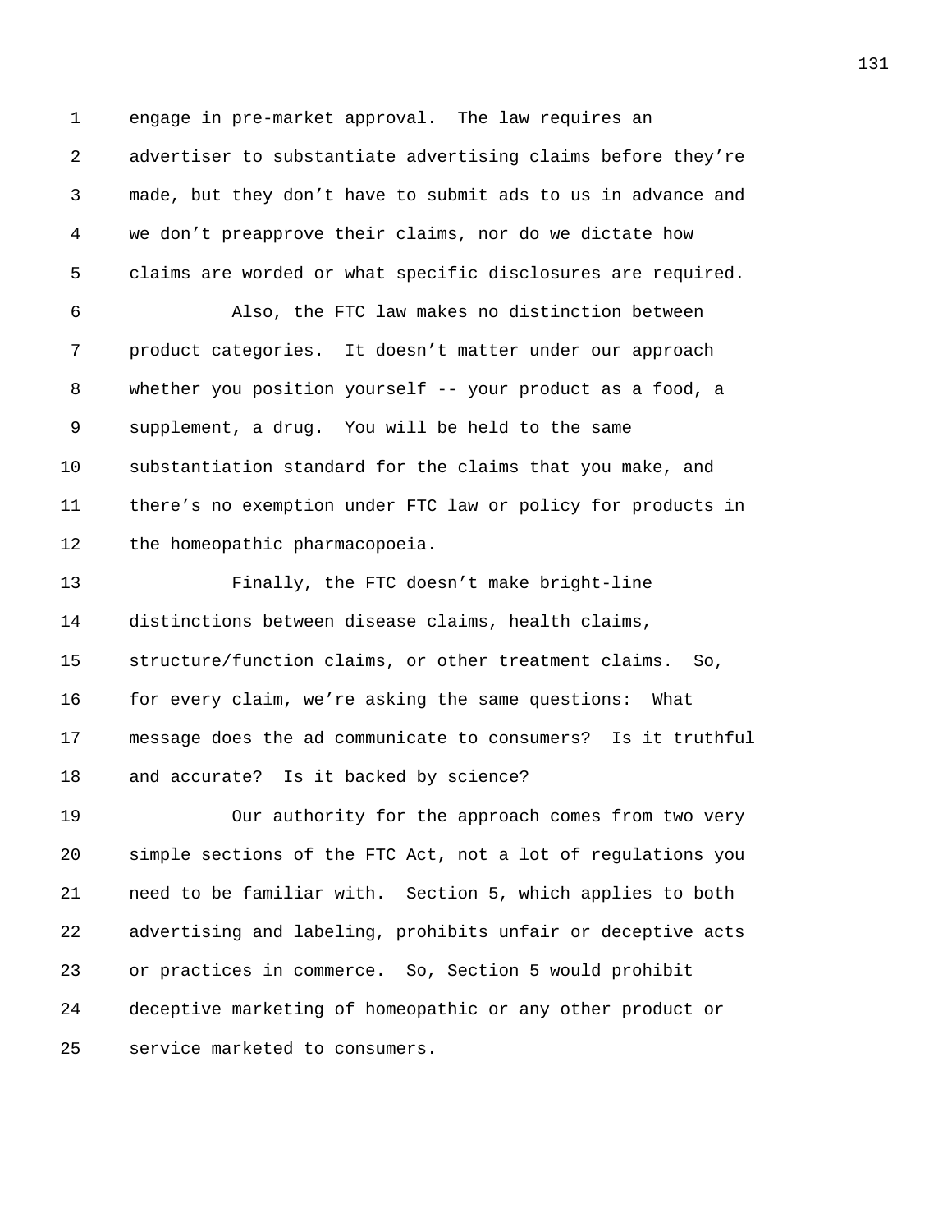engage in pre-market approval. The law requires an advertiser to substantiate advertising claims before they're made, but they don't have to submit ads to us in advance and we don't preapprove their claims, nor do we dictate how claims are worded or what specific disclosures are required.

Also, the FTC law makes no distinction between product categories. It doesn't matter under our approach whether you position yourself -- your product as a food, a supplement, a drug. You will be held to the same substantiation standard for the claims that you make, and there's no exemption under FTC law or policy for products in the homeopathic pharmacopoeia.

Finally, the FTC doesn't make bright-line distinctions between disease claims, health claims, structure/function claims, or other treatment claims. So, for every claim, we're asking the same questions: What message does the ad communicate to consumers? Is it truthful and accurate? Is it backed by science?

Our authority for the approach comes from two very simple sections of the FTC Act, not a lot of regulations you need to be familiar with. Section 5, which applies to both advertising and labeling, prohibits unfair or deceptive acts or practices in commerce. So, Section 5 would prohibit deceptive marketing of homeopathic or any other product or service marketed to consumers.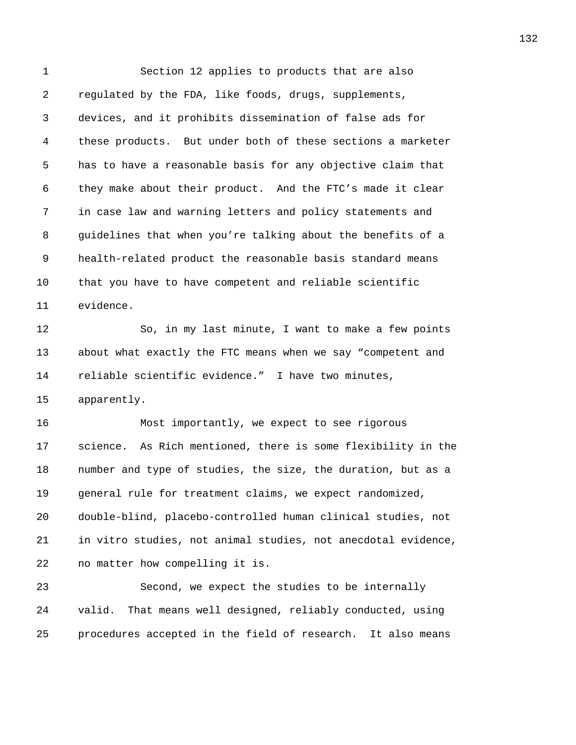Section 12 applies to products that are also regulated by the FDA, like foods, drugs, supplements, devices, and it prohibits dissemination of false ads for these products. But under both of these sections a marketer has to have a reasonable basis for any objective claim that they make about their product. And the FTC's made it clear in case law and warning letters and policy statements and guidelines that when you're talking about the benefits of a health-related product the reasonable basis standard means that you have to have competent and reliable scientific evidence.

So, in my last minute, I want to make a few points about what exactly the FTC means when we say "competent and reliable scientific evidence." I have two minutes, apparently.

Most importantly, we expect to see rigorous science. As Rich mentioned, there is some flexibility in the number and type of studies, the size, the duration, but as a general rule for treatment claims, we expect randomized, double-blind, placebo-controlled human clinical studies, not in vitro studies, not animal studies, not anecdotal evidence, no matter how compelling it is.

Second, we expect the studies to be internally valid. That means well designed, reliably conducted, using procedures accepted in the field of research. It also means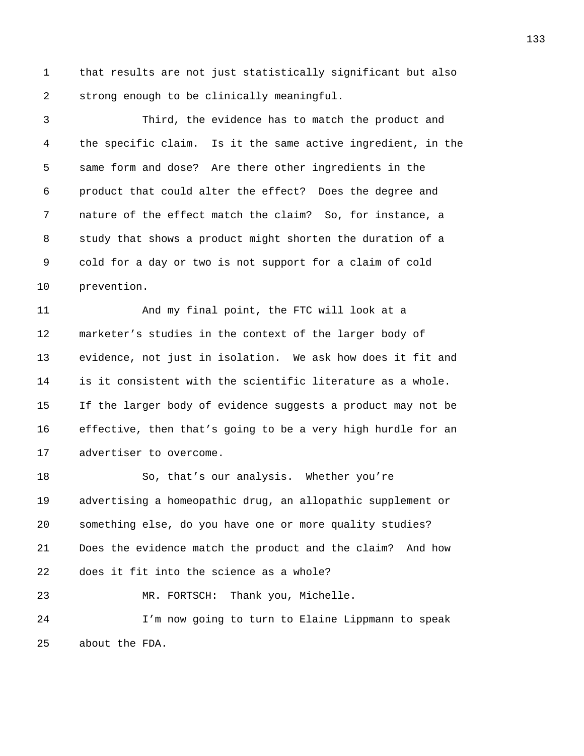that results are not just statistically significant but also strong enough to be clinically meaningful.

Third, the evidence has to match the product and the specific claim. Is it the same active ingredient, in the same form and dose? Are there other ingredients in the product that could alter the effect? Does the degree and nature of the effect match the claim? So, for instance, a study that shows a product might shorten the duration of a cold for a day or two is not support for a claim of cold prevention.

And my final point, the FTC will look at a marketer's studies in the context of the larger body of evidence, not just in isolation. We ask how does it fit and is it consistent with the scientific literature as a whole. If the larger body of evidence suggests a product may not be effective, then that's going to be a very high hurdle for an advertiser to overcome.

So, that's our analysis. Whether you're advertising a homeopathic drug, an allopathic supplement or something else, do you have one or more quality studies? Does the evidence match the product and the claim? And how does it fit into the science as a whole?

MR. FORTSCH: Thank you, Michelle.

I'm now going to turn to Elaine Lippmann to speak about the FDA.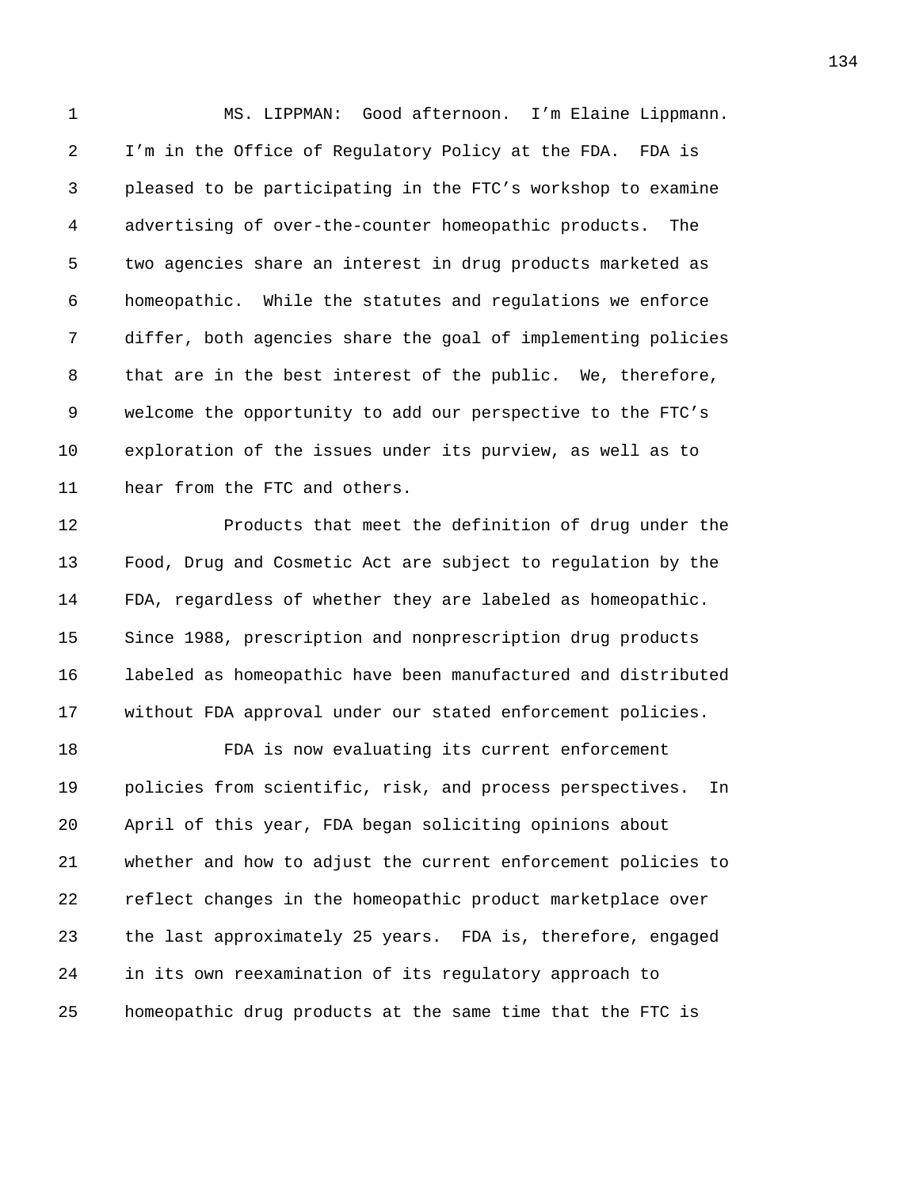MS. LIPPMAN: Good afternoon. I'm Elaine Lippmann. I'm in the Office of Regulatory Policy at the FDA. FDA is pleased to be participating in the FTC's workshop to examine advertising of over-the-counter homeopathic products. The two agencies share an interest in drug products marketed as homeopathic. While the statutes and regulations we enforce differ, both agencies share the goal of implementing policies that are in the best interest of the public. We, therefore, welcome the opportunity to add our perspective to the FTC's exploration of the issues under its purview, as well as to hear from the FTC and others.

Products that meet the definition of drug under the Food, Drug and Cosmetic Act are subject to regulation by the FDA, regardless of whether they are labeled as homeopathic. Since 1988, prescription and nonprescription drug products labeled as homeopathic have been manufactured and distributed without FDA approval under our stated enforcement policies.

FDA is now evaluating its current enforcement policies from scientific, risk, and process perspectives. In April of this year, FDA began soliciting opinions about whether and how to adjust the current enforcement policies to reflect changes in the homeopathic product marketplace over the last approximately 25 years. FDA is, therefore, engaged in its own reexamination of its regulatory approach to homeopathic drug products at the same time that the FTC is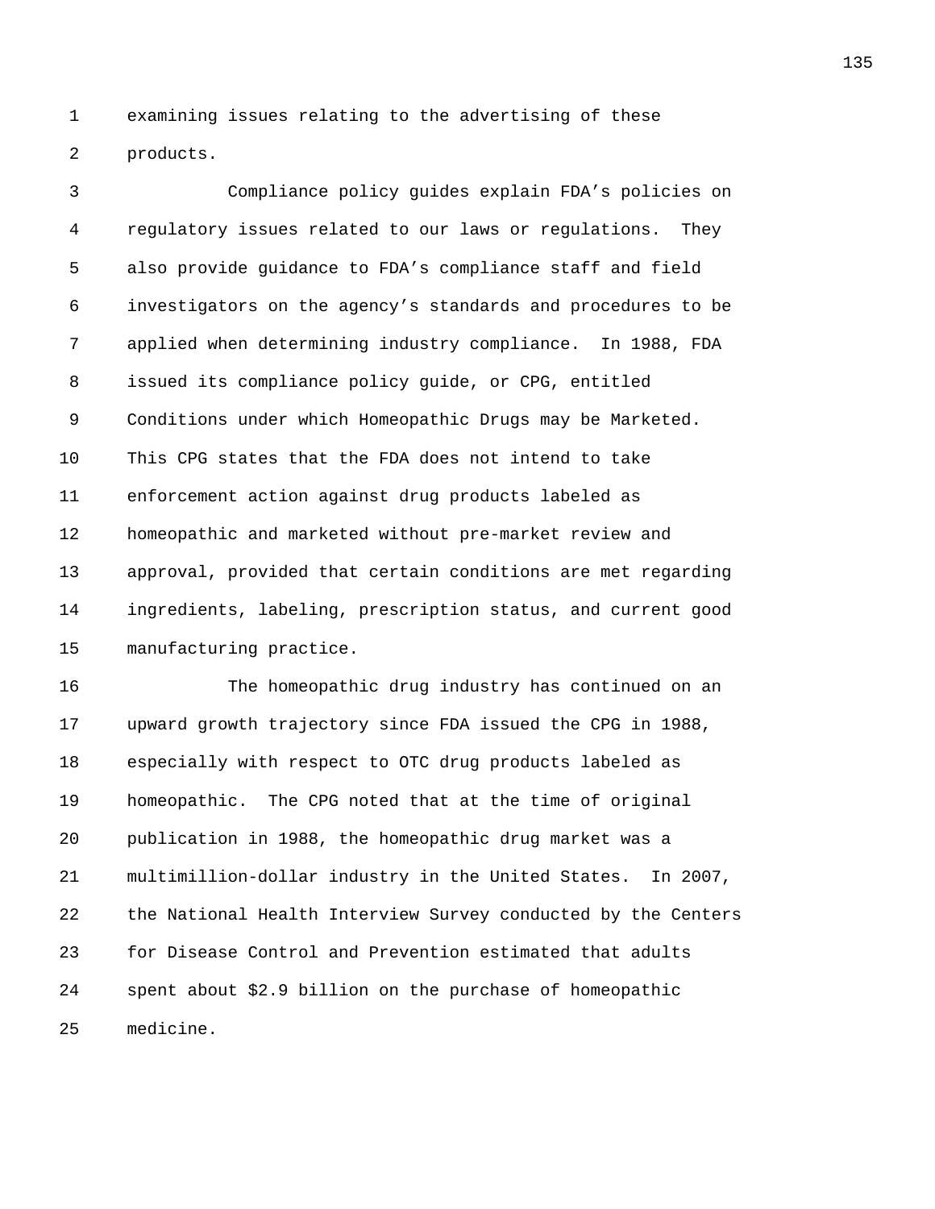examining issues relating to the advertising of these products.

Compliance policy guides explain FDA's policies on regulatory issues related to our laws or regulations. They also provide guidance to FDA's compliance staff and field investigators on the agency's standards and procedures to be applied when determining industry compliance. In 1988, FDA issued its compliance policy guide, or CPG, entitled Conditions under which Homeopathic Drugs may be Marketed. This CPG states that the FDA does not intend to take enforcement action against drug products labeled as homeopathic and marketed without pre-market review and approval, provided that certain conditions are met regarding ingredients, labeling, prescription status, and current good manufacturing practice.

The homeopathic drug industry has continued on an upward growth trajectory since FDA issued the CPG in 1988, especially with respect to OTC drug products labeled as homeopathic. The CPG noted that at the time of original publication in 1988, the homeopathic drug market was a multimillion-dollar industry in the United States. In 2007, the National Health Interview Survey conducted by the Centers for Disease Control and Prevention estimated that adults spent about $2.9 billion on the purchase of homeopathic medicine.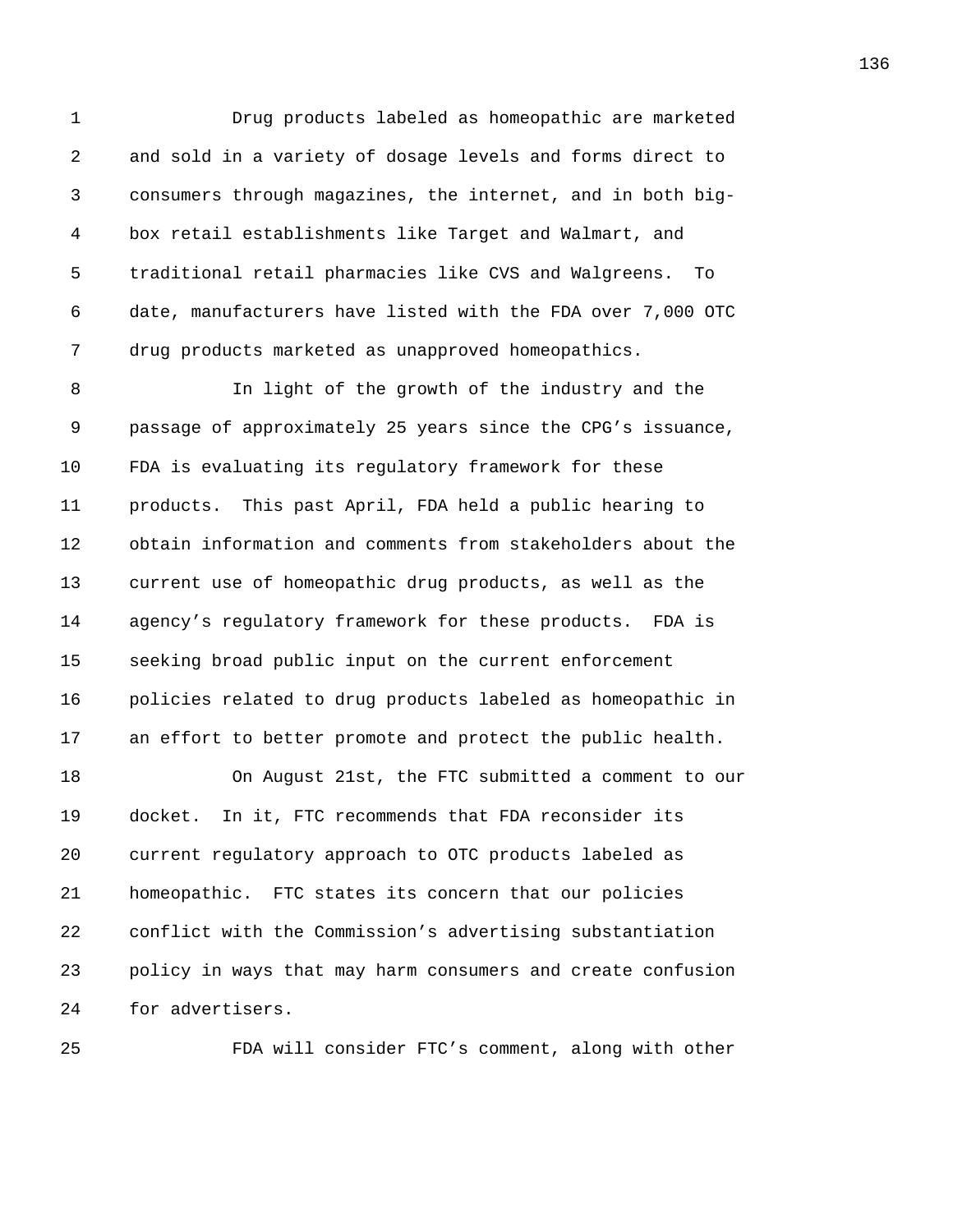Drug products labeled as homeopathic are marketed and sold in a variety of dosage levels and forms direct to consumers through magazines, the internet, and in both big-box retail establishments like Target and Walmart, and traditional retail pharmacies like CVS and Walgreens. To date, manufacturers have listed with the FDA over 7,000 OTC drug products marketed as unapproved homeopathics.

In light of the growth of the industry and the passage of approximately 25 years since the CPG's issuance, FDA is evaluating its regulatory framework for these products. This past April, FDA held a public hearing to obtain information and comments from stakeholders about the current use of homeopathic drug products, as well as the agency's regulatory framework for these products. FDA is seeking broad public input on the current enforcement policies related to drug products labeled as homeopathic in an effort to better promote and protect the public health.

On August 21st, the FTC submitted a comment to our docket. In it, FTC recommends that FDA reconsider its current regulatory approach to OTC products labeled as homeopathic. FTC states its concern that our policies conflict with the Commission's advertising substantiation policy in ways that may harm consumers and create confusion for advertisers.

FDA will consider FTC's comment, along with other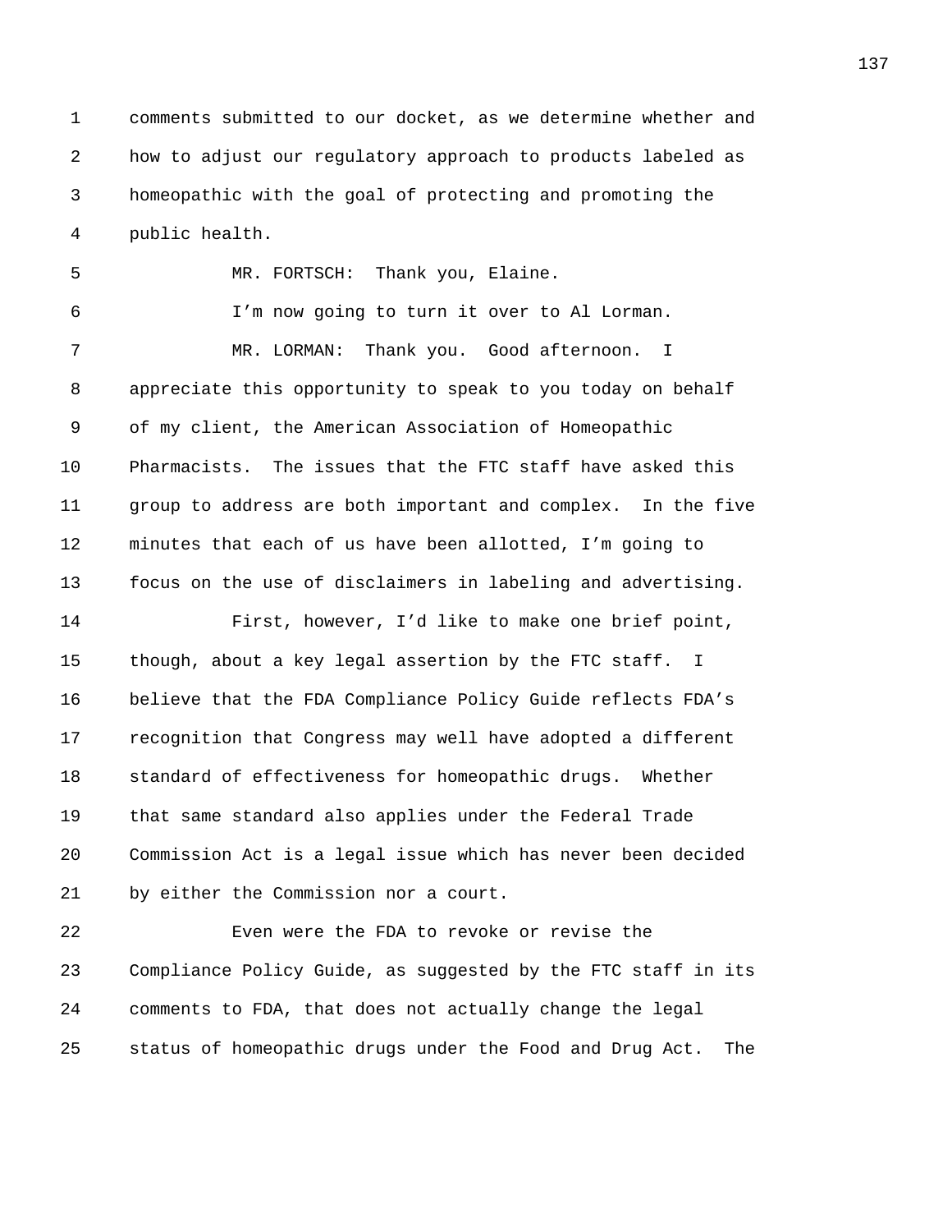comments submitted to our docket, as we determine whether and how to adjust our regulatory approach to products labeled as homeopathic with the goal of protecting and promoting the public health.

MR. FORTSCH: Thank you, Elaine.

I'm now going to turn it over to Al Lorman.

MR. LORMAN: Thank you. Good afternoon. I appreciate this opportunity to speak to you today on behalf of my client, the American Association of Homeopathic Pharmacists. The issues that the FTC staff have asked this group to address are both important and complex. In the five minutes that each of us have been allotted, I'm going to focus on the use of disclaimers in labeling and advertising.

First, however, I'd like to make one brief point, though, about a key legal assertion by the FTC staff. I believe that the FDA Compliance Policy Guide reflects FDA's recognition that Congress may well have adopted a different standard of effectiveness for homeopathic drugs. Whether that same standard also applies under the Federal Trade Commission Act is a legal issue which has never been decided by either the Commission nor a court.

Even were the FDA to revoke or revise the Compliance Policy Guide, as suggested by the FTC staff in its comments to FDA, that does not actually change the legal status of homeopathic drugs under the Food and Drug Act. The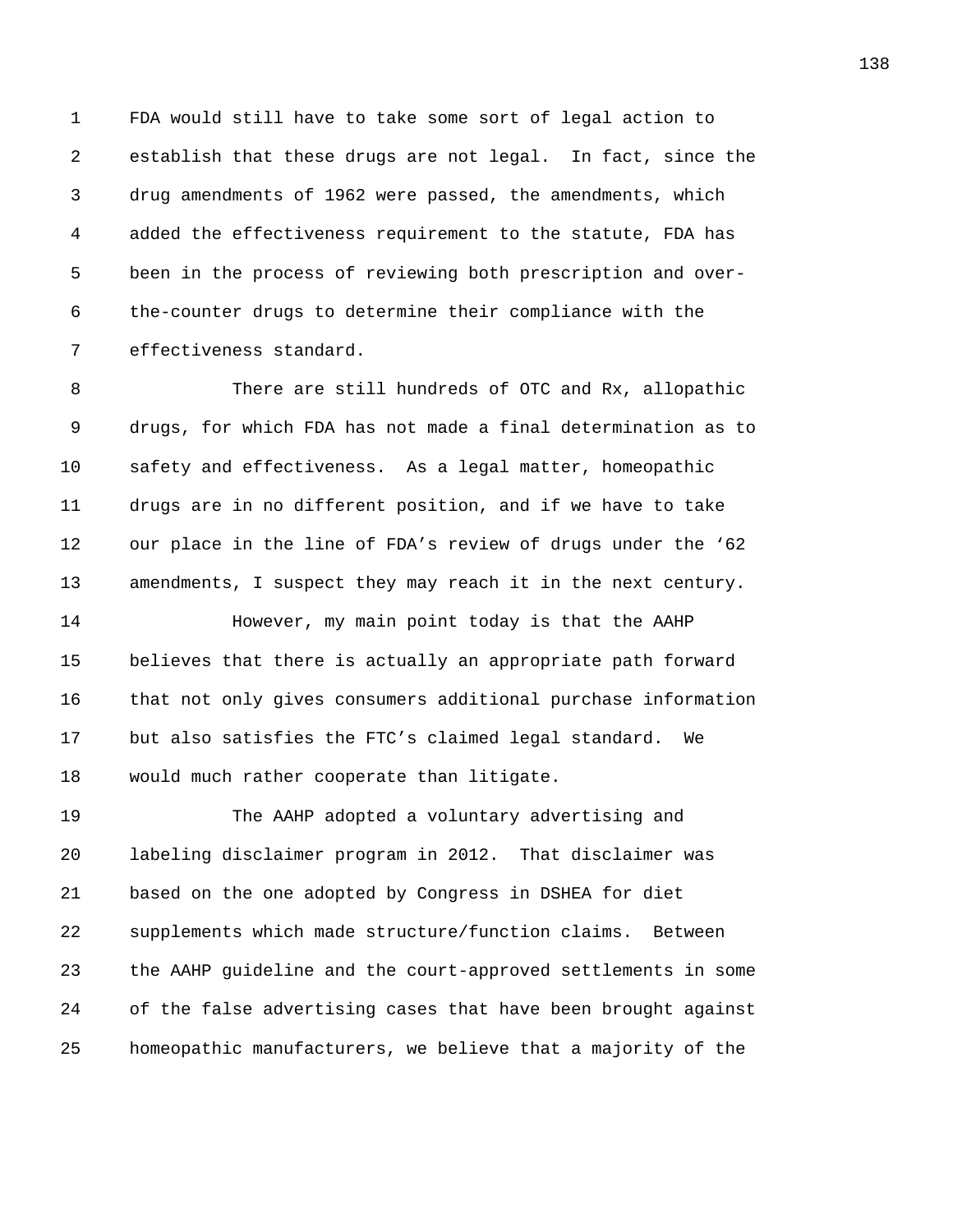FDA would still have to take some sort of legal action to establish that these drugs are not legal. In fact, since the drug amendments of 1962 were passed, the amendments, which added the effectiveness requirement to the statute, FDA has been in the process of reviewing both prescription and over-the-counter drugs to determine their compliance with the effectiveness standard.

There are still hundreds of OTC and Rx, allopathic drugs, for which FDA has not made a final determination as to safety and effectiveness. As a legal matter, homeopathic drugs are in no different position, and if we have to take our place in the line of FDA's review of drugs under the '62 amendments, I suspect they may reach it in the next century.

However, my main point today is that the AAHP believes that there is actually an appropriate path forward that not only gives consumers additional purchase information but also satisfies the FTC's claimed legal standard. We would much rather cooperate than litigate.

The AAHP adopted a voluntary advertising and labeling disclaimer program in 2012. That disclaimer was based on the one adopted by Congress in DSHEA for diet supplements which made structure/function claims. Between the AAHP guideline and the court-approved settlements in some of the false advertising cases that have been brought against homeopathic manufacturers, we believe that a majority of the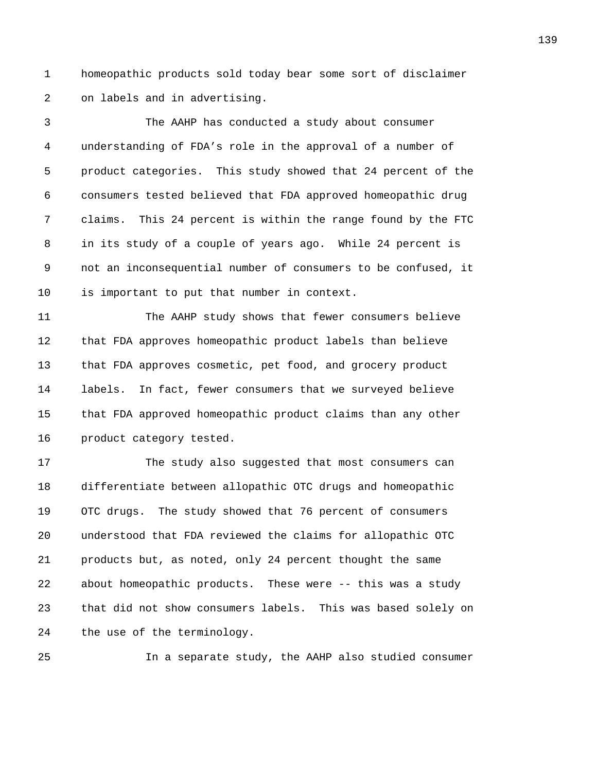homeopathic products sold today bear some sort of disclaimer on labels and in advertising.

The AAHP has conducted a study about consumer understanding of FDA's role in the approval of a number of product categories. This study showed that 24 percent of the consumers tested believed that FDA approved homeopathic drug claims. This 24 percent is within the range found by the FTC in its study of a couple of years ago. While 24 percent is not an inconsequential number of consumers to be confused, it is important to put that number in context.

The AAHP study shows that fewer consumers believe that FDA approves homeopathic product labels than believe that FDA approves cosmetic, pet food, and grocery product labels. In fact, fewer consumers that we surveyed believe that FDA approved homeopathic product claims than any other product category tested.

The study also suggested that most consumers can differentiate between allopathic OTC drugs and homeopathic OTC drugs. The study showed that 76 percent of consumers understood that FDA reviewed the claims for allopathic OTC products but, as noted, only 24 percent thought the same about homeopathic products. These were -- this was a study that did not show consumers labels. This was based solely on the use of the terminology.

In a separate study, the AAHP also studied consumer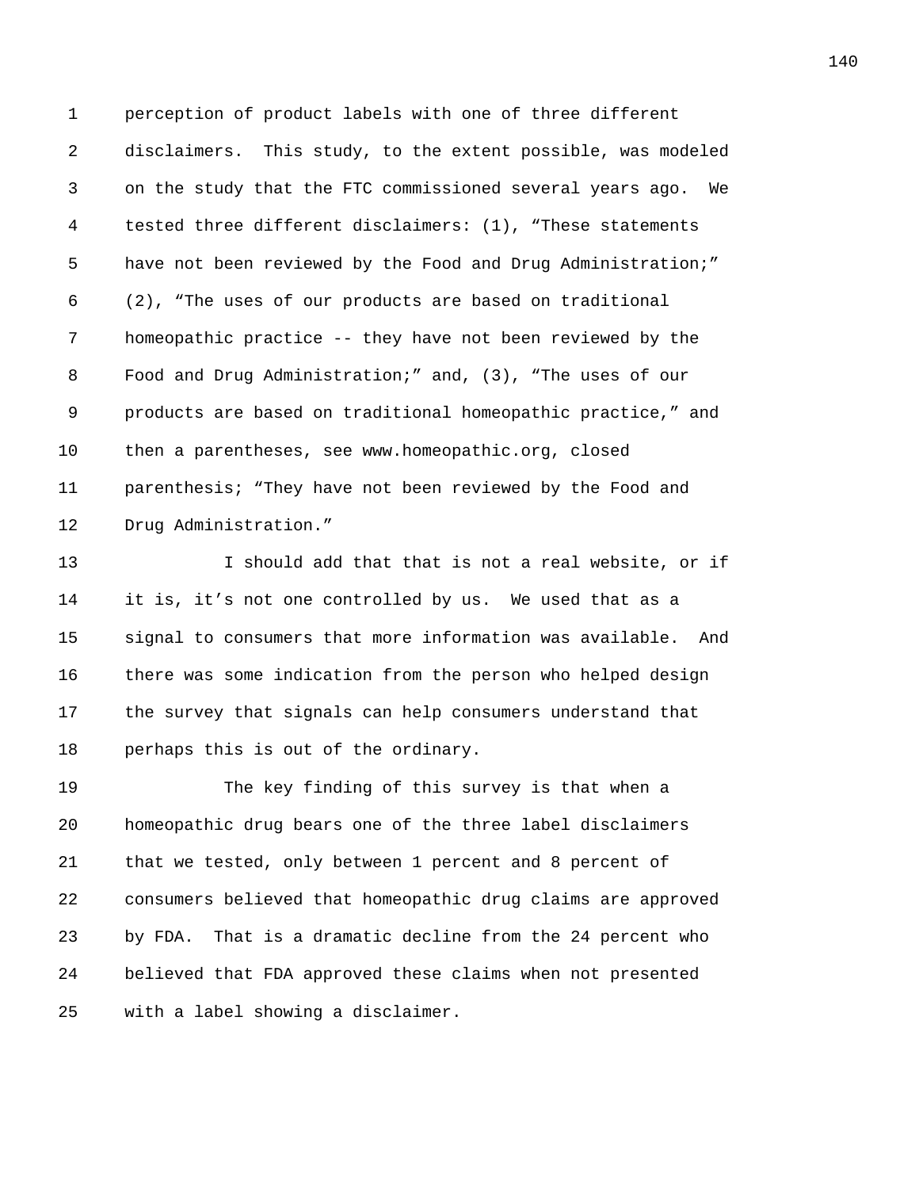perception of product labels with one of three different disclaimers. This study, to the extent possible, was modeled on the study that the FTC commissioned several years ago. We tested three different disclaimers: (1), "These statements have not been reviewed by the Food and Drug Administration;" (2), "The uses of our products are based on traditional homeopathic practice -- they have not been reviewed by the Food and Drug Administration;" and, (3), "The uses of our products are based on traditional homeopathic practice," and then a parentheses, see www.homeopathic.org, closed parenthesis; "They have not been reviewed by the Food and Drug Administration."

I should add that that is not a real website, or if it is, it's not one controlled by us. We used that as a signal to consumers that more information was available. And there was some indication from the person who helped design the survey that signals can help consumers understand that perhaps this is out of the ordinary.

The key finding of this survey is that when a homeopathic drug bears one of the three label disclaimers that we tested, only between 1 percent and 8 percent of consumers believed that homeopathic drug claims are approved by FDA. That is a dramatic decline from the 24 percent who believed that FDA approved these claims when not presented with a label showing a disclaimer.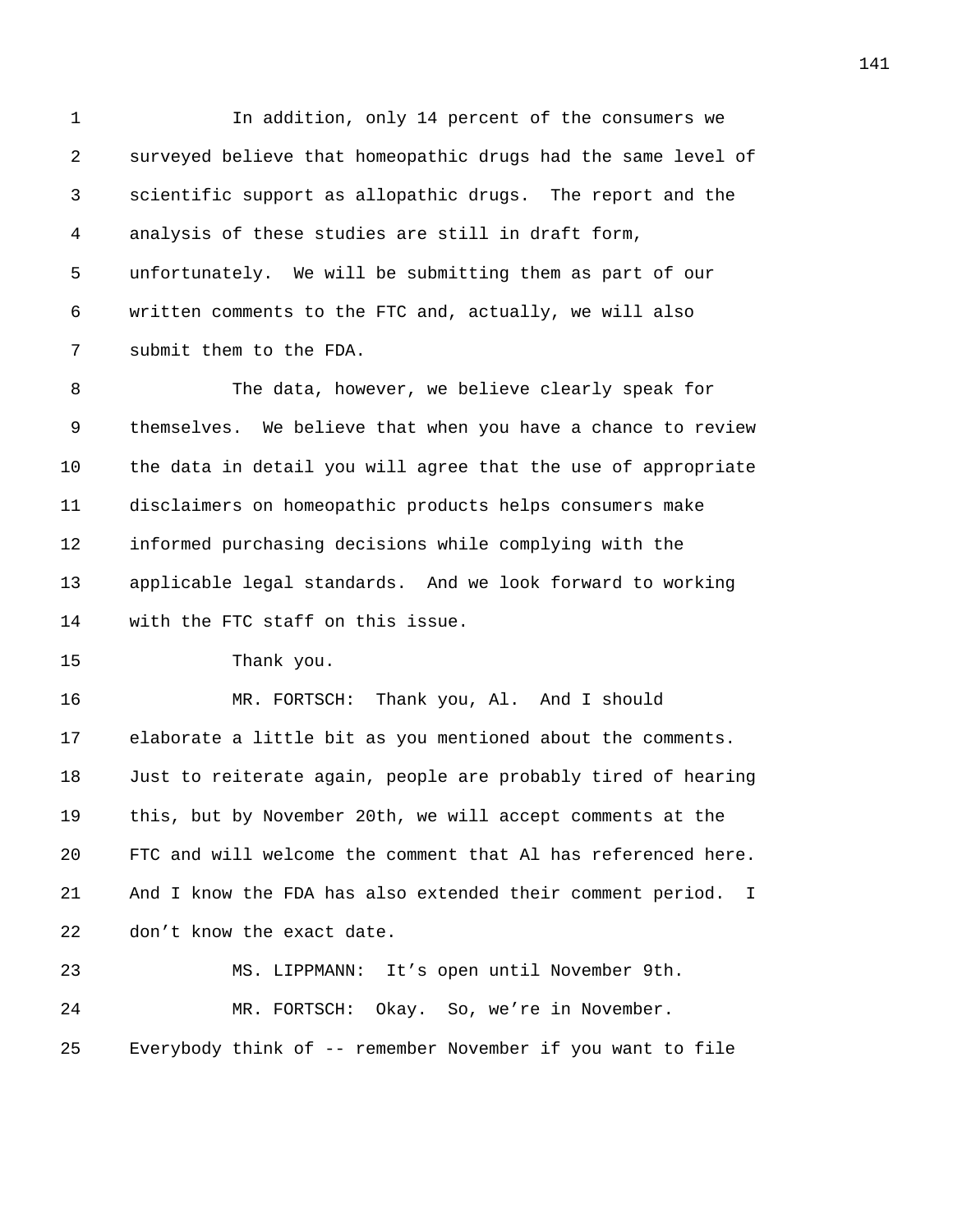In addition, only 14 percent of the consumers we surveyed believe that homeopathic drugs had the same level of scientific support as allopathic drugs. The report and the analysis of these studies are still in draft form, unfortunately. We will be submitting them as part of our written comments to the FTC and, actually, we will also submit them to the FDA.

The data, however, we believe clearly speak for themselves. We believe that when you have a chance to review the data in detail you will agree that the use of appropriate disclaimers on homeopathic products helps consumers make informed purchasing decisions while complying with the applicable legal standards. And we look forward to working with the FTC staff on this issue.

Thank you.

MR. FORTSCH: Thank you, Al. And I should elaborate a little bit as you mentioned about the comments. Just to reiterate again, people are probably tired of hearing this, but by November 20th, we will accept comments at the FTC and will welcome the comment that Al has referenced here. And I know the FDA has also extended their comment period. I don’t know the exact date.

MS. LIPPMANN: It’s open until November 9th.

MR. FORTSCH: Okay. So, we’re in November. Everybody think of -- remember November if you want to file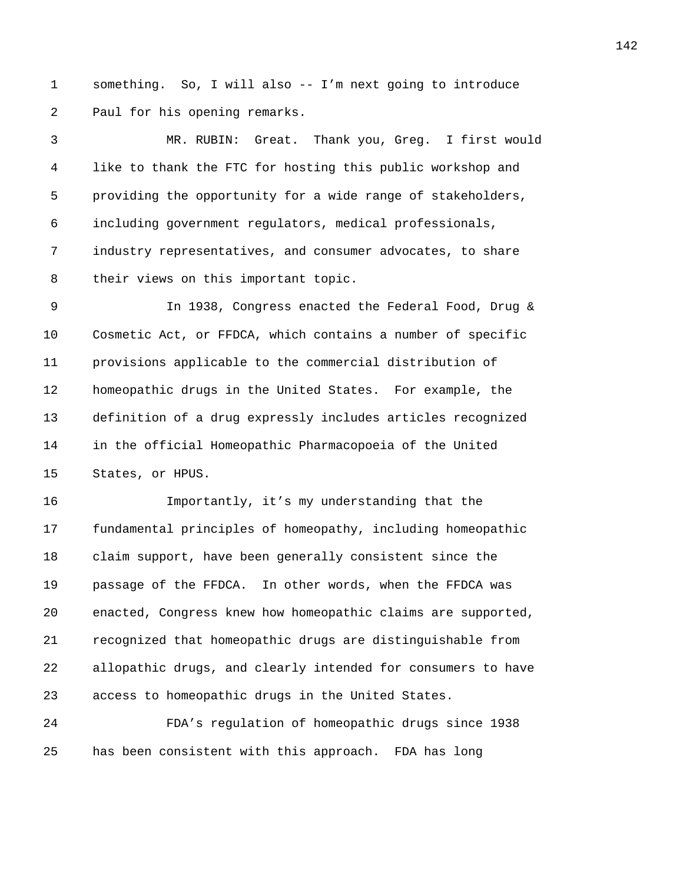something. So, I will also -- I'm next going to introduce Paul for his opening remarks.

MR. RUBIN: Great. Thank you, Greg. I first would like to thank the FTC for hosting this public workshop and providing the opportunity for a wide range of stakeholders, including government regulators, medical professionals, industry representatives, and consumer advocates, to share their views on this important topic.

In 1938, Congress enacted the Federal Food, Drug & Cosmetic Act, or FFDCA, which contains a number of specific provisions applicable to the commercial distribution of homeopathic drugs in the United States. For example, the definition of a drug expressly includes articles recognized in the official Homeopathic Pharmacopoeia of the United States, or HPUS.

Importantly, it's my understanding that the fundamental principles of homeopathy, including homeopathic claim support, have been generally consistent since the passage of the FFDCA. In other words, when the FFDCA was enacted, Congress knew how homeopathic claims are supported, recognized that homeopathic drugs are distinguishable from allopathic drugs, and clearly intended for consumers to have access to homeopathic drugs in the United States.

FDA's regulation of homeopathic drugs since 1938 has been consistent with this approach. FDA has long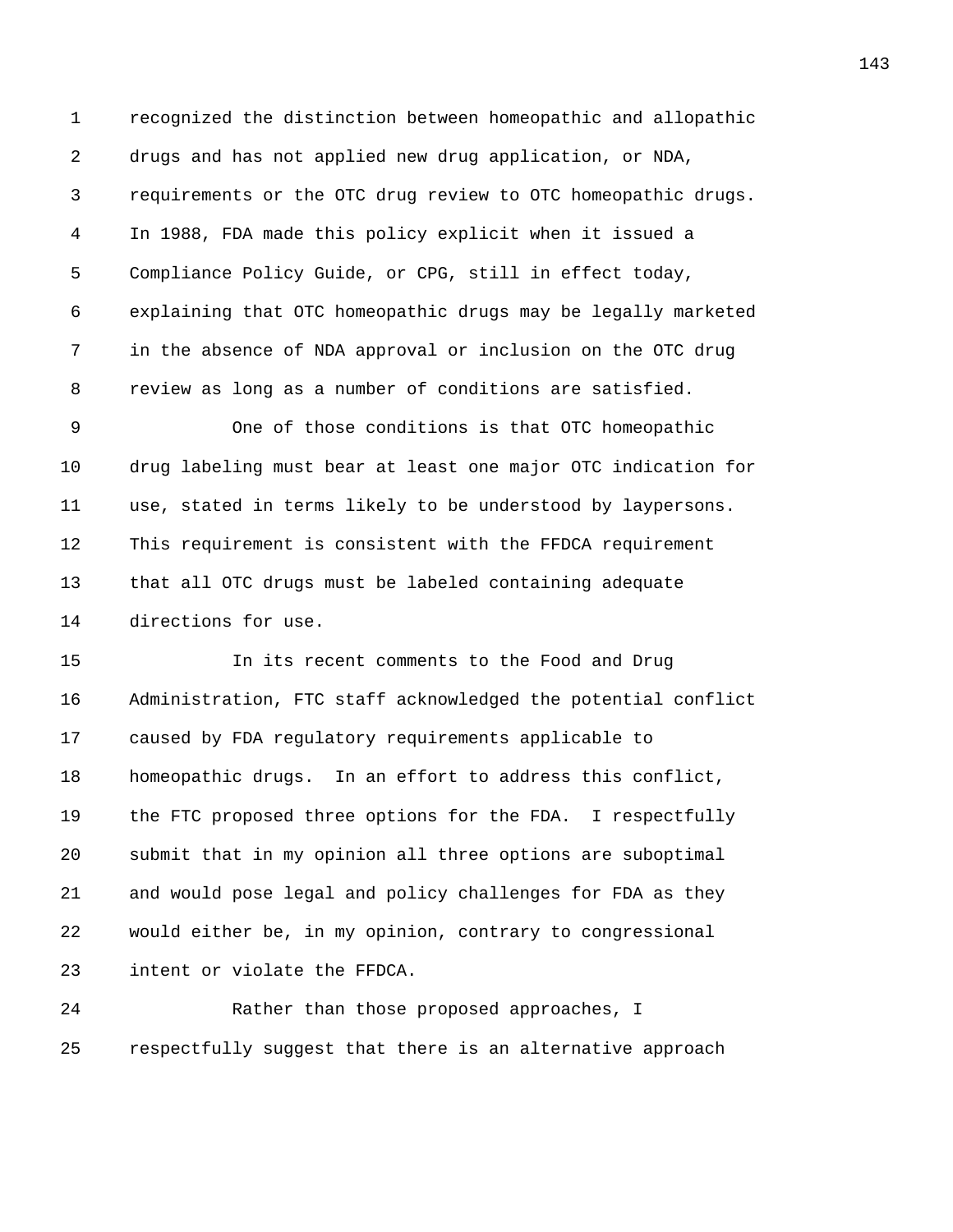recognized the distinction between homeopathic and allopathic drugs and has not applied new drug application, or NDA, requirements or the OTC drug review to OTC homeopathic drugs. In 1988, FDA made this policy explicit when it issued a Compliance Policy Guide, or CPG, still in effect today, explaining that OTC homeopathic drugs may be legally marketed in the absence of NDA approval or inclusion on the OTC drug review as long as a number of conditions are satisfied.

One of those conditions is that OTC homeopathic drug labeling must bear at least one major OTC indication for use, stated in terms likely to be understood by laypersons. This requirement is consistent with the FFDCA requirement that all OTC drugs must be labeled containing adequate directions for use.

In its recent comments to the Food and Drug Administration, FTC staff acknowledged the potential conflict caused by FDA regulatory requirements applicable to homeopathic drugs. In an effort to address this conflict, the FTC proposed three options for the FDA. I respectfully submit that in my opinion all three options are suboptimal and would pose legal and policy challenges for FDA as they would either be, in my opinion, contrary to congressional intent or violate the FFDCA.

Rather than those proposed approaches, I respectfully suggest that there is an alternative approach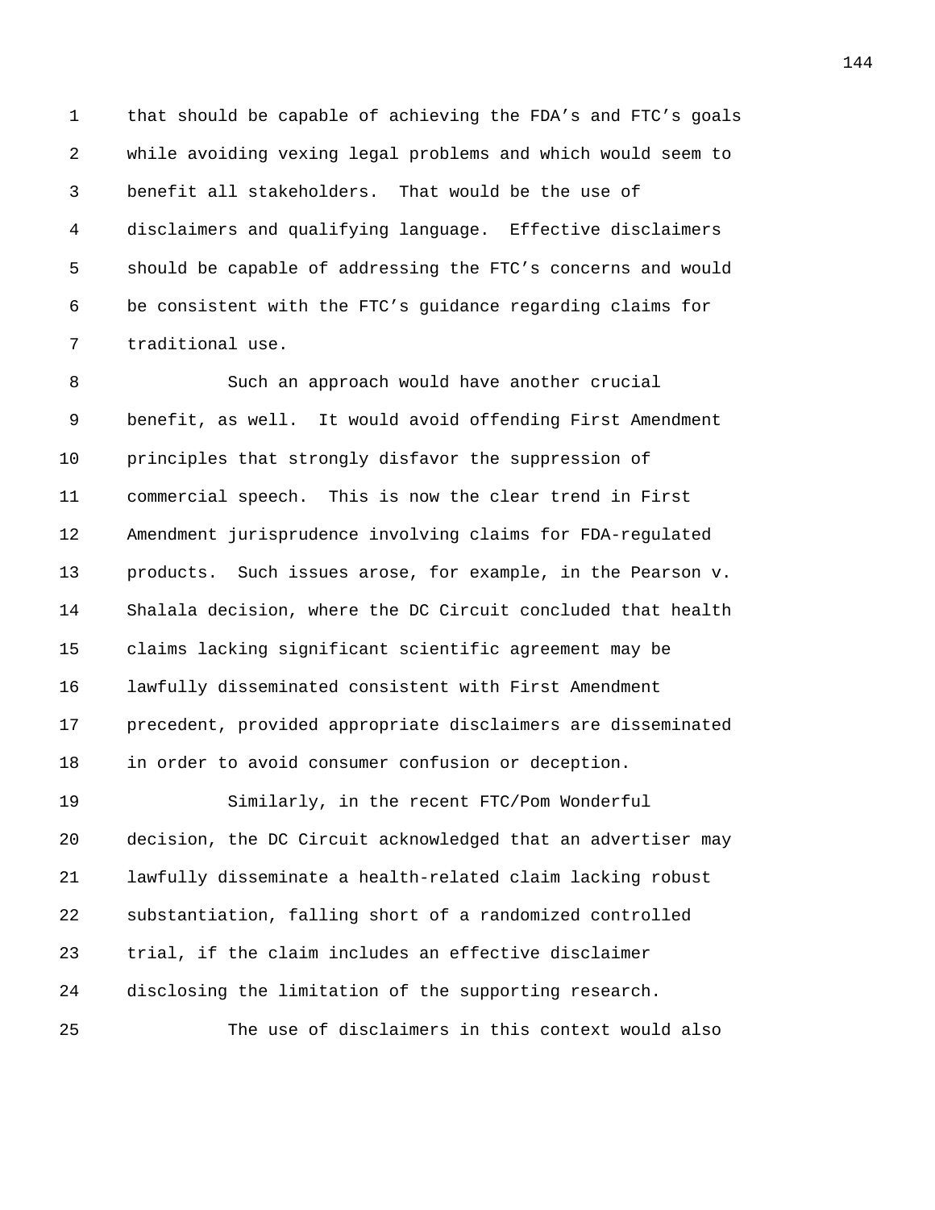that should be capable of achieving the FDA's and FTC's goals while avoiding vexing legal problems and which would seem to benefit all stakeholders. That would be the use of disclaimers and qualifying language. Effective disclaimers should be capable of addressing the FTC's concerns and would be consistent with the FTC's guidance regarding claims for traditional use.

Such an approach would have another crucial benefit, as well. It would avoid offending First Amendment principles that strongly disfavor the suppression of commercial speech. This is now the clear trend in First Amendment jurisprudence involving claims for FDA-regulated products. Such issues arose, for example, in the Pearson v. Shalala decision, where the DC Circuit concluded that health claims lacking significant scientific agreement may be lawfully disseminated consistent with First Amendment precedent, provided appropriate disclaimers are disseminated in order to avoid consumer confusion or deception.

Similarly, in the recent FTC/Pom Wonderful decision, the DC Circuit acknowledged that an advertiser may lawfully disseminate a health-related claim lacking robust substantiation, falling short of a randomized controlled trial, if the claim includes an effective disclaimer disclosing the limitation of the supporting research.

The use of disclaimers in this context would also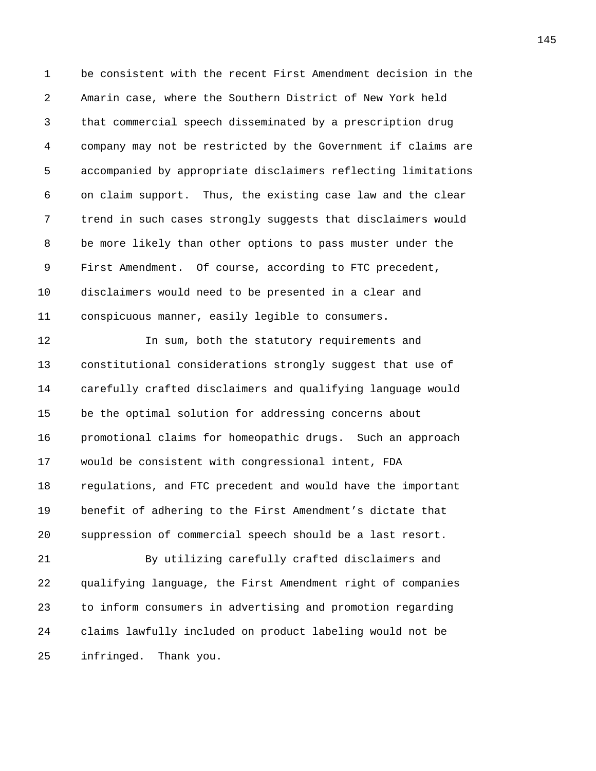be consistent with the recent First Amendment decision in the Amarin case, where the Southern District of New York held that commercial speech disseminated by a prescription drug company may not be restricted by the Government if claims are accompanied by appropriate disclaimers reflecting limitations on claim support. Thus, the existing case law and the clear trend in such cases strongly suggests that disclaimers would be more likely than other options to pass muster under the First Amendment. Of course, according to FTC precedent, disclaimers would need to be presented in a clear and conspicuous manner, easily legible to consumers.

In sum, both the statutory requirements and constitutional considerations strongly suggest that use of carefully crafted disclaimers and qualifying language would be the optimal solution for addressing concerns about promotional claims for homeopathic drugs. Such an approach would be consistent with congressional intent, FDA regulations, and FTC precedent and would have the important benefit of adhering to the First Amendment's dictate that suppression of commercial speech should be a last resort.

By utilizing carefully crafted disclaimers and qualifying language, the First Amendment right of companies to inform consumers in advertising and promotion regarding claims lawfully included on product labeling would not be infringed. Thank you.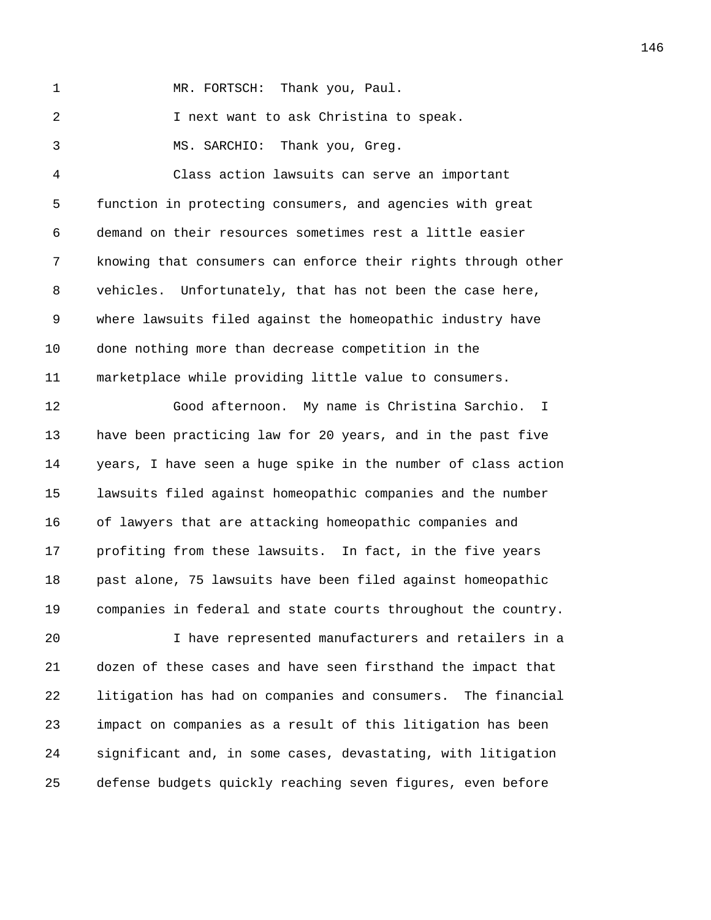MR. FORTSCH: Thank you, Paul.

I next want to ask Christina to speak.

MS. SARCHIO: Thank you, Greg.

Class action lawsuits can serve an important function in protecting consumers, and agencies with great demand on their resources sometimes rest a little easier knowing that consumers can enforce their rights through other vehicles. Unfortunately, that has not been the case here, where lawsuits filed against the homeopathic industry have done nothing more than decrease competition in the marketplace while providing little value to consumers.

Good afternoon. My name is Christina Sarchio. I have been practicing law for 20 years, and in the past five years, I have seen a huge spike in the number of class action lawsuits filed against homeopathic companies and the number of lawyers that are attacking homeopathic companies and profiting from these lawsuits. In fact, in the five years past alone, 75 lawsuits have been filed against homeopathic companies in federal and state courts throughout the country.

I have represented manufacturers and retailers in a dozen of these cases and have seen firsthand the impact that litigation has had on companies and consumers. The financial impact on companies as a result of this litigation has been significant and, in some cases, devastating, with litigation defense budgets quickly reaching seven figures, even before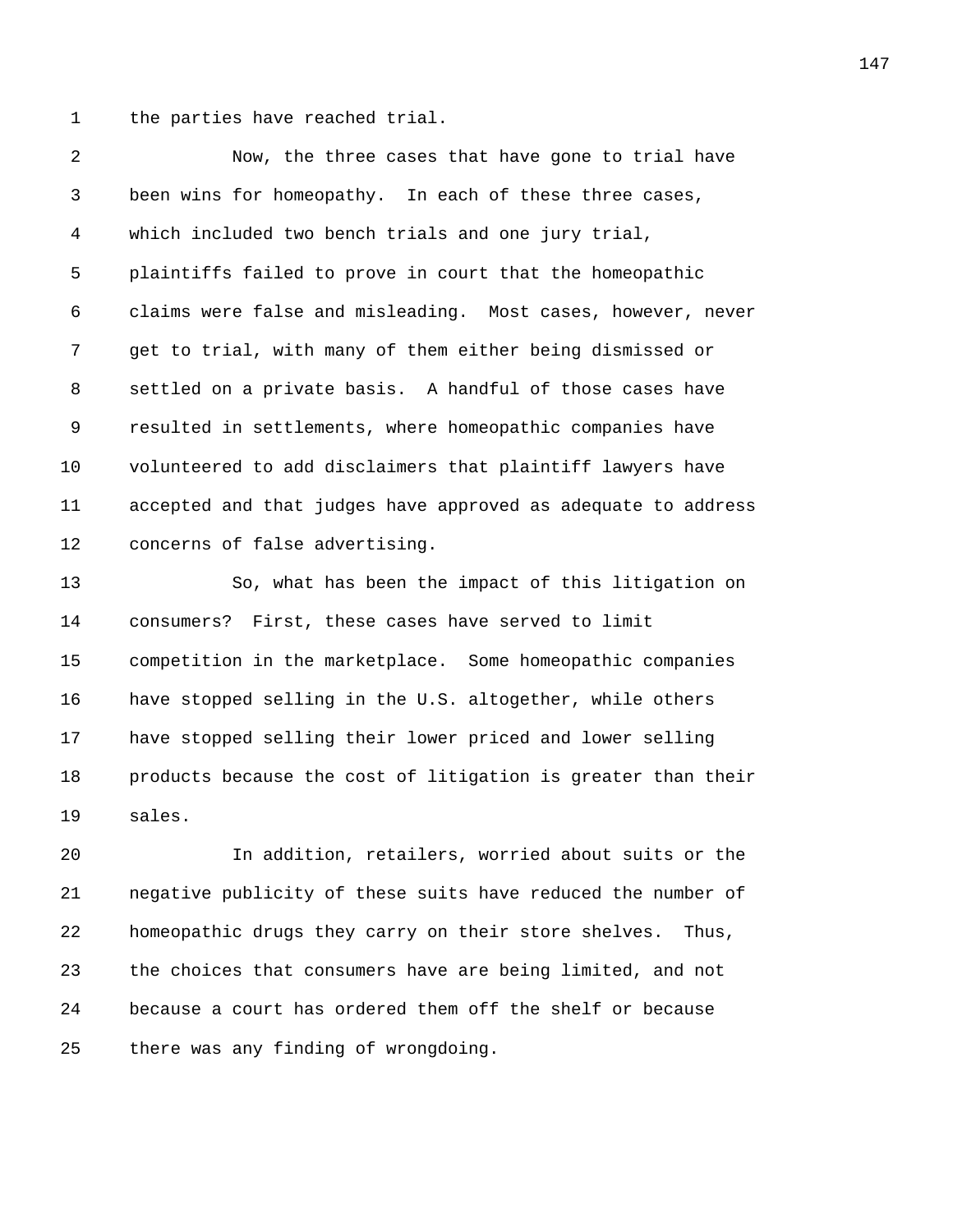the parties have reached trial.

Now, the three cases that have gone to trial have been wins for homeopathy. In each of these three cases, which included two bench trials and one jury trial, plaintiffs failed to prove in court that the homeopathic claims were false and misleading. Most cases, however, never get to trial, with many of them either being dismissed or settled on a private basis. A handful of those cases have resulted in settlements, where homeopathic companies have volunteered to add disclaimers that plaintiff lawyers have accepted and that judges have approved as adequate to address concerns of false advertising.

So, what has been the impact of this litigation on consumers? First, these cases have served to limit competition in the marketplace. Some homeopathic companies have stopped selling in the U.S. altogether, while others have stopped selling their lower priced and lower selling products because the cost of litigation is greater than their sales.

In addition, retailers, worried about suits or the negative publicity of these suits have reduced the number of homeopathic drugs they carry on their store shelves. Thus, the choices that consumers have are being limited, and not because a court has ordered them off the shelf or because there was any finding of wrongdoing.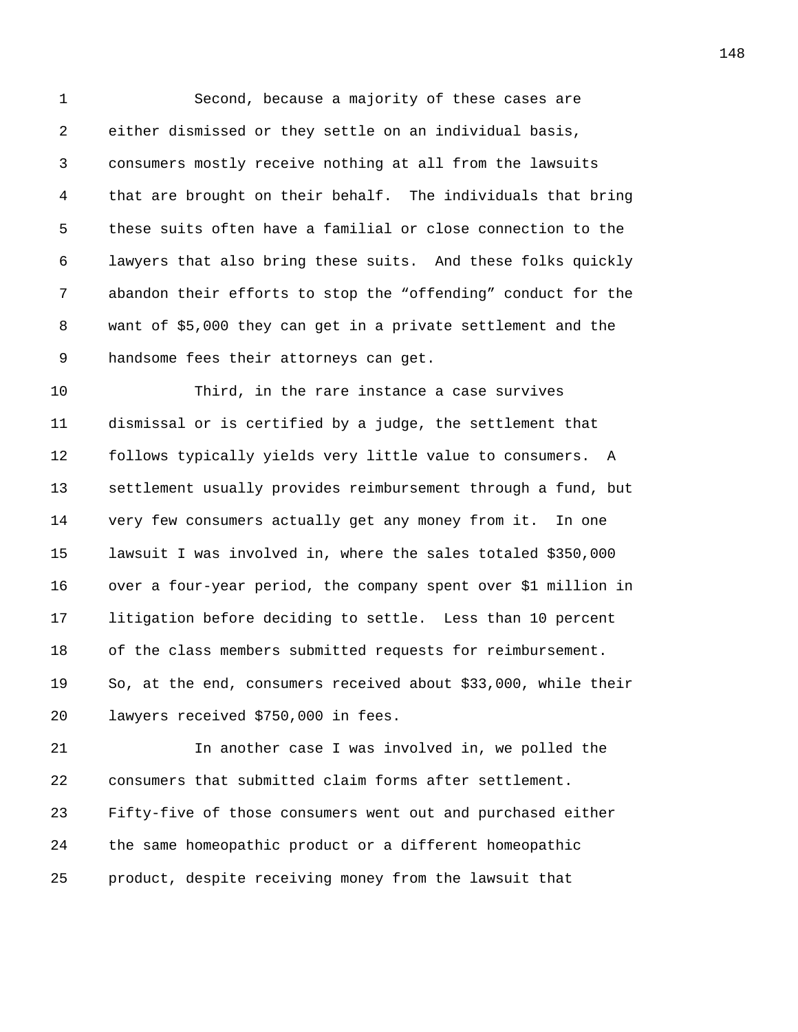Second, because a majority of these cases are either dismissed or they settle on an individual basis, consumers mostly receive nothing at all from the lawsuits that are brought on their behalf. The individuals that bring these suits often have a familial or close connection to the lawyers that also bring these suits. And these folks quickly abandon their efforts to stop the “offending” conduct for the want of $5,000 they can get in a private settlement and the handsome fees their attorneys can get.

Third, in the rare instance a case survives dismissal or is certified by a judge, the settlement that follows typically yields very little value to consumers. A settlement usually provides reimbursement through a fund, but very few consumers actually get any money from it. In one lawsuit I was involved in, where the sales totaled $350,000 over a four-year period, the company spent over $1 million in litigation before deciding to settle. Less than 10 percent of the class members submitted requests for reimbursement. So, at the end, consumers received about $33,000, while their lawyers received $750,000 in fees.

In another case I was involved in, we polled the consumers that submitted claim forms after settlement. Fifty-five of those consumers went out and purchased either the same homeopathic product or a different homeopathic product, despite receiving money from the lawsuit that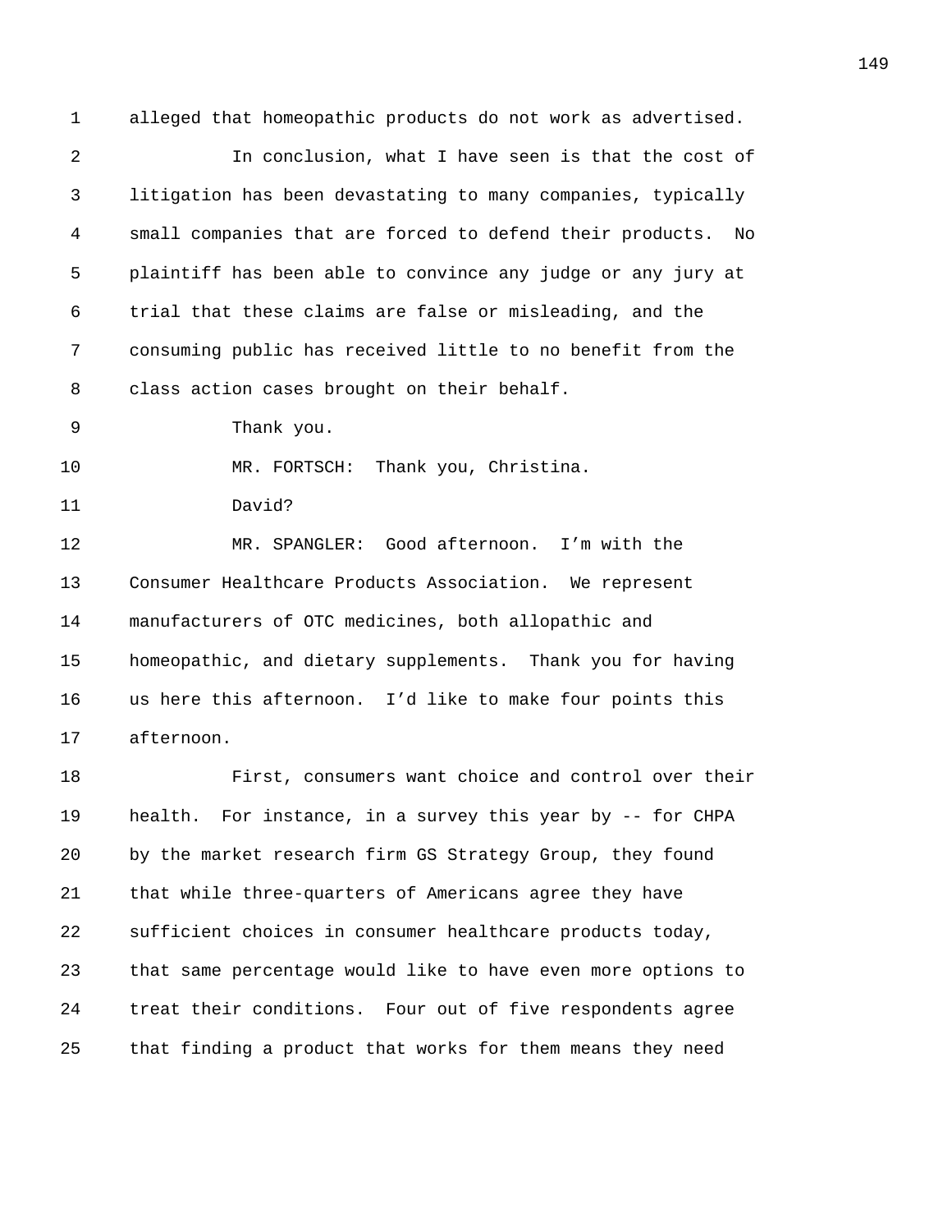alleged that homeopathic products do not work as advertised.

In conclusion, what I have seen is that the cost of litigation has been devastating to many companies, typically small companies that are forced to defend their products. No plaintiff has been able to convince any judge or any jury at trial that these claims are false or misleading, and the consuming public has received little to no benefit from the class action cases brought on their behalf.

Thank you.

MR. FORTSCH: Thank you, Christina.

David?

MR. SPANGLER: Good afternoon. I'm with the Consumer Healthcare Products Association. We represent manufacturers of OTC medicines, both allopathic and homeopathic, and dietary supplements. Thank you for having us here this afternoon. I'd like to make four points this afternoon.

First, consumers want choice and control over their health. For instance, in a survey this year by -- for CHPA by the market research firm GS Strategy Group, they found that while three-quarters of Americans agree they have sufficient choices in consumer healthcare products today, that same percentage would like to have even more options to treat their conditions. Four out of five respondents agree that finding a product that works for them means they need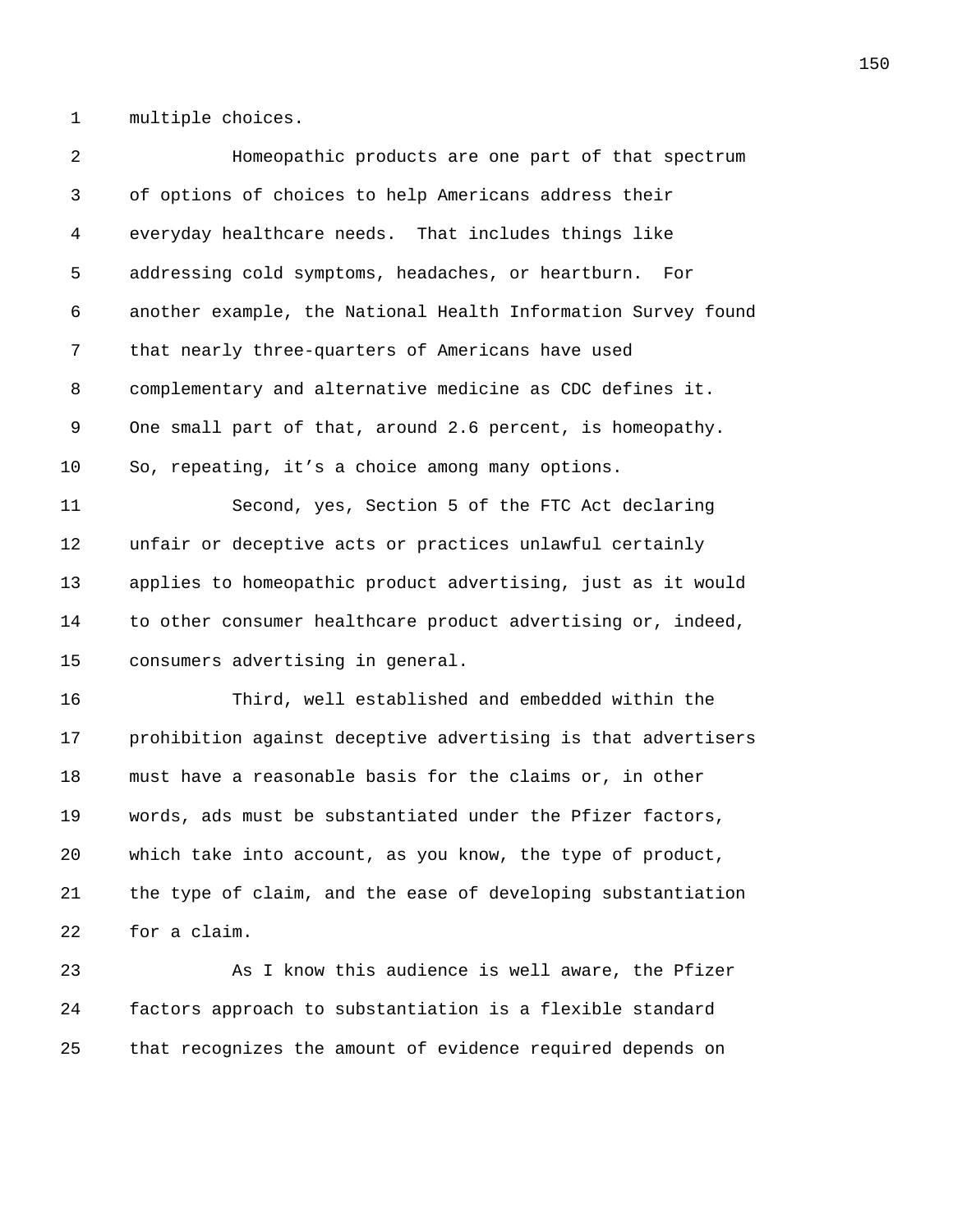multiple choices.

Homeopathic products are one part of that spectrum of options of choices to help Americans address their everyday healthcare needs. That includes things like addressing cold symptoms, headaches, or heartburn. For another example, the National Health Information Survey found that nearly three-quarters of Americans have used complementary and alternative medicine as CDC defines it. One small part of that, around 2.6 percent, is homeopathy. So, repeating, it's a choice among many options.

Second, yes, Section 5 of the FTC Act declaring unfair or deceptive acts or practices unlawful certainly applies to homeopathic product advertising, just as it would to other consumer healthcare product advertising or, indeed, consumers advertising in general.

Third, well established and embedded within the prohibition against deceptive advertising is that advertisers must have a reasonable basis for the claims or, in other words, ads must be substantiated under the Pfizer factors, which take into account, as you know, the type of product, the type of claim, and the ease of developing substantiation for a claim.

As I know this audience is well aware, the Pfizer factors approach to substantiation is a flexible standard that recognizes the amount of evidence required depends on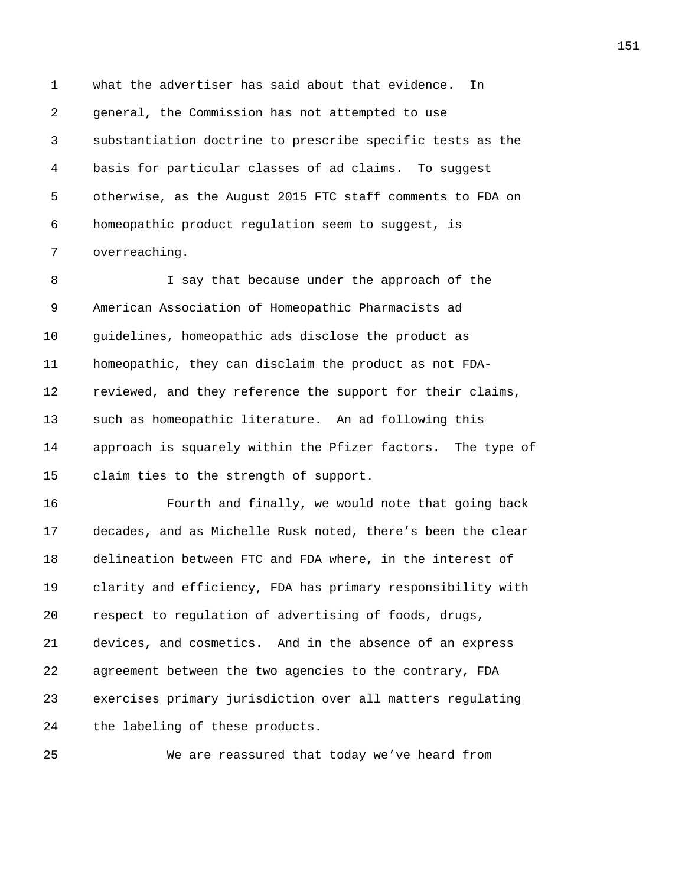what the advertiser has said about that evidence. In general, the Commission has not attempted to use substantiation doctrine to prescribe specific tests as the basis for particular classes of ad claims. To suggest otherwise, as the August 2015 FTC staff comments to FDA on homeopathic product regulation seem to suggest, is overreaching.

I say that because under the approach of the American Association of Homeopathic Pharmacists ad guidelines, homeopathic ads disclose the product as homeopathic, they can disclaim the product as not FDA-reviewed, and they reference the support for their claims, such as homeopathic literature. An ad following this approach is squarely within the Pfizer factors. The type of claim ties to the strength of support.

Fourth and finally, we would note that going back decades, and as Michelle Rusk noted, there's been the clear delineation between FTC and FDA where, in the interest of clarity and efficiency, FDA has primary responsibility with respect to regulation of advertising of foods, drugs, devices, and cosmetics. And in the absence of an express agreement between the two agencies to the contrary, FDA exercises primary jurisdiction over all matters regulating the labeling of these products.

We are reassured that today we've heard from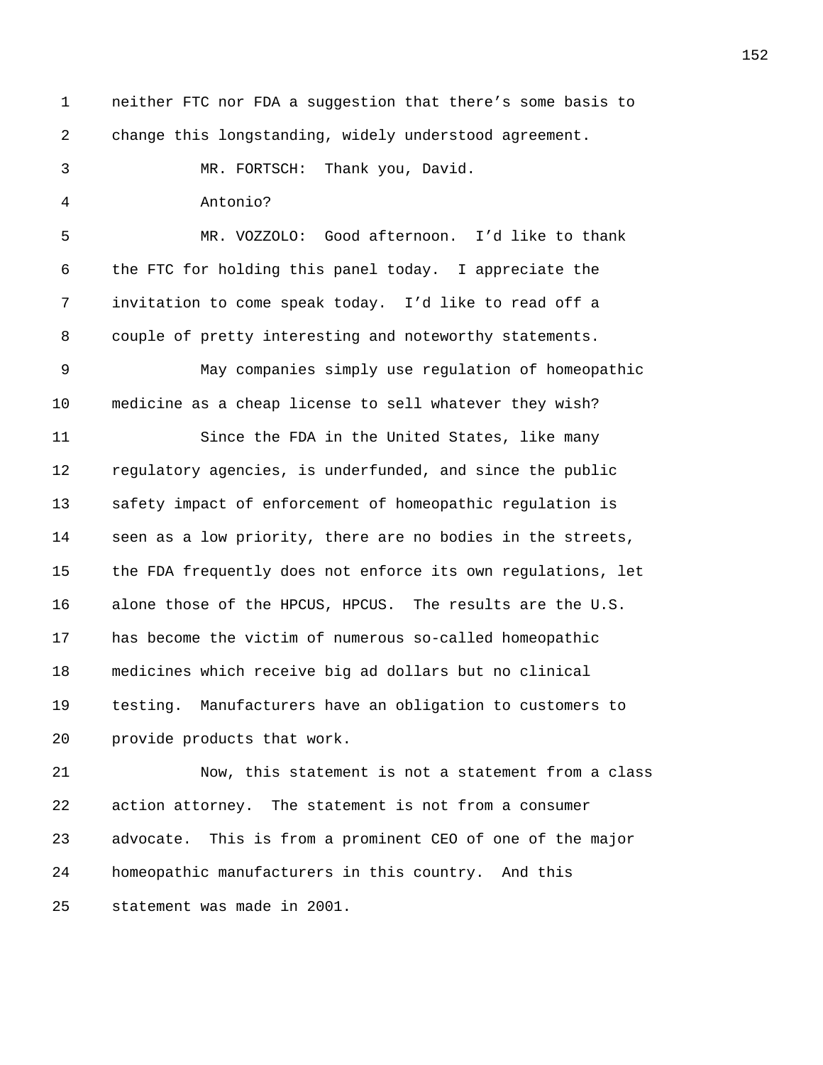neither FTC nor FDA a suggestion that there's some basis to change this longstanding, widely understood agreement.

MR. FORTSCH: Thank you, David.

Antonio?

MR. VOZZOLO: Good afternoon. I'd like to thank the FTC for holding this panel today. I appreciate the invitation to come speak today. I'd like to read off a couple of pretty interesting and noteworthy statements.

May companies simply use regulation of homeopathic medicine as a cheap license to sell whatever they wish?

Since the FDA in the United States, like many regulatory agencies, is underfunded, and since the public safety impact of enforcement of homeopathic regulation is seen as a low priority, there are no bodies in the streets, the FDA frequently does not enforce its own regulations, let alone those of the HPCUS, HPCUS. The results are the U.S. has become the victim of numerous so-called homeopathic medicines which receive big ad dollars but no clinical testing. Manufacturers have an obligation to customers to provide products that work.

Now, this statement is not a statement from a class action attorney. The statement is not from a consumer advocate. This is from a prominent CEO of one of the major homeopathic manufacturers in this country. And this statement was made in 2001.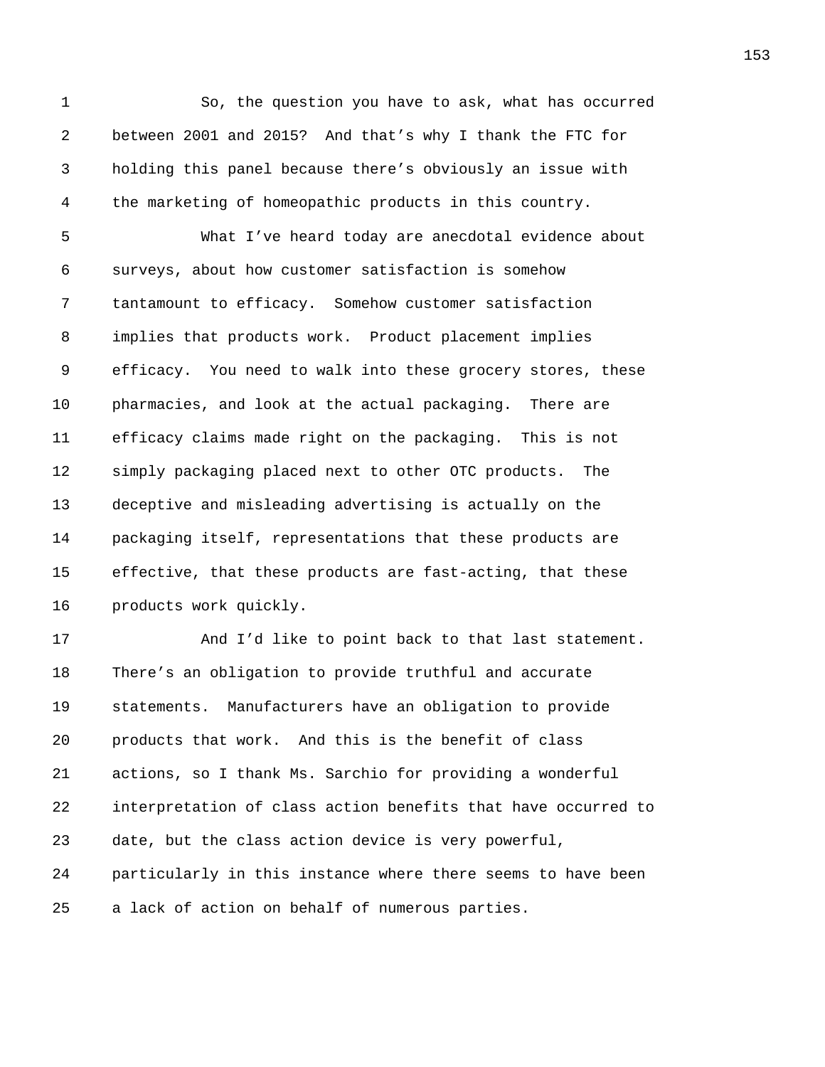So, the question you have to ask, what has occurred between 2001 and 2015? And that's why I thank the FTC for holding this panel because there's obviously an issue with the marketing of homeopathic products in this country.

What I've heard today are anecdotal evidence about surveys, about how customer satisfaction is somehow tantamount to efficacy. Somehow customer satisfaction implies that products work. Product placement implies efficacy. You need to walk into these grocery stores, these pharmacies, and look at the actual packaging. There are efficacy claims made right on the packaging. This is not simply packaging placed next to other OTC products. The deceptive and misleading advertising is actually on the packaging itself, representations that these products are effective, that these products are fast-acting, that these products work quickly.

And I'd like to point back to that last statement. There's an obligation to provide truthful and accurate statements. Manufacturers have an obligation to provide products that work. And this is the benefit of class actions, so I thank Ms. Sarchio for providing a wonderful interpretation of class action benefits that have occurred to date, but the class action device is very powerful, particularly in this instance where there seems to have been a lack of action on behalf of numerous parties.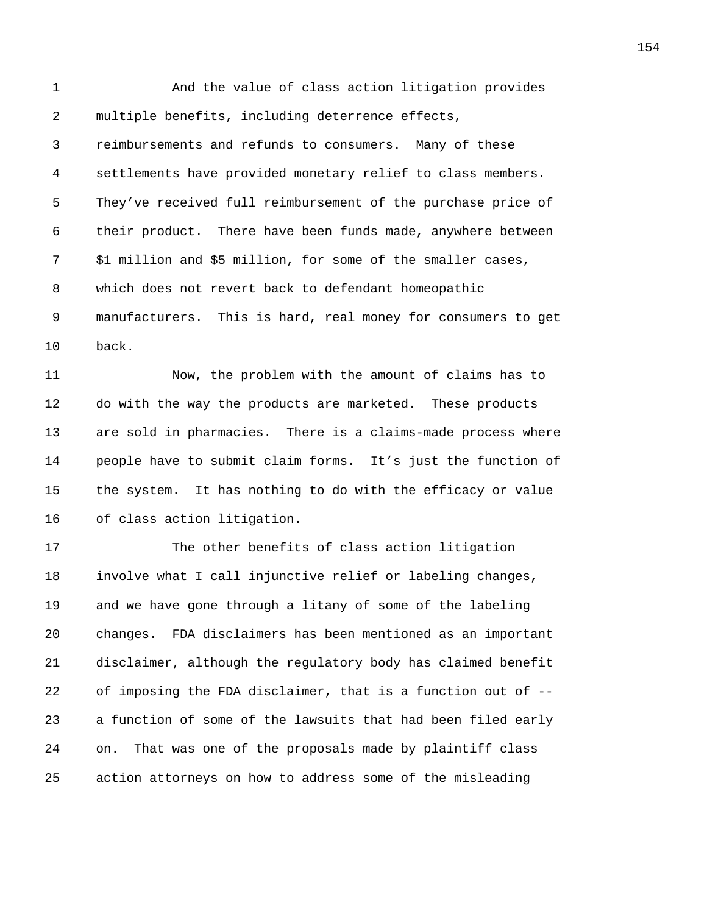And the value of class action litigation provides multiple benefits, including deterrence effects, reimbursements and refunds to consumers. Many of these settlements have provided monetary relief to class members. They've received full reimbursement of the purchase price of their product. There have been funds made, anywhere between $1 million and $5 million, for some of the smaller cases, which does not revert back to defendant homeopathic manufacturers. This is hard, real money for consumers to get back.

Now, the problem with the amount of claims has to do with the way the products are marketed. These products are sold in pharmacies. There is a claims-made process where people have to submit claim forms. It's just the function of the system. It has nothing to do with the efficacy or value of class action litigation.

The other benefits of class action litigation involve what I call injunctive relief or labeling changes, and we have gone through a litany of some of the labeling changes. FDA disclaimers has been mentioned as an important disclaimer, although the regulatory body has claimed benefit of imposing the FDA disclaimer, that is a function out of -- a function of some of the lawsuits that had been filed early on. That was one of the proposals made by plaintiff class action attorneys on how to address some of the misleading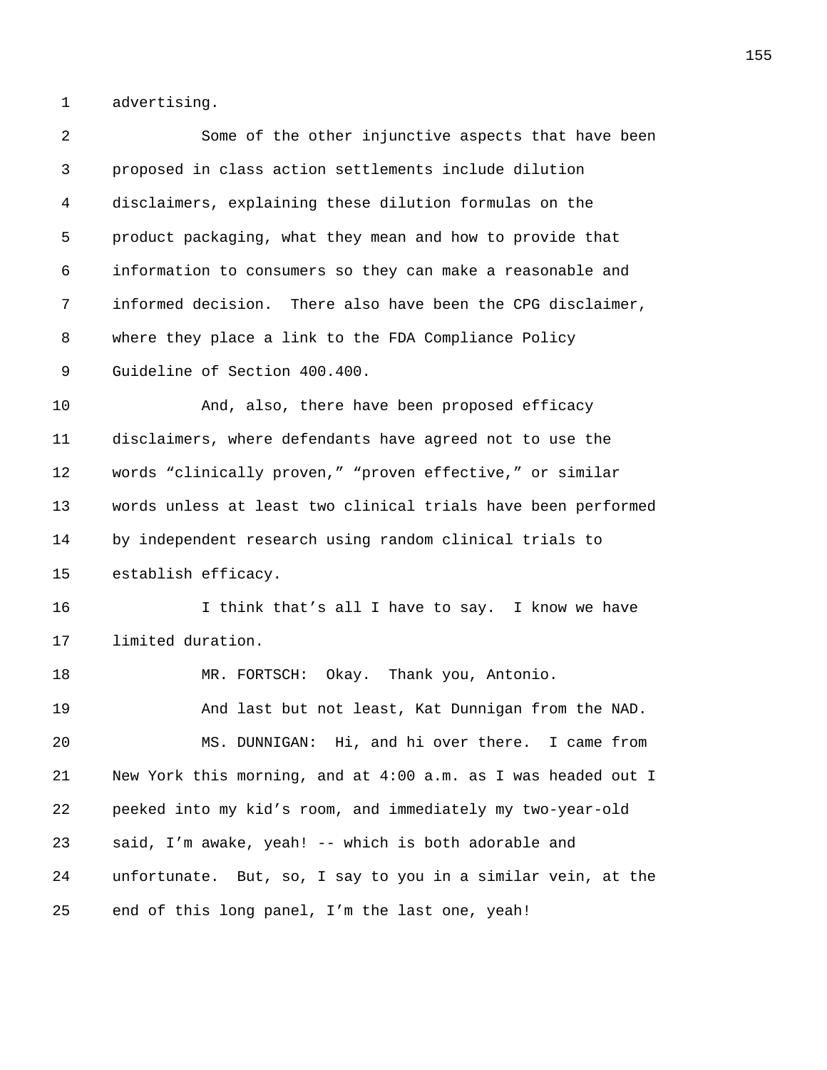advertising.

Some of the other injunctive aspects that have been proposed in class action settlements include dilution disclaimers, explaining these dilution formulas on the product packaging, what they mean and how to provide that information to consumers so they can make a reasonable and informed decision. There also have been the CPG disclaimer, where they place a link to the FDA Compliance Policy Guideline of Section 400.400.

And, also, there have been proposed efficacy disclaimers, where defendants have agreed not to use the words "clinically proven," "proven effective," or similar words unless at least two clinical trials have been performed by independent research using random clinical trials to establish efficacy.

I think that's all I have to say. I know we have limited duration.

MR. FORTSCH: Okay. Thank you, Antonio.

And last but not least, Kat Dunnigan from the NAD.

MS. DUNNIGAN: Hi, and hi over there. I came from New York this morning, and at 4:00 a.m. as I was headed out I peeked into my kid's room, and immediately my two-year-old said, I'm awake, yeah! -- which is both adorable and unfortunate. But, so, I say to you in a similar vein, at the end of this long panel, I'm the last one, yeah!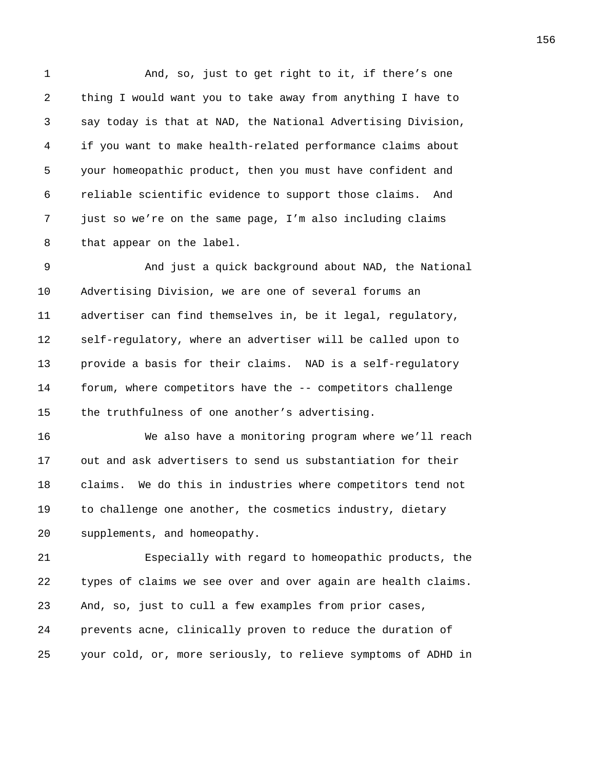And, so, just to get right to it, if there's one thing I would want you to take away from anything I have to say today is that at NAD, the National Advertising Division, if you want to make health-related performance claims about your homeopathic product, then you must have confident and reliable scientific evidence to support those claims. And just so we're on the same page, I'm also including claims that appear on the label.

And just a quick background about NAD, the National Advertising Division, we are one of several forums an advertiser can find themselves in, be it legal, regulatory, self-regulatory, where an advertiser will be called upon to provide a basis for their claims. NAD is a self-regulatory forum, where competitors have the -- competitors challenge the truthfulness of one another's advertising.

We also have a monitoring program where we'll reach out and ask advertisers to send us substantiation for their claims. We do this in industries where competitors tend not to challenge one another, the cosmetics industry, dietary supplements, and homeopathy.

Especially with regard to homeopathic products, the types of claims we see over and over again are health claims. And, so, just to cull a few examples from prior cases, prevents acne, clinically proven to reduce the duration of your cold, or, more seriously, to relieve symptoms of ADHD in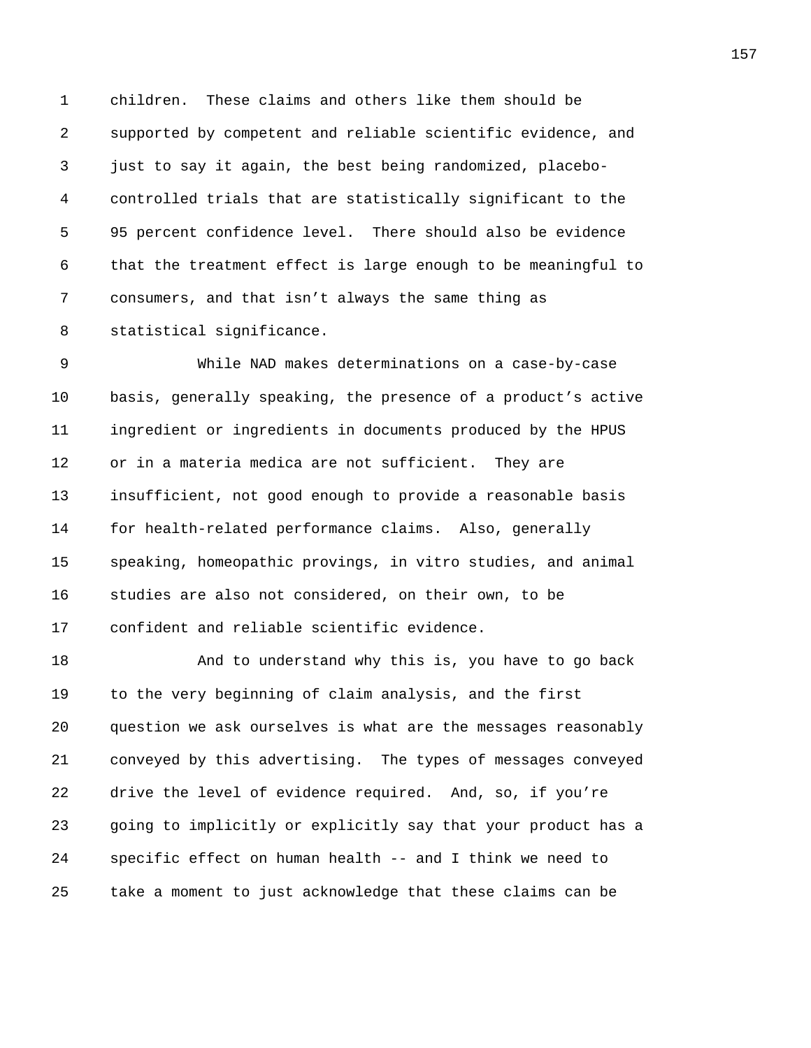children. These claims and others like them should be supported by competent and reliable scientific evidence, and just to say it again, the best being randomized, placebo-controlled trials that are statistically significant to the 95 percent confidence level. There should also be evidence that the treatment effect is large enough to be meaningful to consumers, and that isn't always the same thing as statistical significance.

While NAD makes determinations on a case-by-case basis, generally speaking, the presence of a product's active ingredient or ingredients in documents produced by the HPUS or in a materia medica are not sufficient. They are insufficient, not good enough to provide a reasonable basis for health-related performance claims. Also, generally speaking, homeopathic provings, in vitro studies, and animal studies are also not considered, on their own, to be confident and reliable scientific evidence.

And to understand why this is, you have to go back to the very beginning of claim analysis, and the first question we ask ourselves is what are the messages reasonably conveyed by this advertising. The types of messages conveyed drive the level of evidence required. And, so, if you're going to implicitly or explicitly say that your product has a specific effect on human health -- and I think we need to take a moment to just acknowledge that these claims can be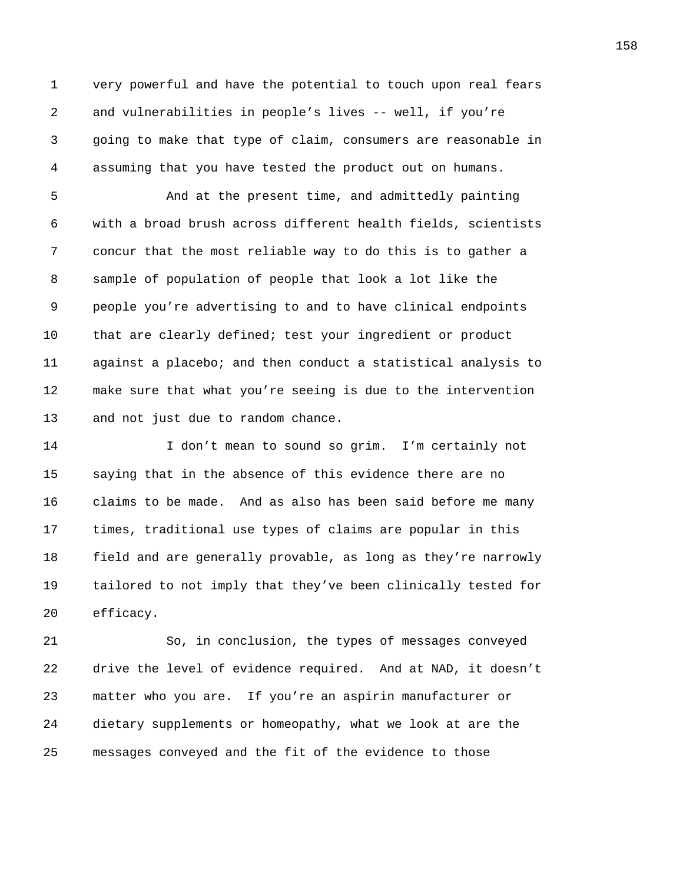very powerful and have the potential to touch upon real fears and vulnerabilities in people's lives -- well, if you're going to make that type of claim, consumers are reasonable in assuming that you have tested the product out on humans.

And at the present time, and admittedly painting with a broad brush across different health fields, scientists concur that the most reliable way to do this is to gather a sample of population of people that look a lot like the people you're advertising to and to have clinical endpoints that are clearly defined; test your ingredient or product against a placebo; and then conduct a statistical analysis to make sure that what you're seeing is due to the intervention and not just due to random chance.

I don't mean to sound so grim. I'm certainly not saying that in the absence of this evidence there are no claims to be made. And as also has been said before me many times, traditional use types of claims are popular in this field and are generally provable, as long as they're narrowly tailored to not imply that they've been clinically tested for efficacy.

So, in conclusion, the types of messages conveyed drive the level of evidence required. And at NAD, it doesn't matter who you are. If you're an aspirin manufacturer or dietary supplements or homeopathy, what we look at are the messages conveyed and the fit of the evidence to those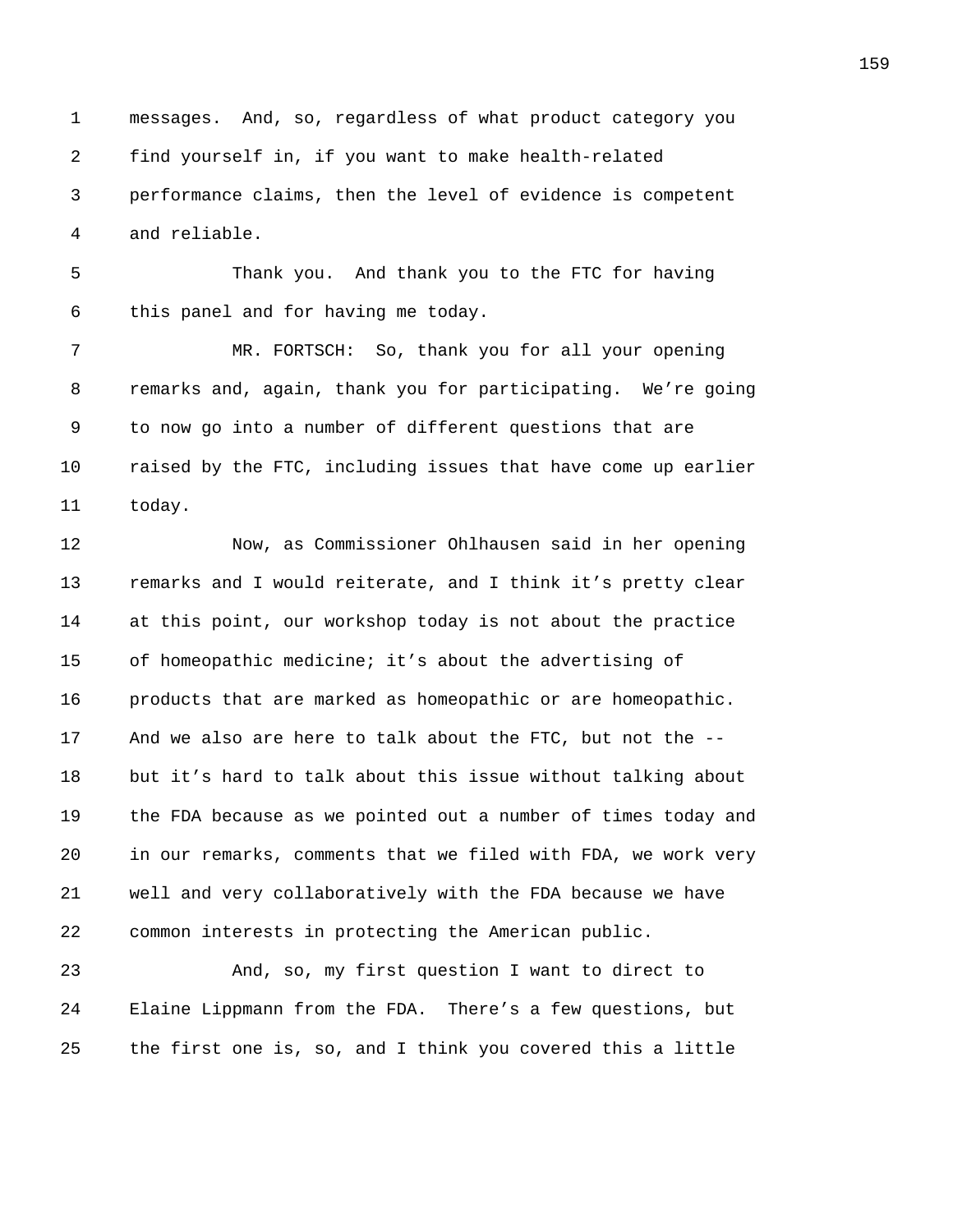messages. And, so, regardless of what product category you find yourself in, if you want to make health-related performance claims, then the level of evidence is competent and reliable.

Thank you. And thank you to the FTC for having this panel and for having me today.

MR. FORTSCH: So, thank you for all your opening remarks and, again, thank you for participating. We're going to now go into a number of different questions that are raised by the FTC, including issues that have come up earlier today.

Now, as Commissioner Ohlhausen said in her opening remarks and I would reiterate, and I think it's pretty clear at this point, our workshop today is not about the practice of homeopathic medicine; it's about the advertising of products that are marked as homeopathic or are homeopathic. And we also are here to talk about the FTC, but not the -- but it's hard to talk about this issue without talking about the FDA because as we pointed out a number of times today and in our remarks, comments that we filed with FDA, we work very well and very collaboratively with the FDA because we have common interests in protecting the American public.

And, so, my first question I want to direct to Elaine Lippmann from the FDA. There's a few questions, but the first one is, so, and I think you covered this a little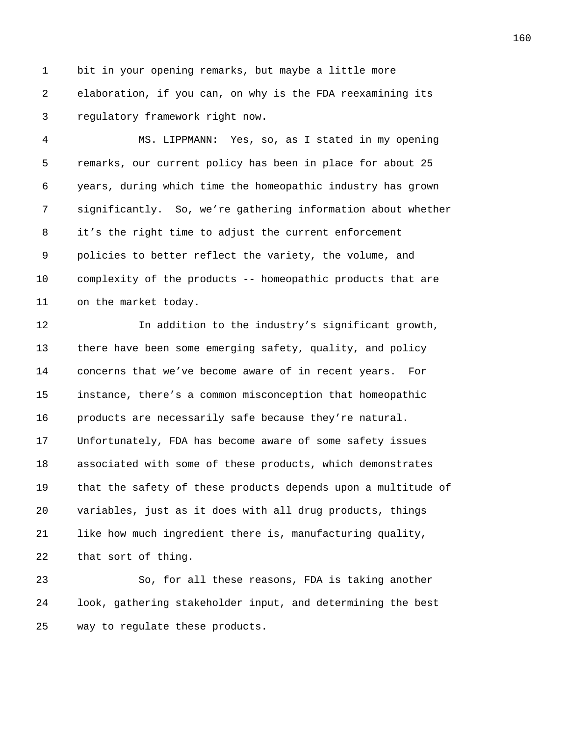bit in your opening remarks, but maybe a little more elaboration, if you can, on why is the FDA reexamining its regulatory framework right now.

MS. LIPPMANN: Yes, so, as I stated in my opening remarks, our current policy has been in place for about 25 years, during which time the homeopathic industry has grown significantly. So, we're gathering information about whether it's the right time to adjust the current enforcement policies to better reflect the variety, the volume, and complexity of the products -- homeopathic products that are on the market today.

In addition to the industry's significant growth, there have been some emerging safety, quality, and policy concerns that we've become aware of in recent years. For instance, there's a common misconception that homeopathic products are necessarily safe because they're natural. Unfortunately, FDA has become aware of some safety issues associated with some of these products, which demonstrates that the safety of these products depends upon a multitude of variables, just as it does with all drug products, things like how much ingredient there is, manufacturing quality, that sort of thing.

So, for all these reasons, FDA is taking another look, gathering stakeholder input, and determining the best way to regulate these products.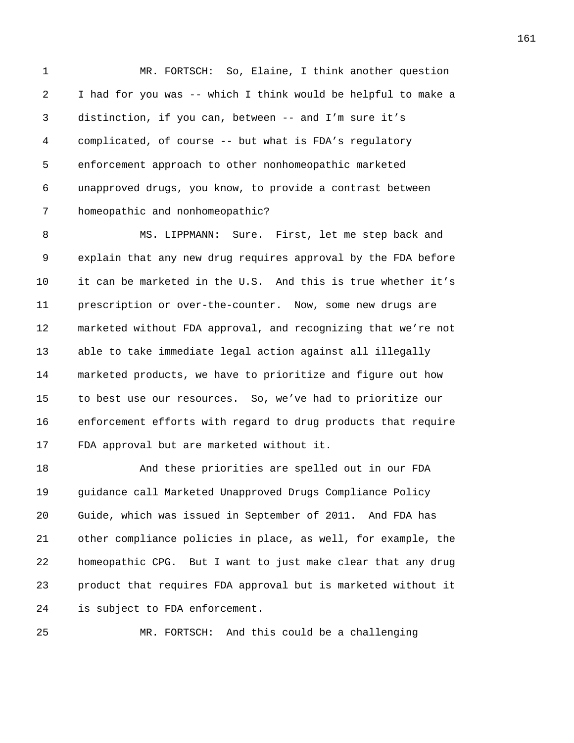MR. FORTSCH: So, Elaine, I think another question I had for you was -- which I think would be helpful to make a distinction, if you can, between -- and I'm sure it's complicated, of course -- but what is FDA's regulatory enforcement approach to other nonhomeopathic marketed unapproved drugs, you know, to provide a contrast between homeopathic and nonhomeopathic?

MS. LIPPMANN: Sure. First, let me step back and explain that any new drug requires approval by the FDA before it can be marketed in the U.S. And this is true whether it's prescription or over-the-counter. Now, some new drugs are marketed without FDA approval, and recognizing that we're not able to take immediate legal action against all illegally marketed products, we have to prioritize and figure out how to best use our resources. So, we've had to prioritize our enforcement efforts with regard to drug products that require FDA approval but are marketed without it.

And these priorities are spelled out in our FDA guidance call Marketed Unapproved Drugs Compliance Policy Guide, which was issued in September of 2011. And FDA has other compliance policies in place, as well, for example, the homeopathic CPG. But I want to just make clear that any drug product that requires FDA approval but is marketed without it is subject to FDA enforcement.

MR. FORTSCH: And this could be a challenging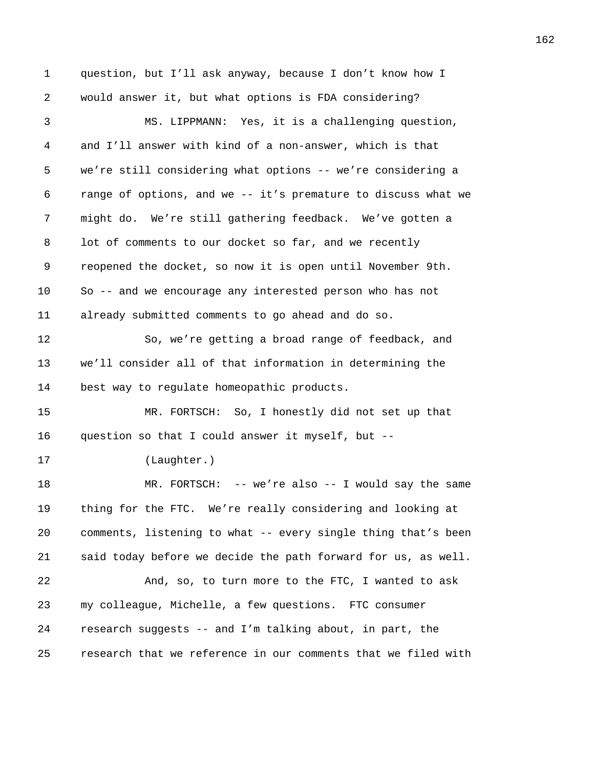question, but I'll ask anyway, because I don't know how I would answer it, but what options is FDA considering?

MS. LIPPMANN: Yes, it is a challenging question, and I'll answer with kind of a non-answer, which is that we're still considering what options -- we're considering a range of options, and we -- it's premature to discuss what we might do. We're still gathering feedback. We've gotten a lot of comments to our docket so far, and we recently reopened the docket, so now it is open until November 9th. So -- and we encourage any interested person who has not already submitted comments to go ahead and do so.

So, we're getting a broad range of feedback, and we'll consider all of that information in determining the best way to regulate homeopathic products.

MR. FORTSCH: So, I honestly did not set up that question so that I could answer it myself, but --

(Laughter.)

MR. FORTSCH: -- we're also -- I would say the same thing for the FTC. We're really considering and looking at comments, listening to what -- every single thing that's been said today before we decide the path forward for us, as well.

And, so, to turn more to the FTC, I wanted to ask my colleague, Michelle, a few questions. FTC consumer research suggests -- and I'm talking about, in part, the research that we reference in our comments that we filed with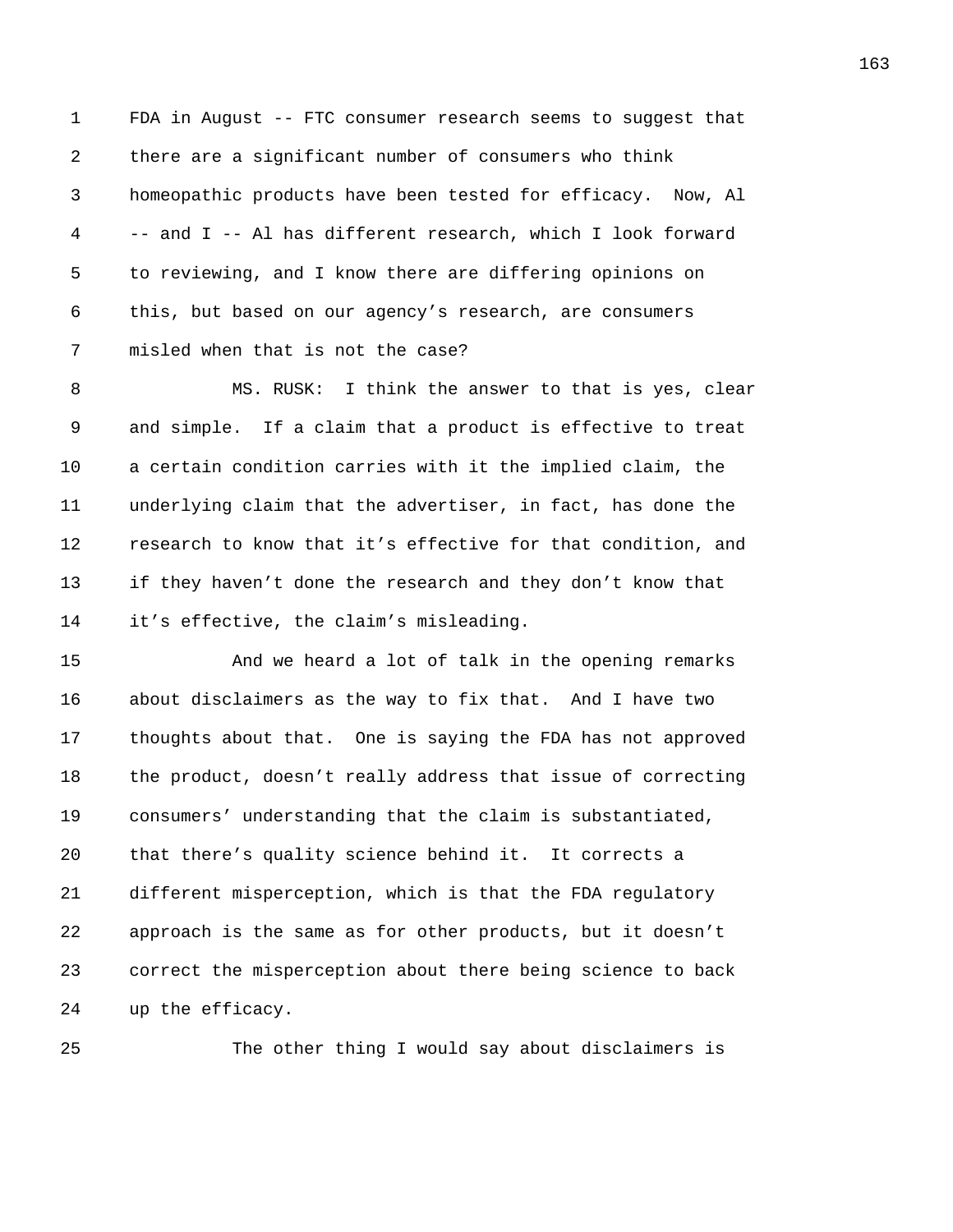FDA in August -- FTC consumer research seems to suggest that there are a significant number of consumers who think homeopathic products have been tested for efficacy. Now, Al -- and I -- Al has different research, which I look forward to reviewing, and I know there are differing opinions on this, but based on our agency's research, are consumers misled when that is not the case?

MS. RUSK: I think the answer to that is yes, clear and simple. If a claim that a product is effective to treat a certain condition carries with it the implied claim, the underlying claim that the advertiser, in fact, has done the research to know that it's effective for that condition, and if they haven't done the research and they don't know that it's effective, the claim's misleading.

And we heard a lot of talk in the opening remarks about disclaimers as the way to fix that. And I have two thoughts about that. One is saying the FDA has not approved the product, doesn't really address that issue of correcting consumers' understanding that the claim is substantiated, that there's quality science behind it. It corrects a different misperception, which is that the FDA regulatory approach is the same as for other products, but it doesn't correct the misperception about there being science to back up the efficacy.

The other thing I would say about disclaimers is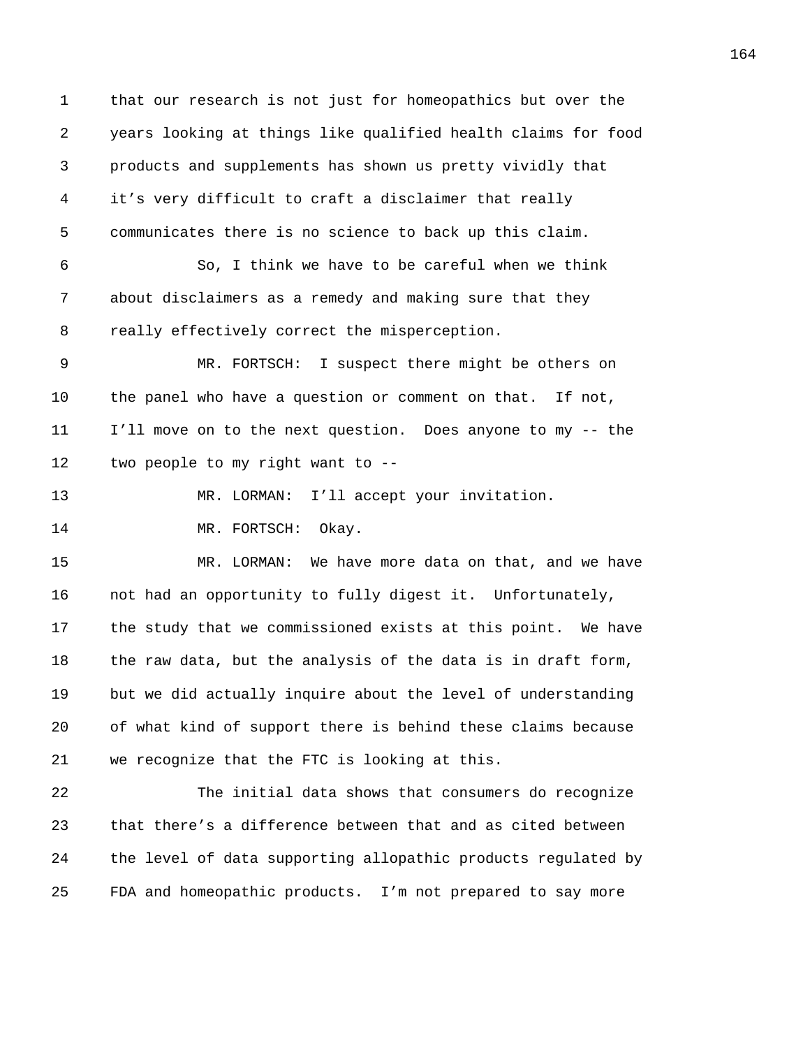that our research is not just for homeopathics but over the years looking at things like qualified health claims for food products and supplements has shown us pretty vividly that it's very difficult to craft a disclaimer that really communicates there is no science to back up this claim.

So, I think we have to be careful when we think about disclaimers as a remedy and making sure that they really effectively correct the misperception.

MR. FORTSCH: I suspect there might be others on the panel who have a question or comment on that. If not, I'll move on to the next question. Does anyone to my -- the two people to my right want to --

MR. LORMAN: I'll accept your invitation.

MR. FORTSCH: Okay.

MR. LORMAN: We have more data on that, and we have not had an opportunity to fully digest it. Unfortunately, the study that we commissioned exists at this point. We have the raw data, but the analysis of the data is in draft form, but we did actually inquire about the level of understanding of what kind of support there is behind these claims because we recognize that the FTC is looking at this.

The initial data shows that consumers do recognize that there's a difference between that and as cited between the level of data supporting allopathic products regulated by FDA and homeopathic products. I'm not prepared to say more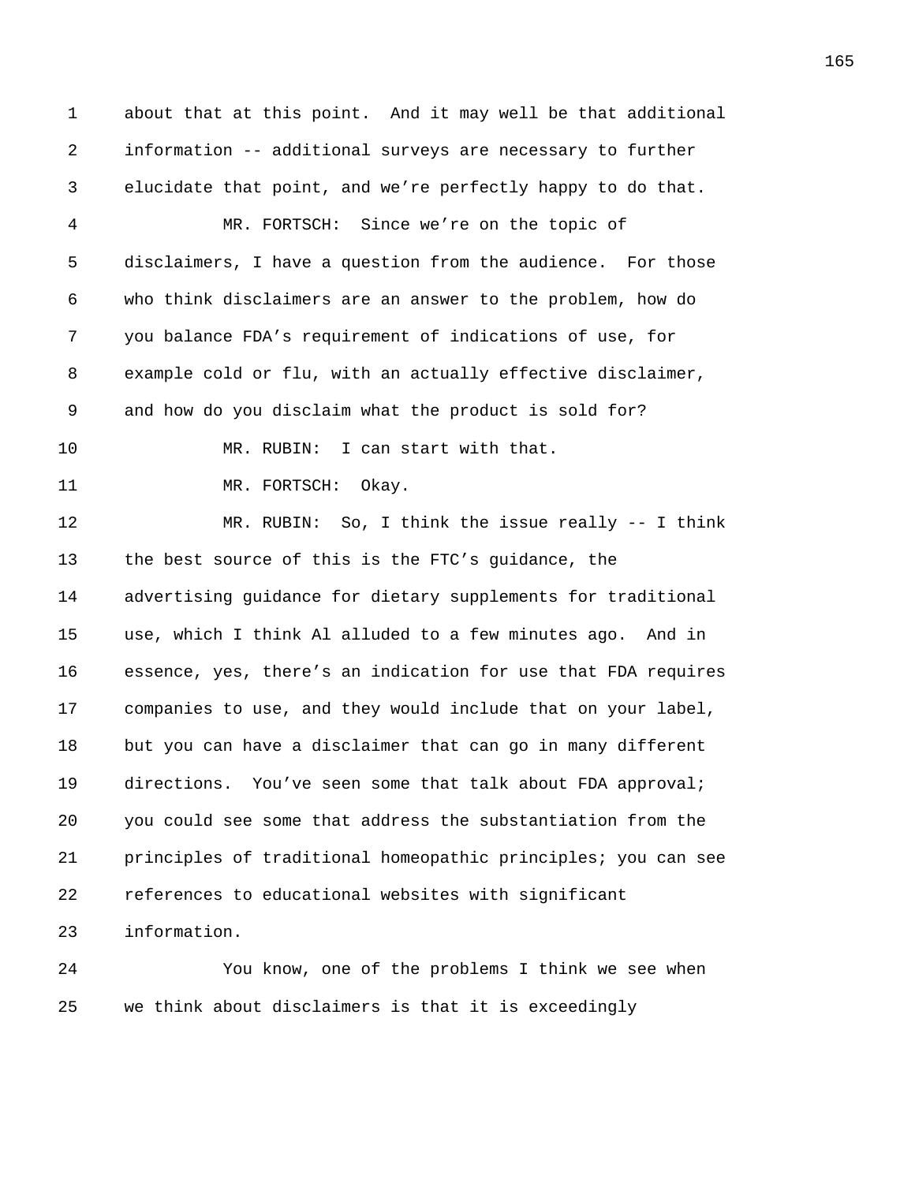about that at this point. And it may well be that additional information -- additional surveys are necessary to further elucidate that point, and we're perfectly happy to do that.

MR. FORTSCH: Since we're on the topic of disclaimers, I have a question from the audience. For those who think disclaimers are an answer to the problem, how do you balance FDA's requirement of indications of use, for example cold or flu, with an actually effective disclaimer, and how do you disclaim what the product is sold for?

MR. RUBIN: I can start with that.

MR. FORTSCH: Okay.

MR. RUBIN: So, I think the issue really -- I think the best source of this is the FTC's guidance, the advertising guidance for dietary supplements for traditional use, which I think Al alluded to a few minutes ago. And in essence, yes, there's an indication for use that FDA requires companies to use, and they would include that on your label, but you can have a disclaimer that can go in many different directions. You've seen some that talk about FDA approval; you could see some that address the substantiation from the principles of traditional homeopathic principles; you can see references to educational websites with significant information.

You know, one of the problems I think we see when we think about disclaimers is that it is exceedingly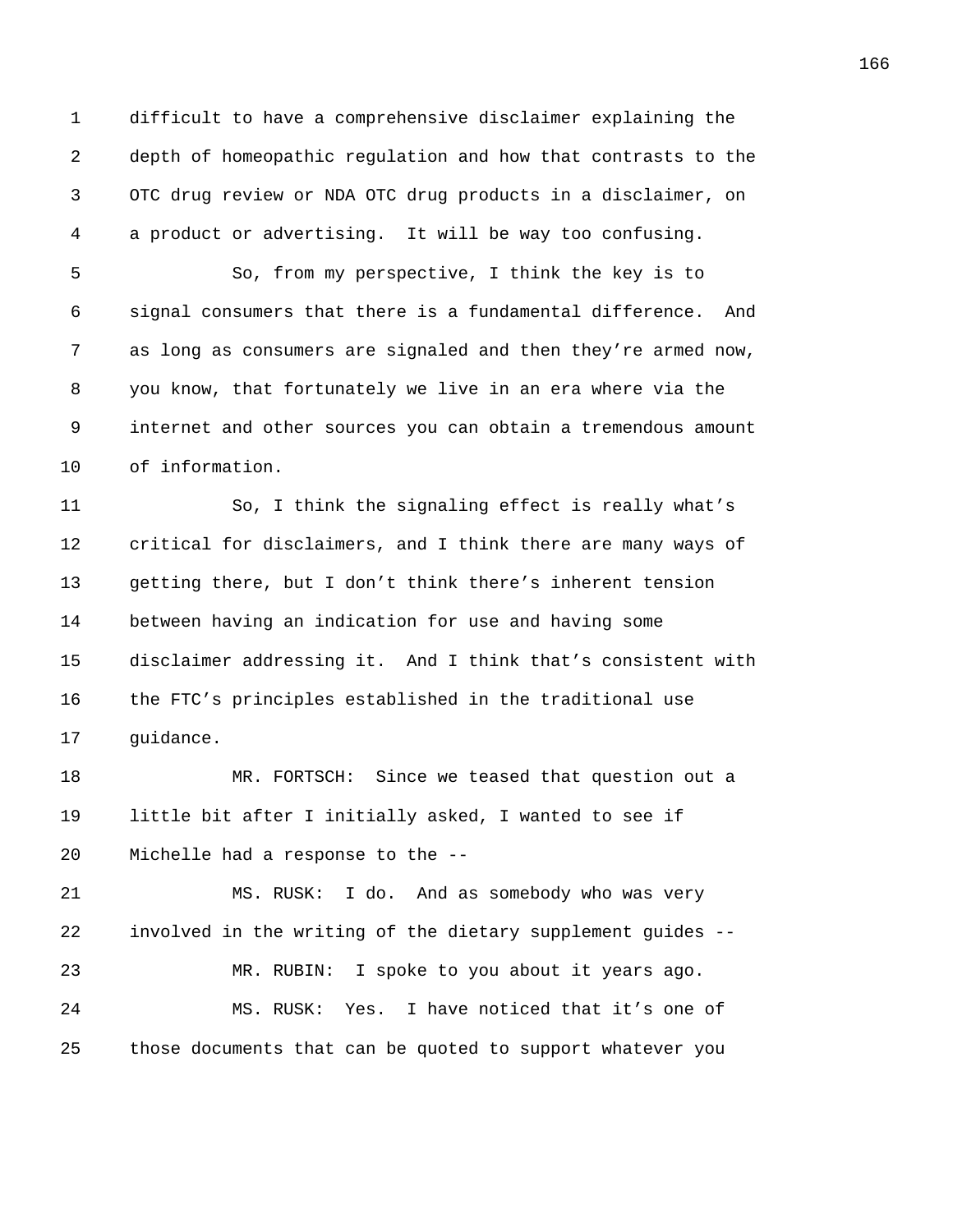difficult to have a comprehensive disclaimer explaining the depth of homeopathic regulation and how that contrasts to the OTC drug review or NDA OTC drug products in a disclaimer, on a product or advertising.  It will be way too confusing.

So, from my perspective, I think the key is to signal consumers that there is a fundamental difference.  And as long as consumers are signaled and then they're armed now, you know, that fortunately we live in an era where via the internet and other sources you can obtain a tremendous amount of information.

So, I think the signaling effect is really what's critical for disclaimers, and I think there are many ways of getting there, but I don't think there's inherent tension between having an indication for use and having some disclaimer addressing it.  And I think that's consistent with the FTC's principles established in the traditional use guidance.

MR. FORTSCH:  Since we teased that question out a little bit after I initially asked, I wanted to see if Michelle had a response to the --

MS. RUSK:  I do.  And as somebody who was very involved in the writing of the dietary supplement guides --

MR. RUBIN:  I spoke to you about it years ago.

MS. RUSK:  Yes.  I have noticed that it's one of those documents that can be quoted to support whatever you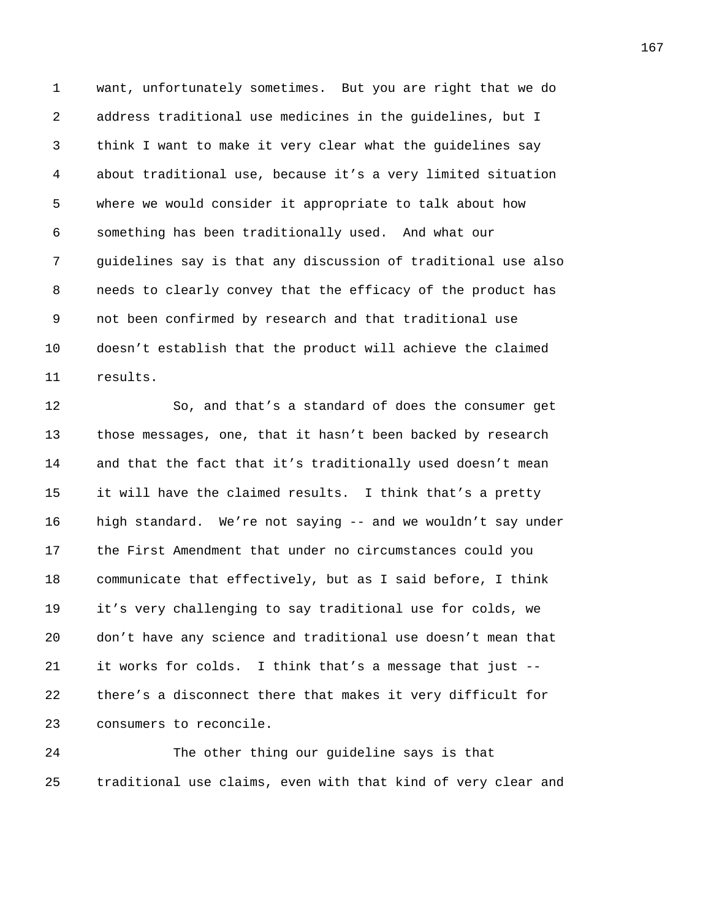want, unfortunately sometimes. But you are right that we do address traditional use medicines in the guidelines, but I think I want to make it very clear what the guidelines say about traditional use, because it's a very limited situation where we would consider it appropriate to talk about how something has been traditionally used. And what our guidelines say is that any discussion of traditional use also needs to clearly convey that the efficacy of the product has not been confirmed by research and that traditional use doesn't establish that the product will achieve the claimed results.

So, and that's a standard of does the consumer get those messages, one, that it hasn't been backed by research and that the fact that it's traditionally used doesn't mean it will have the claimed results. I think that's a pretty high standard. We're not saying -- and we wouldn't say under the First Amendment that under no circumstances could you communicate that effectively, but as I said before, I think it's very challenging to say traditional use for colds, we don't have any science and traditional use doesn't mean that it works for colds. I think that's a message that just -- there's a disconnect there that makes it very difficult for consumers to reconcile.

The other thing our guideline says is that traditional use claims, even with that kind of very clear and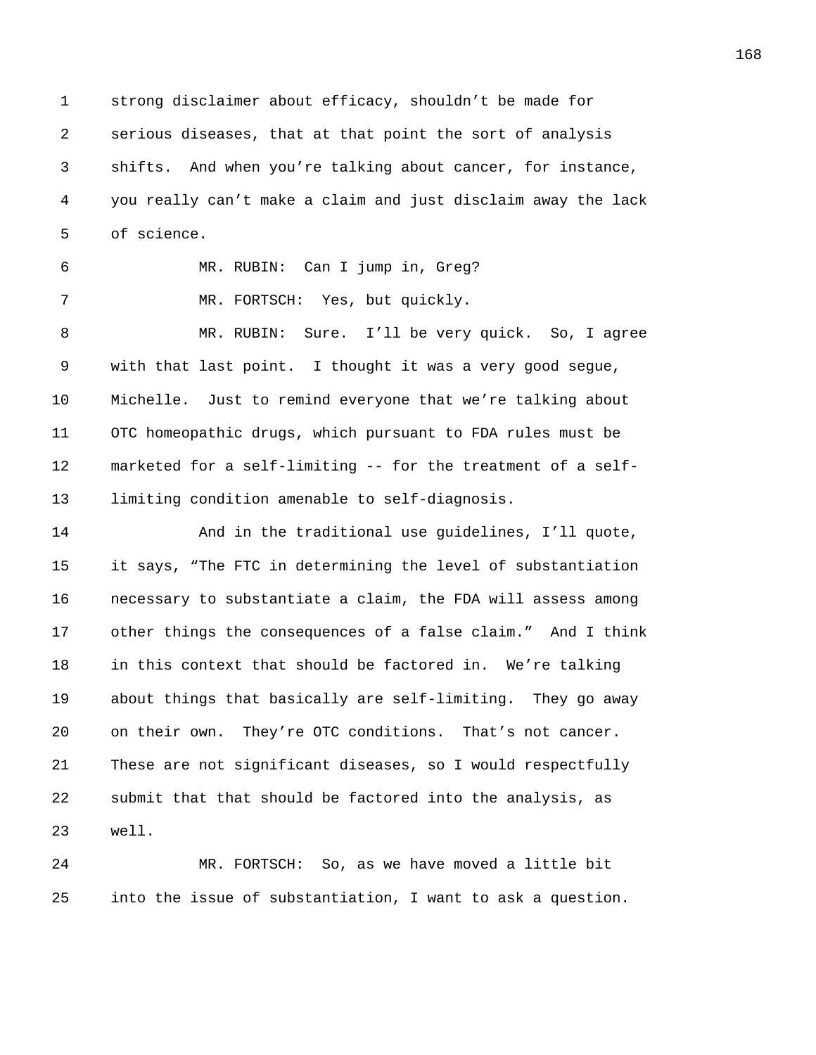strong disclaimer about efficacy, shouldn't be made for serious diseases, that at that point the sort of analysis shifts. And when you're talking about cancer, for instance, you really can't make a claim and just disclaim away the lack of science.

MR. RUBIN: Can I jump in, Greg?

MR. FORTSCH: Yes, but quickly.

MR. RUBIN: Sure. I'll be very quick. So, I agree with that last point. I thought it was a very good segue, Michelle. Just to remind everyone that we're talking about OTC homeopathic drugs, which pursuant to FDA rules must be marketed for a self-limiting -- for the treatment of a self-limiting condition amenable to self-diagnosis.

And in the traditional use guidelines, I'll quote, it says, "The FTC in determining the level of substantiation necessary to substantiate a claim, the FDA will assess among other things the consequences of a false claim." And I think in this context that should be factored in. We're talking about things that basically are self-limiting. They go away on their own. They're OTC conditions. That's not cancer. These are not significant diseases, so I would respectfully submit that that should be factored into the analysis, as well.

MR. FORTSCH: So, as we have moved a little bit into the issue of substantiation, I want to ask a question.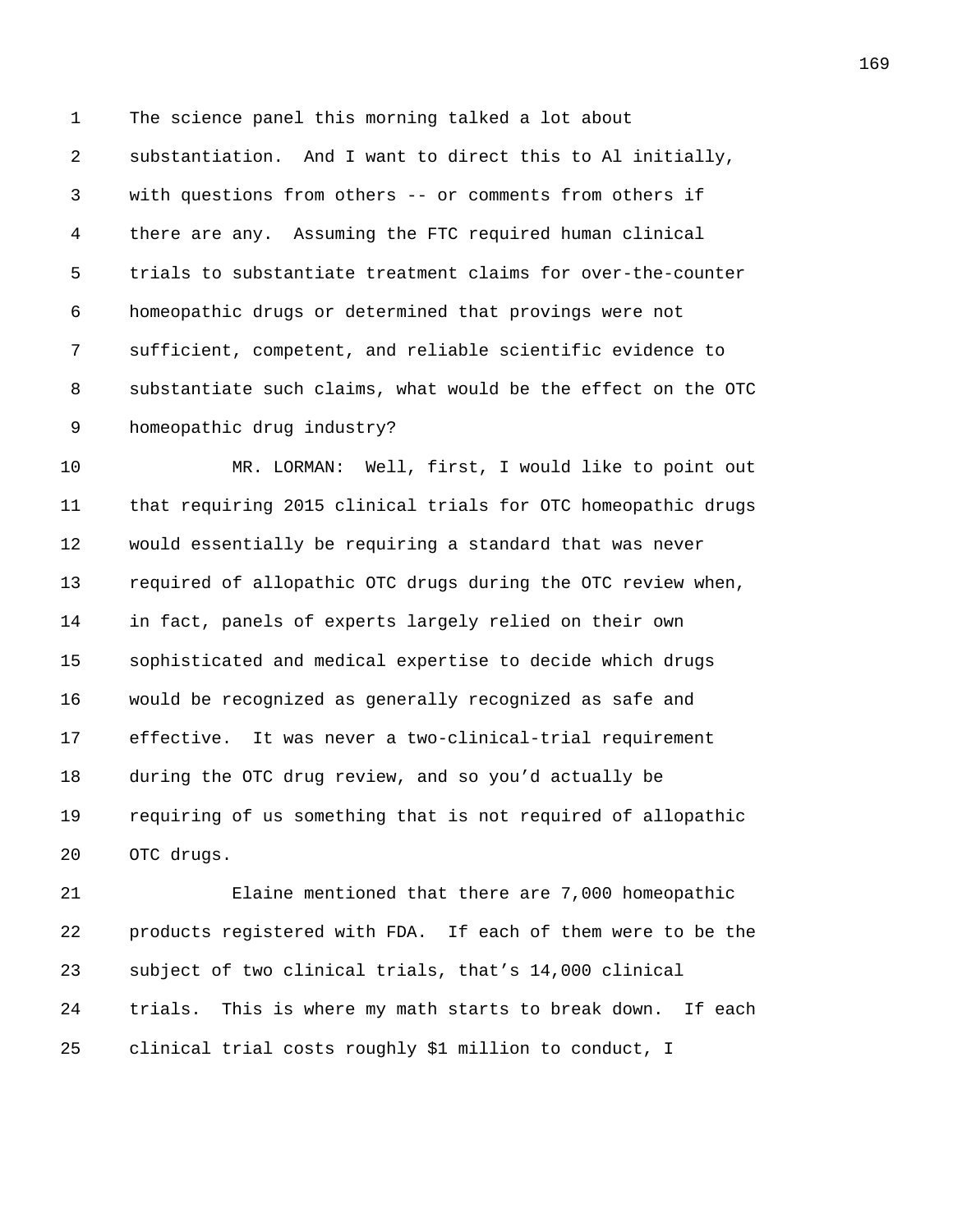The science panel this morning talked a lot about substantiation. And I want to direct this to Al initially, with questions from others -- or comments from others if there are any. Assuming the FTC required human clinical trials to substantiate treatment claims for over-the-counter homeopathic drugs or determined that provings were not sufficient, competent, and reliable scientific evidence to substantiate such claims, what would be the effect on the OTC homeopathic drug industry?

MR. LORMAN: Well, first, I would like to point out that requiring 2015 clinical trials for OTC homeopathic drugs would essentially be requiring a standard that was never required of allopathic OTC drugs during the OTC review when, in fact, panels of experts largely relied on their own sophisticated and medical expertise to decide which drugs would be recognized as generally recognized as safe and effective. It was never a two-clinical-trial requirement during the OTC drug review, and so you'd actually be requiring of us something that is not required of allopathic OTC drugs.

Elaine mentioned that there are 7,000 homeopathic products registered with FDA. If each of them were to be the subject of two clinical trials, that's 14,000 clinical trials. This is where my math starts to break down. If each clinical trial costs roughly $1 million to conduct, I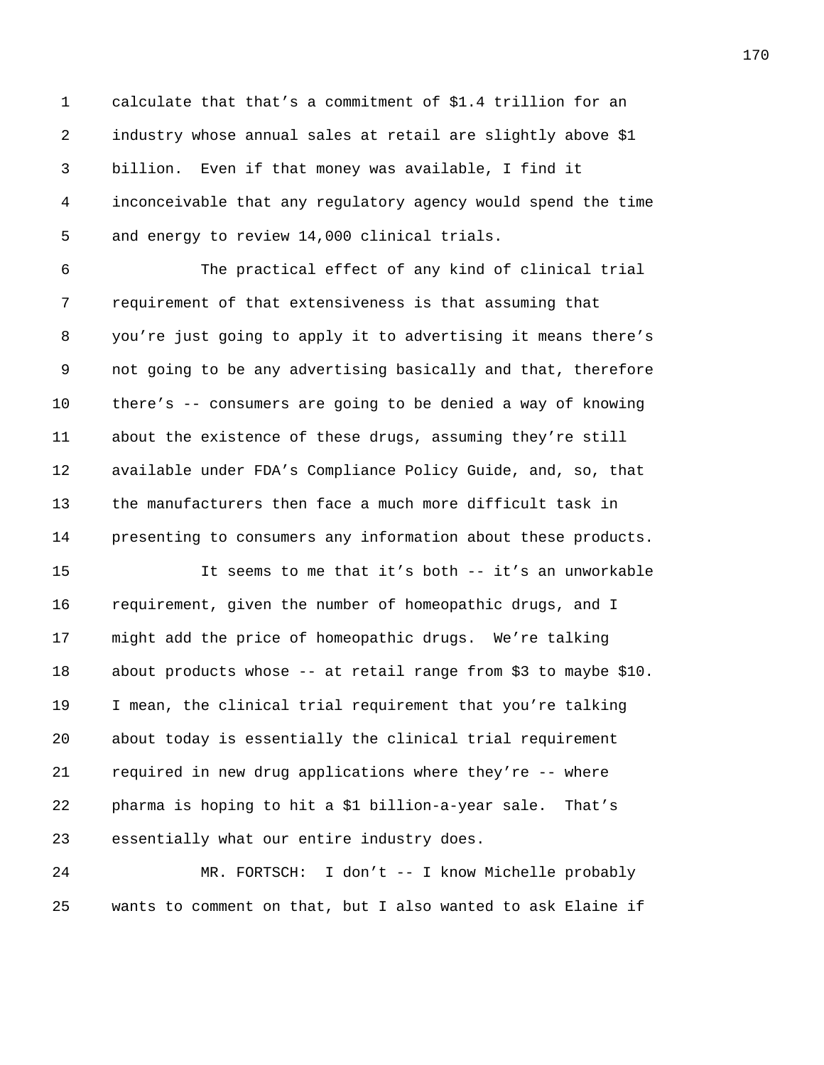calculate that that's a commitment of $1.4 trillion for an industry whose annual sales at retail are slightly above $1 billion. Even if that money was available, I find it inconceivable that any regulatory agency would spend the time and energy to review 14,000 clinical trials.

The practical effect of any kind of clinical trial requirement of that extensiveness is that assuming that you're just going to apply it to advertising it means there's not going to be any advertising basically and that, therefore there's -- consumers are going to be denied a way of knowing about the existence of these drugs, assuming they're still available under FDA's Compliance Policy Guide, and, so, that the manufacturers then face a much more difficult task in presenting to consumers any information about these products.

It seems to me that it's both -- it's an unworkable requirement, given the number of homeopathic drugs, and I might add the price of homeopathic drugs. We're talking about products whose -- at retail range from $3 to maybe $10. I mean, the clinical trial requirement that you're talking about today is essentially the clinical trial requirement required in new drug applications where they're -- where pharma is hoping to hit a $1 billion-a-year sale. That's essentially what our entire industry does.

MR. FORTSCH: I don't -- I know Michelle probably wants to comment on that, but I also wanted to ask Elaine if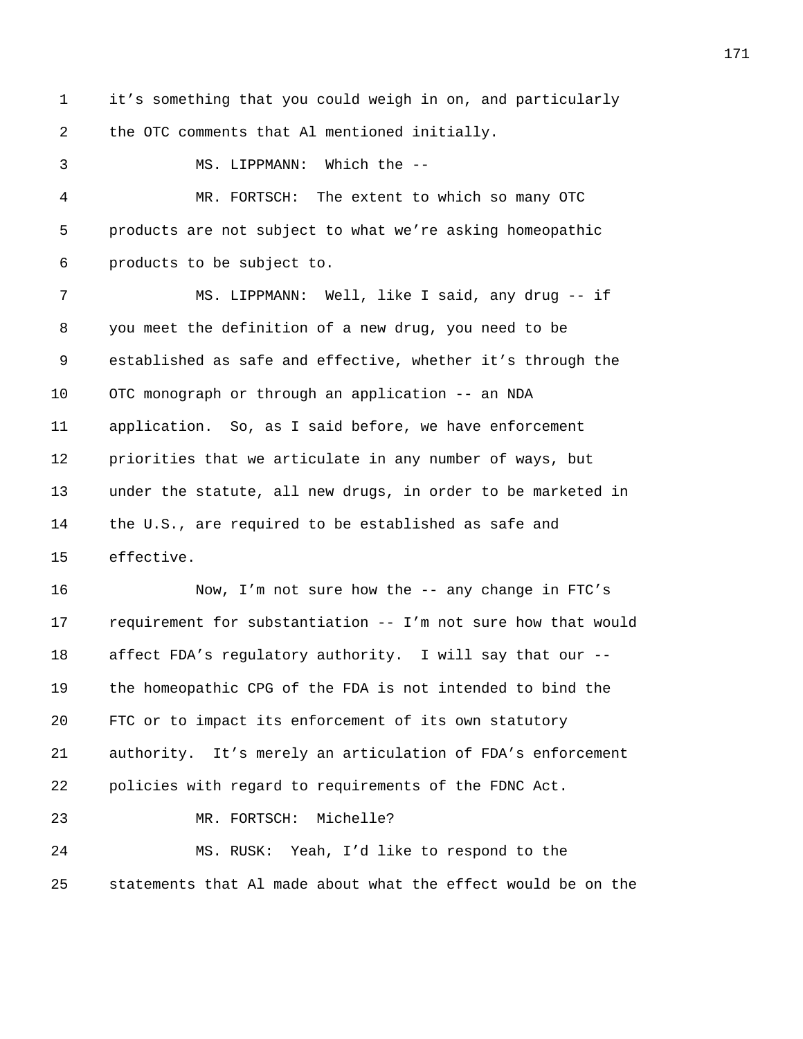it's something that you could weigh in on, and particularly the OTC comments that Al mentioned initially.

MS. LIPPMANN: Which the --

MR. FORTSCH: The extent to which so many OTC products are not subject to what we're asking homeopathic products to be subject to.

MS. LIPPMANN: Well, like I said, any drug -- if you meet the definition of a new drug, you need to be established as safe and effective, whether it's through the OTC monograph or through an application -- an NDA application. So, as I said before, we have enforcement priorities that we articulate in any number of ways, but under the statute, all new drugs, in order to be marketed in the U.S., are required to be established as safe and effective.

Now, I'm not sure how the -- any change in FTC's requirement for substantiation -- I'm not sure how that would affect FDA's regulatory authority. I will say that our -- the homeopathic CPG of the FDA is not intended to bind the FTC or to impact its enforcement of its own statutory authority. It's merely an articulation of FDA's enforcement policies with regard to requirements of the FDNC Act.

MR. FORTSCH: Michelle?

MS. RUSK: Yeah, I'd like to respond to the statements that Al made about what the effect would be on the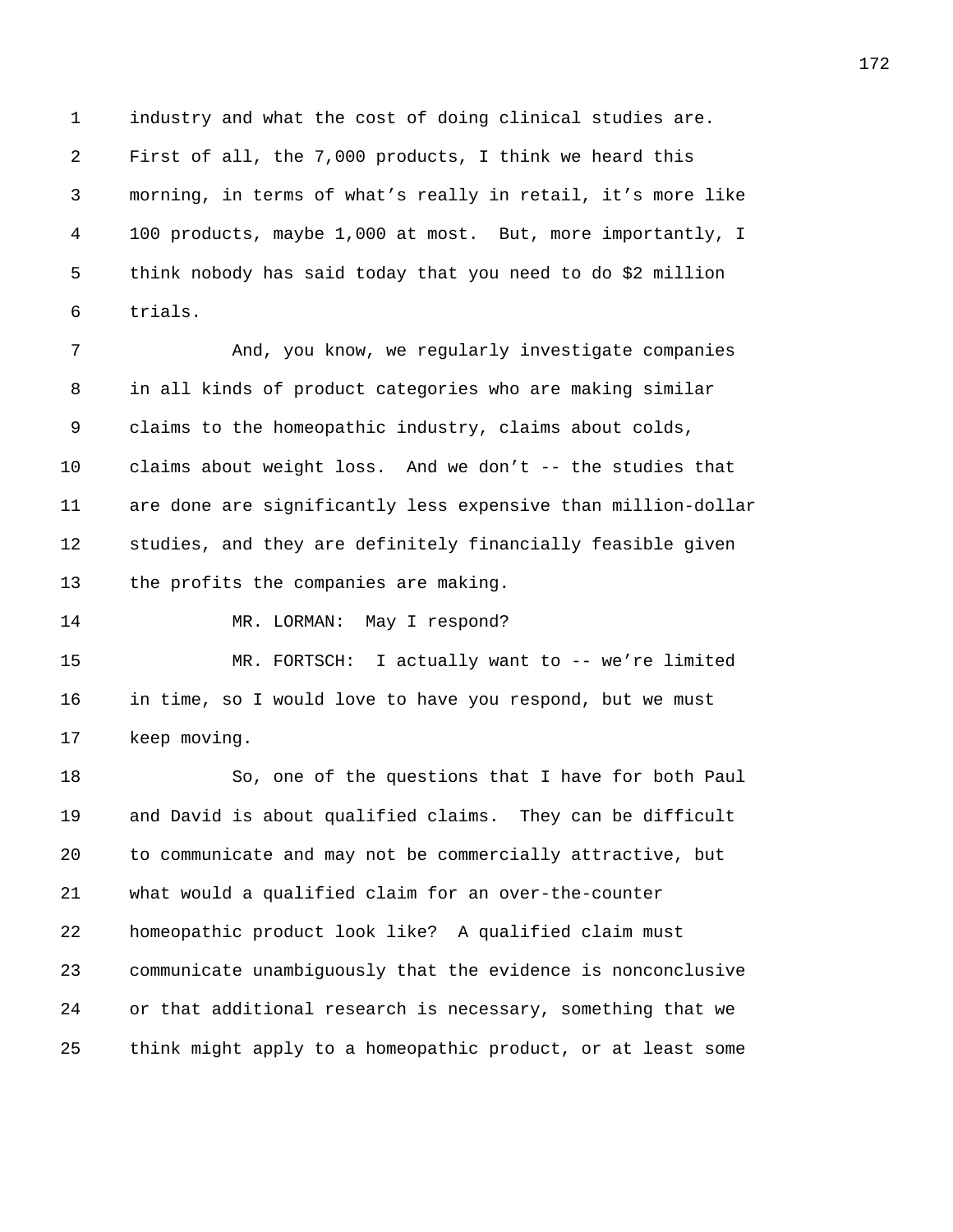industry and what the cost of doing clinical studies are. First of all, the 7,000 products, I think we heard this morning, in terms of what's really in retail, it's more like 100 products, maybe 1,000 at most. But, more importantly, I think nobody has said today that you need to do $2 million trials.

And, you know, we regularly investigate companies in all kinds of product categories who are making similar claims to the homeopathic industry, claims about colds, claims about weight loss. And we don't -- the studies that are done are significantly less expensive than million-dollar studies, and they are definitely financially feasible given the profits the companies are making.

MR. LORMAN: May I respond?

MR. FORTSCH: I actually want to -- we're limited in time, so I would love to have you respond, but we must keep moving.

So, one of the questions that I have for both Paul and David is about qualified claims. They can be difficult to communicate and may not be commercially attractive, but what would a qualified claim for an over-the-counter homeopathic product look like? A qualified claim must communicate unambiguously that the evidence is nonconclusive or that additional research is necessary, something that we think might apply to a homeopathic product, or at least some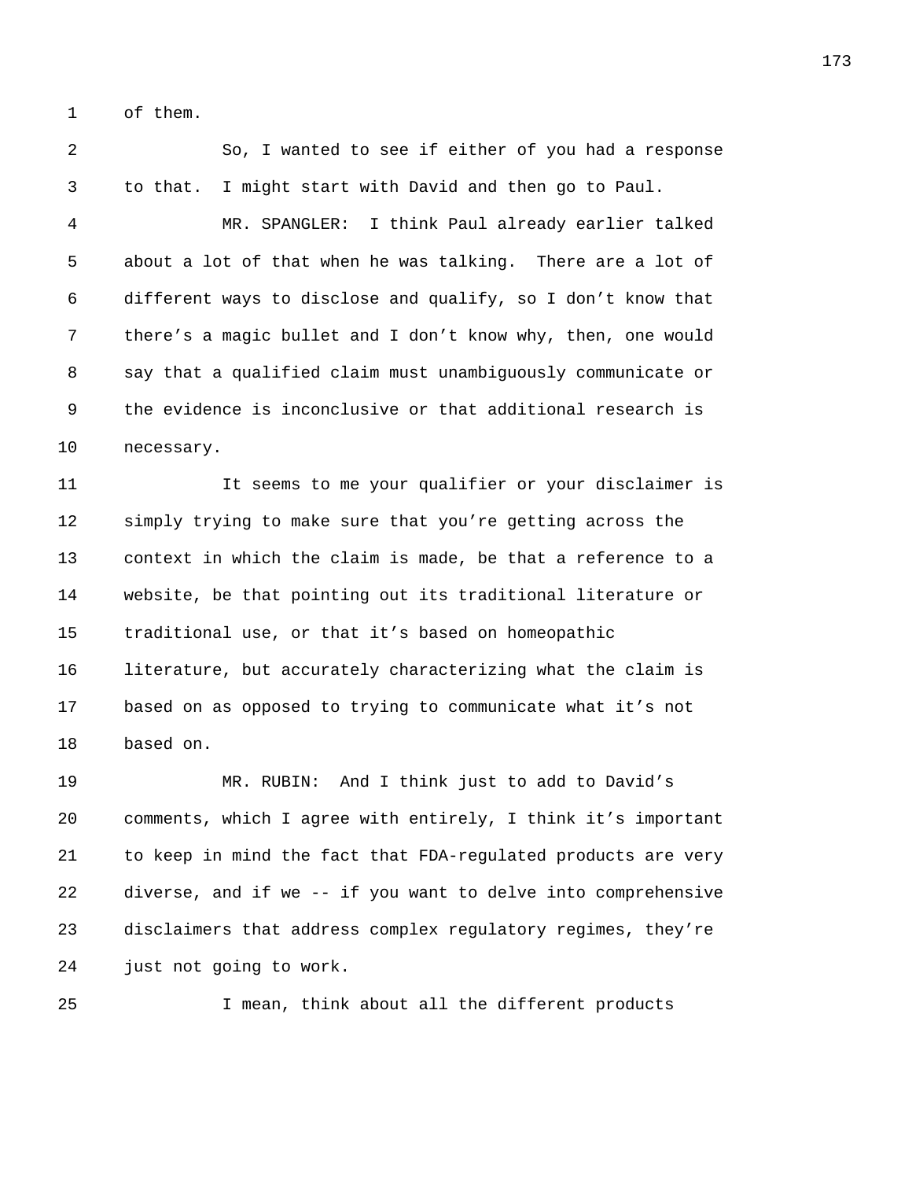of them.

So, I wanted to see if either of you had a response to that. I might start with David and then go to Paul.

MR. SPANGLER: I think Paul already earlier talked about a lot of that when he was talking. There are a lot of different ways to disclose and qualify, so I don't know that there's a magic bullet and I don't know why, then, one would say that a qualified claim must unambiguously communicate or the evidence is inconclusive or that additional research is necessary.

It seems to me your qualifier or your disclaimer is simply trying to make sure that you're getting across the context in which the claim is made, be that a reference to a website, be that pointing out its traditional literature or traditional use, or that it's based on homeopathic literature, but accurately characterizing what the claim is based on as opposed to trying to communicate what it's not based on.

MR. RUBIN: And I think just to add to David's comments, which I agree with entirely, I think it's important to keep in mind the fact that FDA-regulated products are very diverse, and if we -- if you want to delve into comprehensive disclaimers that address complex regulatory regimes, they're just not going to work.

I mean, think about all the different products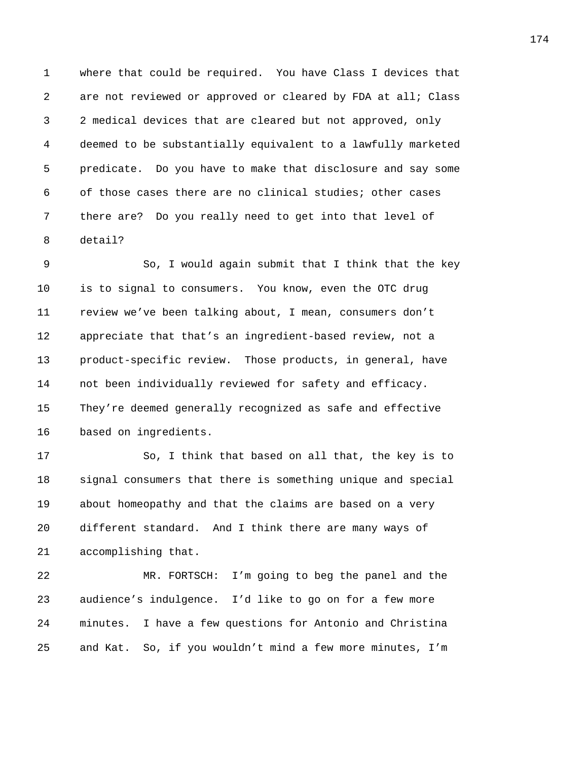where that could be required. You have Class I devices that are not reviewed or approved or cleared by FDA at all; Class 2 medical devices that are cleared but not approved, only deemed to be substantially equivalent to a lawfully marketed predicate. Do you have to make that disclosure and say some of those cases there are no clinical studies; other cases there are? Do you really need to get into that level of detail?

So, I would again submit that I think that the key is to signal to consumers. You know, even the OTC drug review we've been talking about, I mean, consumers don't appreciate that that's an ingredient-based review, not a product-specific review. Those products, in general, have not been individually reviewed for safety and efficacy. They're deemed generally recognized as safe and effective based on ingredients.

So, I think that based on all that, the key is to signal consumers that there is something unique and special about homeopathy and that the claims are based on a very different standard. And I think there are many ways of accomplishing that.

MR. FORTSCH: I'm going to beg the panel and the audience's indulgence. I'd like to go on for a few more minutes. I have a few questions for Antonio and Christina and Kat. So, if you wouldn't mind a few more minutes, I'm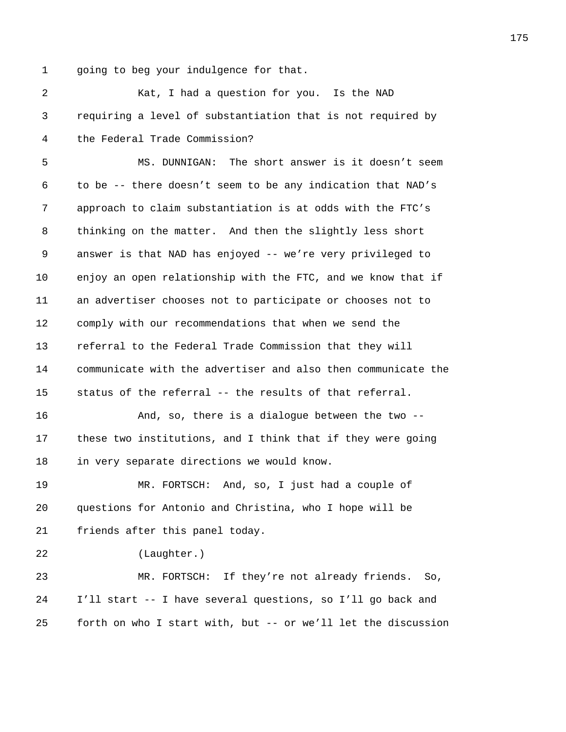going to beg your indulgence for that.

Kat, I had a question for you. Is the NAD requiring a level of substantiation that is not required by the Federal Trade Commission?

MS. DUNNIGAN: The short answer is it doesn’t seem to be -- there doesn’t seem to be any indication that NAD’s approach to claim substantiation is at odds with the FTC’s thinking on the matter. And then the slightly less short answer is that NAD has enjoyed -- we’re very privileged to enjoy an open relationship with the FTC, and we know that if an advertiser chooses not to participate or chooses not to comply with our recommendations that when we send the referral to the Federal Trade Commission that they will communicate with the advertiser and also then communicate the status of the referral -- the results of that referral.

And, so, there is a dialogue between the two -- these two institutions, and I think that if they were going in very separate directions we would know.

MR. FORTSCH: And, so, I just had a couple of questions for Antonio and Christina, who I hope will be friends after this panel today.

(Laughter.)

MR. FORTSCH: If they’re not already friends. So, I’ll start -- I have several questions, so I’ll go back and forth on who I start with, but -- or we’ll let the discussion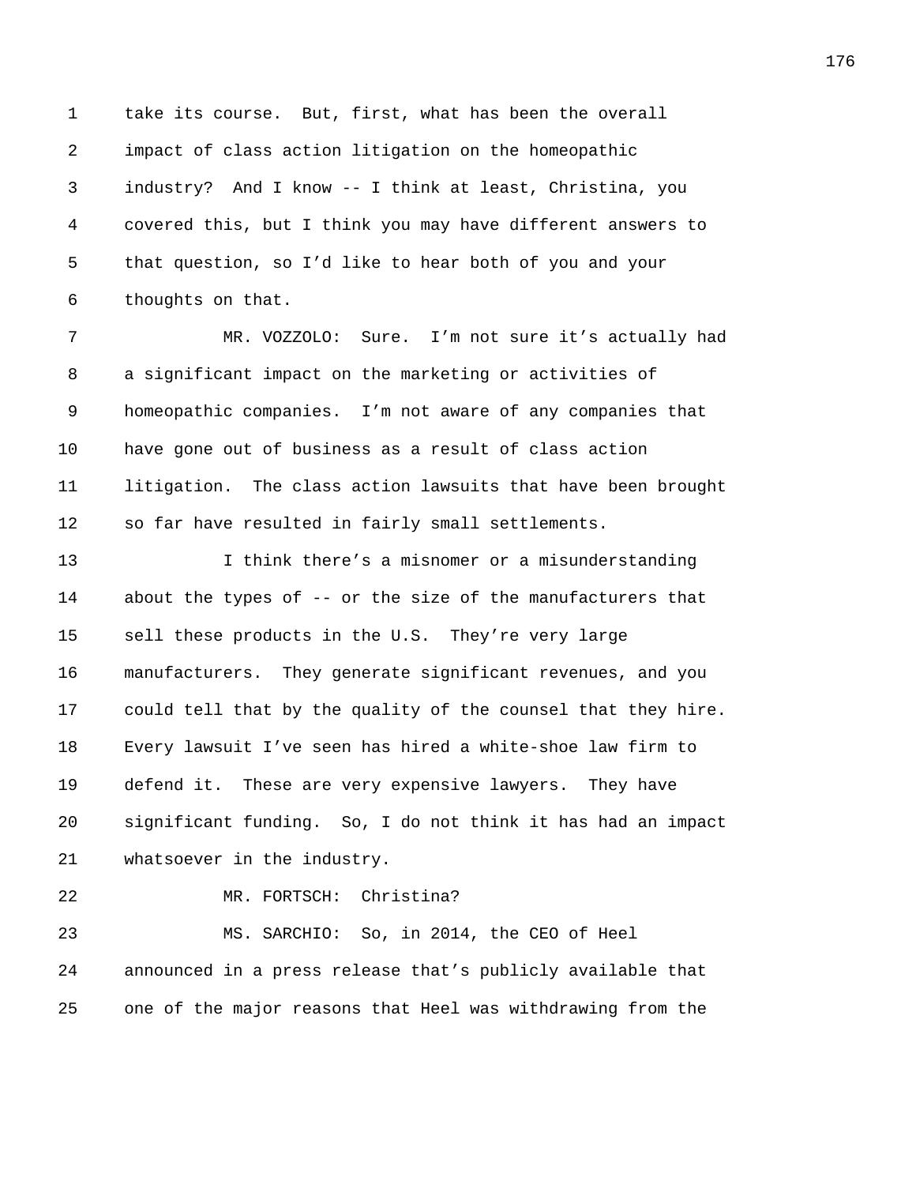take its course. But, first, what has been the overall impact of class action litigation on the homeopathic industry? And I know -- I think at least, Christina, you covered this, but I think you may have different answers to that question, so I'd like to hear both of you and your thoughts on that.

MR. VOZZOLO: Sure. I'm not sure it's actually had a significant impact on the marketing or activities of homeopathic companies. I'm not aware of any companies that have gone out of business as a result of class action litigation. The class action lawsuits that have been brought so far have resulted in fairly small settlements.

I think there's a misnomer or a misunderstanding about the types of -- or the size of the manufacturers that sell these products in the U.S. They're very large manufacturers. They generate significant revenues, and you could tell that by the quality of the counsel that they hire. Every lawsuit I've seen has hired a white-shoe law firm to defend it. These are very expensive lawyers. They have significant funding. So, I do not think it has had an impact whatsoever in the industry.

MR. FORTSCH: Christina?

MS. SARCHIO: So, in 2014, the CEO of Heel announced in a press release that's publicly available that one of the major reasons that Heel was withdrawing from the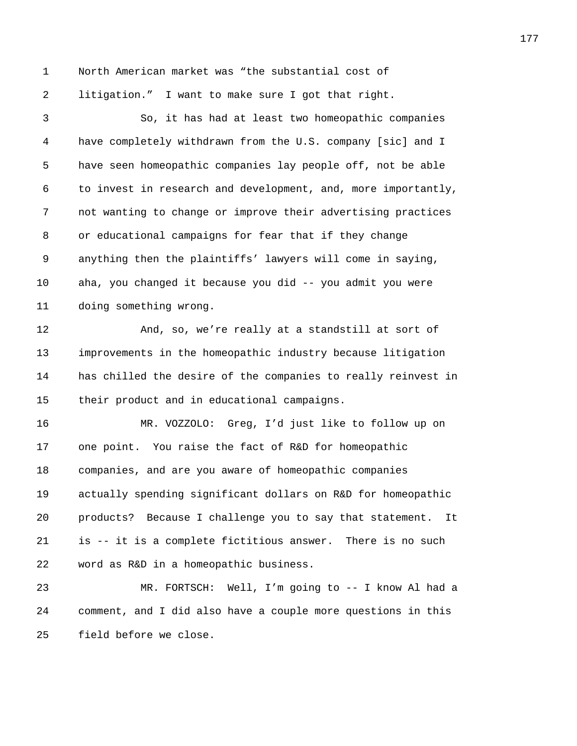North American market was "the substantial cost of litigation." I want to make sure I got that right.

So, it has had at least two homeopathic companies have completely withdrawn from the U.S. company [sic] and I have seen homeopathic companies lay people off, not be able to invest in research and development, and, more importantly, not wanting to change or improve their advertising practices or educational campaigns for fear that if they change anything then the plaintiffs' lawyers will come in saying, aha, you changed it because you did -- you admit you were doing something wrong.

And, so, we're really at a standstill at sort of improvements in the homeopathic industry because litigation has chilled the desire of the companies to really reinvest in their product and in educational campaigns.

MR. VOZZOLO: Greg, I'd just like to follow up on one point. You raise the fact of R&D for homeopathic companies, and are you aware of homeopathic companies actually spending significant dollars on R&D for homeopathic products? Because I challenge you to say that statement. It is -- it is a complete fictitious answer. There is no such word as R&D in a homeopathic business.

MR. FORTSCH: Well, I'm going to -- I know Al had a comment, and I did also have a couple more questions in this field before we close.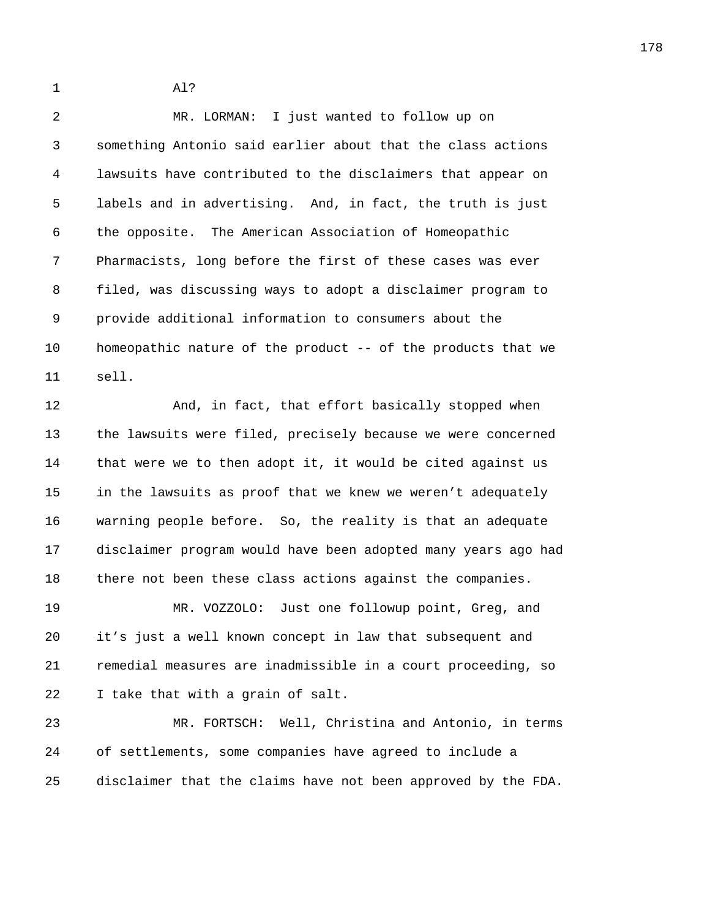Al?

MR. LORMAN: I just wanted to follow up on something Antonio said earlier about that the class actions lawsuits have contributed to the disclaimers that appear on labels and in advertising. And, in fact, the truth is just the opposite. The American Association of Homeopathic Pharmacists, long before the first of these cases was ever filed, was discussing ways to adopt a disclaimer program to provide additional information to consumers about the homeopathic nature of the product -- of the products that we sell.

And, in fact, that effort basically stopped when the lawsuits were filed, precisely because we were concerned that were we to then adopt it, it would be cited against us in the lawsuits as proof that we knew we weren't adequately warning people before. So, the reality is that an adequate disclaimer program would have been adopted many years ago had there not been these class actions against the companies.

MR. VOZZOLO: Just one followup point, Greg, and it's just a well known concept in law that subsequent and remedial measures are inadmissible in a court proceeding, so I take that with a grain of salt.

MR. FORTSCH: Well, Christina and Antonio, in terms of settlements, some companies have agreed to include a disclaimer that the claims have not been approved by the FDA.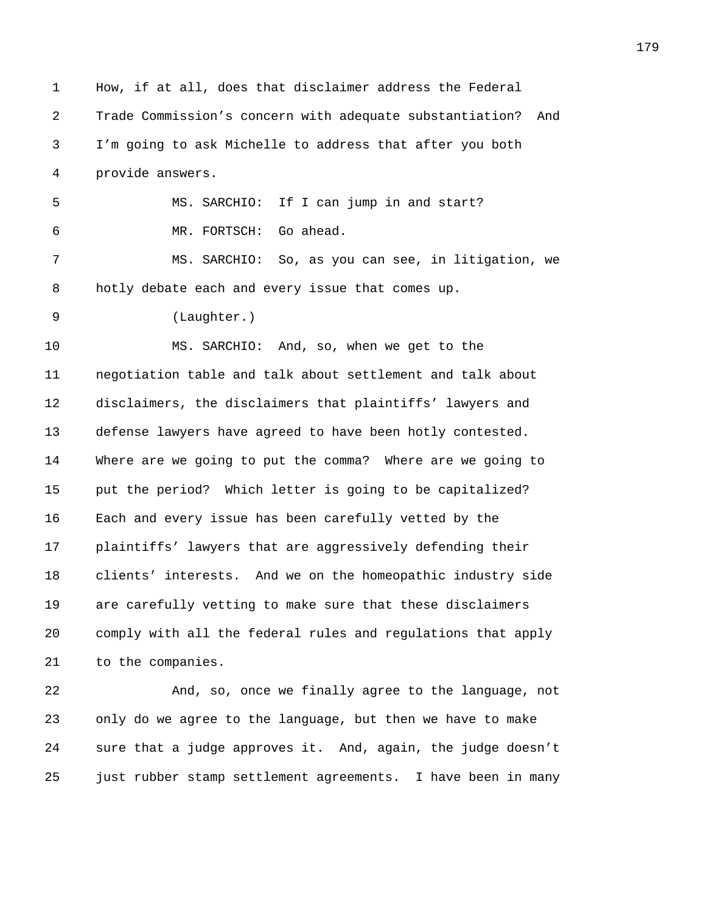How, if at all, does that disclaimer address the Federal Trade Commission's concern with adequate substantiation? And I'm going to ask Michelle to address that after you both provide answers.

MS. SARCHIO: If I can jump in and start?

MR. FORTSCH: Go ahead.

MS. SARCHIO: So, as you can see, in litigation, we hotly debate each and every issue that comes up.

(Laughter.)

MS. SARCHIO: And, so, when we get to the negotiation table and talk about settlement and talk about disclaimers, the disclaimers that plaintiffs' lawyers and defense lawyers have agreed to have been hotly contested. Where are we going to put the comma? Where are we going to put the period? Which letter is going to be capitalized? Each and every issue has been carefully vetted by the plaintiffs' lawyers that are aggressively defending their clients' interests. And we on the homeopathic industry side are carefully vetting to make sure that these disclaimers comply with all the federal rules and regulations that apply to the companies.

And, so, once we finally agree to the language, not only do we agree to the language, but then we have to make sure that a judge approves it. And, again, the judge doesn't just rubber stamp settlement agreements. I have been in many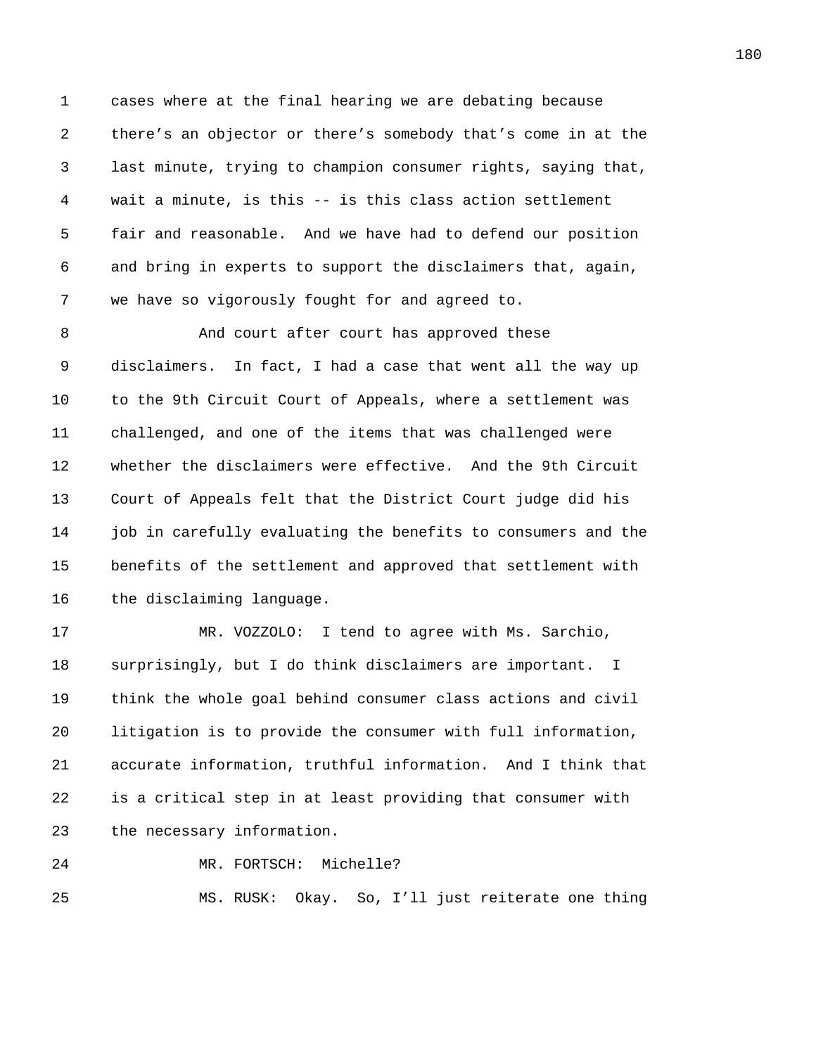cases where at the final hearing we are debating because there's an objector or there's somebody that's come in at the last minute, trying to champion consumer rights, saying that, wait a minute, is this -- is this class action settlement fair and reasonable. And we have had to defend our position and bring in experts to support the disclaimers that, again, we have so vigorously fought for and agreed to.

And court after court has approved these disclaimers. In fact, I had a case that went all the way up to the 9th Circuit Court of Appeals, where a settlement was challenged, and one of the items that was challenged were whether the disclaimers were effective. And the 9th Circuit Court of Appeals felt that the District Court judge did his job in carefully evaluating the benefits to consumers and the benefits of the settlement and approved that settlement with the disclaiming language.

MR. VOZZOLO: I tend to agree with Ms. Sarchio, surprisingly, but I do think disclaimers are important. I think the whole goal behind consumer class actions and civil litigation is to provide the consumer with full information, accurate information, truthful information. And I think that is a critical step in at least providing that consumer with the necessary information.

MR. FORTSCH: Michelle?

MS. RUSK: Okay. So, I'll just reiterate one thing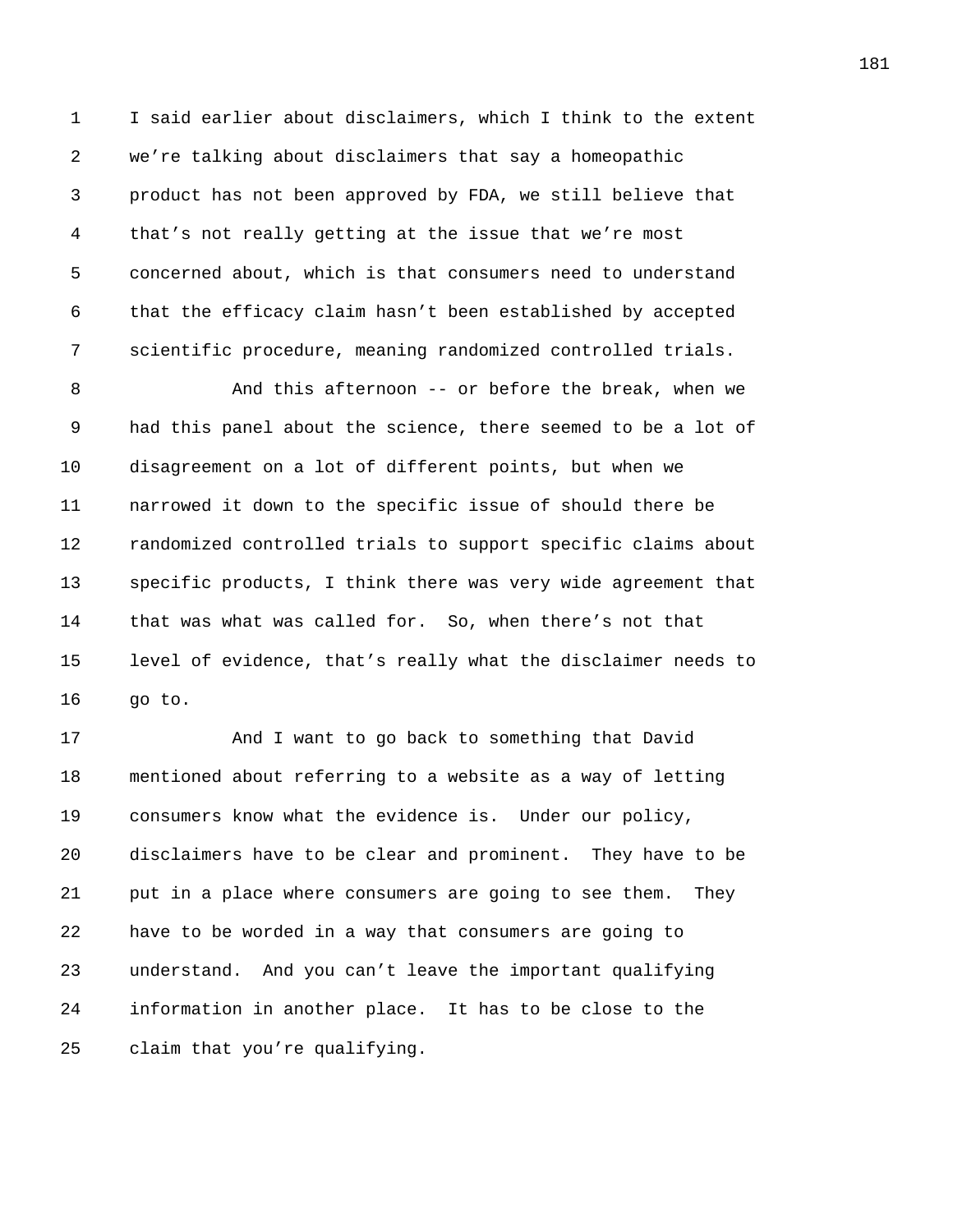I said earlier about disclaimers, which I think to the extent we're talking about disclaimers that say a homeopathic product has not been approved by FDA, we still believe that that's not really getting at the issue that we're most concerned about, which is that consumers need to understand that the efficacy claim hasn't been established by accepted scientific procedure, meaning randomized controlled trials.

And this afternoon -- or before the break, when we had this panel about the science, there seemed to be a lot of disagreement on a lot of different points, but when we narrowed it down to the specific issue of should there be randomized controlled trials to support specific claims about specific products, I think there was very wide agreement that that was what was called for. So, when there's not that level of evidence, that's really what the disclaimer needs to go to.

And I want to go back to something that David mentioned about referring to a website as a way of letting consumers know what the evidence is. Under our policy, disclaimers have to be clear and prominent. They have to be put in a place where consumers are going to see them. They have to be worded in a way that consumers are going to understand. And you can't leave the important qualifying information in another place. It has to be close to the claim that you're qualifying.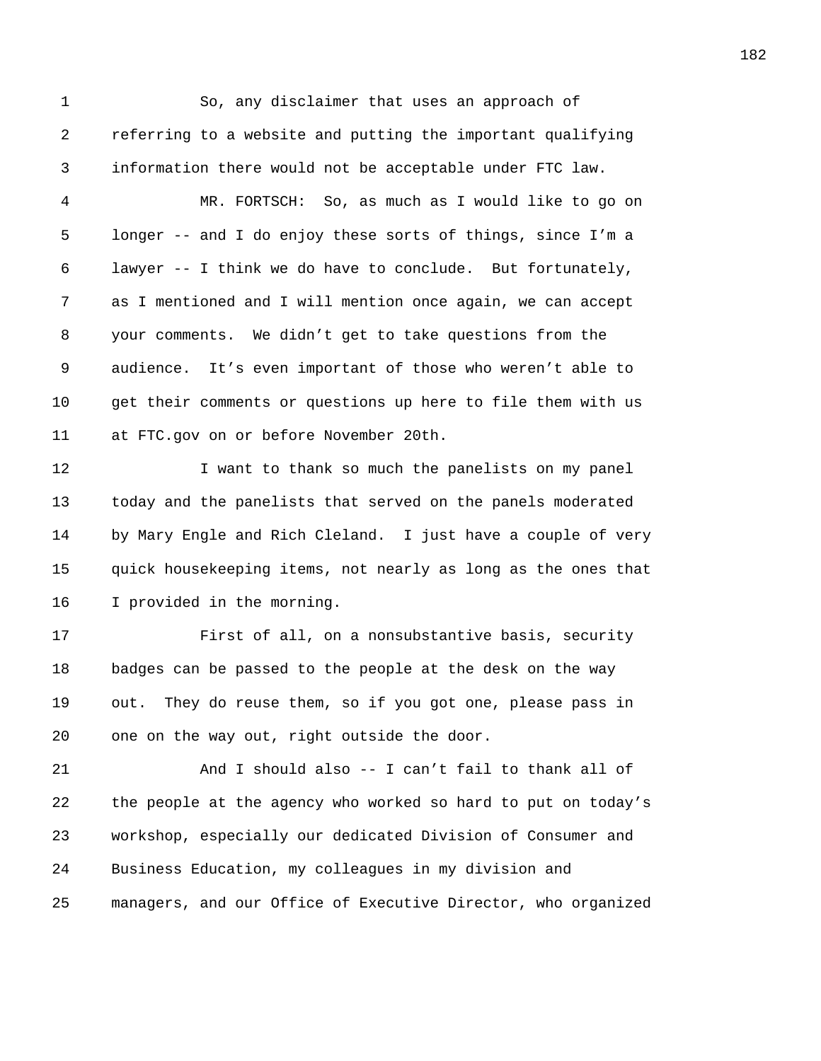So, any disclaimer that uses an approach of referring to a website and putting the important qualifying information there would not be acceptable under FTC law.

MR. FORTSCH: So, as much as I would like to go on longer -- and I do enjoy these sorts of things, since I'm a lawyer -- I think we do have to conclude. But fortunately, as I mentioned and I will mention once again, we can accept your comments. We didn't get to take questions from the audience. It's even important of those who weren't able to get their comments or questions up here to file them with us at FTC.gov on or before November 20th.

I want to thank so much the panelists on my panel today and the panelists that served on the panels moderated by Mary Engle and Rich Cleland. I just have a couple of very quick housekeeping items, not nearly as long as the ones that I provided in the morning.

First of all, on a nonsubstantive basis, security badges can be passed to the people at the desk on the way out. They do reuse them, so if you got one, please pass in one on the way out, right outside the door.

And I should also -- I can't fail to thank all of the people at the agency who worked so hard to put on today's workshop, especially our dedicated Division of Consumer and Business Education, my colleagues in my division and managers, and our Office of Executive Director, who organized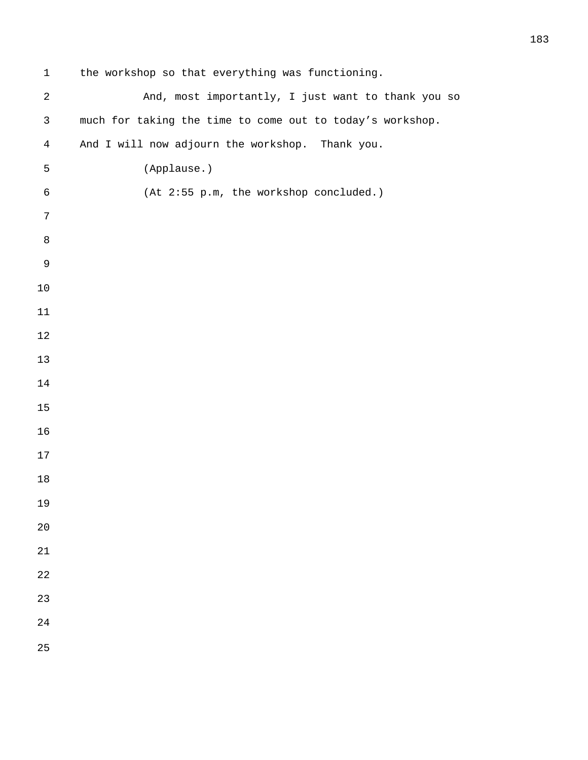the workshop so that everything was functioning.

And, most importantly, I just want to thank you so much for taking the time to come out to today's workshop. And I will now adjourn the workshop. Thank you.

(Applause.)

(At 2:55 p.m, the workshop concluded.)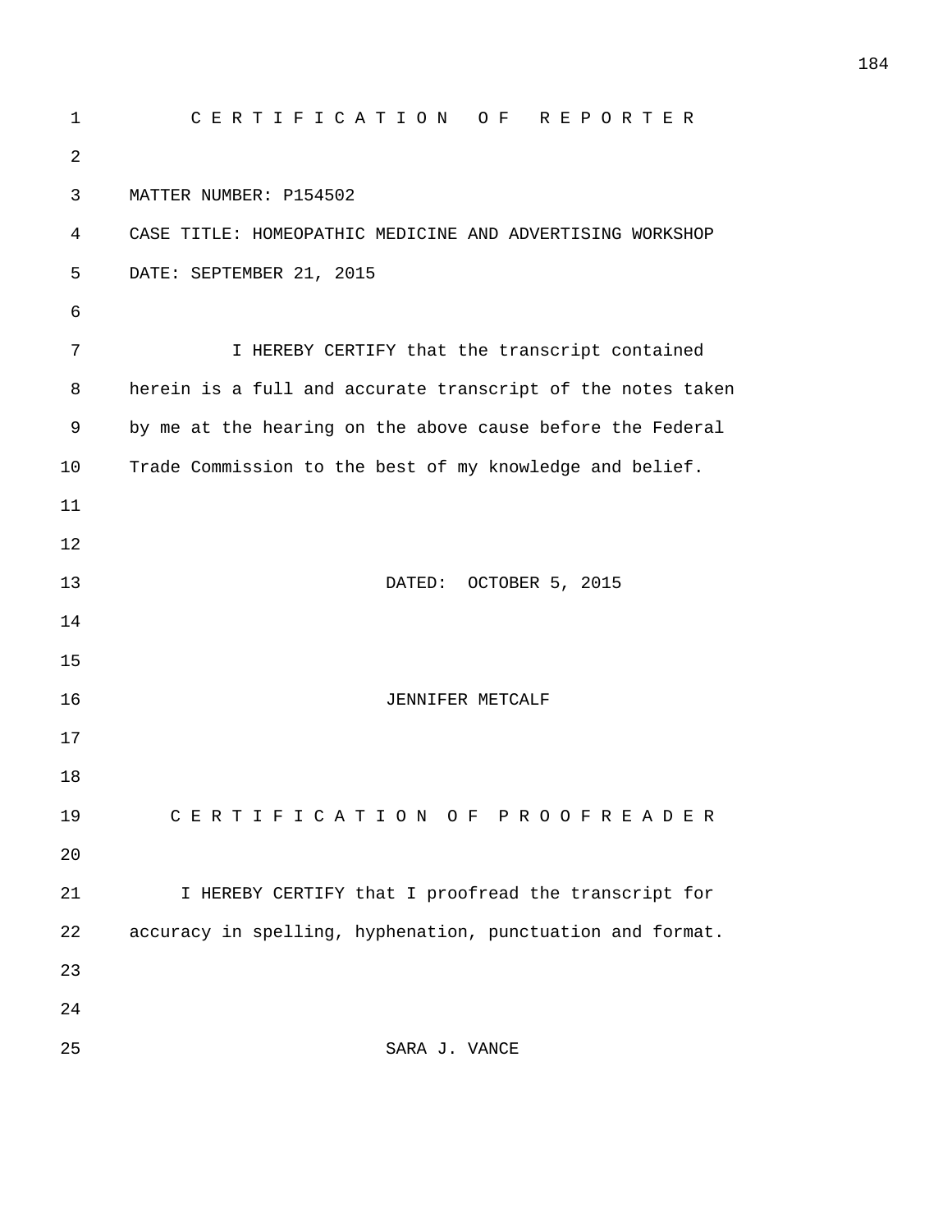# CERTIFICATION OF REPORTER

MATTER NUMBER: P154502

CASE TITLE: HOMEOPATHIC MEDICINE AND ADVERTISING WORKSHOP

DATE: SEPTEMBER 21, 2015

I HEREBY CERTIFY that the transcript contained herein is a full and accurate transcript of the notes taken by me at the hearing on the above cause before the Federal Trade Commission to the best of my knowledge and belief.

DATED: OCTOBER 5, 2015

JENNIFER METCALF

# CERTIFICATION OF PROOFREADER

I HEREBY CERTIFY that I proofread the transcript for accuracy in spelling, hyphenation, punctuation and format.

SARA J. VANCE